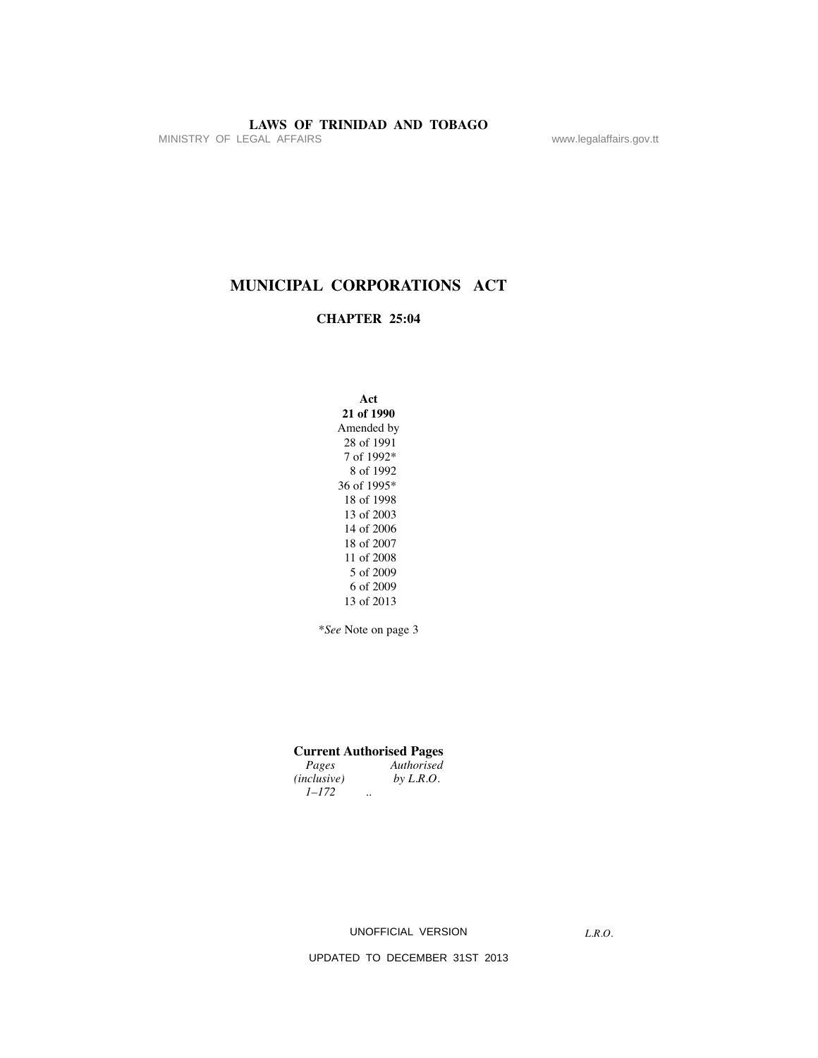# MUNICIPAL CORPORATIONS ACT

## CHAPTER 25:04

**Act**
**21 of 1990**
Amended by
28 of 1991
7 of 1992*
8 of 1992
36 of 1995*
18 of 1998
13 of 2003
14 of 2006
18 of 2007
11 of 2008
5 of 2009
6 of 2009
13 of 2013

*See Note on page 3

**Current Authorised Pages**

| *Pages (inclusive)* | *Authorised by L.R.O.* |
|---|---|
| *1–172* | .. |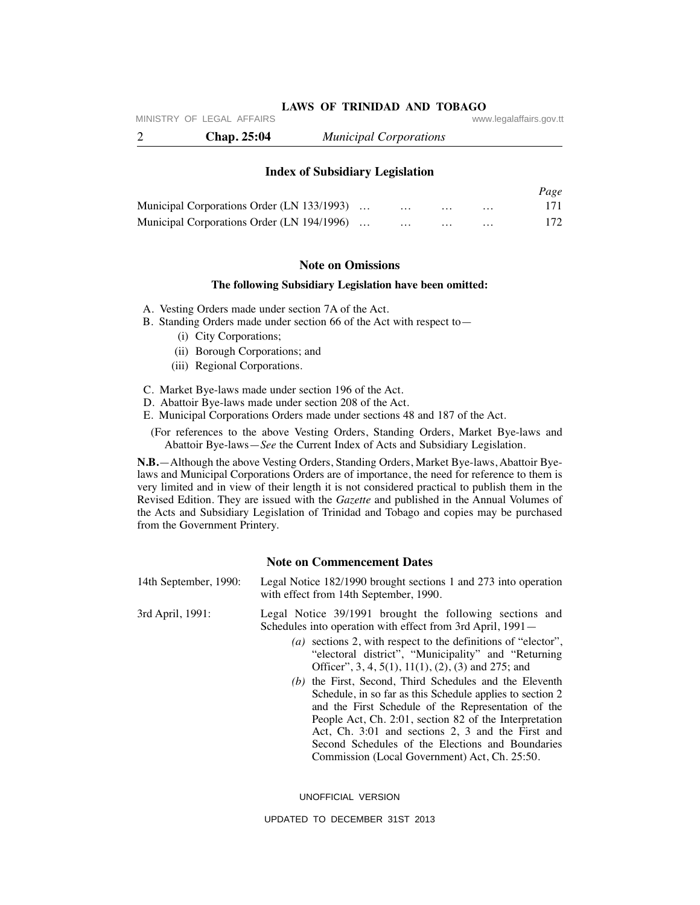## Index of Subsidiary Legislation

| | *Page* |
|---|---|
| Municipal Corporations Order (LN 133/1993) … … … … | 171 |
| Municipal Corporations Order (LN 194/1996) … … … … | 172 |

## Note on Omissions

**The following Subsidiary Legislation have been omitted:**

A. Vesting Orders made under section 7A of the Act.

B. Standing Orders made under section 66 of the Act with respect to—

   (i) City Corporations;

   (ii) Borough Corporations; and

   (iii) Regional Corporations.

C. Market Bye-laws made under section 196 of the Act.

D. Abattoir Bye-laws made under section 208 of the Act.

E. Municipal Corporations Orders made under sections 48 and 187 of the Act.

(For references to the above Vesting Orders, Standing Orders, Market Bye-laws and Abattoir Bye-laws—*See* the Current Index of Acts and Subsidiary Legislation.

**N.B.**—Although the above Vesting Orders, Standing Orders, Market Bye-laws, Abattoir Bye-laws and Municipal Corporations Orders are of importance, the need for reference to them is very limited and in view of their length it is not considered practical to publish them in the Revised Edition. They are issued with the *Gazette* and published in the Annual Volumes of the Acts and Subsidiary Legislation of Trinidad and Tobago and copies may be purchased from the Government Printery.

## Note on Commencement Dates

14th September, 1990: Legal Notice 182/1990 brought sections 1 and 273 into operation with effect from 14th September, 1990.

3rd April, 1991: Legal Notice 39/1991 brought the following sections and Schedules into operation with effect from 3rd April, 1991—

*(a)* sections 2, with respect to the definitions of "elector", "electoral district", "Municipality" and "Returning Officer", 3, 4, 5(1), 11(1), (2), (3) and 275; and

*(b)* the First, Second, Third Schedules and the Eleventh Schedule, in so far as this Schedule applies to section 2 and the First Schedule of the Representation of the People Act, Ch. 2:01, section 82 of the Interpretation Act, Ch. 3:01 and sections 2, 3 and the First and Second Schedules of the Elections and Boundaries Commission (Local Government) Act, Ch. 25:50.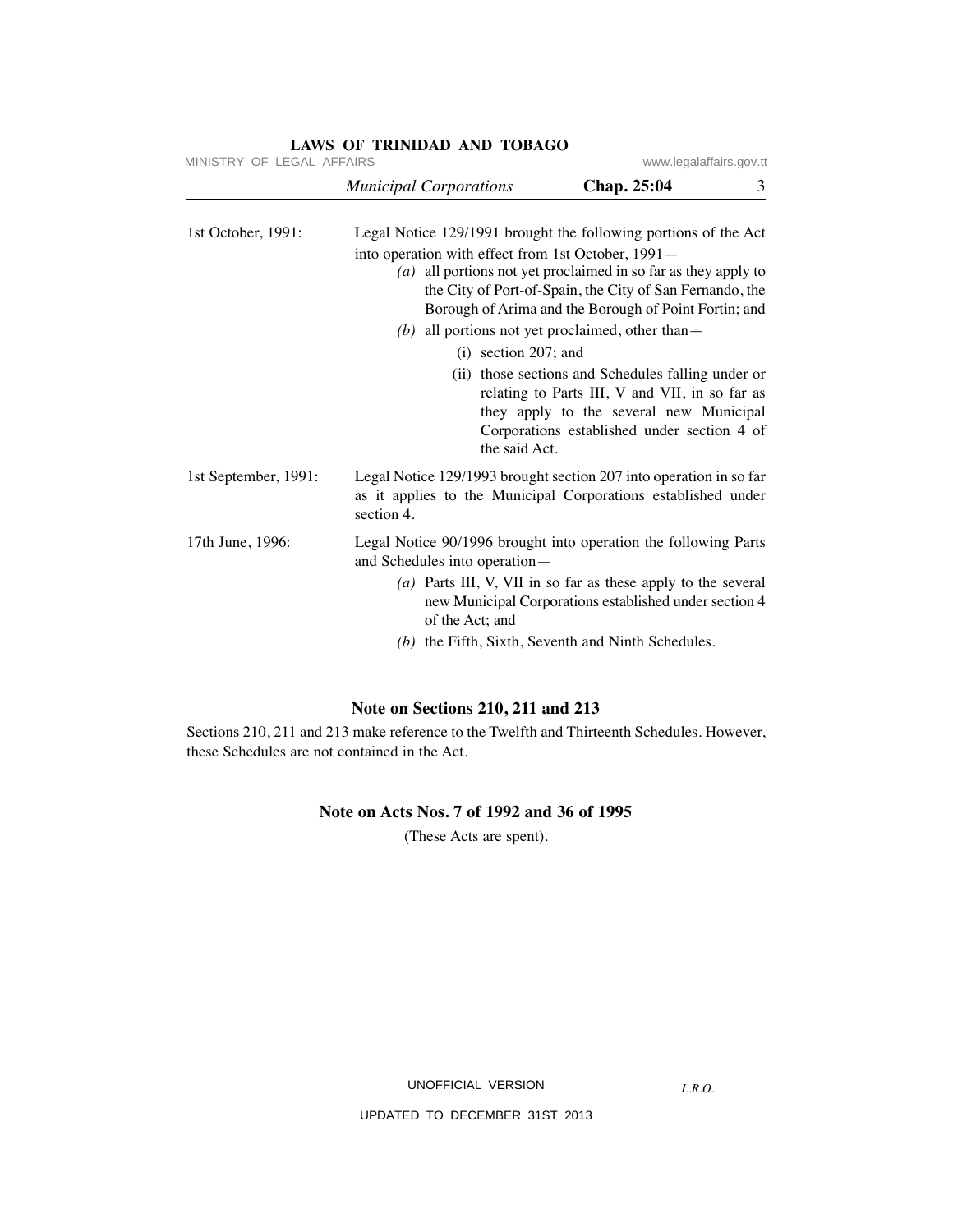| | |
|---|---|
| 1st October, 1991: | Legal Notice 129/1991 brought the following portions of the Act into operation with effect from 1st October, 1991—<br>*(a)* all portions not yet proclaimed in so far as they apply to the City of Port-of-Spain, the City of San Fernando, the Borough of Arima and the Borough of Point Fortin; and<br>*(b)* all portions not yet proclaimed, other than—<br>(i) section 207; and<br>(ii) those sections and Schedules falling under or relating to Parts III, V and VII, in so far as they apply to the several new Municipal Corporations established under section 4 of the said Act. |
| 1st September, 1991: | Legal Notice 129/1993 brought section 207 into operation in so far as it applies to the Municipal Corporations established under section 4. |
| 17th June, 1996: | Legal Notice 90/1996 brought into operation the following Parts and Schedules into operation—<br>*(a)* Parts III, V, VII in so far as these apply to the several new Municipal Corporations established under section 4 of the Act; and<br>*(b)* the Fifth, Sixth, Seventh and Ninth Schedules. |

## Note on Sections 210, 211 and 213

Sections 210, 211 and 213 make reference to the Twelfth and Thirteenth Schedules. However, these Schedules are not contained in the Act.

## Note on Acts Nos. 7 of 1992 and 36 of 1995

(These Acts are spent).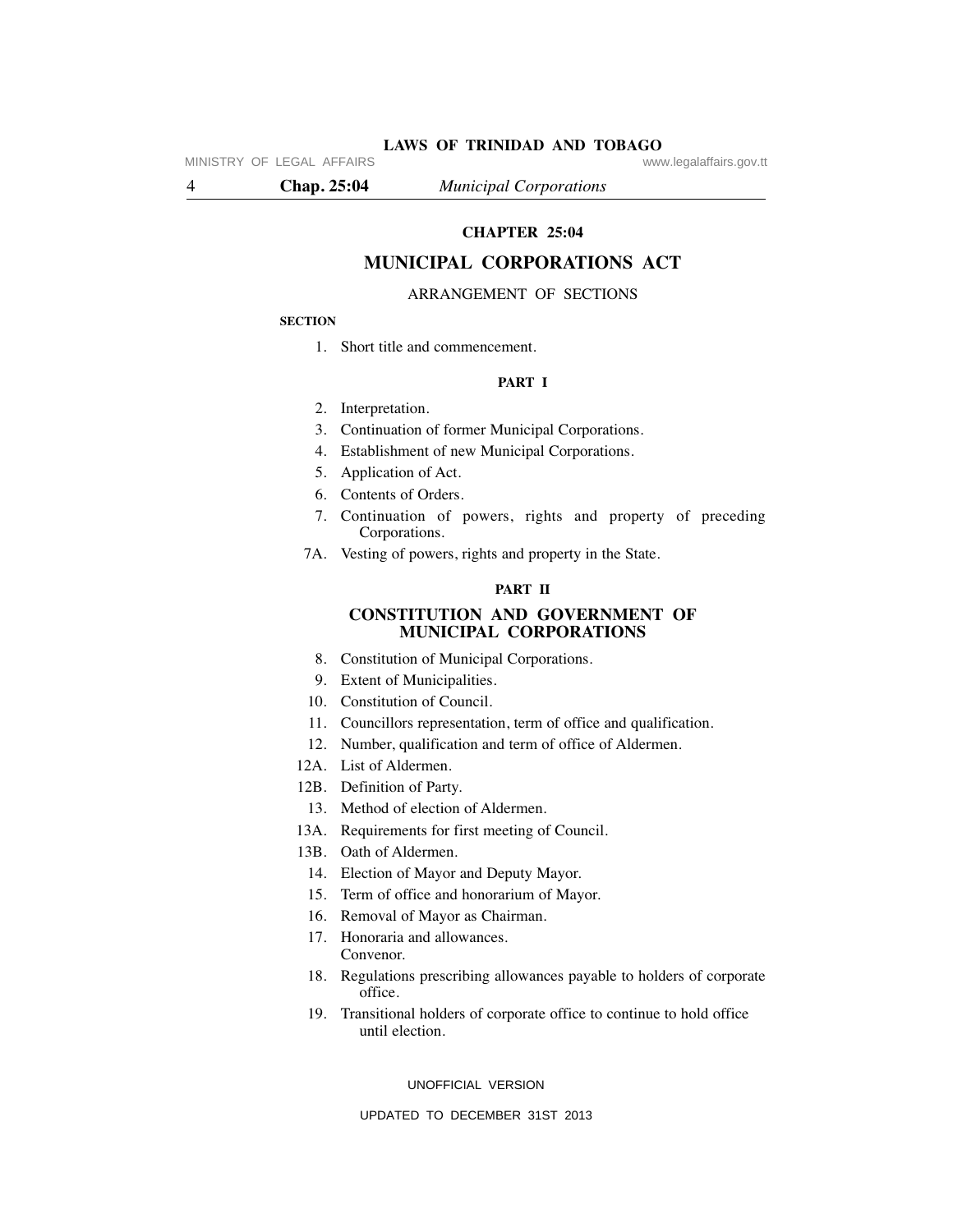# CHAPTER 25:04

# MUNICIPAL CORPORATIONS ACT

ARRANGEMENT OF SECTIONS

**SECTION**

1. Short title and commencement.

### PART I

2. Interpretation.
3. Continuation of former Municipal Corporations.
4. Establishment of new Municipal Corporations.
5. Application of Act.
6. Contents of Orders.
7. Continuation of powers, rights and property of preceding Corporations.

7A. Vesting of powers, rights and property in the State.

### PART II

## CONSTITUTION AND GOVERNMENT OF MUNICIPAL CORPORATIONS

8. Constitution of Municipal Corporations.
9. Extent of Municipalities.
10. Constitution of Council.
11. Councillors representation, term of office and qualification.
12. Number, qualification and term of office of Aldermen.

12A. List of Aldermen.

12B. Definition of Party.

13. Method of election of Aldermen.

13A. Requirements for first meeting of Council.

13B. Oath of Aldermen.

14. Election of Mayor and Deputy Mayor.
15. Term of office and honorarium of Mayor.
16. Removal of Mayor as Chairman.
17. Honoraria and allowances.
    Convenor.
18. Regulations prescribing allowances payable to holders of corporate office.
19. Transitional holders of corporate office to continue to hold office until election.

UNOFFICIAL VERSION

UPDATED TO DECEMBER 31ST 2013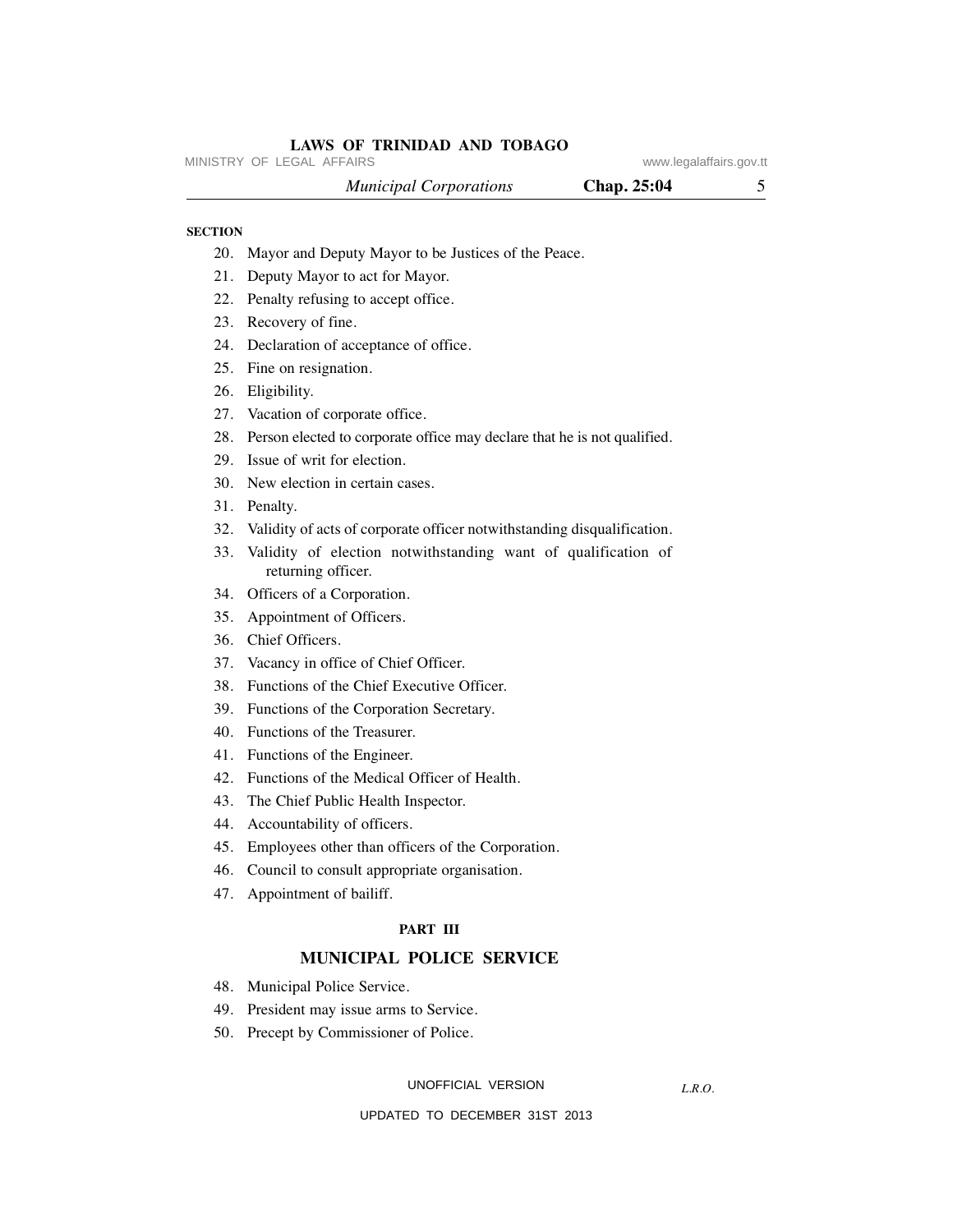**SECTION**

20. Mayor and Deputy Mayor to be Justices of the Peace.
21. Deputy Mayor to act for Mayor.
22. Penalty refusing to accept office.
23. Recovery of fine.
24. Declaration of acceptance of office.
25. Fine on resignation.
26. Eligibility.
27. Vacation of corporate office.
28. Person elected to corporate office may declare that he is not qualified.
29. Issue of writ for election.
30. New election in certain cases.
31. Penalty.
32. Validity of acts of corporate officer notwithstanding disqualification.
33. Validity of election notwithstanding want of qualification of returning officer.
34. Officers of a Corporation.
35. Appointment of Officers.
36. Chief Officers.
37. Vacancy in office of Chief Officer.
38. Functions of the Chief Executive Officer.
39. Functions of the Corporation Secretary.
40. Functions of the Treasurer.
41. Functions of the Engineer.
42. Functions of the Medical Officer of Health.
43. The Chief Public Health Inspector.
44. Accountability of officers.
45. Employees other than officers of the Corporation.
46. Council to consult appropriate organisation.
47. Appointment of bailiff.

**PART III**

## MUNICIPAL POLICE SERVICE

48. Municipal Police Service.
49. President may issue arms to Service.
50. Precept by Commissioner of Police.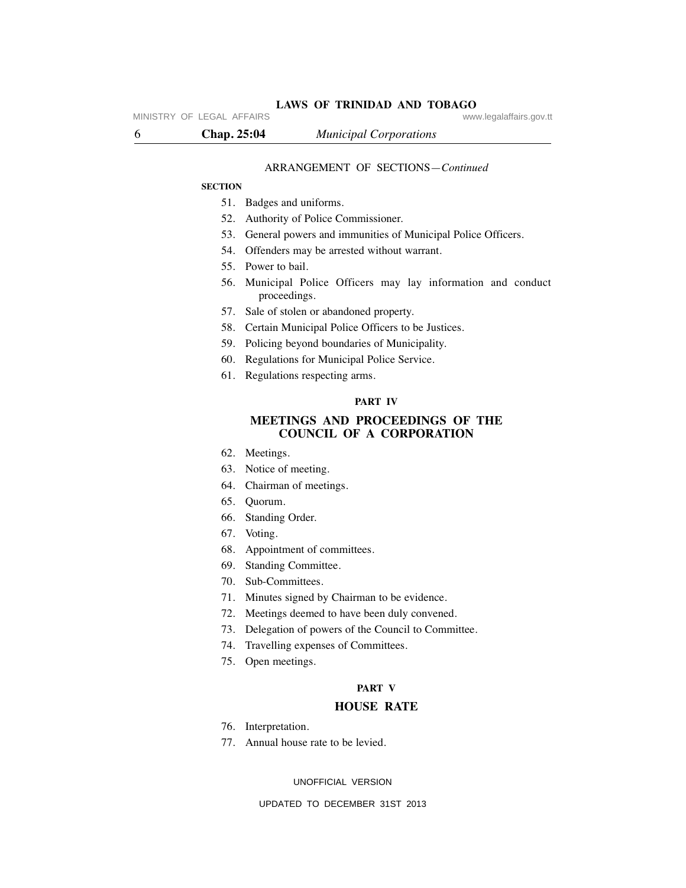ARRANGEMENT OF SECTIONS—*Continued*

**SECTION**

51. Badges and uniforms.
52. Authority of Police Commissioner.
53. General powers and immunities of Municipal Police Officers.
54. Offenders may be arrested without warrant.
55. Power to bail.
56. Municipal Police Officers may lay information and conduct proceedings.
57. Sale of stolen or abandoned property.
58. Certain Municipal Police Officers to be Justices.
59. Policing beyond boundaries of Municipality.
60. Regulations for Municipal Police Service.
61. Regulations respecting arms.

## PART IV

## MEETINGS AND PROCEEDINGS OF THE COUNCIL OF A CORPORATION

62. Meetings.
63. Notice of meeting.
64. Chairman of meetings.
65. Quorum.
66. Standing Order.
67. Voting.
68. Appointment of committees.
69. Standing Committee.
70. Sub-Committees.
71. Minutes signed by Chairman to be evidence.
72. Meetings deemed to have been duly convened.
73. Delegation of powers of the Council to Committee.
74. Travelling expenses of Committees.
75. Open meetings.

## PART V

## HOUSE RATE

76. Interpretation.
77. Annual house rate to be levied.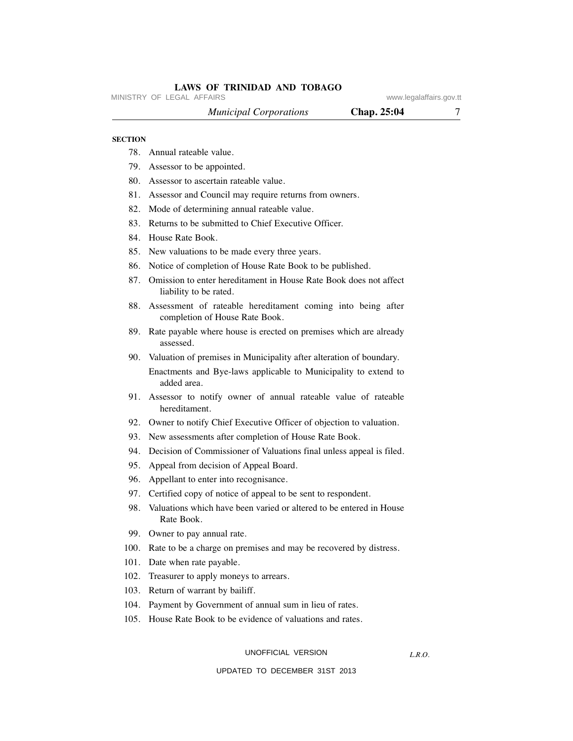**SECTION**

78. Annual rateable value.
79. Assessor to be appointed.
80. Assessor to ascertain rateable value.
81. Assessor and Council may require returns from owners.
82. Mode of determining annual rateable value.
83. Returns to be submitted to Chief Executive Officer.
84. House Rate Book.
85. New valuations to be made every three years.
86. Notice of completion of House Rate Book to be published.
87. Omission to enter hereditament in House Rate Book does not affect liability to be rated.
88. Assessment of rateable hereditament coming into being after completion of House Rate Book.
89. Rate payable where house is erected on premises which are already assessed.
90. Valuation of premises in Municipality after alteration of boundary. Enactments and Bye-laws applicable to Municipality to extend to added area.
91. Assessor to notify owner of annual rateable value of rateable hereditament.
92. Owner to notify Chief Executive Officer of objection to valuation.
93. New assessments after completion of House Rate Book.
94. Decision of Commissioner of Valuations final unless appeal is filed.
95. Appeal from decision of Appeal Board.
96. Appellant to enter into recognisance.
97. Certified copy of notice of appeal to be sent to respondent.
98. Valuations which have been varied or altered to be entered in House Rate Book.
99. Owner to pay annual rate.
100. Rate to be a charge on premises and may be recovered by distress.
101. Date when rate payable.
102. Treasurer to apply moneys to arrears.
103. Return of warrant by bailiff.
104. Payment by Government of annual sum in lieu of rates.
105. House Rate Book to be evidence of valuations and rates.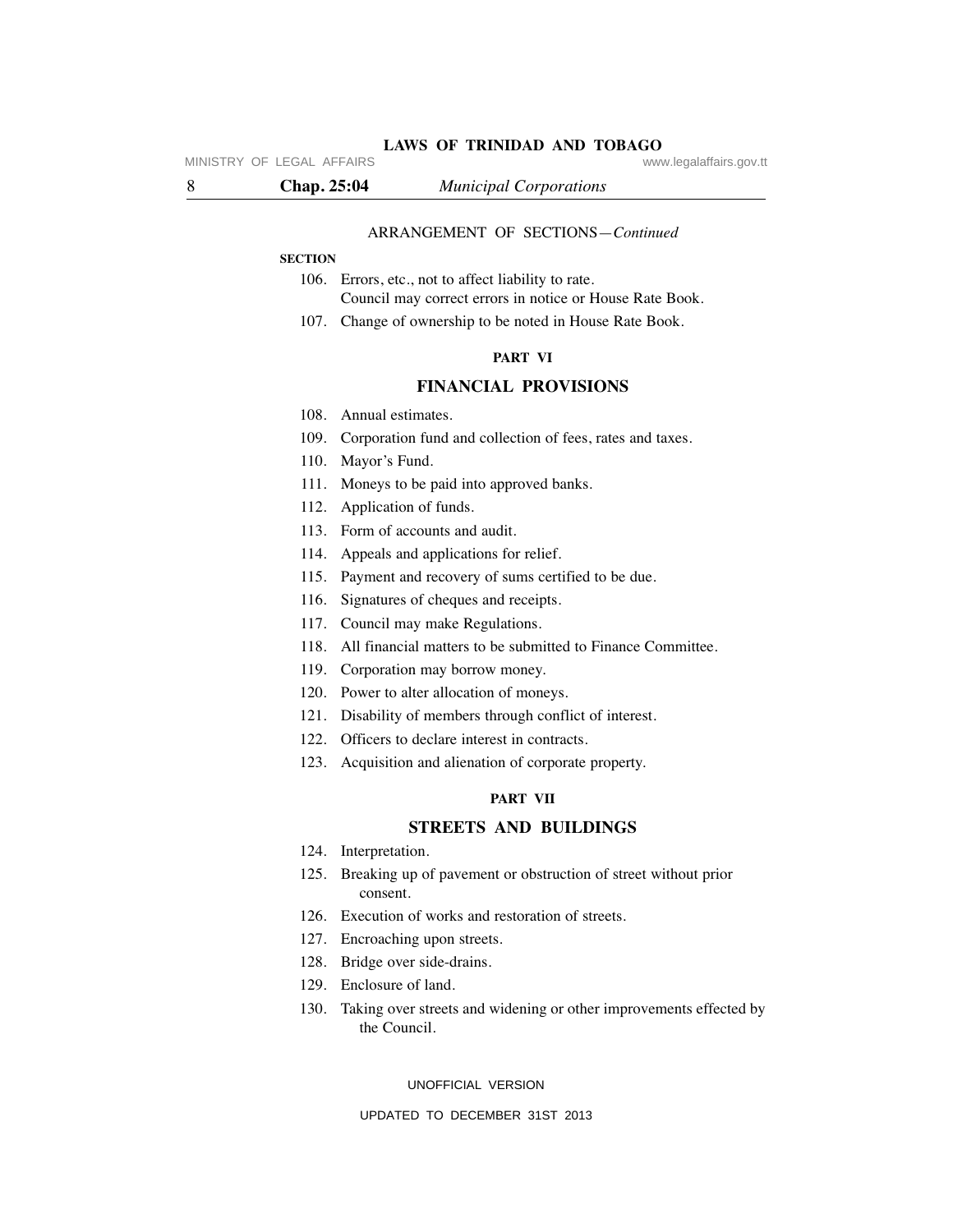ARRANGEMENT OF SECTIONS—*Continued*

**SECTION**

106. Errors, etc., not to affect liability to rate.
Council may correct errors in notice or House Rate Book.
107. Change of ownership to be noted in House Rate Book.

**PART VI**

## FINANCIAL PROVISIONS

108. Annual estimates.
109. Corporation fund and collection of fees, rates and taxes.
110. Mayor's Fund.
111. Moneys to be paid into approved banks.
112. Application of funds.
113. Form of accounts and audit.
114. Appeals and applications for relief.
115. Payment and recovery of sums certified to be due.
116. Signatures of cheques and receipts.
117. Council may make Regulations.
118. All financial matters to be submitted to Finance Committee.
119. Corporation may borrow money.
120. Power to alter allocation of moneys.
121. Disability of members through conflict of interest.
122. Officers to declare interest in contracts.
123. Acquisition and alienation of corporate property.

**PART VII**

## STREETS AND BUILDINGS

124. Interpretation.
125. Breaking up of pavement or obstruction of street without prior consent.
126. Execution of works and restoration of streets.
127. Encroaching upon streets.
128. Bridge over side-drains.
129. Enclosure of land.
130. Taking over streets and widening or other improvements effected by the Council.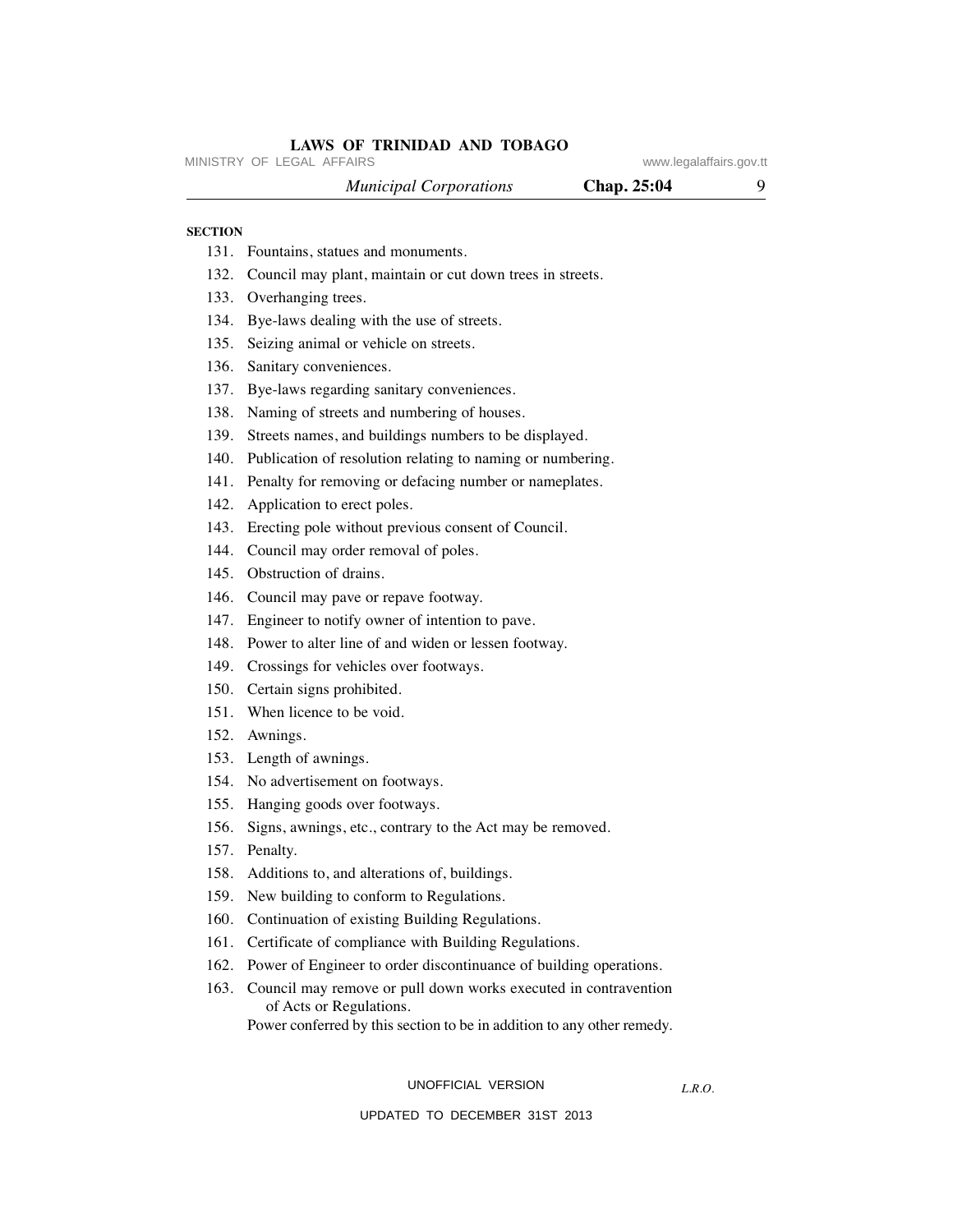**SECTION**

131. Fountains, statues and monuments.
132. Council may plant, maintain or cut down trees in streets.
133. Overhanging trees.
134. Bye-laws dealing with the use of streets.
135. Seizing animal or vehicle on streets.
136. Sanitary conveniences.
137. Bye-laws regarding sanitary conveniences.
138. Naming of streets and numbering of houses.
139. Streets names, and buildings numbers to be displayed.
140. Publication of resolution relating to naming or numbering.
141. Penalty for removing or defacing number or nameplates.
142. Application to erect poles.
143. Erecting pole without previous consent of Council.
144. Council may order removal of poles.
145. Obstruction of drains.
146. Council may pave or repave footway.
147. Engineer to notify owner of intention to pave.
148. Power to alter line of and widen or lessen footway.
149. Crossings for vehicles over footways.
150. Certain signs prohibited.
151. When licence to be void.
152. Awnings.
153. Length of awnings.
154. No advertisement on footways.
155. Hanging goods over footways.
156. Signs, awnings, etc., contrary to the Act may be removed.
157. Penalty.
158. Additions to, and alterations of, buildings.
159. New building to conform to Regulations.
160. Continuation of existing Building Regulations.
161. Certificate of compliance with Building Regulations.
162. Power of Engineer to order discontinuance of building operations.
163. Council may remove or pull down works executed in contravention of Acts or Regulations.
     Power conferred by this section to be in addition to any other remedy.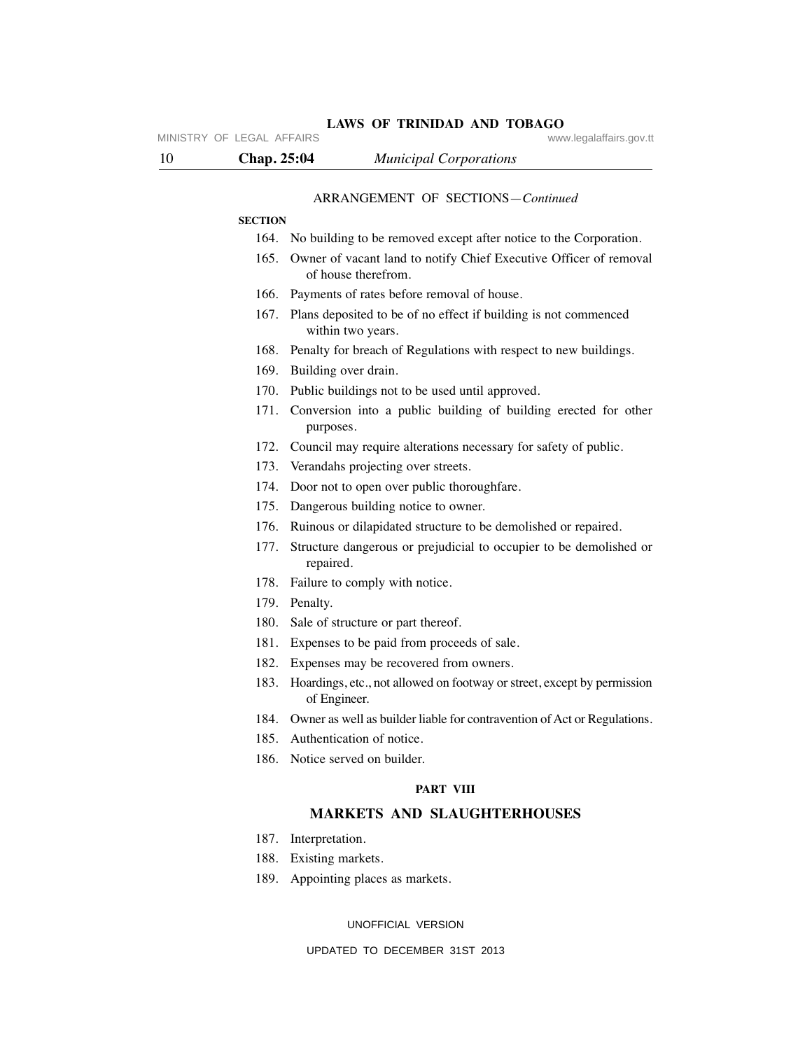ARRANGEMENT OF SECTIONS—*Continued*

**SECTION**

164. No building to be removed except after notice to the Corporation.
165. Owner of vacant land to notify Chief Executive Officer of removal of house therefrom.
166. Payments of rates before removal of house.
167. Plans deposited to be of no effect if building is not commenced within two years.
168. Penalty for breach of Regulations with respect to new buildings.
169. Building over drain.
170. Public buildings not to be used until approved.
171. Conversion into a public building of building erected for other purposes.
172. Council may require alterations necessary for safety of public.
173. Verandahs projecting over streets.
174. Door not to open over public thoroughfare.
175. Dangerous building notice to owner.
176. Ruinous or dilapidated structure to be demolished or repaired.
177. Structure dangerous or prejudicial to occupier to be demolished or repaired.
178. Failure to comply with notice.
179. Penalty.
180. Sale of structure or part thereof.
181. Expenses to be paid from proceeds of sale.
182. Expenses may be recovered from owners.
183. Hoardings, etc., not allowed on footway or street, except by permission of Engineer.
184. Owner as well as builder liable for contravention of Act or Regulations.
185. Authentication of notice.
186. Notice served on builder.

**PART VIII**

## MARKETS AND SLAUGHTERHOUSES

187. Interpretation.
188. Existing markets.
189. Appointing places as markets.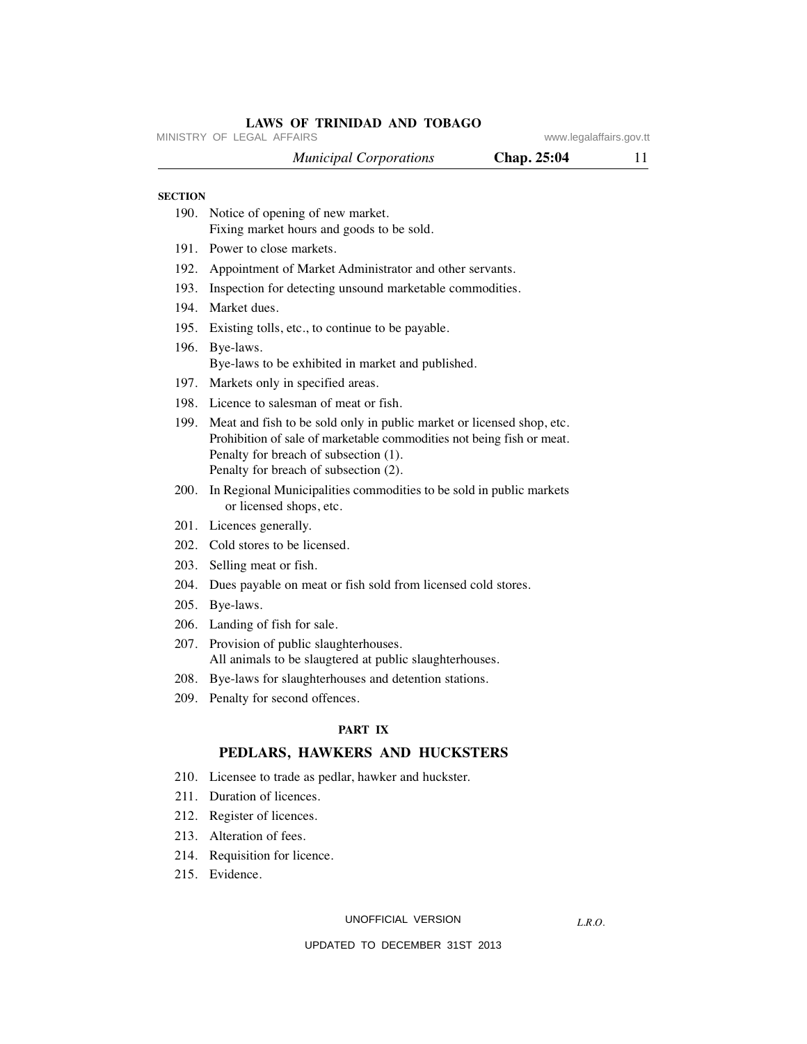**SECTION**

190. Notice of opening of new market.
 Fixing market hours and goods to be sold.

191. Power to close markets.

192. Appointment of Market Administrator and other servants.

193. Inspection for detecting unsound marketable commodities.

194. Market dues.

195. Existing tolls, etc., to continue to be payable.

196. Bye-laws.
 Bye-laws to be exhibited in market and published.

197. Markets only in specified areas.

198. Licence to salesman of meat or fish.

199. Meat and fish to be sold only in public market or licensed shop, etc.
 Prohibition of sale of marketable commodities not being fish or meat.
 Penalty for breach of subsection (1).
 Penalty for breach of subsection (2).

200. In Regional Municipalities commodities to be sold in public markets or licensed shops, etc.

201. Licences generally.

202. Cold stores to be licensed.

203. Selling meat or fish.

204. Dues payable on meat or fish sold from licensed cold stores.

205. Bye-laws.

206. Landing of fish for sale.

207. Provision of public slaughterhouses.
 All animals to be slaugtered at public slaughterhouses.

208. Bye-laws for slaughterhouses and detention stations.

209. Penalty for second offences.

**PART IX**

## PEDLARS, HAWKERS AND HUCKSTERS

210. Licensee to trade as pedlar, hawker and huckster.

211. Duration of licences.

212. Register of licences.

213. Alteration of fees.

214. Requisition for licence.

215. Evidence.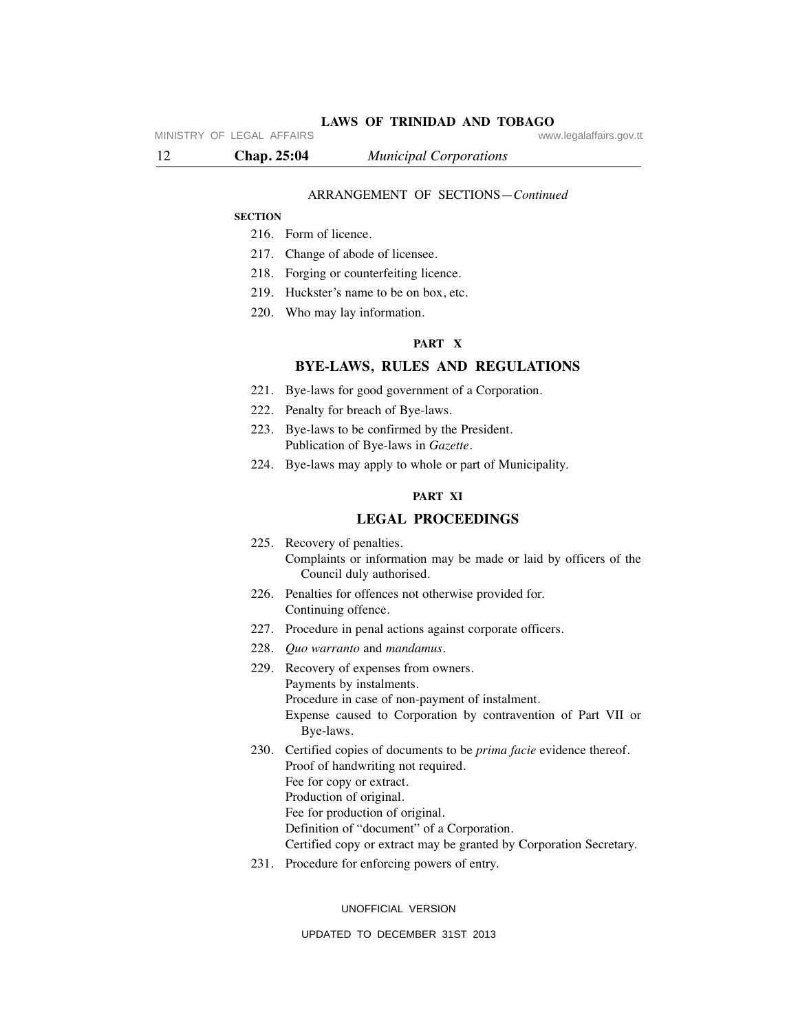ARRANGEMENT OF SECTIONS—*Continued*

**SECTION**

216. Form of licence.
217. Change of abode of licensee.
218. Forging or counterfeiting licence.
219. Huckster's name to be on box, etc.
220. Who may lay information.

**PART X**

## BYE-LAWS, RULES AND REGULATIONS

221. Bye-laws for good government of a Corporation.
222. Penalty for breach of Bye-laws.
223. Bye-laws to be confirmed by the President.
     Publication of Bye-laws in *Gazette*.
224. Bye-laws may apply to whole or part of Municipality.

**PART XI**

## LEGAL PROCEEDINGS

225. Recovery of penalties.
     Complaints or information may be made or laid by officers of the Council duly authorised.
226. Penalties for offences not otherwise provided for.
     Continuing offence.
227. Procedure in penal actions against corporate officers.
228. *Quo warranto* and *mandamus*.
229. Recovery of expenses from owners.
     Payments by instalments.
     Procedure in case of non-payment of instalment.
     Expense caused to Corporation by contravention of Part VII or Bye-laws.
230. Certified copies of documents to be *prima facie* evidence thereof.
     Proof of handwriting not required.
     Fee for copy or extract.
     Production of original.
     Fee for production of original.
     Definition of "document" of a Corporation.
     Certified copy or extract may be granted by Corporation Secretary.
231. Procedure for enforcing powers of entry.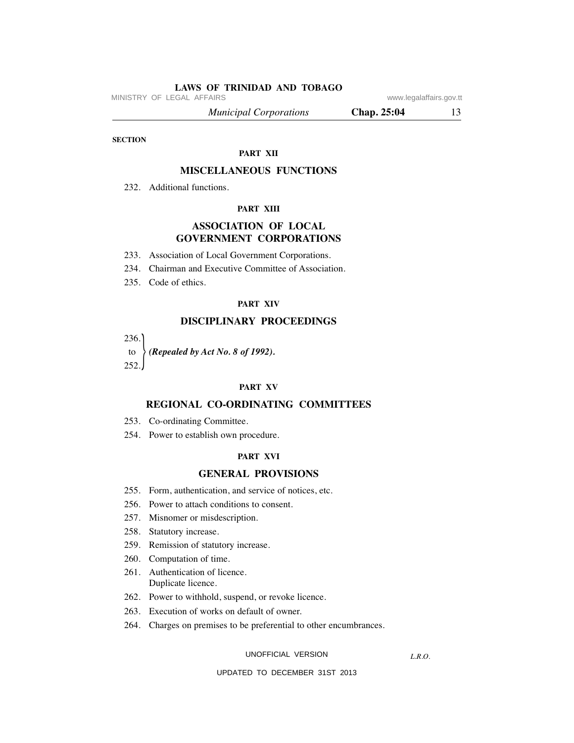SECTION

## PART XII

## MISCELLANEOUS FUNCTIONS

232. Additional functions.

## PART XIII

## ASSOCIATION OF LOCAL GOVERNMENT CORPORATIONS

233. Association of Local Government Corporations.

234. Chairman and Executive Committee of Association.

235. Code of ethics.

## PART XIV

## DISCIPLINARY PROCEEDINGS

236. to 252. ***(Repealed by Act No. 8 of 1992).***

## PART XV

## REGIONAL CO-ORDINATING COMMITTEES

253. Co-ordinating Committee.

254. Power to establish own procedure.

## PART XVI

## GENERAL PROVISIONS

255. Form, authentication, and service of notices, etc.

256. Power to attach conditions to consent.

257. Misnomer or misdescription.

258. Statutory increase.

259. Remission of statutory increase.

260. Computation of time.

261. Authentication of licence.
Duplicate licence.

262. Power to withhold, suspend, or revoke licence.

263. Execution of works on default of owner.

264. Charges on premises to be preferential to other encumbrances.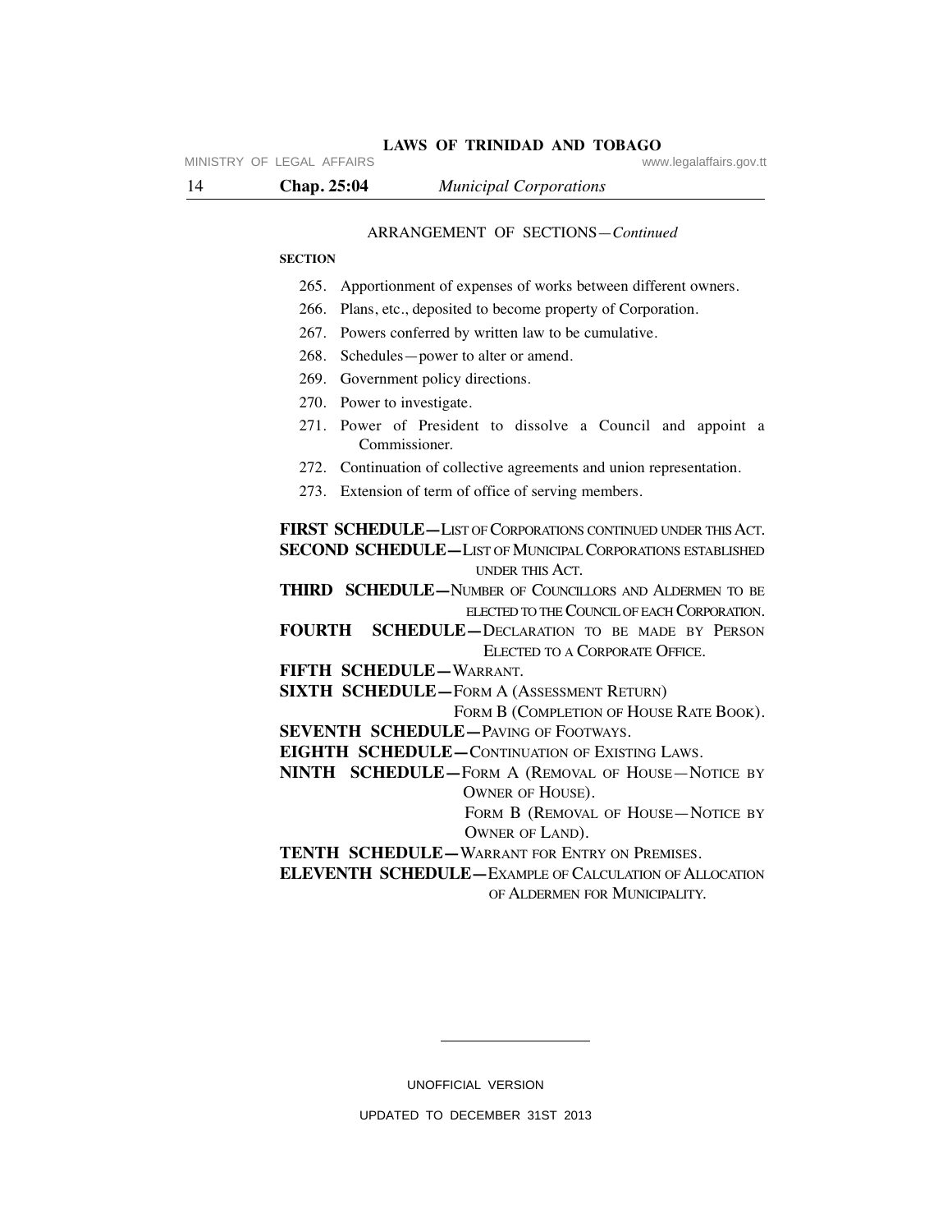ARRANGEMENT OF SECTIONS—*Continued*

**SECTION**

265. Apportionment of expenses of works between different owners.
266. Plans, etc., deposited to become property of Corporation.
267. Powers conferred by written law to be cumulative.
268. Schedules—power to alter or amend.
269. Government policy directions.
270. Power to investigate.
271. Power of President to dissolve a Council and appoint a Commissioner.
272. Continuation of collective agreements and union representation.
273. Extension of term of office of serving members.

**FIRST SCHEDULE—**LIST OF CORPORATIONS CONTINUED UNDER THIS ACT.

**SECOND SCHEDULE—**LIST OF MUNICIPAL CORPORATIONS ESTABLISHED UNDER THIS ACT.

**THIRD SCHEDULE—**NUMBER OF COUNCILLORS AND ALDERMEN TO BE ELECTED TO THE COUNCIL OF EACH CORPORATION.

**FOURTH SCHEDULE—**DECLARATION TO BE MADE BY PERSON ELECTED TO A CORPORATE OFFICE.

**FIFTH SCHEDULE—**WARRANT.

**SIXTH SCHEDULE—**FORM A (ASSESSMENT RETURN)
FORM B (COMPLETION OF HOUSE RATE BOOK).

**SEVENTH SCHEDULE—**PAVING OF FOOTWAYS.

**EIGHTH SCHEDULE—**CONTINUATION OF EXISTING LAWS.

**NINTH SCHEDULE—**FORM A (REMOVAL OF HOUSE—NOTICE BY OWNER OF HOUSE).
FORM B (REMOVAL OF HOUSE—NOTICE BY OWNER OF LAND).

**TENTH SCHEDULE—**WARRANT FOR ENTRY ON PREMISES.

**ELEVENTH SCHEDULE—**EXAMPLE OF CALCULATION OF ALLOCATION OF ALDERMEN FOR MUNICIPALITY.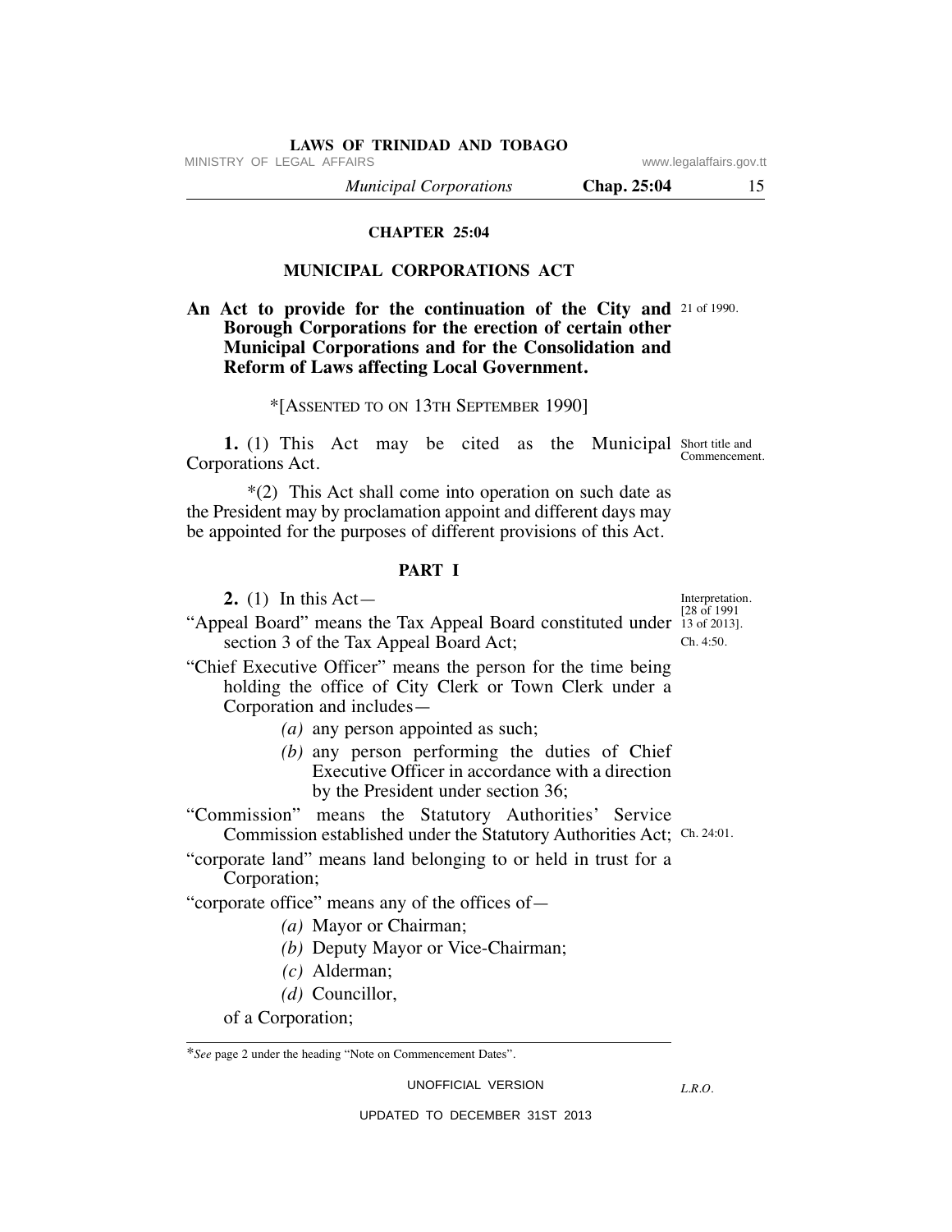# CHAPTER 25:04

## MUNICIPAL CORPORATIONS ACT

**An Act to provide for the continuation of the City and Borough Corporations for the erection of certain other Municipal Corporations and for the Consolidation and Reform of Laws affecting Local Government.**

21 of 1990.

*[ASSENTED TO ON 13TH SEPTEMBER 1990]

Short title and Commencement.

**1.** (1) This Act may be cited as the Municipal Corporations Act.

*(2) This Act shall come into operation on such date as the President may by proclamation appoint and different days may be appointed for the purposes of different provisions of this Act.

### PART I

Interpretation. [28 of 1991 13 of 2013].

**2.** (1) In this Act—

"Appeal Board" means the Tax Appeal Board constituted under section 3 of the Tax Appeal Board Act; Ch. 4:50.

"Chief Executive Officer" means the person for the time being holding the office of City Clerk or Town Clerk under a Corporation and includes—

*(a)* any person appointed as such;

*(b)* any person performing the duties of Chief Executive Officer in accordance with a direction by the President under section 36;

"Commission" means the Statutory Authorities' Service Commission established under the Statutory Authorities Act; Ch. 24:01.

"corporate land" means land belonging to or held in trust for a Corporation;

"corporate office" means any of the offices of—

*(a)* Mayor or Chairman;

*(b)* Deputy Mayor or Vice-Chairman;

*(c)* Alderman;

*(d)* Councillor,

of a Corporation;

---

**See* page 2 under the heading "Note on Commencement Dates".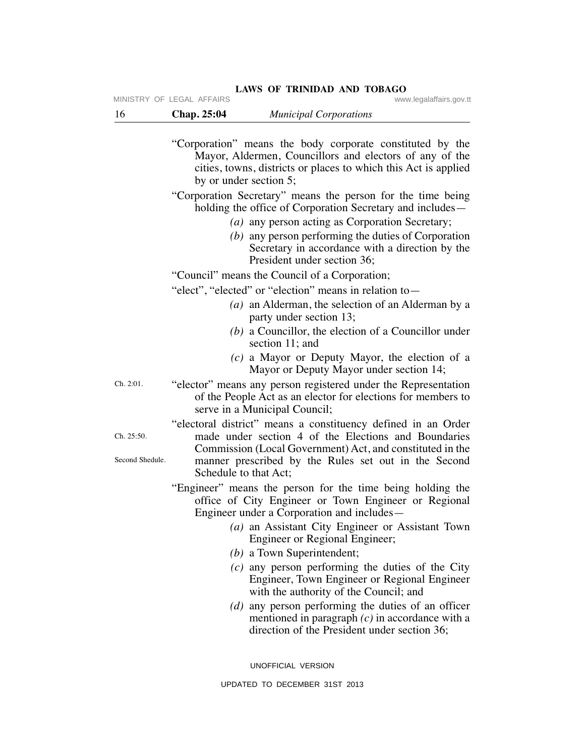"Corporation" means the body corporate constituted by the Mayor, Aldermen, Councillors and electors of any of the cities, towns, districts or places to which this Act is applied by or under section 5;

"Corporation Secretary" means the person for the time being holding the office of Corporation Secretary and includes—

*(a)* any person acting as Corporation Secretary;

*(b)* any person performing the duties of Corporation Secretary in accordance with a direction by the President under section 36;

"Council" means the Council of a Corporation;

"elect", "elected" or "election" means in relation to—

*(a)* an Alderman, the selection of an Alderman by a party under section 13;

*(b)* a Councillor, the election of a Councillor under section 11; and

*(c)* a Mayor or Deputy Mayor, the election of a Mayor or Deputy Mayor under section 14;

Ch. 2:01.

"elector" means any person registered under the Representation of the People Act as an elector for elections for members to serve in a Municipal Council;

Ch. 25:50.

Second Shedule.

"electoral district" means a constituency defined in an Order made under section 4 of the Elections and Boundaries Commission (Local Government) Act, and constituted in the manner prescribed by the Rules set out in the Second Schedule to that Act;

"Engineer" means the person for the time being holding the office of City Engineer or Town Engineer or Regional Engineer under a Corporation and includes—

*(a)* an Assistant City Engineer or Assistant Town Engineer or Regional Engineer;

*(b)* a Town Superintendent;

*(c)* any person performing the duties of the City Engineer, Town Engineer or Regional Engineer with the authority of the Council; and

*(d)* any person performing the duties of an officer mentioned in paragraph *(c)* in accordance with a direction of the President under section 36;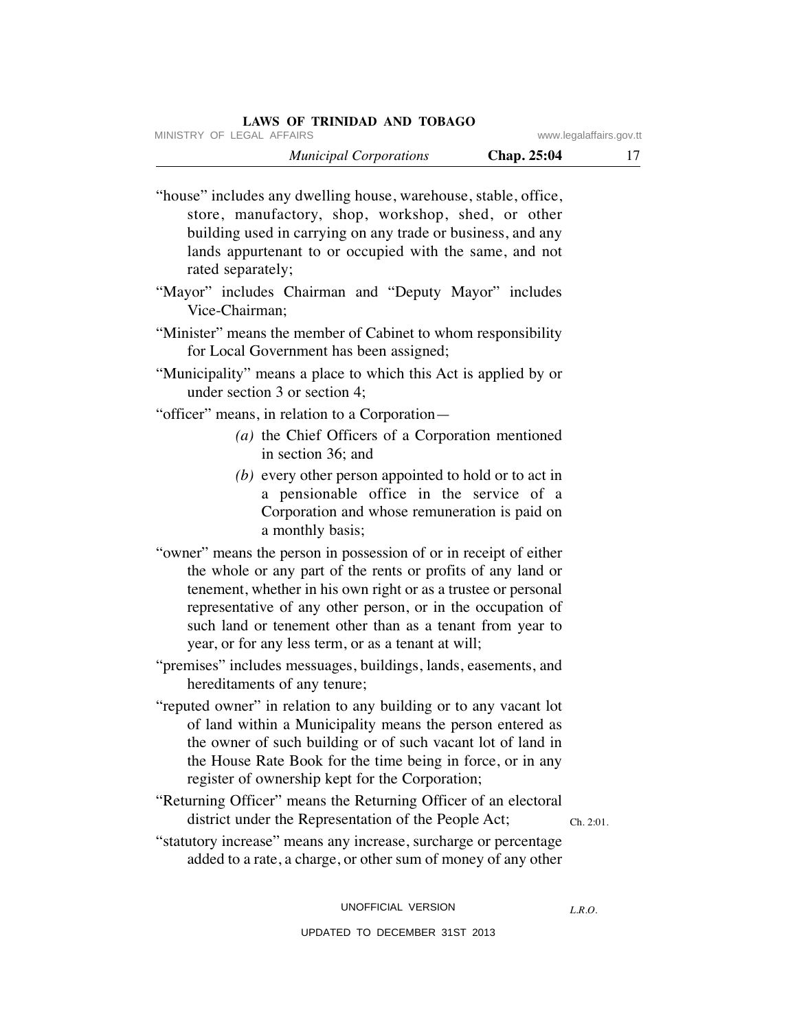"house" includes any dwelling house, warehouse, stable, office, store, manufactory, shop, workshop, shed, or other building used in carrying on any trade or business, and any lands appurtenant to or occupied with the same, and not rated separately;

"Mayor" includes Chairman and "Deputy Mayor" includes Vice-Chairman;

"Minister" means the member of Cabinet to whom responsibility for Local Government has been assigned;

"Municipality" means a place to which this Act is applied by or under section 3 or section 4;

"officer" means, in relation to a Corporation—

- *(a)* the Chief Officers of a Corporation mentioned in section 36; and
- *(b)* every other person appointed to hold or to act in a pensionable office in the service of a Corporation and whose remuneration is paid on a monthly basis;

"owner" means the person in possession of or in receipt of either the whole or any part of the rents or profits of any land or tenement, whether in his own right or as a trustee or personal representative of any other person, or in the occupation of such land or tenement other than as a tenant from year to year, or for any less term, or as a tenant at will;

"premises" includes messuages, buildings, lands, easements, and hereditaments of any tenure;

"reputed owner" in relation to any building or to any vacant lot of land within a Municipality means the person entered as the owner of such building or of such vacant lot of land in the House Rate Book for the time being in force, or in any register of ownership kept for the Corporation;

"Returning Officer" means the Returning Officer of an electoral district under the Representation of the People Act; Ch. 2:01.

"statutory increase" means any increase, surcharge or percentage added to a rate, a charge, or other sum of money of any other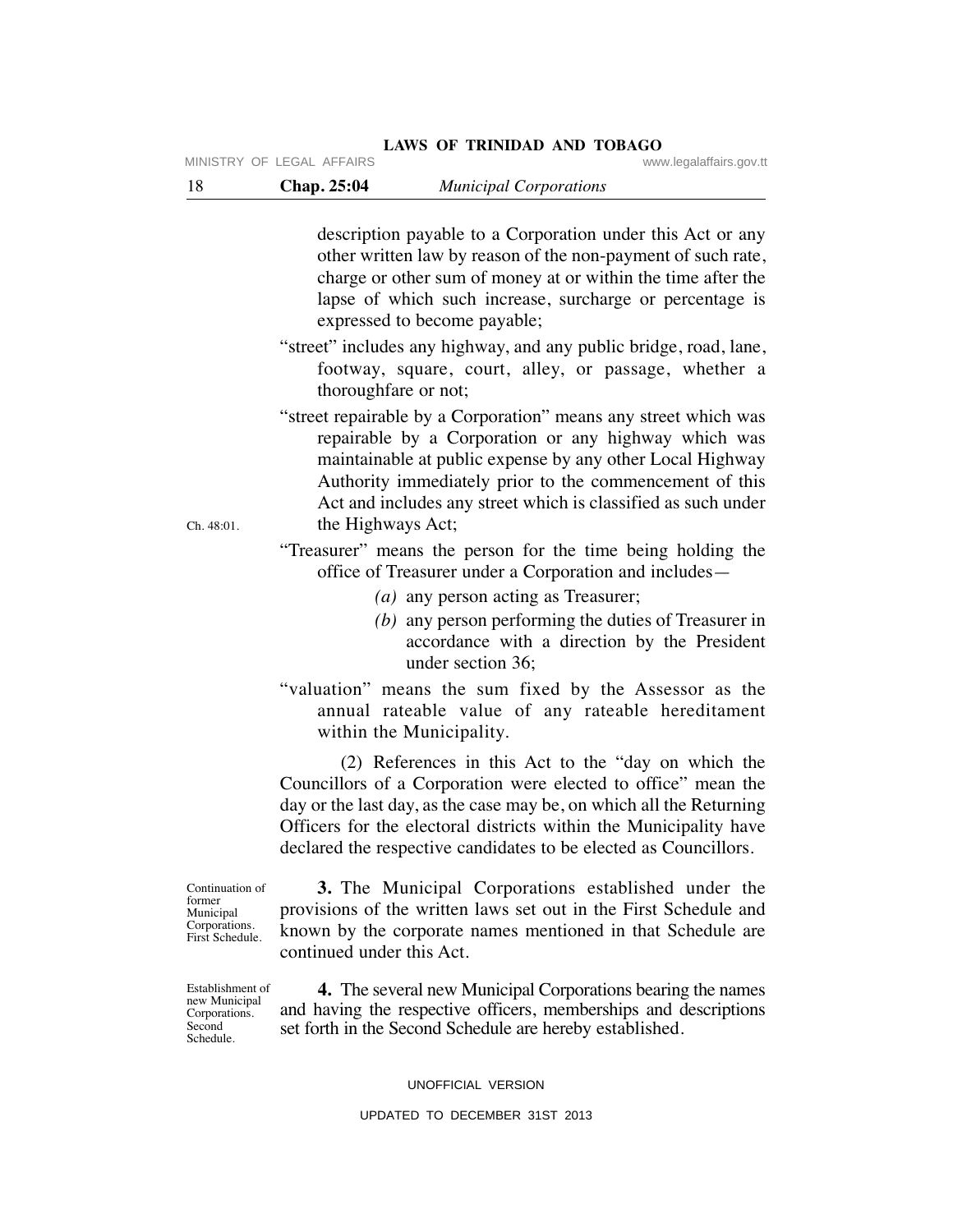description payable to a Corporation under this Act or any other written law by reason of the non-payment of such rate, charge or other sum of money at or within the time after the lapse of which such increase, surcharge or percentage is expressed to become payable;

"street" includes any highway, and any public bridge, road, lane, footway, square, court, alley, or passage, whether a thoroughfare or not;

"street repairable by a Corporation" means any street which was repairable by a Corporation or any highway which was maintainable at public expense by any other Local Highway Authority immediately prior to the commencement of this Act and includes any street which is classified as such under the Highways Act;

Ch. 48:01.

"Treasurer" means the person for the time being holding the office of Treasurer under a Corporation and includes—

*(a)* any person acting as Treasurer;

*(b)* any person performing the duties of Treasurer in accordance with a direction by the President under section 36;

"valuation" means the sum fixed by the Assessor as the annual rateable value of any rateable hereditament within the Municipality.

(2) References in this Act to the "day on which the Councillors of a Corporation were elected to office" mean the day or the last day, as the case may be, on which all the Returning Officers for the electoral districts within the Municipality have declared the respective candidates to be elected as Councillors.

Continuation of former Municipal Corporations. First Schedule.

**3.** The Municipal Corporations established under the provisions of the written laws set out in the First Schedule and known by the corporate names mentioned in that Schedule are continued under this Act.

Establishment of new Municipal Corporations. Second Schedule.

**4.** The several new Municipal Corporations bearing the names and having the respective officers, memberships and descriptions set forth in the Second Schedule are hereby established.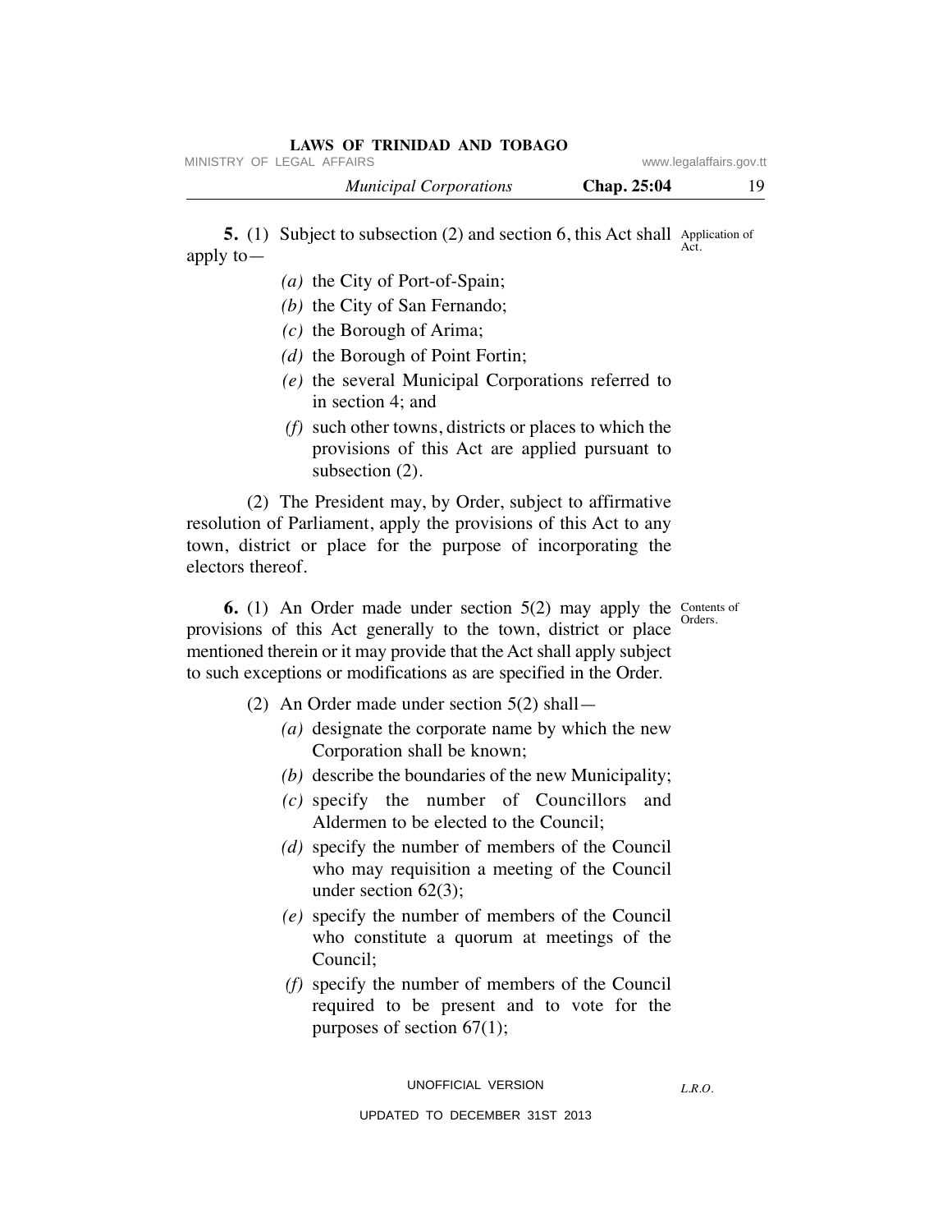**5.** (1) Subject to subsection (2) and section 6, this Act shall apply to—

Application of Act.

- *(a)* the City of Port-of-Spain;
- *(b)* the City of San Fernando;
- *(c)* the Borough of Arima;
- *(d)* the Borough of Point Fortin;
- *(e)* the several Municipal Corporations referred to in section 4; and
- *(f)* such other towns, districts or places to which the provisions of this Act are applied pursuant to subsection (2).

(2) The President may, by Order, subject to affirmative resolution of Parliament, apply the provisions of this Act to any town, district or place for the purpose of incorporating the electors thereof.

**6.** (1) An Order made under section 5(2) may apply the provisions of this Act generally to the town, district or place mentioned therein or it may provide that the Act shall apply subject to such exceptions or modifications as are specified in the Order.

Contents of Orders.

(2) An Order made under section 5(2) shall—

- *(a)* designate the corporate name by which the new Corporation shall be known;
- *(b)* describe the boundaries of the new Municipality;
- *(c)* specify the number of Councillors and Aldermen to be elected to the Council;
- *(d)* specify the number of members of the Council who may requisition a meeting of the Council under section 62(3);
- *(e)* specify the number of members of the Council who constitute a quorum at meetings of the Council;
- *(f)* specify the number of members of the Council required to be present and to vote for the purposes of section 67(1);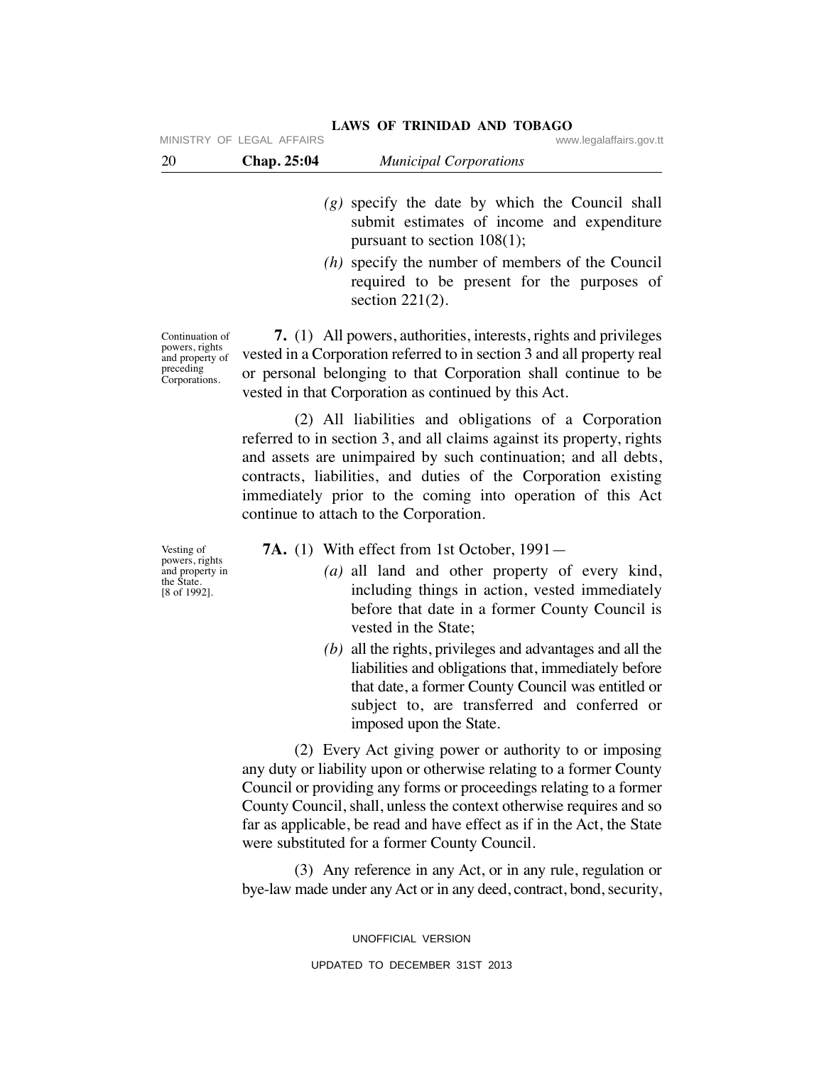*(g)* specify the date by which the Council shall submit estimates of income and expenditure pursuant to section 108(1);

*(h)* specify the number of members of the Council required to be present for the purposes of section 221(2).

Continuation of powers, rights and property of preceding Corporations.

**7.** (1) All powers, authorities, interests, rights and privileges vested in a Corporation referred to in section 3 and all property real or personal belonging to that Corporation shall continue to be vested in that Corporation as continued by this Act.

(2) All liabilities and obligations of a Corporation referred to in section 3, and all claims against its property, rights and assets are unimpaired by such continuation; and all debts, contracts, liabilities, and duties of the Corporation existing immediately prior to the coming into operation of this Act continue to attach to the Corporation.

Vesting of powers, rights and property in the State. [8 of 1992].

**7A.** (1) With effect from 1st October, 1991—

*(a)* all land and other property of every kind, including things in action, vested immediately before that date in a former County Council is vested in the State;

*(b)* all the rights, privileges and advantages and all the liabilities and obligations that, immediately before that date, a former County Council was entitled or subject to, are transferred and conferred or imposed upon the State.

(2) Every Act giving power or authority to or imposing any duty or liability upon or otherwise relating to a former County Council or providing any forms or proceedings relating to a former County Council, shall, unless the context otherwise requires and so far as applicable, be read and have effect as if in the Act, the State were substituted for a former County Council.

(3) Any reference in any Act, or in any rule, regulation or bye-law made under any Act or in any deed, contract, bond, security,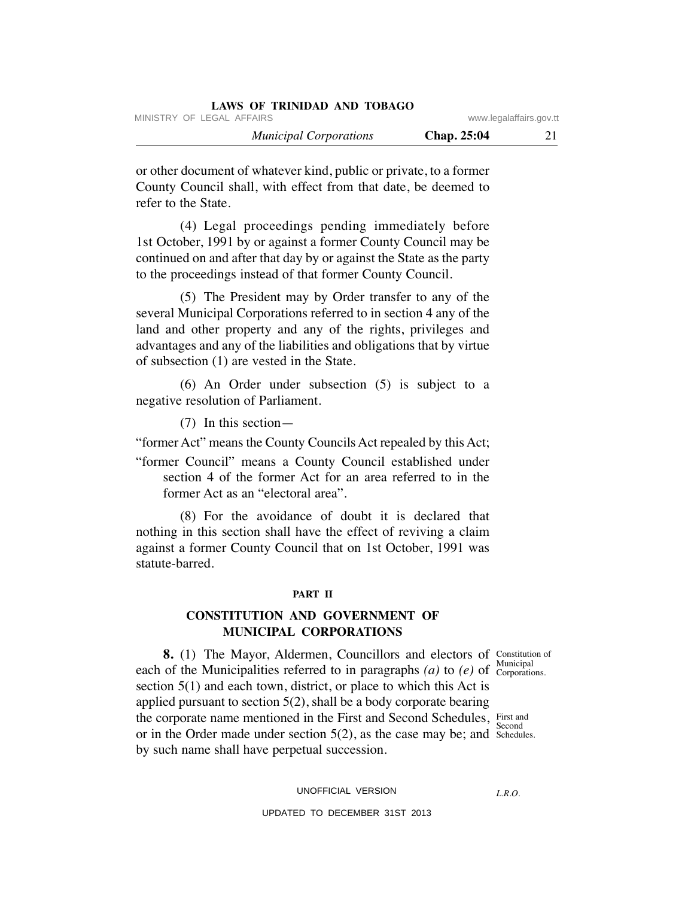or other document of whatever kind, public or private, to a former County Council shall, with effect from that date, be deemed to refer to the State.

(4) Legal proceedings pending immediately before 1st October, 1991 by or against a former County Council may be continued on and after that day by or against the State as the party to the proceedings instead of that former County Council.

(5) The President may by Order transfer to any of the several Municipal Corporations referred to in section 4 any of the land and other property and any of the rights, privileges and advantages and any of the liabilities and obligations that by virtue of subsection (1) are vested in the State.

(6) An Order under subsection (5) is subject to a negative resolution of Parliament.

(7) In this section—

"former Act" means the County Councils Act repealed by this Act;

"former Council" means a County Council established under section 4 of the former Act for an area referred to in the former Act as an "electoral area".

(8) For the avoidance of doubt it is declared that nothing in this section shall have the effect of reviving a claim against a former County Council that on 1st October, 1991 was statute-barred.

## PART II

## CONSTITUTION AND GOVERNMENT OF MUNICIPAL CORPORATIONS

Constitution of Municipal Corporations.

First and Second Schedules.

**8.** (1) The Mayor, Aldermen, Councillors and electors of each of the Municipalities referred to in paragraphs *(a)* to *(e)* of section 5(1) and each town, district, or place to which this Act is applied pursuant to section 5(2), shall be a body corporate bearing the corporate name mentioned in the First and Second Schedules, or in the Order made under section 5(2), as the case may be; and by such name shall have perpetual succession.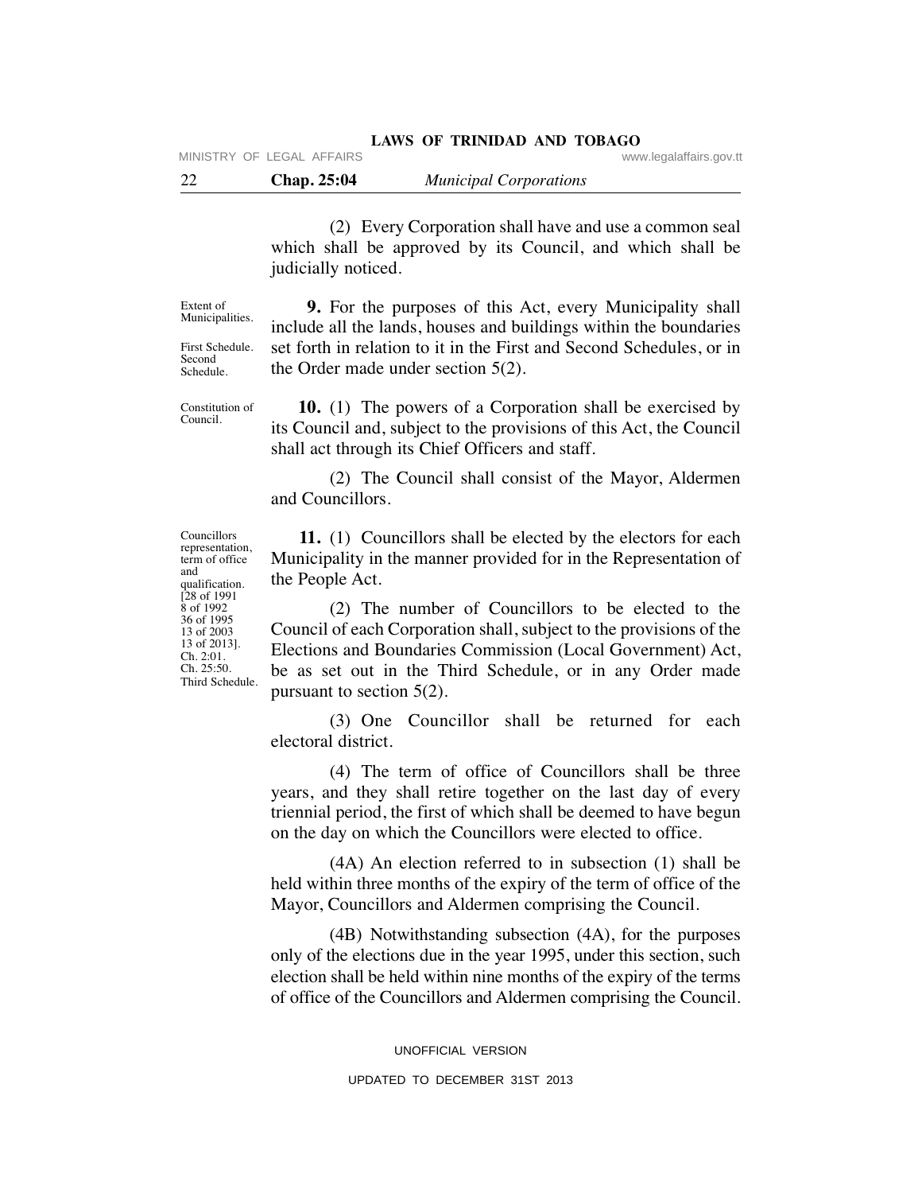(2) Every Corporation shall have and use a common seal which shall be approved by its Council, and which shall be judicially noticed.

Extent of Municipalities.

First Schedule. Second Schedule.

**9.** For the purposes of this Act, every Municipality shall include all the lands, houses and buildings within the boundaries set forth in relation to it in the First and Second Schedules, or in the Order made under section 5(2).

Constitution of Council.

**10.** (1) The powers of a Corporation shall be exercised by its Council and, subject to the provisions of this Act, the Council shall act through its Chief Officers and staff.

(2) The Council shall consist of the Mayor, Aldermen and Councillors.

Councillors representation, term of office and qualification. [28 of 1991 8 of 1992 36 of 1995 13 of 2003 13 of 2013]. Ch. 2:01. Ch. 25:50. Third Schedule.

**11.** (1) Councillors shall be elected by the electors for each Municipality in the manner provided for in the Representation of the People Act.

(2) The number of Councillors to be elected to the Council of each Corporation shall, subject to the provisions of the Elections and Boundaries Commission (Local Government) Act, be as set out in the Third Schedule, or in any Order made pursuant to section 5(2).

(3) One Councillor shall be returned for each electoral district.

(4) The term of office of Councillors shall be three years, and they shall retire together on the last day of every triennial period, the first of which shall be deemed to have begun on the day on which the Councillors were elected to office.

(4A) An election referred to in subsection (1) shall be held within three months of the expiry of the term of office of the Mayor, Councillors and Aldermen comprising the Council.

(4B) Notwithstanding subsection (4A), for the purposes only of the elections due in the year 1995, under this section, such election shall be held within nine months of the expiry of the terms of office of the Councillors and Aldermen comprising the Council.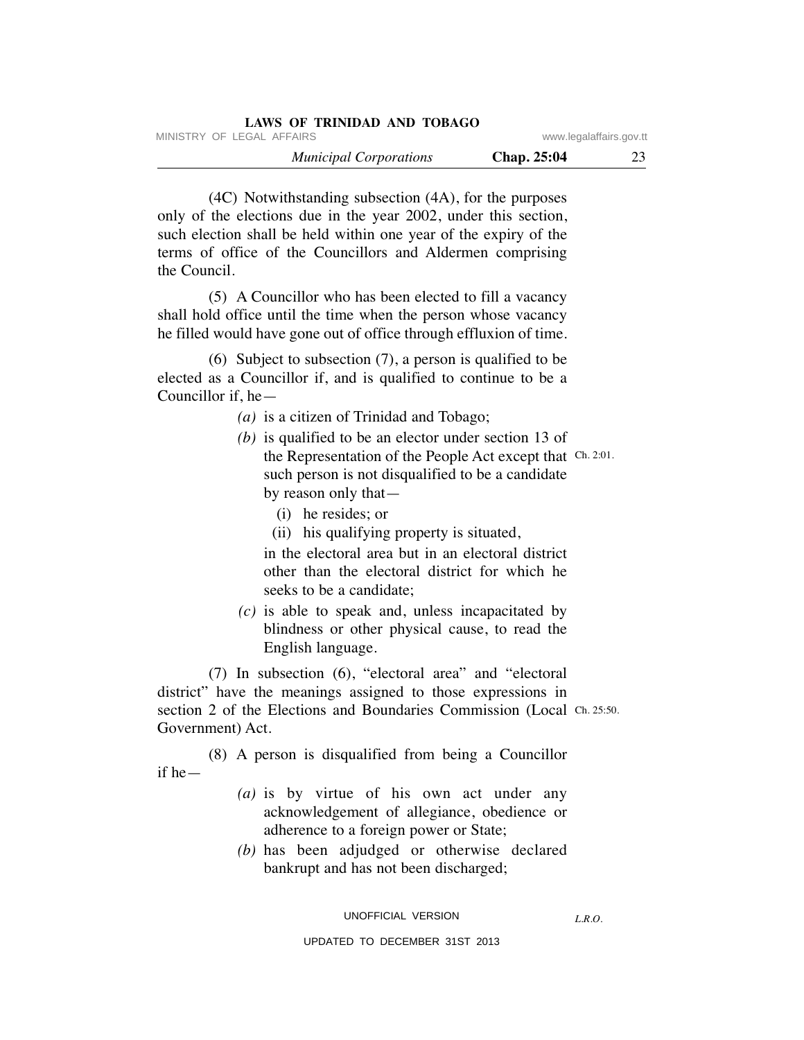(4C) Notwithstanding subsection (4A), for the purposes only of the elections due in the year 2002, under this section, such election shall be held within one year of the expiry of the terms of office of the Councillors and Aldermen comprising the Council.

(5) A Councillor who has been elected to fill a vacancy shall hold office until the time when the person whose vacancy he filled would have gone out of office through effluxion of time.

(6) Subject to subsection (7), a person is qualified to be elected as a Councillor if, and is qualified to continue to be a Councillor if, he—

*(a)* is a citizen of Trinidad and Tobago;

*(b)* is qualified to be an elector under section 13 of the Representation of the People Act except that such person is not disqualified to be a candidate by reason only that—

Ch. 2:01.

(i) he resides; or

(ii) his qualifying property is situated,

in the electoral area but in an electoral district other than the electoral district for which he seeks to be a candidate;

*(c)* is able to speak and, unless incapacitated by blindness or other physical cause, to read the English language.

(7) In subsection (6), "electoral area" and "electoral district" have the meanings assigned to those expressions in section 2 of the Elections and Boundaries Commission (Local Government) Act.

Ch. 25:50.

(8) A person is disqualified from being a Councillor if he—

*(a)* is by virtue of his own act under any acknowledgement of allegiance, obedience or adherence to a foreign power or State;

*(b)* has been adjudged or otherwise declared bankrupt and has not been discharged;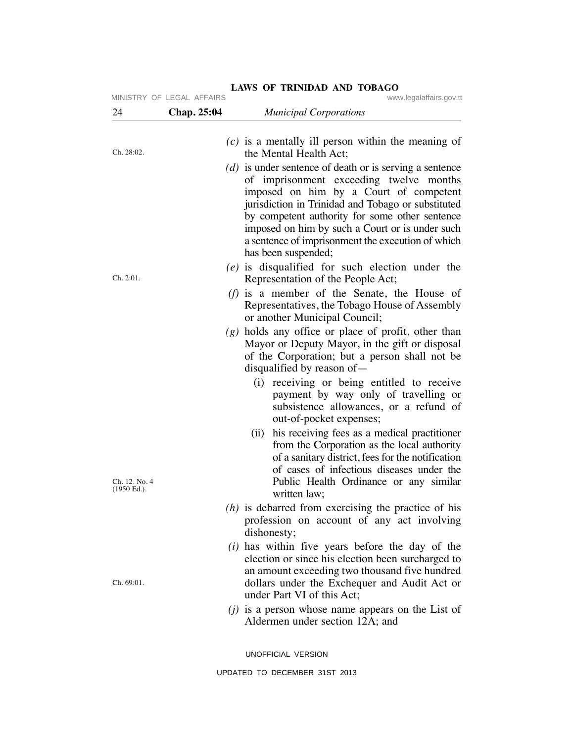(c) is a mentally ill person within the meaning of the Mental Health Act;

Ch. 28:02.

(d) is under sentence of death or is serving a sentence of imprisonment exceeding twelve months imposed on him by a Court of competent jurisdiction in Trinidad and Tobago or substituted by competent authority for some other sentence imposed on him by such a Court or is under such a sentence of imprisonment the execution of which has been suspended;

(e) is disqualified for such election under the Representation of the People Act;

Ch. 2:01.

(f) is a member of the Senate, the House of Representatives, the Tobago House of Assembly or another Municipal Council;

(g) holds any office or place of profit, other than Mayor or Deputy Mayor, in the gift or disposal of the Corporation; but a person shall not be disqualified by reason of—

(i) receiving or being entitled to receive payment by way only of travelling or subsistence allowances, or a refund of out-of-pocket expenses;

(ii) his receiving fees as a medical practitioner from the Corporation as the local authority of a sanitary district, fees for the notification of cases of infectious diseases under the Public Health Ordinance or any similar written law;

Ch. 12. No. 4 (1950 Ed.).

(h) is debarred from exercising the practice of his profession on account of any act involving dishonesty;

(i) has within five years before the day of the election or since his election been surcharged to an amount exceeding two thousand five hundred dollars under the Exchequer and Audit Act or under Part VI of this Act;

Ch. 69:01.

(j) is a person whose name appears on the List of Aldermen under section 12A; and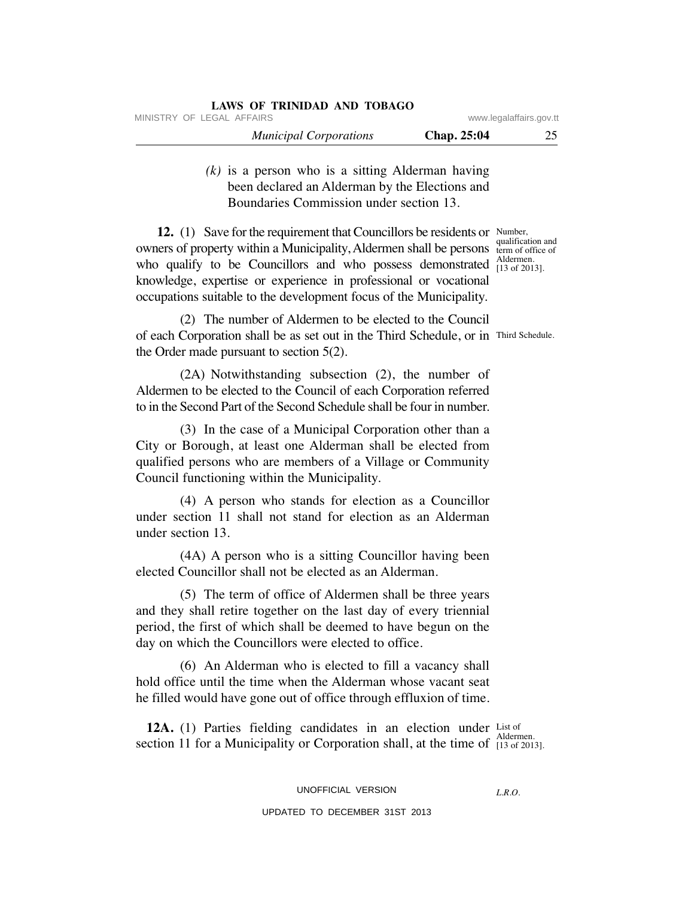*(k)* is a person who is a sitting Alderman having been declared an Alderman by the Elections and Boundaries Commission under section 13.

**12.** (1) Save for the requirement that Councillors be residents or owners of property within a Municipality, Aldermen shall be persons who qualify to be Councillors and who possess demonstrated knowledge, expertise or experience in professional or vocational occupations suitable to the development focus of the Municipality.

Number, qualification and term of office of Aldermen. [13 of 2013].

(2) The number of Aldermen to be elected to the Council of each Corporation shall be as set out in the Third Schedule, or in the Order made pursuant to section 5(2).

Third Schedule.

(2A) Notwithstanding subsection (2), the number of Aldermen to be elected to the Council of each Corporation referred to in the Second Part of the Second Schedule shall be four in number.

(3) In the case of a Municipal Corporation other than a City or Borough, at least one Alderman shall be elected from qualified persons who are members of a Village or Community Council functioning within the Municipality.

(4) A person who stands for election as a Councillor under section 11 shall not stand for election as an Alderman under section 13.

(4A) A person who is a sitting Councillor having been elected Councillor shall not be elected as an Alderman.

(5) The term of office of Aldermen shall be three years and they shall retire together on the last day of every triennial period, the first of which shall be deemed to have begun on the day on which the Councillors were elected to office.

(6) An Alderman who is elected to fill a vacancy shall hold office until the time when the Alderman whose vacant seat he filled would have gone out of office through effluxion of time.

**12A.** (1) Parties fielding candidates in an election under section 11 for a Municipality or Corporation shall, at the time of

List of Aldermen. [13 of 2013].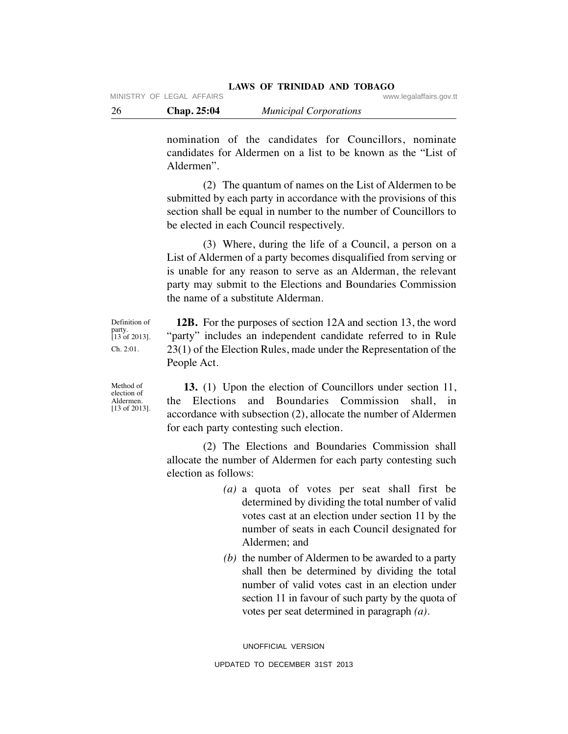nomination of the candidates for Councillors, nominate candidates for Aldermen on a list to be known as the "List of Aldermen".

(2) The quantum of names on the List of Aldermen to be submitted by each party in accordance with the provisions of this section shall be equal in number to the number of Councillors to be elected in each Council respectively.

(3) Where, during the life of a Council, a person on a List of Aldermen of a party becomes disqualified from serving or is unable for any reason to serve as an Alderman, the relevant party may submit to the Elections and Boundaries Commission the name of a substitute Alderman.

Definition of party. [13 of 2013]. Ch. 2:01.

**12B.** For the purposes of section 12A and section 13, the word "party" includes an independent candidate referred to in Rule 23(1) of the Election Rules, made under the Representation of the People Act.

Method of election of Aldermen. [13 of 2013].

**13.** (1) Upon the election of Councillors under section 11, the Elections and Boundaries Commission shall, in accordance with subsection (2), allocate the number of Aldermen for each party contesting such election.

(2) The Elections and Boundaries Commission shall allocate the number of Aldermen for each party contesting such election as follows:

*(a)* a quota of votes per seat shall first be determined by dividing the total number of valid votes cast at an election under section 11 by the number of seats in each Council designated for Aldermen; and

*(b)* the number of Aldermen to be awarded to a party shall then be determined by dividing the total number of valid votes cast in an election under section 11 in favour of such party by the quota of votes per seat determined in paragraph *(a)*.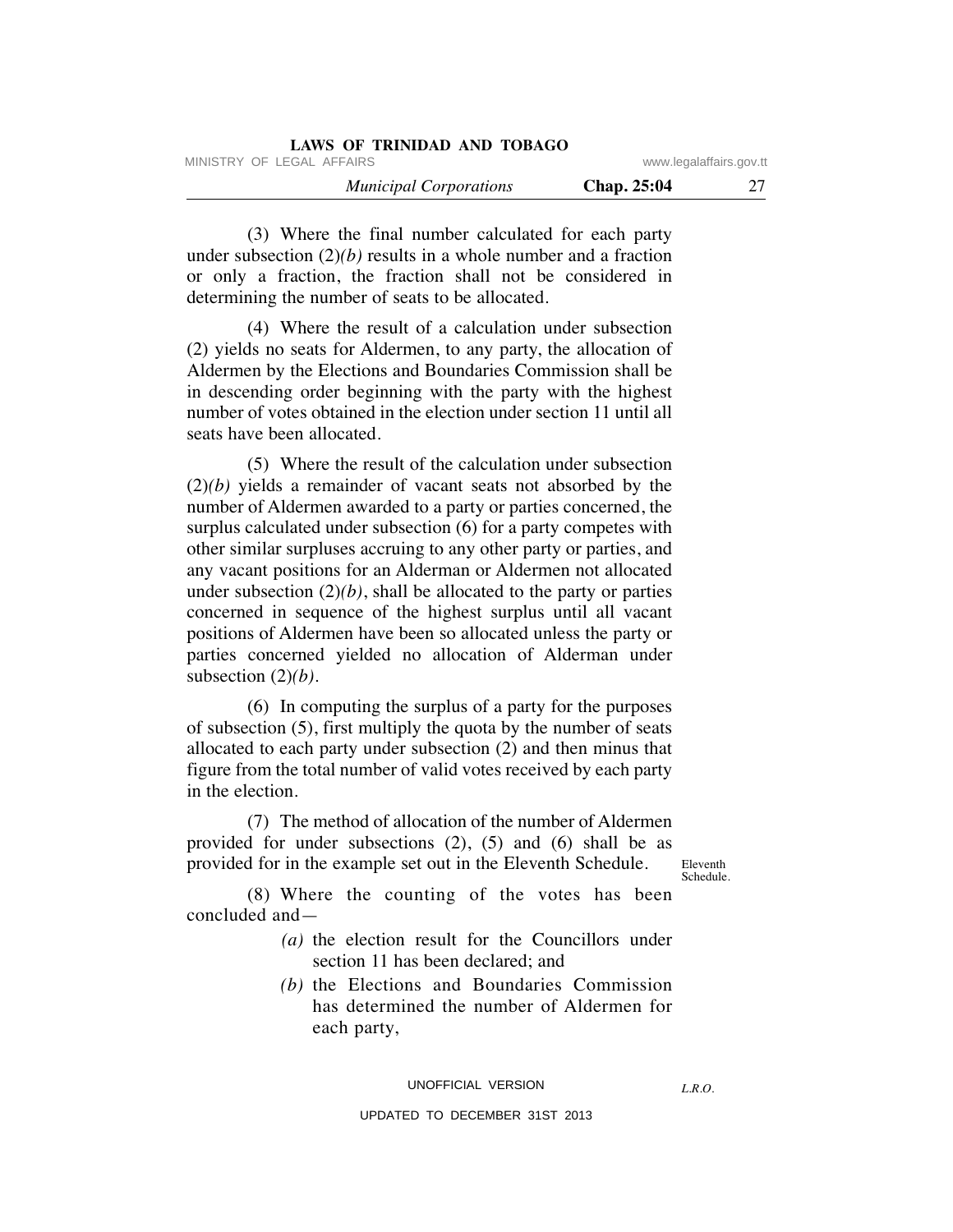(3) Where the final number calculated for each party under subsection (2)*(b)* results in a whole number and a fraction or only a fraction, the fraction shall not be considered in determining the number of seats to be allocated.

(4) Where the result of a calculation under subsection (2) yields no seats for Aldermen, to any party, the allocation of Aldermen by the Elections and Boundaries Commission shall be in descending order beginning with the party with the highest number of votes obtained in the election under section 11 until all seats have been allocated.

(5) Where the result of the calculation under subsection (2)*(b)* yields a remainder of vacant seats not absorbed by the number of Aldermen awarded to a party or parties concerned, the surplus calculated under subsection (6) for a party competes with other similar surpluses accruing to any other party or parties, and any vacant positions for an Alderman or Aldermen not allocated under subsection (2)*(b)*, shall be allocated to the party or parties concerned in sequence of the highest surplus until all vacant positions of Aldermen have been so allocated unless the party or parties concerned yielded no allocation of Alderman under subsection (2)*(b)*.

(6) In computing the surplus of a party for the purposes of subsection (5), first multiply the quota by the number of seats allocated to each party under subsection (2) and then minus that figure from the total number of valid votes received by each party in the election.

(7) The method of allocation of the number of Aldermen provided for under subsections (2), (5) and (6) shall be as provided for in the example set out in the Eleventh Schedule.

Eleventh Schedule.

(8) Where the counting of the votes has been concluded and—

*(a)* the election result for the Councillors under section 11 has been declared; and

*(b)* the Elections and Boundaries Commission has determined the number of Aldermen for each party,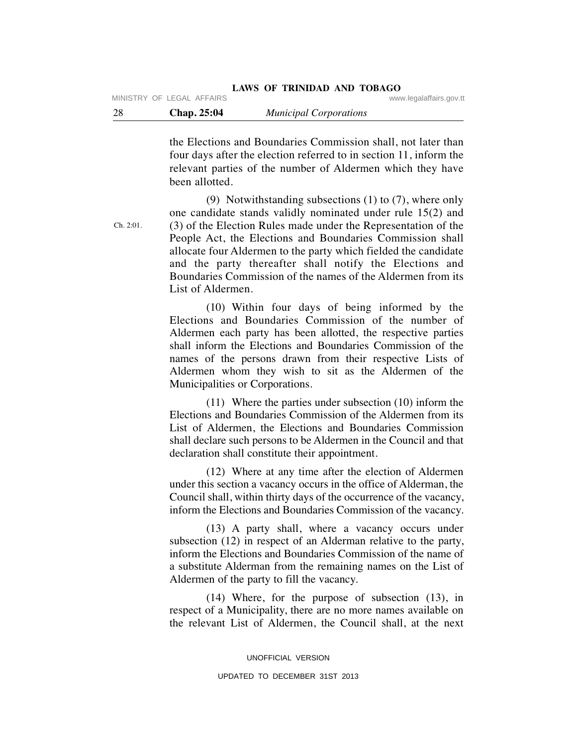the Elections and Boundaries Commission shall, not later than four days after the election referred to in section 11, inform the relevant parties of the number of Aldermen which they have been allotted.

Ch. 2:01.

(9) Notwithstanding subsections (1) to (7), where only one candidate stands validly nominated under rule 15(2) and (3) of the Election Rules made under the Representation of the People Act, the Elections and Boundaries Commission shall allocate four Aldermen to the party which fielded the candidate and the party thereafter shall notify the Elections and Boundaries Commission of the names of the Aldermen from its List of Aldermen.

(10) Within four days of being informed by the Elections and Boundaries Commission of the number of Aldermen each party has been allotted, the respective parties shall inform the Elections and Boundaries Commission of the names of the persons drawn from their respective Lists of Aldermen whom they wish to sit as the Aldermen of the Municipalities or Corporations.

(11) Where the parties under subsection (10) inform the Elections and Boundaries Commission of the Aldermen from its List of Aldermen, the Elections and Boundaries Commission shall declare such persons to be Aldermen in the Council and that declaration shall constitute their appointment.

(12) Where at any time after the election of Aldermen under this section a vacancy occurs in the office of Alderman, the Council shall, within thirty days of the occurrence of the vacancy, inform the Elections and Boundaries Commission of the vacancy.

(13) A party shall, where a vacancy occurs under subsection (12) in respect of an Alderman relative to the party, inform the Elections and Boundaries Commission of the name of a substitute Alderman from the remaining names on the List of Aldermen of the party to fill the vacancy.

(14) Where, for the purpose of subsection (13), in respect of a Municipality, there are no more names available on the relevant List of Aldermen, the Council shall, at the next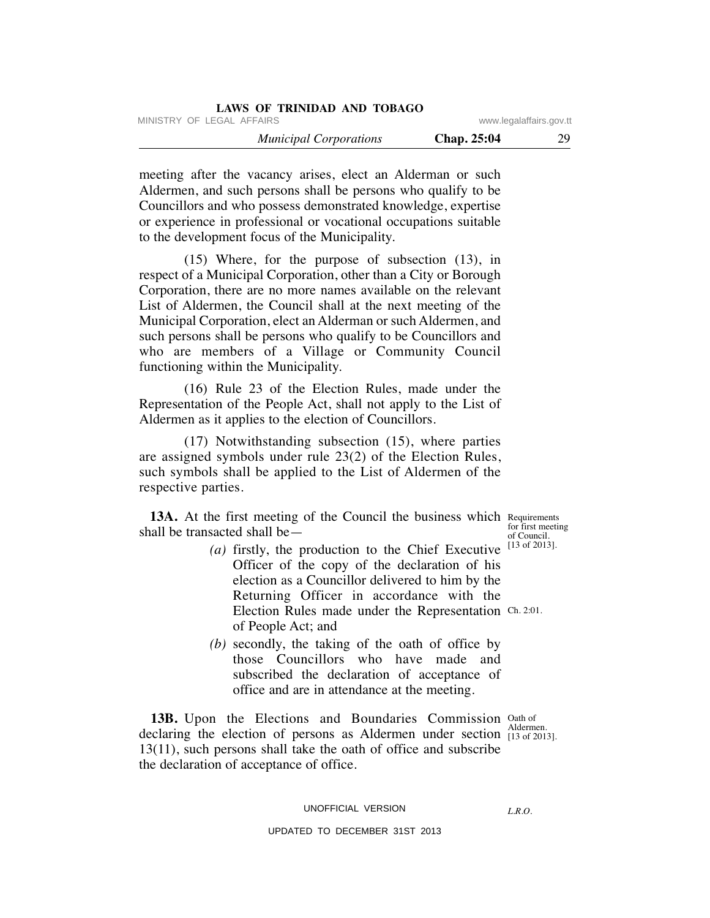meeting after the vacancy arises, elect an Alderman or such Aldermen, and such persons shall be persons who qualify to be Councillors and who possess demonstrated knowledge, expertise or experience in professional or vocational occupations suitable to the development focus of the Municipality.

(15) Where, for the purpose of subsection (13), in respect of a Municipal Corporation, other than a City or Borough Corporation, there are no more names available on the relevant List of Aldermen, the Council shall at the next meeting of the Municipal Corporation, elect an Alderman or such Aldermen, and such persons shall be persons who qualify to be Councillors and who are members of a Village or Community Council functioning within the Municipality.

(16) Rule 23 of the Election Rules, made under the Representation of the People Act, shall not apply to the List of Aldermen as it applies to the election of Councillors.

(17) Notwithstanding subsection (15), where parties are assigned symbols under rule 23(2) of the Election Rules, such symbols shall be applied to the List of Aldermen of the respective parties.

Requirements for first meeting of Council. [13 of 2013].

**13A.** At the first meeting of the Council the business which shall be transacted shall be—

*(a)* firstly, the production to the Chief Executive Officer of the copy of the declaration of his election as a Councillor delivered to him by the Returning Officer in accordance with the Election Rules made under the Representation of People Act; and

Ch. 2:01.

*(b)* secondly, the taking of the oath of office by those Councillors who have made and subscribed the declaration of acceptance of office and are in attendance at the meeting.

Oath of Aldermen. [13 of 2013].

**13B.** Upon the Elections and Boundaries Commission declaring the election of persons as Aldermen under section 13(11), such persons shall take the oath of office and subscribe the declaration of acceptance of office.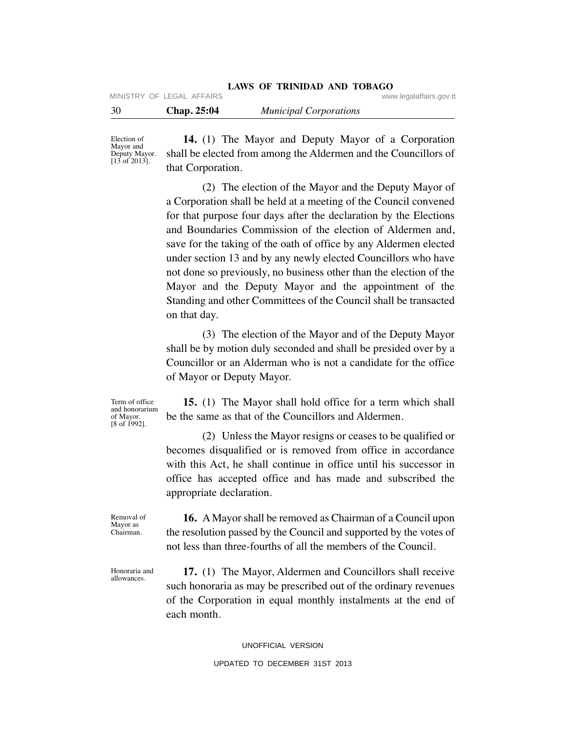Election of Mayor and Deputy Mayor. [13 of 2013].

**14.** (1) The Mayor and Deputy Mayor of a Corporation shall be elected from among the Aldermen and the Councillors of that Corporation.

(2) The election of the Mayor and the Deputy Mayor of a Corporation shall be held at a meeting of the Council convened for that purpose four days after the declaration by the Elections and Boundaries Commission of the election of Aldermen and, save for the taking of the oath of office by any Aldermen elected under section 13 and by any newly elected Councillors who have not done so previously, no business other than the election of the Mayor and the Deputy Mayor and the appointment of the Standing and other Committees of the Council shall be transacted on that day.

(3) The election of the Mayor and of the Deputy Mayor shall be by motion duly seconded and shall be presided over by a Councillor or an Alderman who is not a candidate for the office of Mayor or Deputy Mayor.

Term of office and honorarium of Mayor. [8 of 1992].

**15.** (1) The Mayor shall hold office for a term which shall be the same as that of the Councillors and Aldermen.

(2) Unless the Mayor resigns or ceases to be qualified or becomes disqualified or is removed from office in accordance with this Act, he shall continue in office until his successor in office has accepted office and has made and subscribed the appropriate declaration.

Removal of Mayor as Chairman.

**16.** A Mayor shall be removed as Chairman of a Council upon the resolution passed by the Council and supported by the votes of not less than three-fourths of all the members of the Council.

Honoraria and allowances.

**17.** (1) The Mayor, Aldermen and Councillors shall receive such honoraria as may be prescribed out of the ordinary revenues of the Corporation in equal monthly instalments at the end of each month.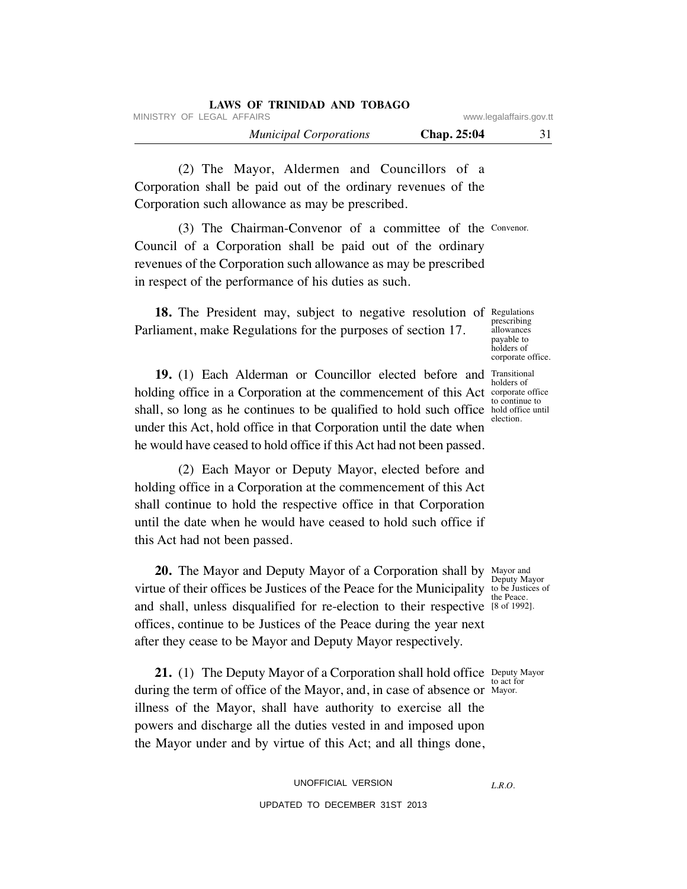(2) The Mayor, Aldermen and Councillors of a Corporation shall be paid out of the ordinary revenues of the Corporation such allowance as may be prescribed.

Convenor.

(3) The Chairman-Convenor of a committee of the Council of a Corporation shall be paid out of the ordinary revenues of the Corporation such allowance as may be prescribed in respect of the performance of his duties as such.

Regulations prescribing allowances payable to holders of corporate office.

**18.** The President may, subject to negative resolution of Parliament, make Regulations for the purposes of section 17.

Transitional holders of corporate office to continue to hold office until election.

**19.** (1) Each Alderman or Councillor elected before and holding office in a Corporation at the commencement of this Act shall, so long as he continues to be qualified to hold such office under this Act, hold office in that Corporation until the date when he would have ceased to hold office if this Act had not been passed.

(2) Each Mayor or Deputy Mayor, elected before and holding office in a Corporation at the commencement of this Act shall continue to hold the respective office in that Corporation until the date when he would have ceased to hold such office if this Act had not been passed.

Mayor and Deputy Mayor to be Justices of the Peace. [8 of 1992].

**20.** The Mayor and Deputy Mayor of a Corporation shall by virtue of their offices be Justices of the Peace for the Municipality and shall, unless disqualified for re-election to their respective offices, continue to be Justices of the Peace during the year next after they cease to be Mayor and Deputy Mayor respectively.

Deputy Mayor to act for Mayor.

**21.** (1) The Deputy Mayor of a Corporation shall hold office during the term of office of the Mayor, and, in case of absence or illness of the Mayor, shall have authority to exercise all the powers and discharge all the duties vested in and imposed upon the Mayor under and by virtue of this Act; and all things done,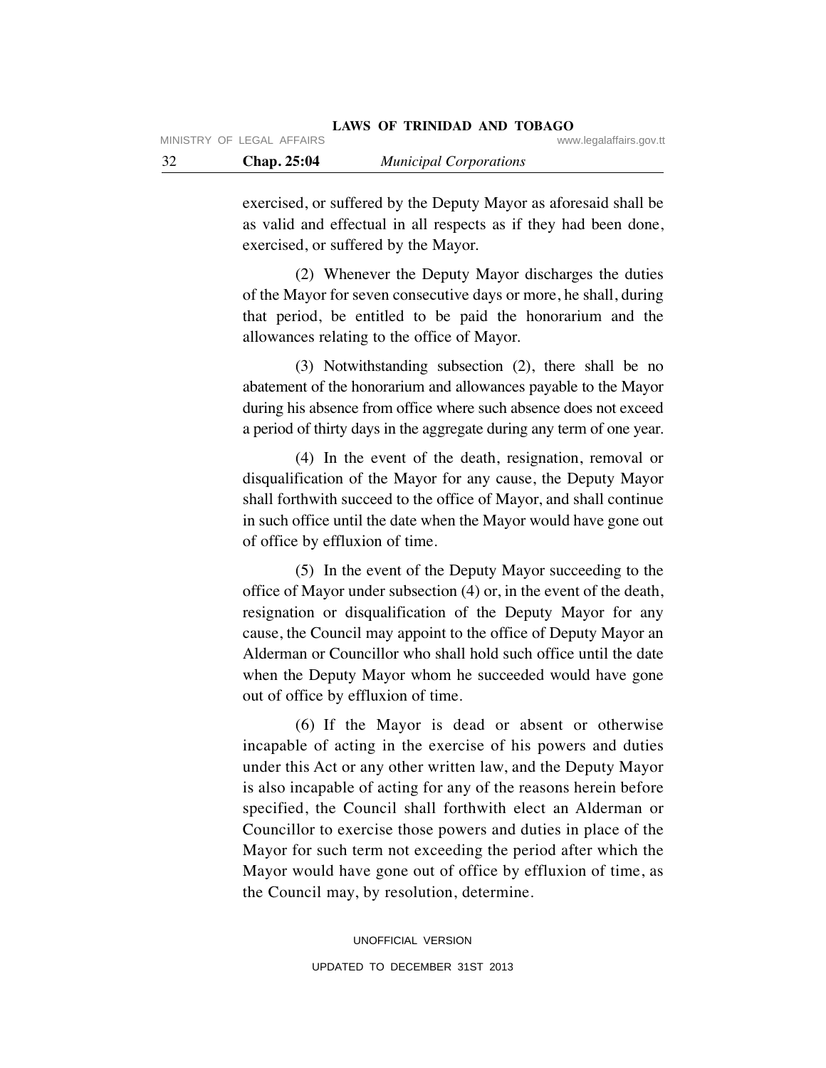exercised, or suffered by the Deputy Mayor as aforesaid shall be as valid and effectual in all respects as if they had been done, exercised, or suffered by the Mayor.

(2) Whenever the Deputy Mayor discharges the duties of the Mayor for seven consecutive days or more, he shall, during that period, be entitled to be paid the honorarium and the allowances relating to the office of Mayor.

(3) Notwithstanding subsection (2), there shall be no abatement of the honorarium and allowances payable to the Mayor during his absence from office where such absence does not exceed a period of thirty days in the aggregate during any term of one year.

(4) In the event of the death, resignation, removal or disqualification of the Mayor for any cause, the Deputy Mayor shall forthwith succeed to the office of Mayor, and shall continue in such office until the date when the Mayor would have gone out of office by effluxion of time.

(5) In the event of the Deputy Mayor succeeding to the office of Mayor under subsection (4) or, in the event of the death, resignation or disqualification of the Deputy Mayor for any cause, the Council may appoint to the office of Deputy Mayor an Alderman or Councillor who shall hold such office until the date when the Deputy Mayor whom he succeeded would have gone out of office by effluxion of time.

(6) If the Mayor is dead or absent or otherwise incapable of acting in the exercise of his powers and duties under this Act or any other written law, and the Deputy Mayor is also incapable of acting for any of the reasons herein before specified, the Council shall forthwith elect an Alderman or Councillor to exercise those powers and duties in place of the Mayor for such term not exceeding the period after which the Mayor would have gone out of office by effluxion of time, as the Council may, by resolution, determine.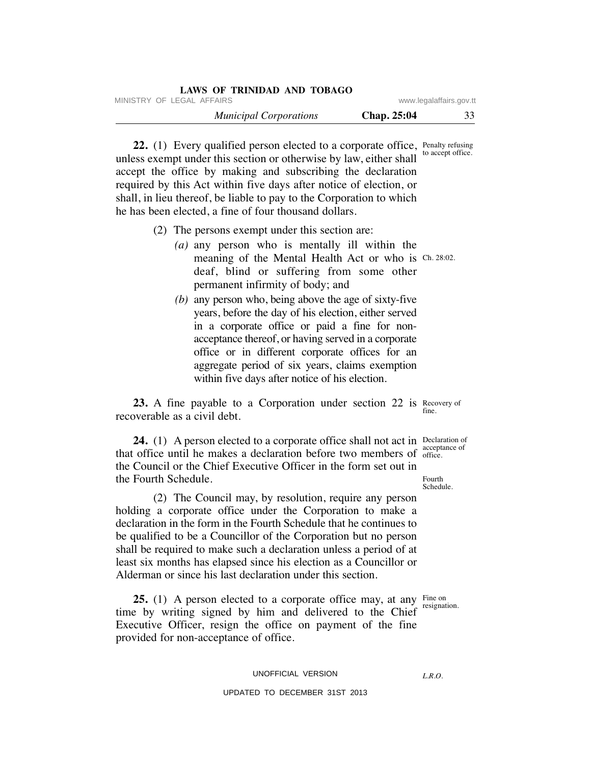**22.** (1) Every qualified person elected to a corporate office, unless exempt under this section or otherwise by law, either shall accept the office by making and subscribing the declaration required by this Act within five days after notice of election, or shall, in lieu thereof, be liable to pay to the Corporation to which he has been elected, a fine of four thousand dollars.

Penalty refusing to accept office.

(2) The persons exempt under this section are:

*(a)* any person who is mentally ill within the meaning of the Mental Health Act or who is deaf, blind or suffering from some other permanent infirmity of body; and

Ch. 28:02.

*(b)* any person who, being above the age of sixty-five years, before the day of his election, either served in a corporate office or paid a fine for non-acceptance thereof, or having served in a corporate office or in different corporate offices for an aggregate period of six years, claims exemption within five days after notice of his election.

**23.** A fine payable to a Corporation under section 22 is recoverable as a civil debt.

Recovery of fine.

**24.** (1) A person elected to a corporate office shall not act in that office until he makes a declaration before two members of the Council or the Chief Executive Officer in the form set out in the Fourth Schedule.

Declaration of acceptance of office.

Fourth Schedule.

(2) The Council may, by resolution, require any person holding a corporate office under the Corporation to make a declaration in the form in the Fourth Schedule that he continues to be qualified to be a Councillor of the Corporation but no person shall be required to make such a declaration unless a period of at least six months has elapsed since his election as a Councillor or Alderman or since his last declaration under this section.

**25.** (1) A person elected to a corporate office may, at any time by writing signed by him and delivered to the Chief Executive Officer, resign the office on payment of the fine provided for non-acceptance of office.

Fine on resignation.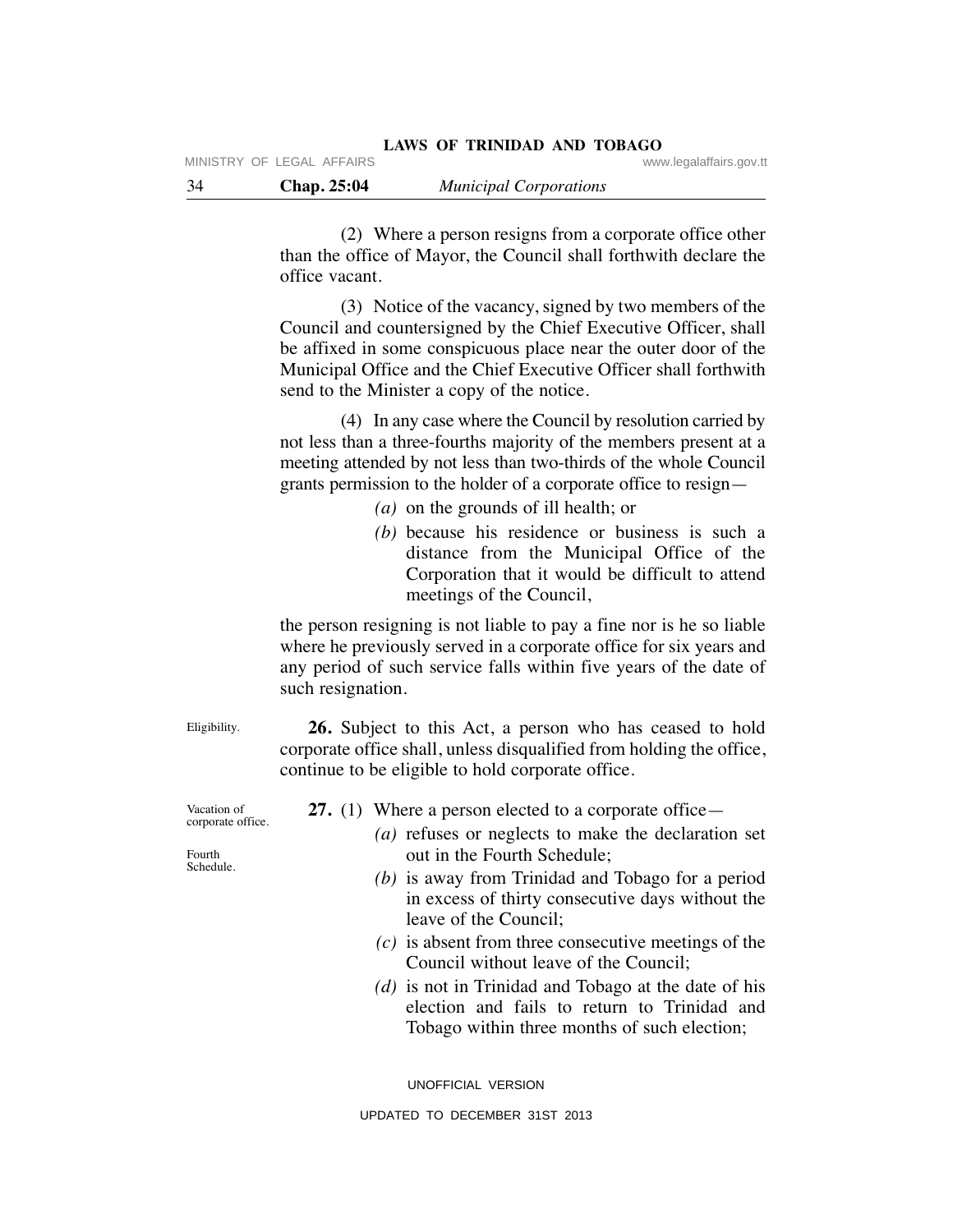(2) Where a person resigns from a corporate office other than the office of Mayor, the Council shall forthwith declare the office vacant.

(3) Notice of the vacancy, signed by two members of the Council and countersigned by the Chief Executive Officer, shall be affixed in some conspicuous place near the outer door of the Municipal Office and the Chief Executive Officer shall forthwith send to the Minister a copy of the notice.

(4) In any case where the Council by resolution carried by not less than a three-fourths majority of the members present at a meeting attended by not less than two-thirds of the whole Council grants permission to the holder of a corporate office to resign—

*(a)* on the grounds of ill health; or

*(b)* because his residence or business is such a distance from the Municipal Office of the Corporation that it would be difficult to attend meetings of the Council,

the person resigning is not liable to pay a fine nor is he so liable where he previously served in a corporate office for six years and any period of such service falls within five years of the date of such resignation.

Eligibility.

**26.** Subject to this Act, a person who has ceased to hold corporate office shall, unless disqualified from holding the office, continue to be eligible to hold corporate office.

Vacation of corporate office.

Fourth Schedule.

**27.** (1) Where a person elected to a corporate office—

*(a)* refuses or neglects to make the declaration set out in the Fourth Schedule;

*(b)* is away from Trinidad and Tobago for a period in excess of thirty consecutive days without the leave of the Council;

*(c)* is absent from three consecutive meetings of the Council without leave of the Council;

*(d)* is not in Trinidad and Tobago at the date of his election and fails to return to Trinidad and Tobago within three months of such election;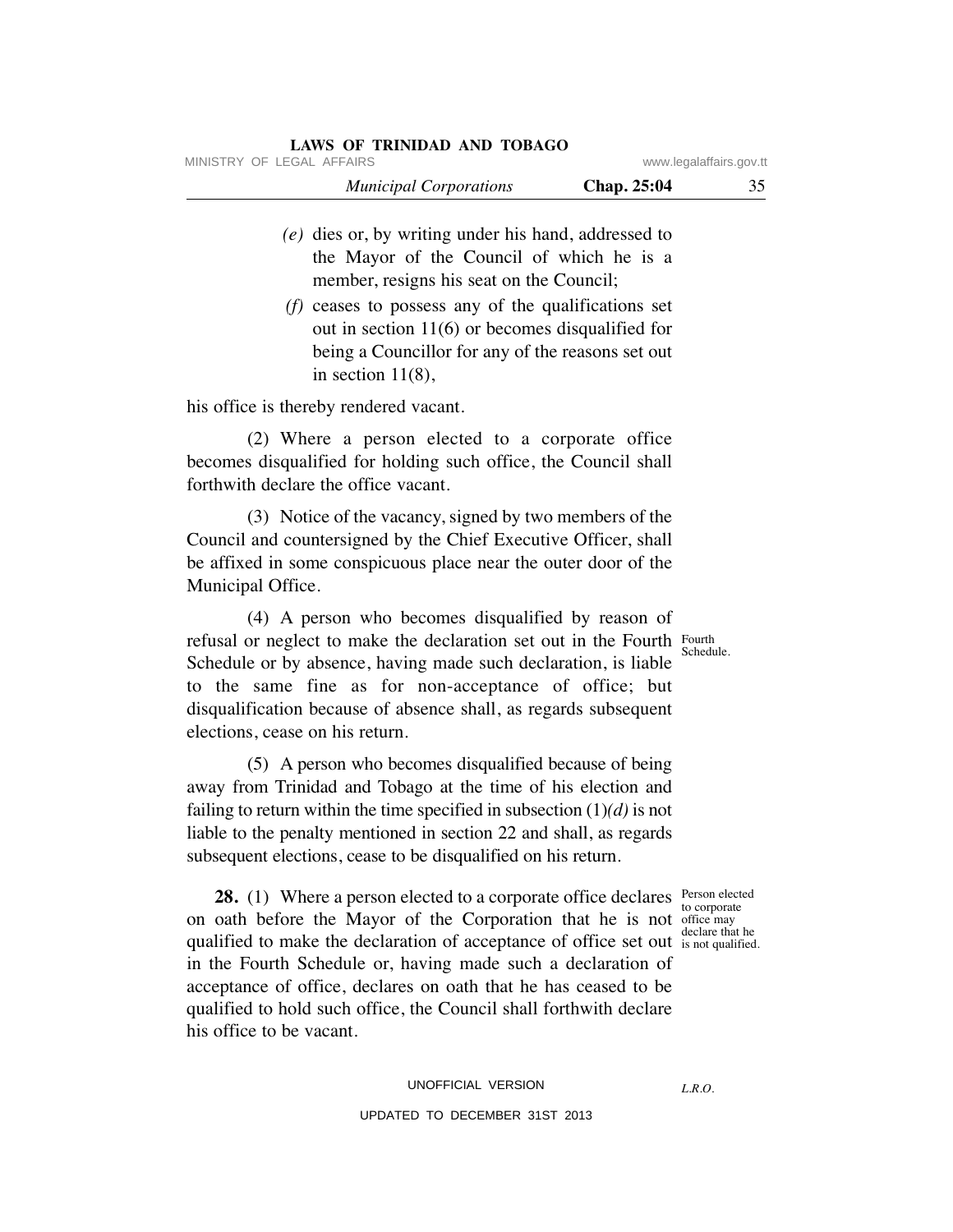*(e)* dies or, by writing under his hand, addressed to the Mayor of the Council of which he is a member, resigns his seat on the Council;

*(f)* ceases to possess any of the qualifications set out in section 11(6) or becomes disqualified for being a Councillor for any of the reasons set out in section 11(8),

his office is thereby rendered vacant.

(2) Where a person elected to a corporate office becomes disqualified for holding such office, the Council shall forthwith declare the office vacant.

(3) Notice of the vacancy, signed by two members of the Council and countersigned by the Chief Executive Officer, shall be affixed in some conspicuous place near the outer door of the Municipal Office.

(4) A person who becomes disqualified by reason of refusal or neglect to make the declaration set out in the Fourth Schedule or by absence, having made such declaration, is liable to the same fine as for non-acceptance of office; but disqualification because of absence shall, as regards subsequent elections, cease on his return.

Fourth Schedule.

(5) A person who becomes disqualified because of being away from Trinidad and Tobago at the time of his election and failing to return within the time specified in subsection (1)*(d)* is not liable to the penalty mentioned in section 22 and shall, as regards subsequent elections, cease to be disqualified on his return.

Person elected to corporate office may declare that he is not qualified.

**28.** (1) Where a person elected to a corporate office declares on oath before the Mayor of the Corporation that he is not qualified to make the declaration of acceptance of office set out in the Fourth Schedule or, having made such a declaration of acceptance of office, declares on oath that he has ceased to be qualified to hold such office, the Council shall forthwith declare his office to be vacant.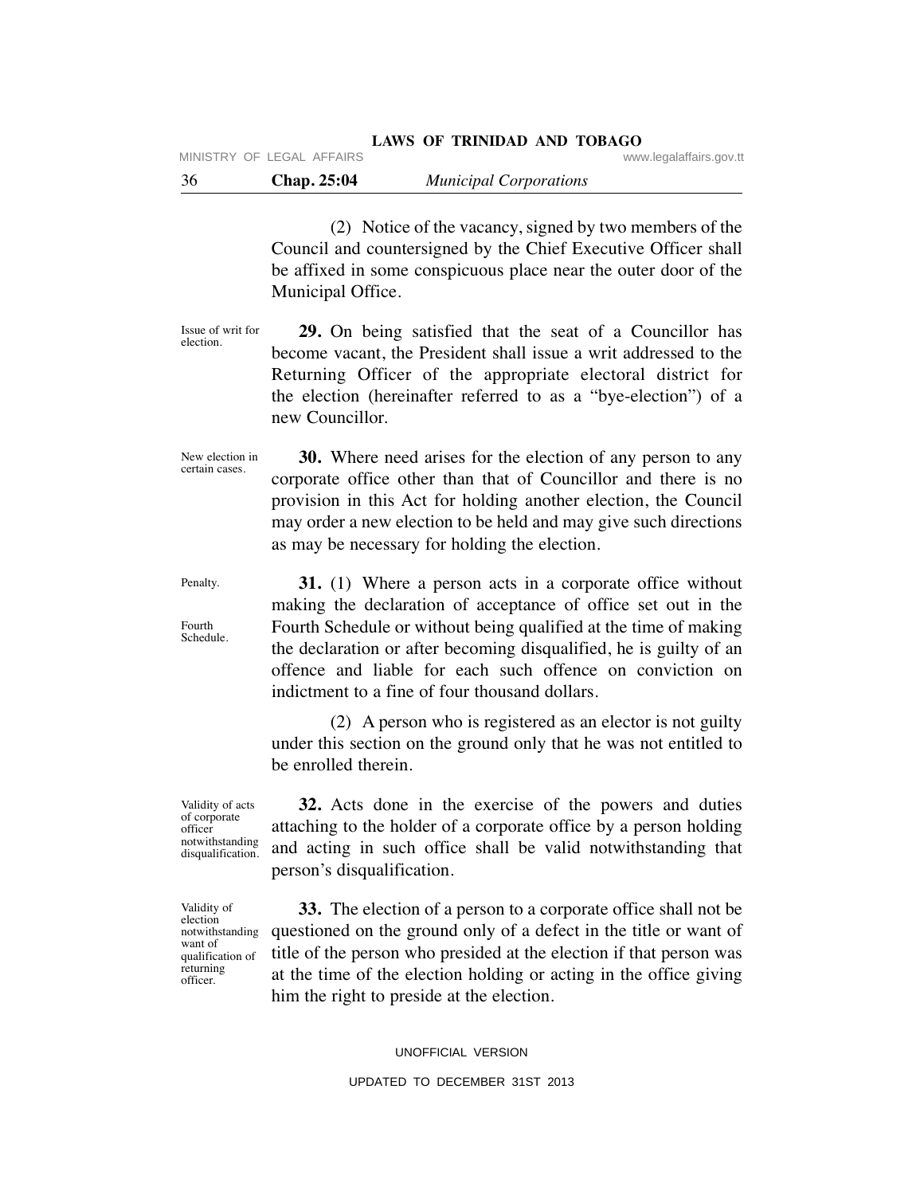(2) Notice of the vacancy, signed by two members of the Council and countersigned by the Chief Executive Officer shall be affixed in some conspicuous place near the outer door of the Municipal Office.

Issue of writ for election.

**29.** On being satisfied that the seat of a Councillor has become vacant, the President shall issue a writ addressed to the Returning Officer of the appropriate electoral district for the election (hereinafter referred to as a "bye-election") of a new Councillor.

New election in certain cases.

**30.** Where need arises for the election of any person to any corporate office other than that of Councillor and there is no provision in this Act for holding another election, the Council may order a new election to be held and may give such directions as may be necessary for holding the election.

Penalty.

Fourth Schedule.

**31.** (1) Where a person acts in a corporate office without making the declaration of acceptance of office set out in the Fourth Schedule or without being qualified at the time of making the declaration or after becoming disqualified, he is guilty of an offence and liable for each such offence on conviction on indictment to a fine of four thousand dollars.

(2) A person who is registered as an elector is not guilty under this section on the ground only that he was not entitled to be enrolled therein.

Validity of acts of corporate officer notwithstanding disqualification.

**32.** Acts done in the exercise of the powers and duties attaching to the holder of a corporate office by a person holding and acting in such office shall be valid notwithstanding that person's disqualification.

Validity of election notwithstanding want of qualification of returning officer.

**33.** The election of a person to a corporate office shall not be questioned on the ground only of a defect in the title or want of title of the person who presided at the election if that person was at the time of the election holding or acting in the office giving him the right to preside at the election.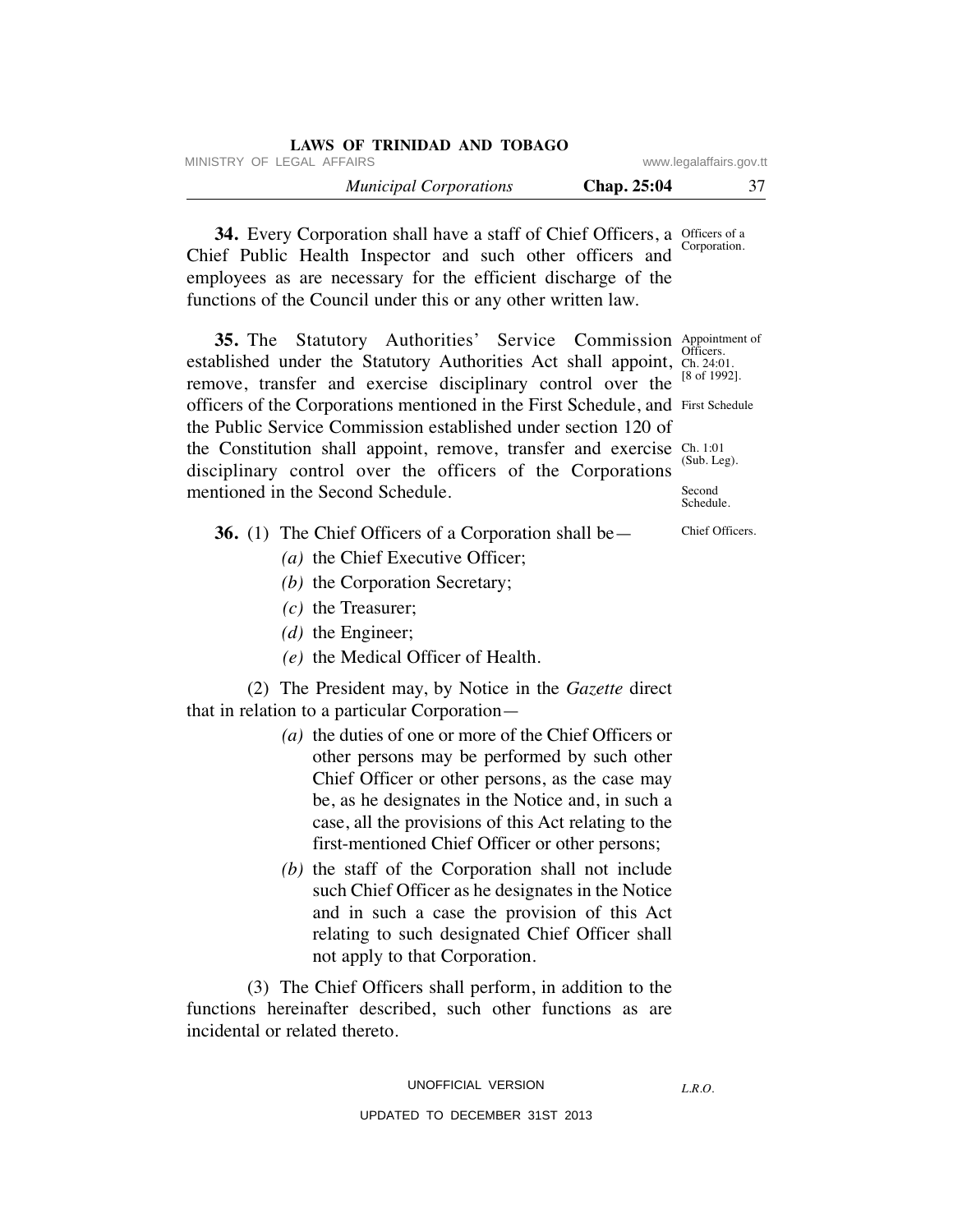**34.** Every Corporation shall have a staff of Chief Officers, a Chief Public Health Inspector and such other officers and employees as are necessary for the efficient discharge of the functions of the Council under this or any other written law.

Officers of a Corporation.

**35.** The Statutory Authorities' Service Commission established under the Statutory Authorities Act shall appoint, remove, transfer and exercise disciplinary control over the officers of the Corporations mentioned in the First Schedule, and the Public Service Commission established under section 120 of the Constitution shall appoint, remove, transfer and exercise disciplinary control over the officers of the Corporations mentioned in the Second Schedule.

Appointment of Officers. Ch. 24:01. [8 of 1992]. First Schedule. Ch. 1:01 (Sub. Leg). Second Schedule.

**36.** (1) The Chief Officers of a Corporation shall be—

Chief Officers.

- *(a)* the Chief Executive Officer;
- *(b)* the Corporation Secretary;
- *(c)* the Treasurer;
- *(d)* the Engineer;
- *(e)* the Medical Officer of Health.

(2) The President may, by Notice in the *Gazette* direct that in relation to a particular Corporation—

- *(a)* the duties of one or more of the Chief Officers or other persons may be performed by such other Chief Officer or other persons, as the case may be, as he designates in the Notice and, in such a case, all the provisions of this Act relating to the first-mentioned Chief Officer or other persons;
- *(b)* the staff of the Corporation shall not include such Chief Officer as he designates in the Notice and in such a case the provision of this Act relating to such designated Chief Officer shall not apply to that Corporation.

(3) The Chief Officers shall perform, in addition to the functions hereinafter described, such other functions as are incidental or related thereto.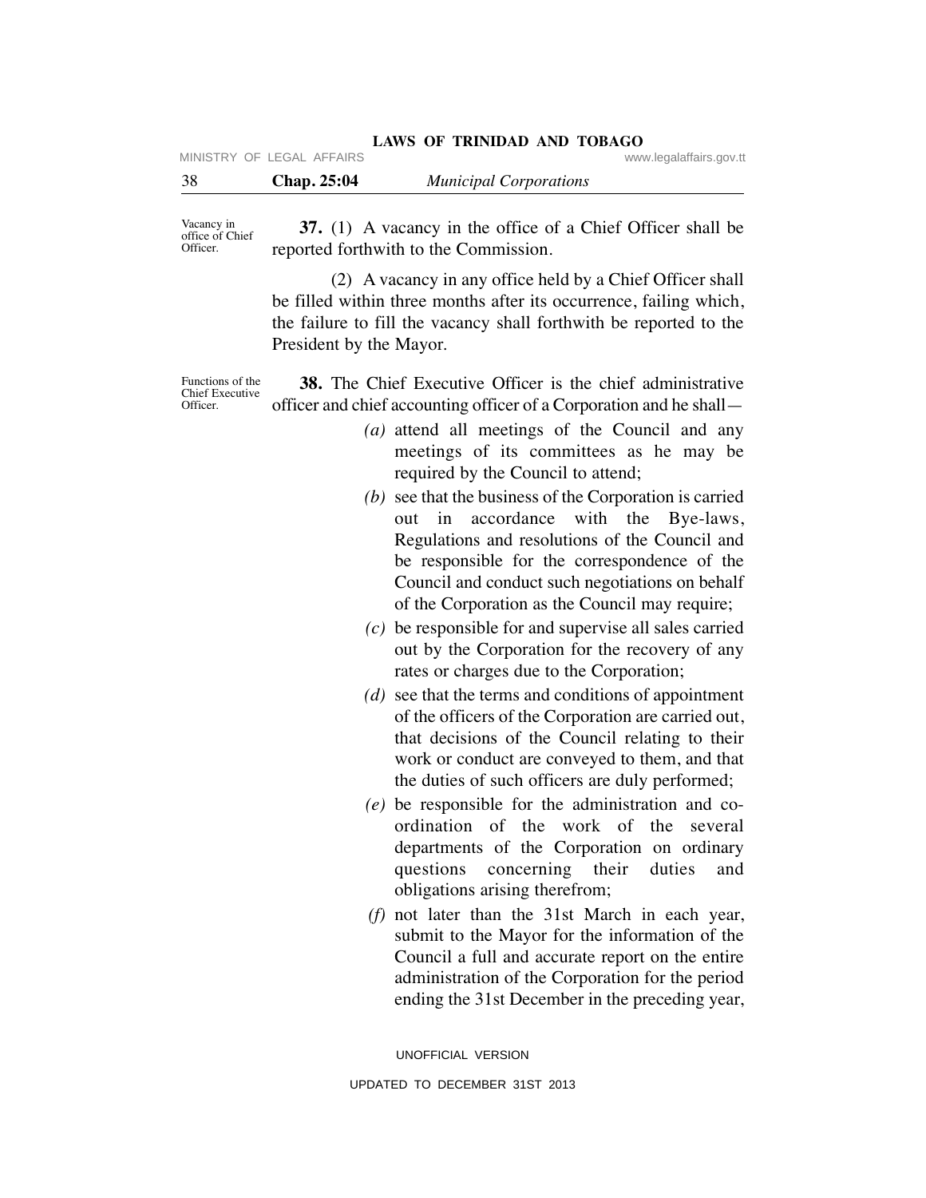Vacancy in office of Chief Officer.

**37.** (1) A vacancy in the office of a Chief Officer shall be reported forthwith to the Commission.

(2) A vacancy in any office held by a Chief Officer shall be filled within three months after its occurrence, failing which, the failure to fill the vacancy shall forthwith be reported to the President by the Mayor.

Functions of the Chief Executive Officer.

**38.** The Chief Executive Officer is the chief administrative officer and chief accounting officer of a Corporation and he shall—

*(a)* attend all meetings of the Council and any meetings of its committees as he may be required by the Council to attend;

*(b)* see that the business of the Corporation is carried out in accordance with the Bye-laws, Regulations and resolutions of the Council and be responsible for the correspondence of the Council and conduct such negotiations on behalf of the Corporation as the Council may require;

*(c)* be responsible for and supervise all sales carried out by the Corporation for the recovery of any rates or charges due to the Corporation;

*(d)* see that the terms and conditions of appointment of the officers of the Corporation are carried out, that decisions of the Council relating to their work or conduct are conveyed to them, and that the duties of such officers are duly performed;

*(e)* be responsible for the administration and co-ordination of the work of the several departments of the Corporation on ordinary questions concerning their duties and obligations arising therefrom;

*(f)* not later than the 31st March in each year, submit to the Mayor for the information of the Council a full and accurate report on the entire administration of the Corporation for the period ending the 31st December in the preceding year,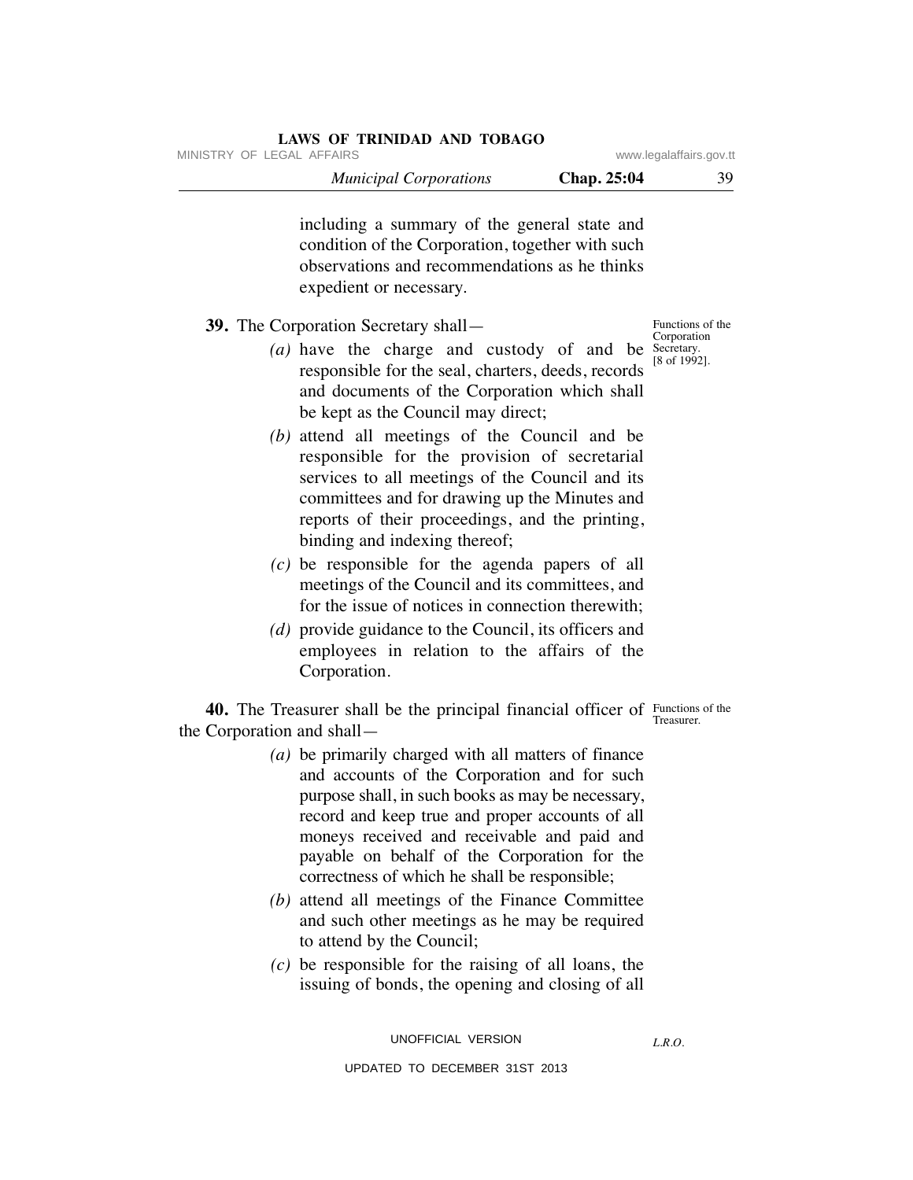including a summary of the general state and condition of the Corporation, together with such observations and recommendations as he thinks expedient or necessary.

**39.** The Corporation Secretary shall—

*Functions of the Corporation Secretary. [8 of 1992].*

*(a)* have the charge and custody of and be responsible for the seal, charters, deeds, records and documents of the Corporation which shall be kept as the Council may direct;

*(b)* attend all meetings of the Council and be responsible for the provision of secretarial services to all meetings of the Council and its committees and for drawing up the Minutes and reports of their proceedings, and the printing, binding and indexing thereof;

*(c)* be responsible for the agenda papers of all meetings of the Council and its committees, and for the issue of notices in connection therewith;

*(d)* provide guidance to the Council, its officers and employees in relation to the affairs of the Corporation.

**40.** The Treasurer shall be the principal financial officer of the Corporation and shall—

*Functions of the Treasurer.*

*(a)* be primarily charged with all matters of finance and accounts of the Corporation and for such purpose shall, in such books as may be necessary, record and keep true and proper accounts of all moneys received and receivable and paid and payable on behalf of the Corporation for the correctness of which he shall be responsible;

*(b)* attend all meetings of the Finance Committee and such other meetings as he may be required to attend by the Council;

*(c)* be responsible for the raising of all loans, the issuing of bonds, the opening and closing of all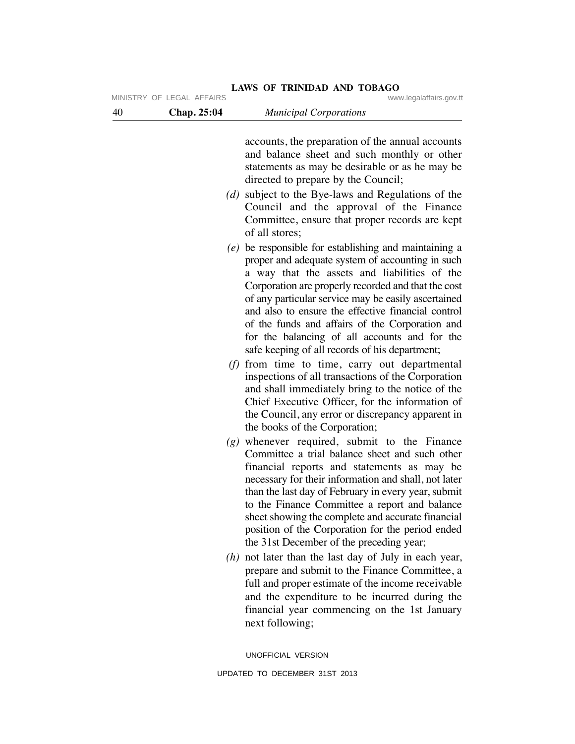accounts, the preparation of the annual accounts and balance sheet and such monthly or other statements as may be desirable or as he may be directed to prepare by the Council;

*(d)* subject to the Bye-laws and Regulations of the Council and the approval of the Finance Committee, ensure that proper records are kept of all stores;

*(e)* be responsible for establishing and maintaining a proper and adequate system of accounting in such a way that the assets and liabilities of the Corporation are properly recorded and that the cost of any particular service may be easily ascertained and also to ensure the effective financial control of the funds and affairs of the Corporation and for the balancing of all accounts and for the safe keeping of all records of his department;

*(f)* from time to time, carry out departmental inspections of all transactions of the Corporation and shall immediately bring to the notice of the Chief Executive Officer, for the information of the Council, any error or discrepancy apparent in the books of the Corporation;

*(g)* whenever required, submit to the Finance Committee a trial balance sheet and such other financial reports and statements as may be necessary for their information and shall, not later than the last day of February in every year, submit to the Finance Committee a report and balance sheet showing the complete and accurate financial position of the Corporation for the period ended the 31st December of the preceding year;

*(h)* not later than the last day of July in each year, prepare and submit to the Finance Committee, a full and proper estimate of the income receivable and the expenditure to be incurred during the financial year commencing on the 1st January next following;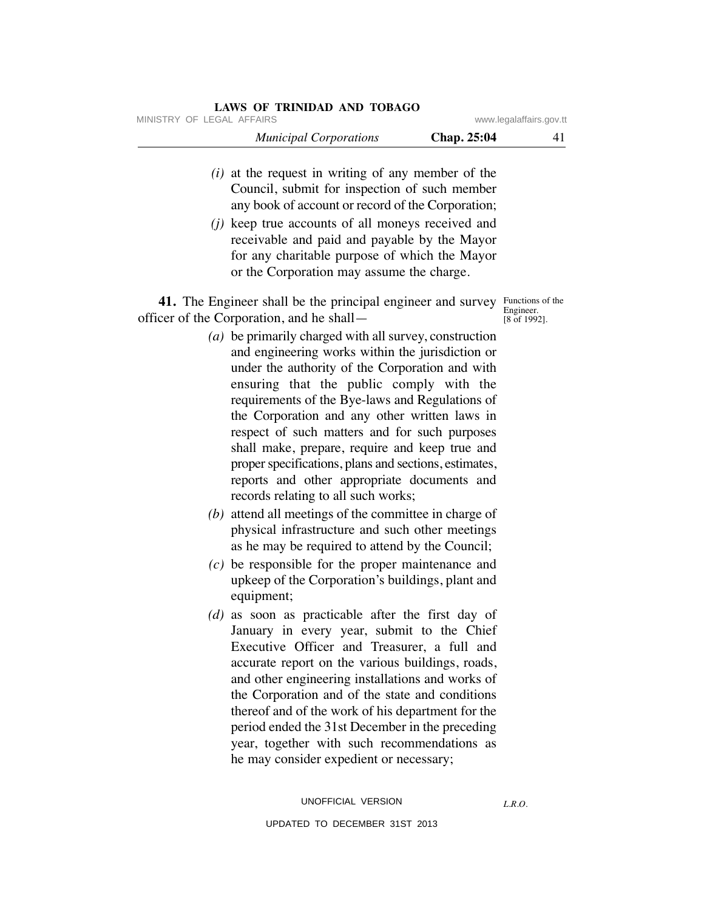*(i)* at the request in writing of any member of the Council, submit for inspection of such member any book of account or record of the Corporation;

*(j)* keep true accounts of all moneys received and receivable and paid and payable by the Mayor for any charitable purpose of which the Mayor or the Corporation may assume the charge.

Functions of the Engineer. [8 of 1992].

**41.** The Engineer shall be the principal engineer and survey officer of the Corporation, and he shall—

*(a)* be primarily charged with all survey, construction and engineering works within the jurisdiction or under the authority of the Corporation and with ensuring that the public comply with the requirements of the Bye-laws and Regulations of the Corporation and any other written laws in respect of such matters and for such purposes shall make, prepare, require and keep true and proper specifications, plans and sections, estimates, reports and other appropriate documents and records relating to all such works;

*(b)* attend all meetings of the committee in charge of physical infrastructure and such other meetings as he may be required to attend by the Council;

*(c)* be responsible for the proper maintenance and upkeep of the Corporation's buildings, plant and equipment;

*(d)* as soon as practicable after the first day of January in every year, submit to the Chief Executive Officer and Treasurer, a full and accurate report on the various buildings, roads, and other engineering installations and works of the Corporation and of the state and conditions thereof and of the work of his department for the period ended the 31st December in the preceding year, together with such recommendations as he may consider expedient or necessary;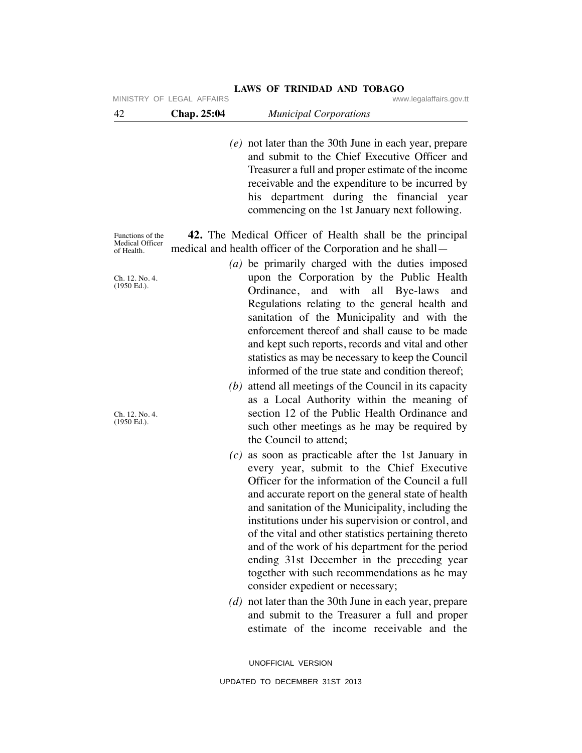(e) not later than the 30th June in each year, prepare and submit to the Chief Executive Officer and Treasurer a full and proper estimate of the income receivable and the expenditure to be incurred by his department during the financial year commencing on the 1st January next following.

Functions of the Medical Officer of Health.

**42.** The Medical Officer of Health shall be the principal medical and health officer of the Corporation and he shall—

Ch. 12. No. 4. (1950 Ed.).

(a) be primarily charged with the duties imposed upon the Corporation by the Public Health Ordinance, and with all Bye-laws and Regulations relating to the general health and sanitation of the Municipality and with the enforcement thereof and shall cause to be made and kept such reports, records and vital and other statistics as may be necessary to keep the Council informed of the true state and condition thereof;

Ch. 12. No. 4. (1950 Ed.).

(b) attend all meetings of the Council in its capacity as a Local Authority within the meaning of section 12 of the Public Health Ordinance and such other meetings as he may be required by the Council to attend;

(c) as soon as practicable after the 1st January in every year, submit to the Chief Executive Officer for the information of the Council a full and accurate report on the general state of health and sanitation of the Municipality, including the institutions under his supervision or control, and of the vital and other statistics pertaining thereto and of the work of his department for the period ending 31st December in the preceding year together with such recommendations as he may consider expedient or necessary;

(d) not later than the 30th June in each year, prepare and submit to the Treasurer a full and proper estimate of the income receivable and the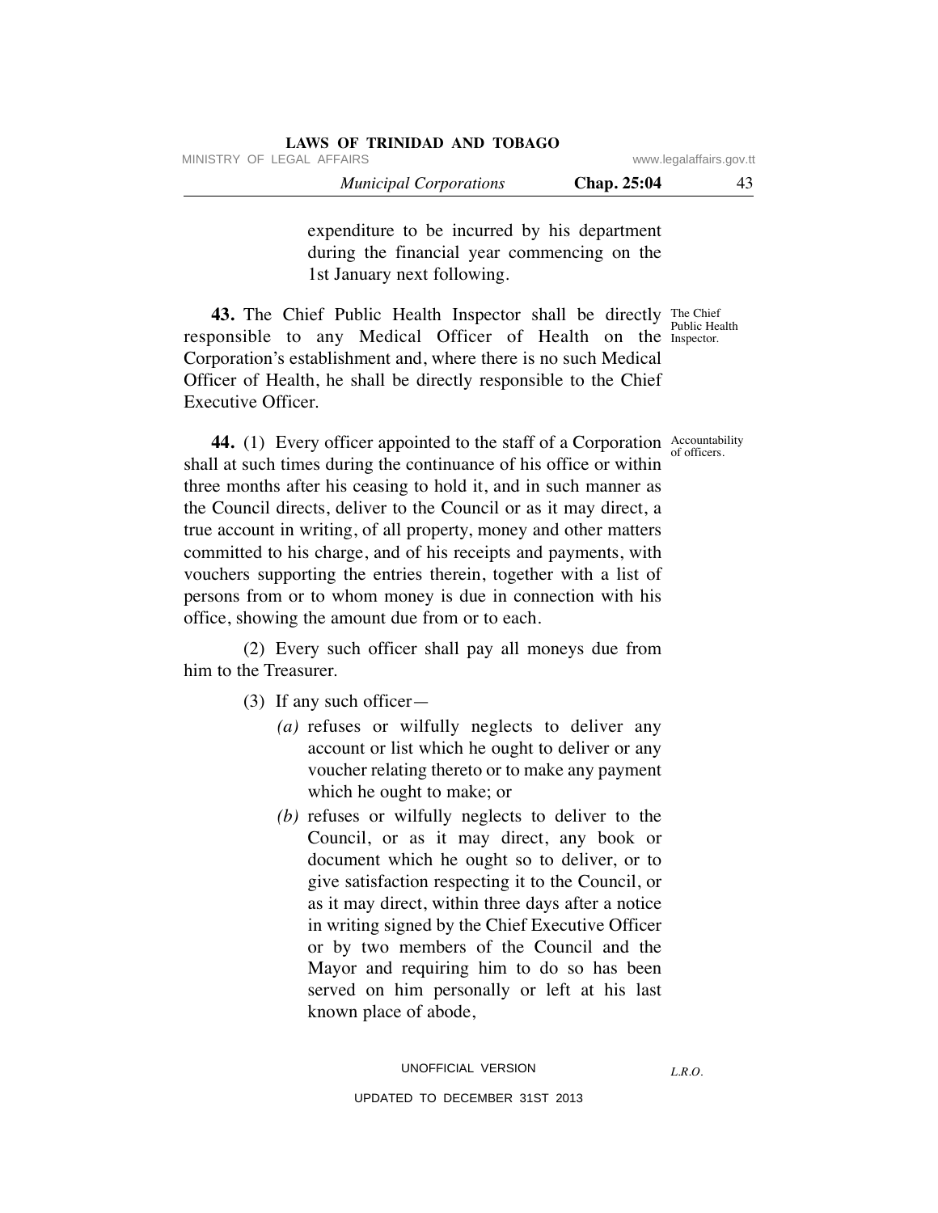expenditure to be incurred by his department during the financial year commencing on the 1st January next following.

**43.** The Chief Public Health Inspector shall be directly responsible to any Medical Officer of Health on the Corporation's establishment and, where there is no such Medical Officer of Health, he shall be directly responsible to the Chief Executive Officer.

The Chief Public Health Inspector.

**44.** (1) Every officer appointed to the staff of a Corporation shall at such times during the continuance of his office or within three months after his ceasing to hold it, and in such manner as the Council directs, deliver to the Council or as it may direct, a true account in writing, of all property, money and other matters committed to his charge, and of his receipts and payments, with vouchers supporting the entries therein, together with a list of persons from or to whom money is due in connection with his office, showing the amount due from or to each.

Accountability of officers.

(2) Every such officer shall pay all moneys due from him to the Treasurer.

(3) If any such officer—

*(a)* refuses or wilfully neglects to deliver any account or list which he ought to deliver or any voucher relating thereto or to make any payment which he ought to make; or

*(b)* refuses or wilfully neglects to deliver to the Council, or as it may direct, any book or document which he ought so to deliver, or to give satisfaction respecting it to the Council, or as it may direct, within three days after a notice in writing signed by the Chief Executive Officer or by two members of the Council and the Mayor and requiring him to do so has been served on him personally or left at his last known place of abode,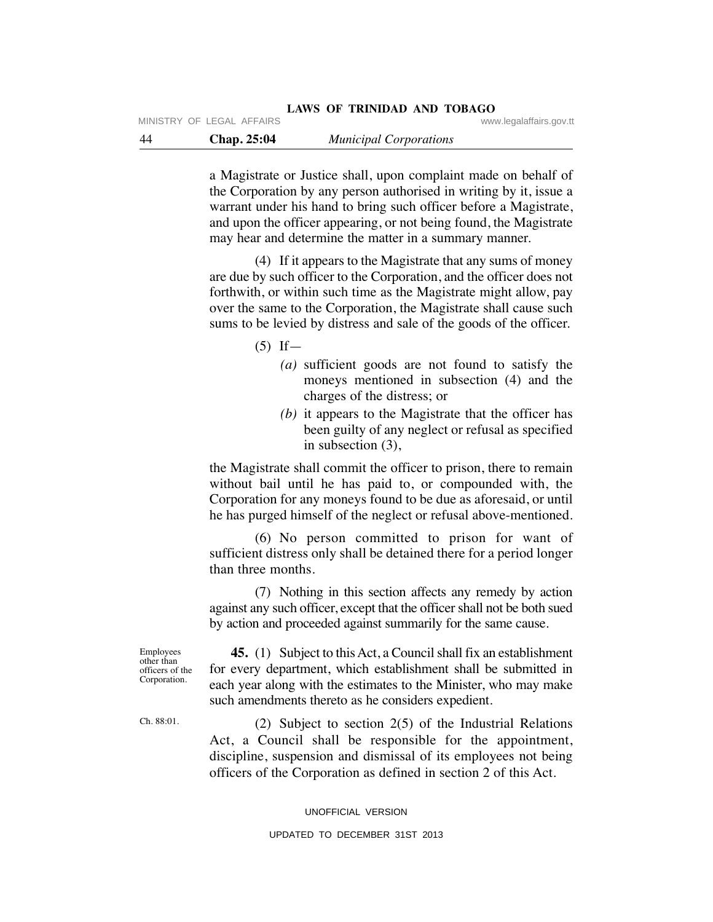a Magistrate or Justice shall, upon complaint made on behalf of the Corporation by any person authorised in writing by it, issue a warrant under his hand to bring such officer before a Magistrate, and upon the officer appearing, or not being found, the Magistrate may hear and determine the matter in a summary manner.

(4) If it appears to the Magistrate that any sums of money are due by such officer to the Corporation, and the officer does not forthwith, or within such time as the Magistrate might allow, pay over the same to the Corporation, the Magistrate shall cause such sums to be levied by distress and sale of the goods of the officer.

(5) If—

*(a)* sufficient goods are not found to satisfy the moneys mentioned in subsection (4) and the charges of the distress; or

*(b)* it appears to the Magistrate that the officer has been guilty of any neglect or refusal as specified in subsection (3),

the Magistrate shall commit the officer to prison, there to remain without bail until he has paid to, or compounded with, the Corporation for any moneys found to be due as aforesaid, or until he has purged himself of the neglect or refusal above-mentioned.

(6) No person committed to prison for want of sufficient distress only shall be detained there for a period longer than three months.

(7) Nothing in this section affects any remedy by action against any such officer, except that the officer shall not be both sued by action and proceeded against summarily for the same cause.

Employees other than officers of the Corporation.

**45.** (1) Subject to this Act, a Council shall fix an establishment for every department, which establishment shall be submitted in each year along with the estimates to the Minister, who may make such amendments thereto as he considers expedient.

Ch. 88:01.

(2) Subject to section 2(5) of the Industrial Relations Act, a Council shall be responsible for the appointment, discipline, suspension and dismissal of its employees not being officers of the Corporation as defined in section 2 of this Act.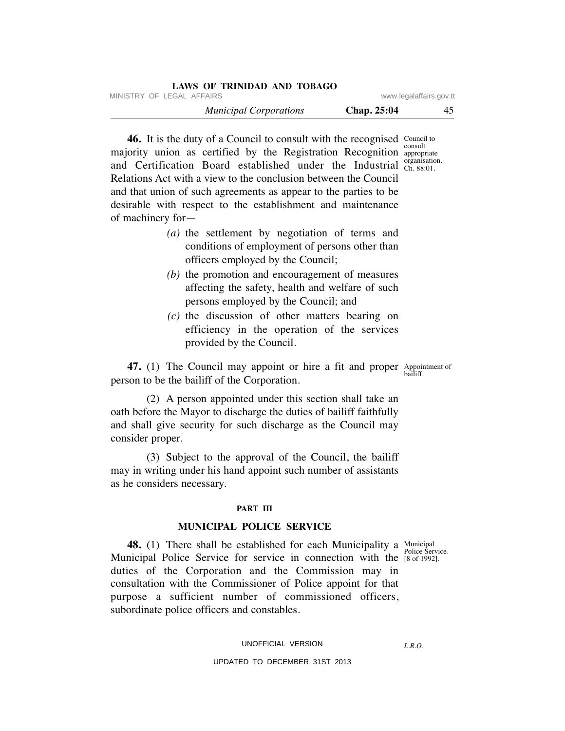**46.** It is the duty of a Council to consult with the recognised majority union as certified by the Registration Recognition and Certification Board established under the Industrial Relations Act with a view to the conclusion between the Council and that union of such agreements as appear to the parties to be desirable with respect to the establishment and maintenance of machinery for—

Council to consult appropriate organisation. Ch. 88:01.

*(a)* the settlement by negotiation of terms and conditions of employment of persons other than officers employed by the Council;

*(b)* the promotion and encouragement of measures affecting the safety, health and welfare of such persons employed by the Council; and

*(c)* the discussion of other matters bearing on efficiency in the operation of the services provided by the Council.

**47.** (1) The Council may appoint or hire a fit and proper person to be the bailiff of the Corporation.

Appointment of bailiff.

(2) A person appointed under this section shall take an oath before the Mayor to discharge the duties of bailiff faithfully and shall give security for such discharge as the Council may consider proper.

(3) Subject to the approval of the Council, the bailiff may in writing under his hand appoint such number of assistants as he considers necessary.

## PART III

## MUNICIPAL POLICE SERVICE

**48.** (1) There shall be established for each Municipality a Municipal Police Service for service in connection with the duties of the Corporation and the Commission may in consultation with the Commissioner of Police appoint for that purpose a sufficient number of commissioned officers, subordinate police officers and constables.

Municipal Police Service. [8 of 1992].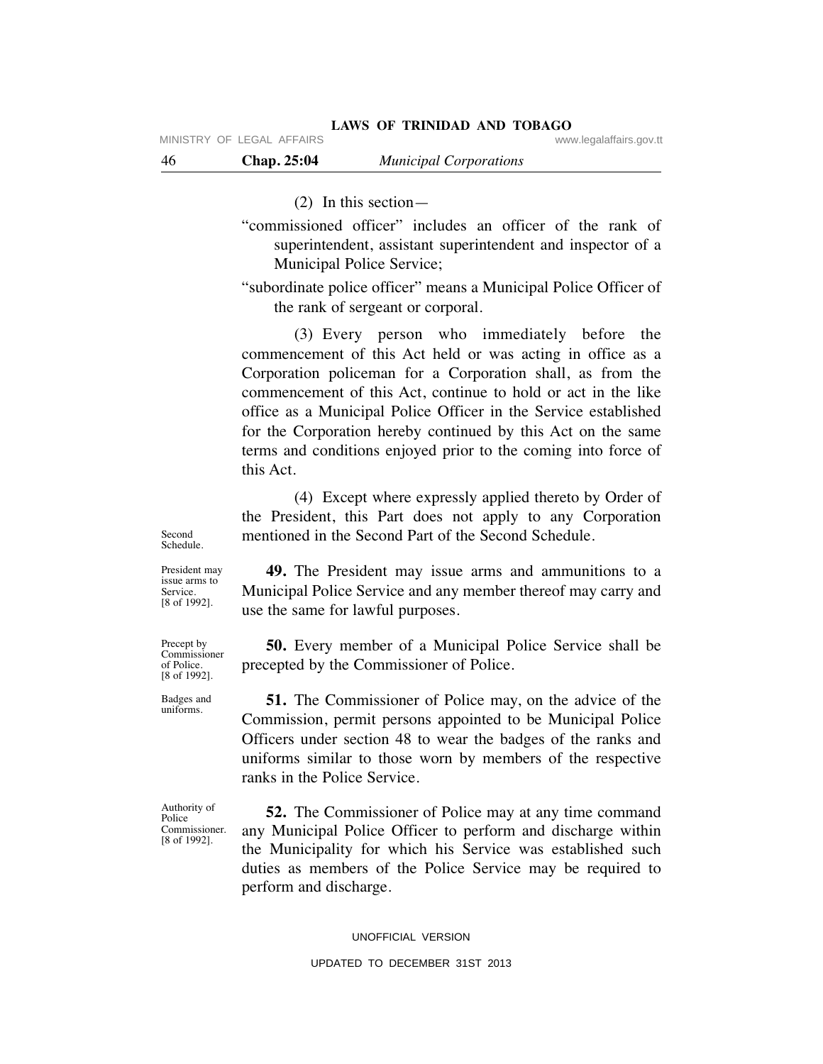(2) In this section—

"commissioned officer" includes an officer of the rank of superintendent, assistant superintendent and inspector of a Municipal Police Service;

"subordinate police officer" means a Municipal Police Officer of the rank of sergeant or corporal.

(3) Every person who immediately before the commencement of this Act held or was acting in office as a Corporation policeman for a Corporation shall, as from the commencement of this Act, continue to hold or act in the like office as a Municipal Police Officer in the Service established for the Corporation hereby continued by this Act on the same terms and conditions enjoyed prior to the coming into force of this Act.

Second Schedule.

(4) Except where expressly applied thereto by Order of the President, this Part does not apply to any Corporation mentioned in the Second Part of the Second Schedule.

President may issue arms to Service. [8 of 1992].

**49.** The President may issue arms and ammunitions to a Municipal Police Service and any member thereof may carry and use the same for lawful purposes.

Precept by Commissioner of Police. [8 of 1992].

**50.** Every member of a Municipal Police Service shall be precepted by the Commissioner of Police.

Badges and uniforms.

**51.** The Commissioner of Police may, on the advice of the Commission, permit persons appointed to be Municipal Police Officers under section 48 to wear the badges of the ranks and uniforms similar to those worn by members of the respective ranks in the Police Service.

Authority of Police Commissioner. [8 of 1992].

**52.** The Commissioner of Police may at any time command any Municipal Police Officer to perform and discharge within the Municipality for which his Service was established such duties as members of the Police Service may be required to perform and discharge.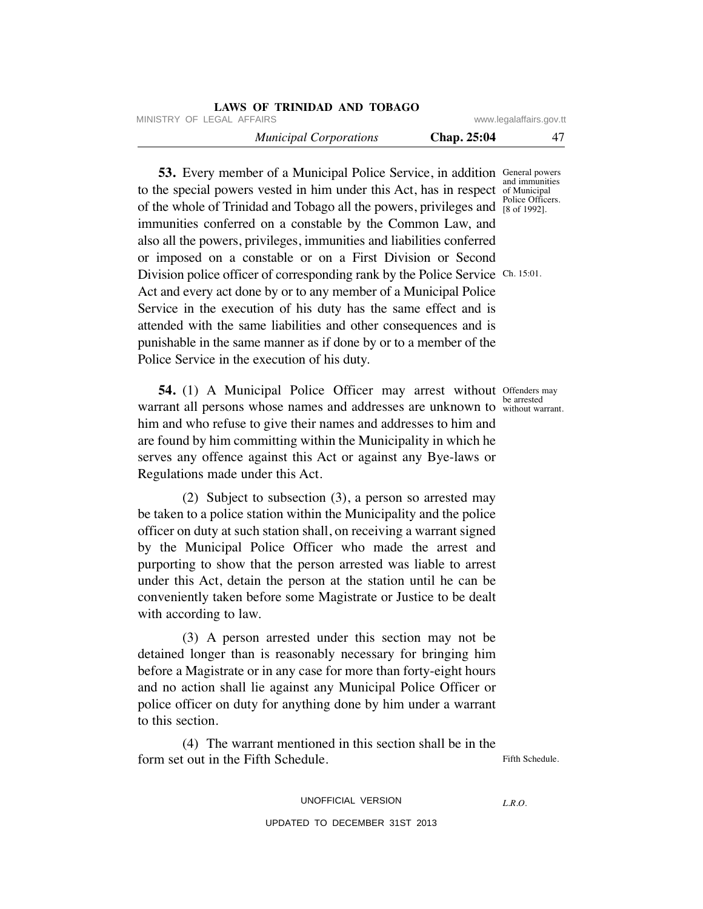**53.** Every member of a Municipal Police Service, in addition to the special powers vested in him under this Act, has in respect of the whole of Trinidad and Tobago all the powers, privileges and immunities conferred on a constable by the Common Law, and also all the powers, privileges, immunities and liabilities conferred or imposed on a constable or on a First Division or Second Division police officer of corresponding rank by the Police Service Act and every act done by or to any member of a Municipal Police Service in the execution of his duty has the same effect and is attended with the same liabilities and other consequences and is punishable in the same manner as if done by or to a member of the Police Service in the execution of his duty.

General powers and immunities of Municipal Police Officers. [8 of 1992].

Ch. 15:01.

**54.** (1) A Municipal Police Officer may arrest without warrant all persons whose names and addresses are unknown to him and who refuse to give their names and addresses to him and are found by him committing within the Municipality in which he serves any offence against this Act or against any Bye-laws or Regulations made under this Act.

Offenders may be arrested without warrant.

(2) Subject to subsection (3), a person so arrested may be taken to a police station within the Municipality and the police officer on duty at such station shall, on receiving a warrant signed by the Municipal Police Officer who made the arrest and purporting to show that the person arrested was liable to arrest under this Act, detain the person at the station until he can be conveniently taken before some Magistrate or Justice to be dealt with according to law.

(3) A person arrested under this section may not be detained longer than is reasonably necessary for bringing him before a Magistrate or in any case for more than forty-eight hours and no action shall lie against any Municipal Police Officer or police officer on duty for anything done by him under a warrant to this section.

(4) The warrant mentioned in this section shall be in the form set out in the Fifth Schedule.

Fifth Schedule.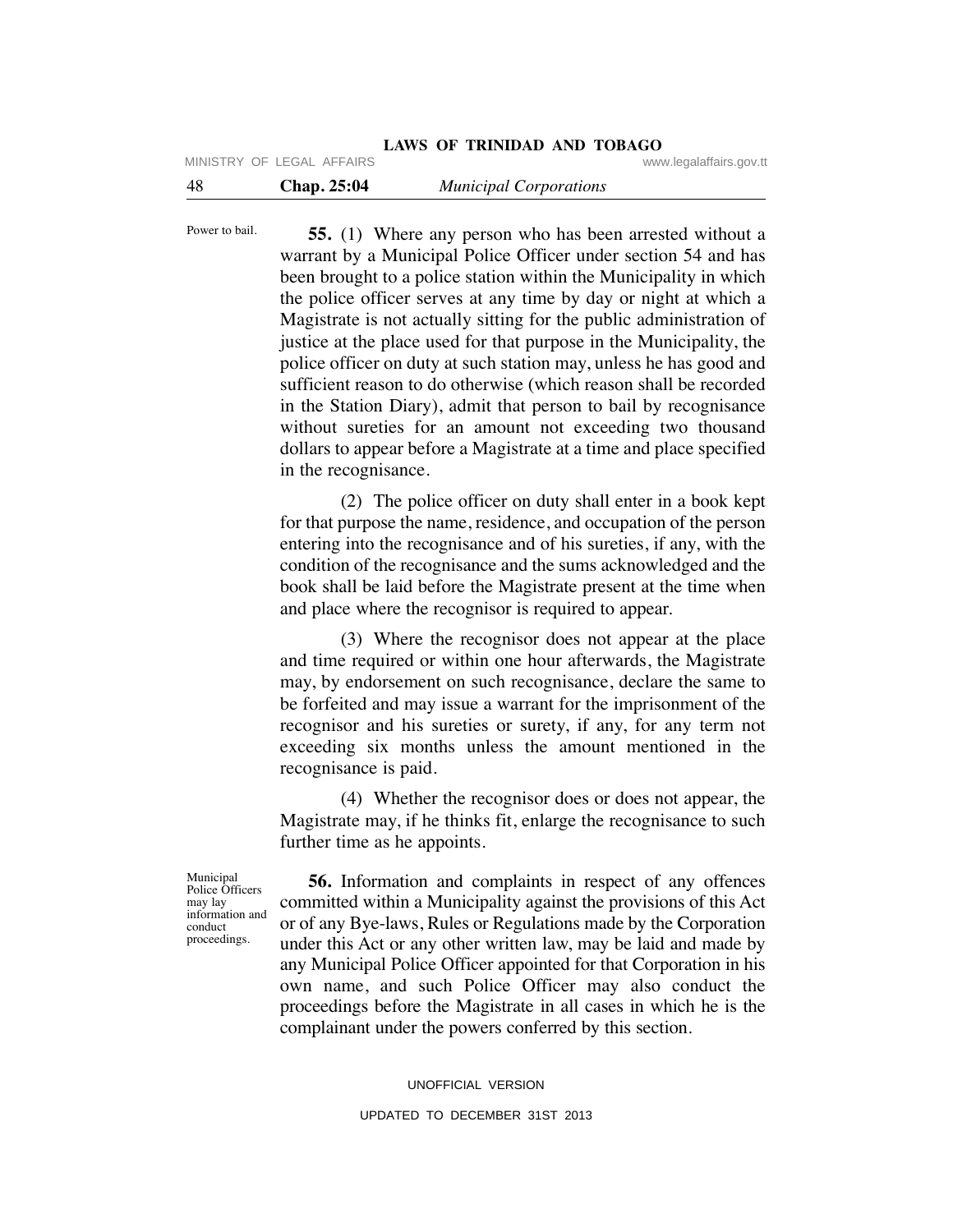Power to bail.

**55.** (1) Where any person who has been arrested without a warrant by a Municipal Police Officer under section 54 and has been brought to a police station within the Municipality in which the police officer serves at any time by day or night at which a Magistrate is not actually sitting for the public administration of justice at the place used for that purpose in the Municipality, the police officer on duty at such station may, unless he has good and sufficient reason to do otherwise (which reason shall be recorded in the Station Diary), admit that person to bail by recognisance without sureties for an amount not exceeding two thousand dollars to appear before a Magistrate at a time and place specified in the recognisance.

(2) The police officer on duty shall enter in a book kept for that purpose the name, residence, and occupation of the person entering into the recognisance and of his sureties, if any, with the condition of the recognisance and the sums acknowledged and the book shall be laid before the Magistrate present at the time when and place where the recognisor is required to appear.

(3) Where the recognisor does not appear at the place and time required or within one hour afterwards, the Magistrate may, by endorsement on such recognisance, declare the same to be forfeited and may issue a warrant for the imprisonment of the recognisor and his sureties or surety, if any, for any term not exceeding six months unless the amount mentioned in the recognisance is paid.

(4) Whether the recognisor does or does not appear, the Magistrate may, if he thinks fit, enlarge the recognisance to such further time as he appoints.

Municipal Police Officers may lay information and conduct proceedings.

**56.** Information and complaints in respect of any offences committed within a Municipality against the provisions of this Act or of any Bye-laws, Rules or Regulations made by the Corporation under this Act or any other written law, may be laid and made by any Municipal Police Officer appointed for that Corporation in his own name, and such Police Officer may also conduct the proceedings before the Magistrate in all cases in which he is the complainant under the powers conferred by this section.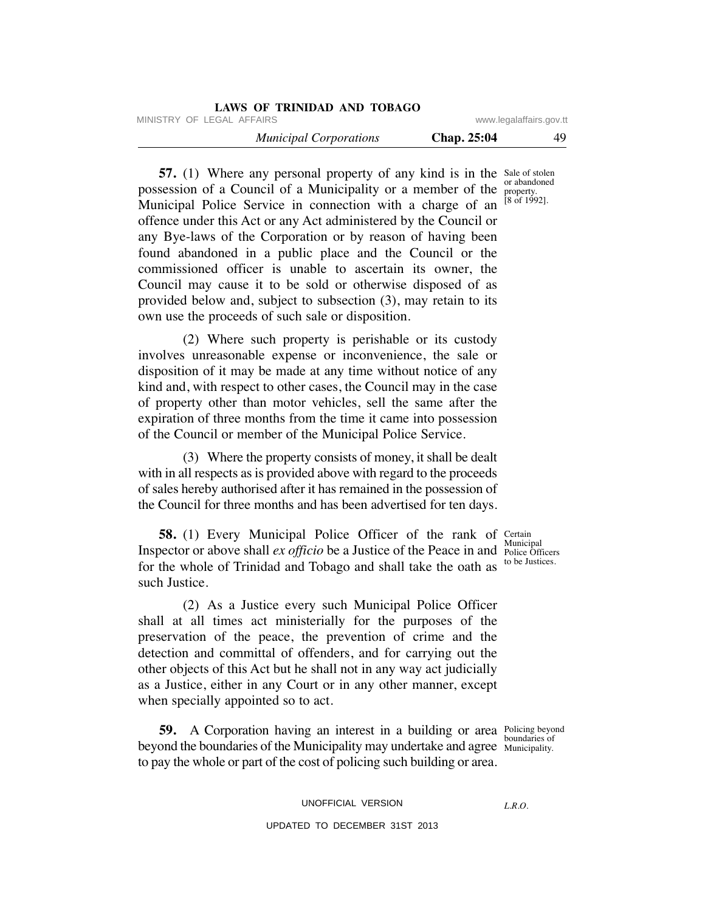**57.** (1) Where any personal property of any kind is in the possession of a Council of a Municipality or a member of the Municipal Police Service in connection with a charge of an offence under this Act or any Act administered by the Council or any Bye-laws of the Corporation or by reason of having been found abandoned in a public place and the Council or the commissioned officer is unable to ascertain its owner, the Council may cause it to be sold or otherwise disposed of as provided below and, subject to subsection (3), may retain to its own use the proceeds of such sale or disposition.

Sale of stolen or abandoned property. [8 of 1992].

(2) Where such property is perishable or its custody involves unreasonable expense or inconvenience, the sale or disposition of it may be made at any time without notice of any kind and, with respect to other cases, the Council may in the case of property other than motor vehicles, sell the same after the expiration of three months from the time it came into possession of the Council or member of the Municipal Police Service.

(3) Where the property consists of money, it shall be dealt with in all respects as is provided above with regard to the proceeds of sales hereby authorised after it has remained in the possession of the Council for three months and has been advertised for ten days.

**58.** (1) Every Municipal Police Officer of the rank of Inspector or above shall *ex officio* be a Justice of the Peace in and for the whole of Trinidad and Tobago and shall take the oath as such Justice.

Certain Municipal Police Officers to be Justices.

(2) As a Justice every such Municipal Police Officer shall at all times act ministerially for the purposes of the preservation of the peace, the prevention of crime and the detection and committal of offenders, and for carrying out the other objects of this Act but he shall not in any way act judicially as a Justice, either in any Court or in any other manner, except when specially appointed so to act.

**59.** A Corporation having an interest in a building or area beyond the boundaries of the Municipality may undertake and agree to pay the whole or part of the cost of policing such building or area.

Policing beyond boundaries of Municipality.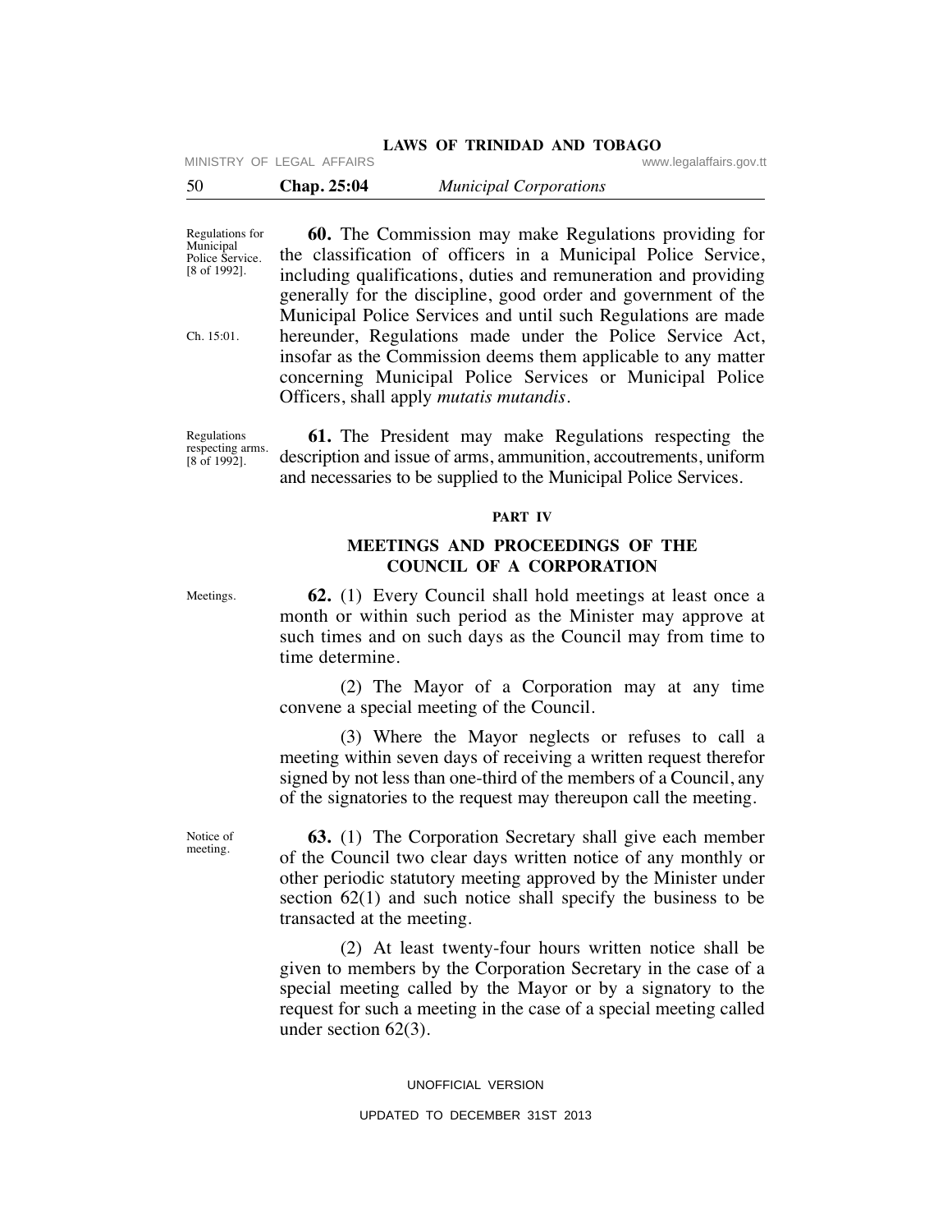Regulations for Municipal Police Service. [8 of 1992].

**60.** The Commission may make Regulations providing for the classification of officers in a Municipal Police Service, including qualifications, duties and remuneration and providing generally for the discipline, good order and government of the Municipal Police Services and until such Regulations are made hereunder, Regulations made under the Police Service Act, insofar as the Commission deems them applicable to any matter concerning Municipal Police Services or Municipal Police Officers, shall apply *mutatis mutandis*.

Ch. 15:01.

Regulations respecting arms. [8 of 1992].

**61.** The President may make Regulations respecting the description and issue of arms, ammunition, accoutrements, uniform and necessaries to be supplied to the Municipal Police Services.

## PART IV

## MEETINGS AND PROCEEDINGS OF THE COUNCIL OF A CORPORATION

Meetings.

**62.** (1) Every Council shall hold meetings at least once a month or within such period as the Minister may approve at such times and on such days as the Council may from time to time determine.

(2) The Mayor of a Corporation may at any time convene a special meeting of the Council.

(3) Where the Mayor neglects or refuses to call a meeting within seven days of receiving a written request therefor signed by not less than one-third of the members of a Council, any of the signatories to the request may thereupon call the meeting.

Notice of meeting.

**63.** (1) The Corporation Secretary shall give each member of the Council two clear days written notice of any monthly or other periodic statutory meeting approved by the Minister under section 62(1) and such notice shall specify the business to be transacted at the meeting.

(2) At least twenty-four hours written notice shall be given to members by the Corporation Secretary in the case of a special meeting called by the Mayor or by a signatory to the request for such a meeting in the case of a special meeting called under section 62(3).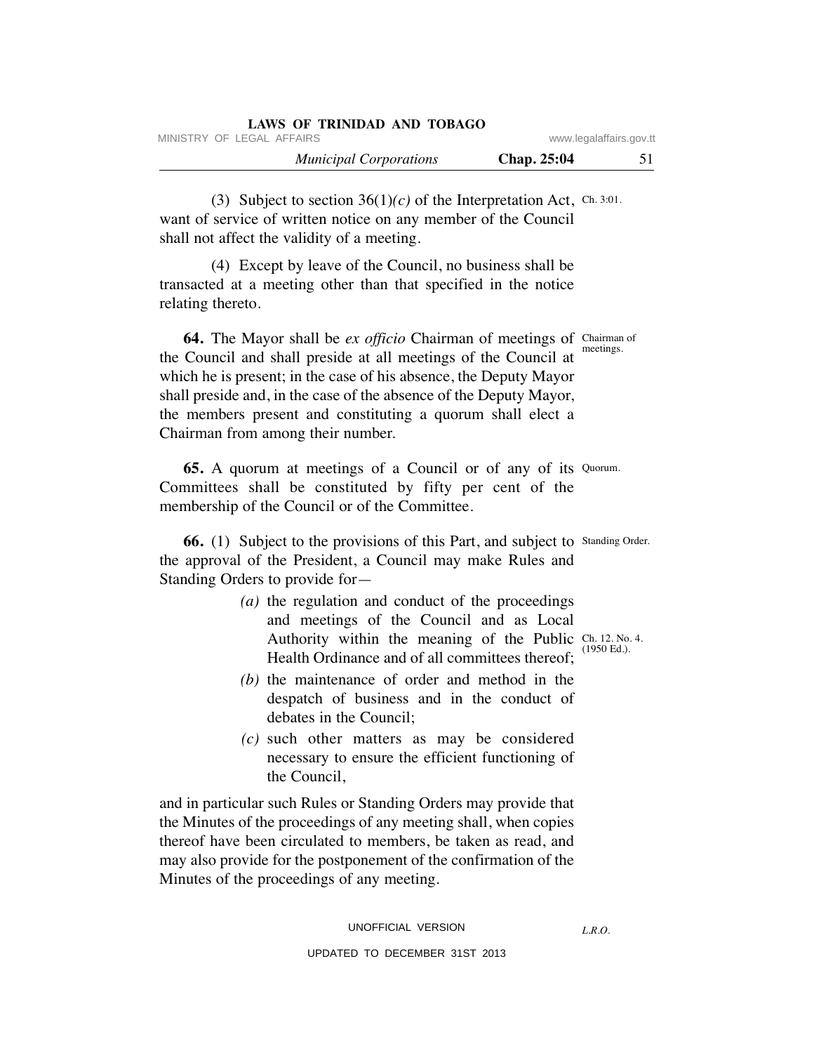(3) Subject to section 36(1)*(c)* of the Interpretation Act, want of service of written notice on any member of the Council shall not affect the validity of a meeting. Ch. 3:01.

(4) Except by leave of the Council, no business shall be transacted at a meeting other than that specified in the notice relating thereto.

Chairman of meetings.

**64.** The Mayor shall be *ex officio* Chairman of meetings of the Council and shall preside at all meetings of the Council at which he is present; in the case of his absence, the Deputy Mayor shall preside and, in the case of the absence of the Deputy Mayor, the members present and constituting a quorum shall elect a Chairman from among their number.

Quorum.

**65.** A quorum at meetings of a Council or of any of its Committees shall be constituted by fifty per cent of the membership of the Council or of the Committee.

Standing Order.

**66.** (1) Subject to the provisions of this Part, and subject to the approval of the President, a Council may make Rules and Standing Orders to provide for—

*(a)* the regulation and conduct of the proceedings and meetings of the Council and as Local Authority within the meaning of the Public Health Ordinance and of all committees thereof; Ch. 12. No. 4. (1950 Ed.).

*(b)* the maintenance of order and method in the despatch of business and in the conduct of debates in the Council;

*(c)* such other matters as may be considered necessary to ensure the efficient functioning of the Council,

and in particular such Rules or Standing Orders may provide that the Minutes of the proceedings of any meeting shall, when copies thereof have been circulated to members, be taken as read, and may also provide for the postponement of the confirmation of the Minutes of the proceedings of any meeting.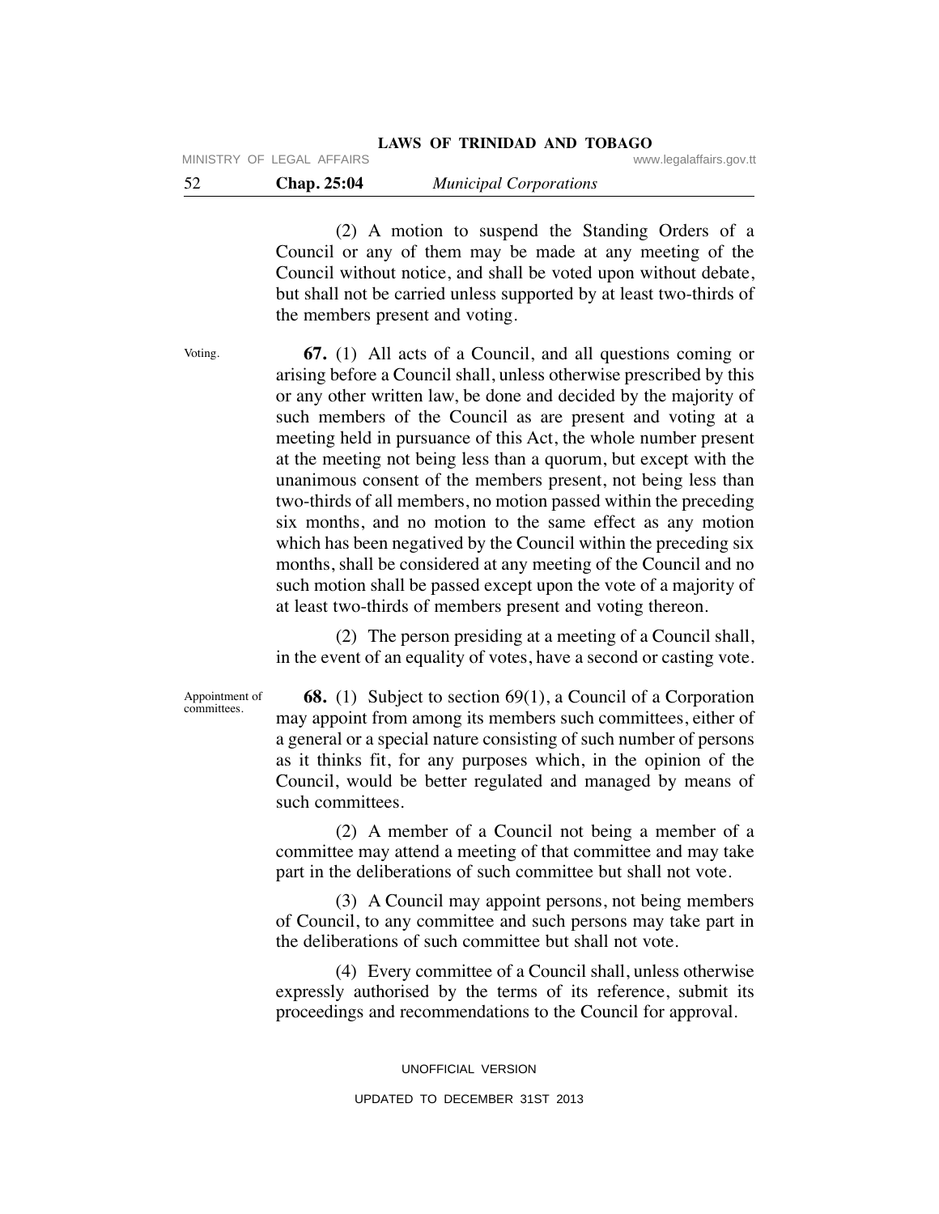(2) A motion to suspend the Standing Orders of a Council or any of them may be made at any meeting of the Council without notice, and shall be voted upon without debate, but shall not be carried unless supported by at least two-thirds of the members present and voting.

Voting.

**67.** (1) All acts of a Council, and all questions coming or arising before a Council shall, unless otherwise prescribed by this or any other written law, be done and decided by the majority of such members of the Council as are present and voting at a meeting held in pursuance of this Act, the whole number present at the meeting not being less than a quorum, but except with the unanimous consent of the members present, not being less than two-thirds of all members, no motion passed within the preceding six months, and no motion to the same effect as any motion which has been negatived by the Council within the preceding six months, shall be considered at any meeting of the Council and no such motion shall be passed except upon the vote of a majority of at least two-thirds of members present and voting thereon.

(2) The person presiding at a meeting of a Council shall, in the event of an equality of votes, have a second or casting vote.

Appointment of committees.

**68.** (1) Subject to section 69(1), a Council of a Corporation may appoint from among its members such committees, either of a general or a special nature consisting of such number of persons as it thinks fit, for any purposes which, in the opinion of the Council, would be better regulated and managed by means of such committees.

(2) A member of a Council not being a member of a committee may attend a meeting of that committee and may take part in the deliberations of such committee but shall not vote.

(3) A Council may appoint persons, not being members of Council, to any committee and such persons may take part in the deliberations of such committee but shall not vote.

(4) Every committee of a Council shall, unless otherwise expressly authorised by the terms of its reference, submit its proceedings and recommendations to the Council for approval.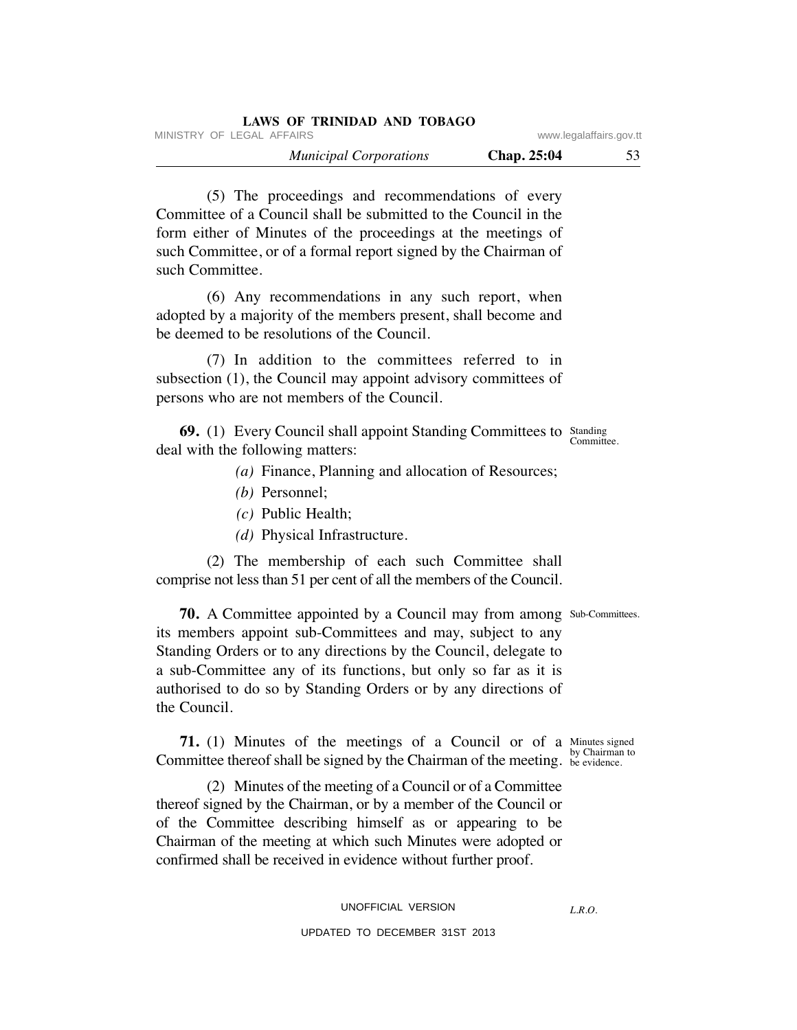(5) The proceedings and recommendations of every Committee of a Council shall be submitted to the Council in the form either of Minutes of the proceedings at the meetings of such Committee, or of a formal report signed by the Chairman of such Committee.

(6) Any recommendations in any such report, when adopted by a majority of the members present, shall become and be deemed to be resolutions of the Council.

(7) In addition to the committees referred to in subsection (1), the Council may appoint advisory committees of persons who are not members of the Council.

Standing Committee.

**69.** (1) Every Council shall appoint Standing Committees to deal with the following matters:

*(a)* Finance, Planning and allocation of Resources;

*(b)* Personnel;

*(c)* Public Health;

*(d)* Physical Infrastructure.

(2) The membership of each such Committee shall comprise not less than 51 per cent of all the members of the Council.

Sub-Committees.

**70.** A Committee appointed by a Council may from among its members appoint sub-Committees and may, subject to any Standing Orders or to any directions by the Council, delegate to a sub-Committee any of its functions, but only so far as it is authorised to do so by Standing Orders or by any directions of the Council.

Minutes signed by Chairman to be evidence.

**71.** (1) Minutes of the meetings of a Council or of a Committee thereof shall be signed by the Chairman of the meeting.

(2) Minutes of the meeting of a Council or of a Committee thereof signed by the Chairman, or by a member of the Council or of the Committee describing himself as or appearing to be Chairman of the meeting at which such Minutes were adopted or confirmed shall be received in evidence without further proof.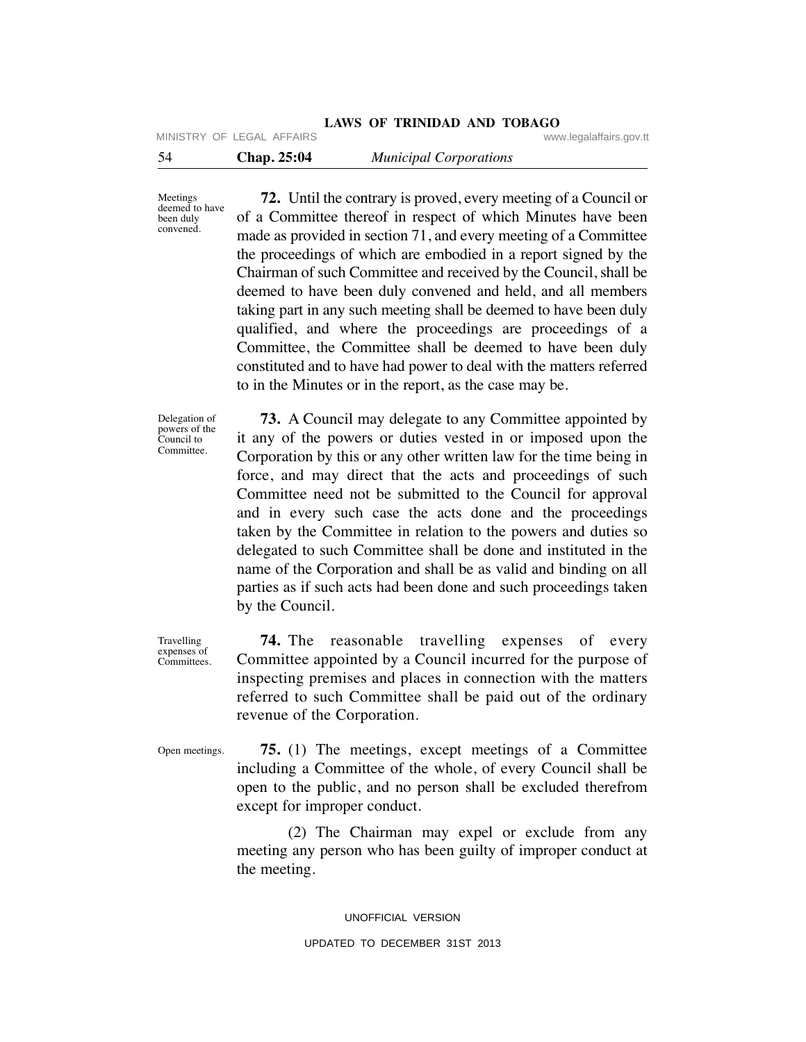Meetings deemed to have been duly convened.

**72.** Until the contrary is proved, every meeting of a Council or of a Committee thereof in respect of which Minutes have been made as provided in section 71, and every meeting of a Committee the proceedings of which are embodied in a report signed by the Chairman of such Committee and received by the Council, shall be deemed to have been duly convened and held, and all members taking part in any such meeting shall be deemed to have been duly qualified, and where the proceedings are proceedings of a Committee, the Committee shall be deemed to have been duly constituted and to have had power to deal with the matters referred to in the Minutes or in the report, as the case may be.

Delegation of powers of the Council to Committee.

**73.** A Council may delegate to any Committee appointed by it any of the powers or duties vested in or imposed upon the Corporation by this or any other written law for the time being in force, and may direct that the acts and proceedings of such Committee need not be submitted to the Council for approval and in every such case the acts done and the proceedings taken by the Committee in relation to the powers and duties so delegated to such Committee shall be done and instituted in the name of the Corporation and shall be as valid and binding on all parties as if such acts had been done and such proceedings taken by the Council.

Travelling expenses of Committees.

**74.** The reasonable travelling expenses of every Committee appointed by a Council incurred for the purpose of inspecting premises and places in connection with the matters referred to such Committee shall be paid out of the ordinary revenue of the Corporation.

Open meetings.

**75.** (1) The meetings, except meetings of a Committee including a Committee of the whole, of every Council shall be open to the public, and no person shall be excluded therefrom except for improper conduct.

(2) The Chairman may expel or exclude from any meeting any person who has been guilty of improper conduct at the meeting.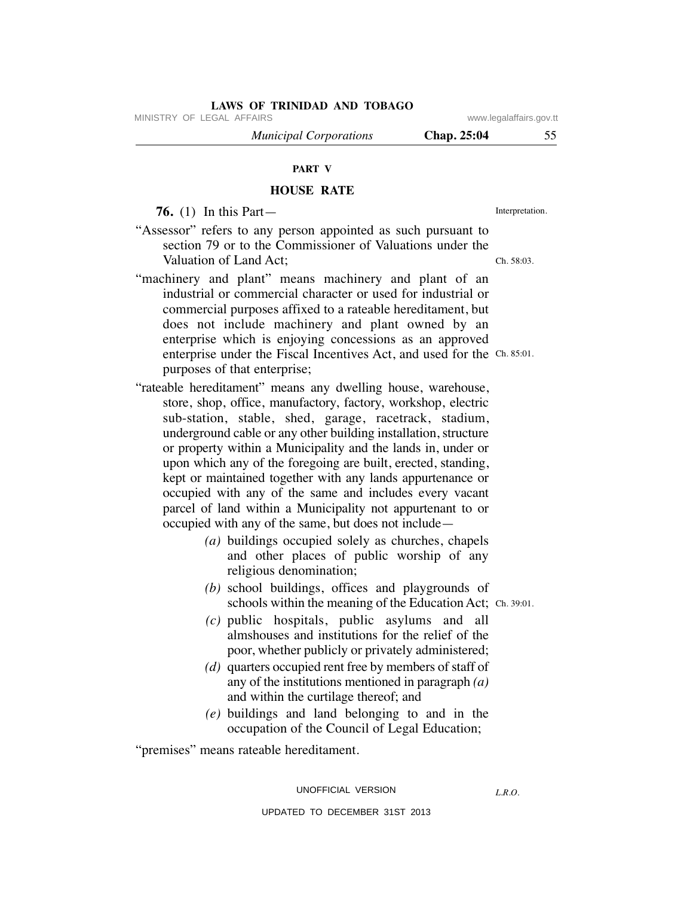## PART V

## HOUSE RATE

Interpretation.

**76.** (1) In this Part—

"Assessor" refers to any person appointed as such pursuant to section 79 or to the Commissioner of Valuations under the Valuation of Land Act; Ch. 58:03.

"machinery and plant" means machinery and plant of an industrial or commercial character or used for industrial or commercial purposes affixed to a rateable hereditament, but does not include machinery and plant owned by an enterprise which is enjoying concessions as an approved enterprise under the Fiscal Incentives Act, and used for the purposes of that enterprise; Ch. 85:01.

"rateable hereditament" means any dwelling house, warehouse, store, shop, office, manufactory, factory, workshop, electric sub-station, stable, shed, garage, racetrack, stadium, underground cable or any other building installation, structure or property within a Municipality and the lands in, under or upon which any of the foregoing are built, erected, standing, kept or maintained together with any lands appurtenance or occupied with any of the same and includes every vacant parcel of land within a Municipality not appurtenant to or occupied with any of the same, but does not include—

*(a)* buildings occupied solely as churches, chapels and other places of public worship of any religious denomination;

*(b)* school buildings, offices and playgrounds of schools within the meaning of the Education Act; Ch. 39:01.

*(c)* public hospitals, public asylums and all almshouses and institutions for the relief of the poor, whether publicly or privately administered;

*(d)* quarters occupied rent free by members of staff of any of the institutions mentioned in paragraph *(a)* and within the curtilage thereof; and

*(e)* buildings and land belonging to and in the occupation of the Council of Legal Education;

"premises" means rateable hereditament.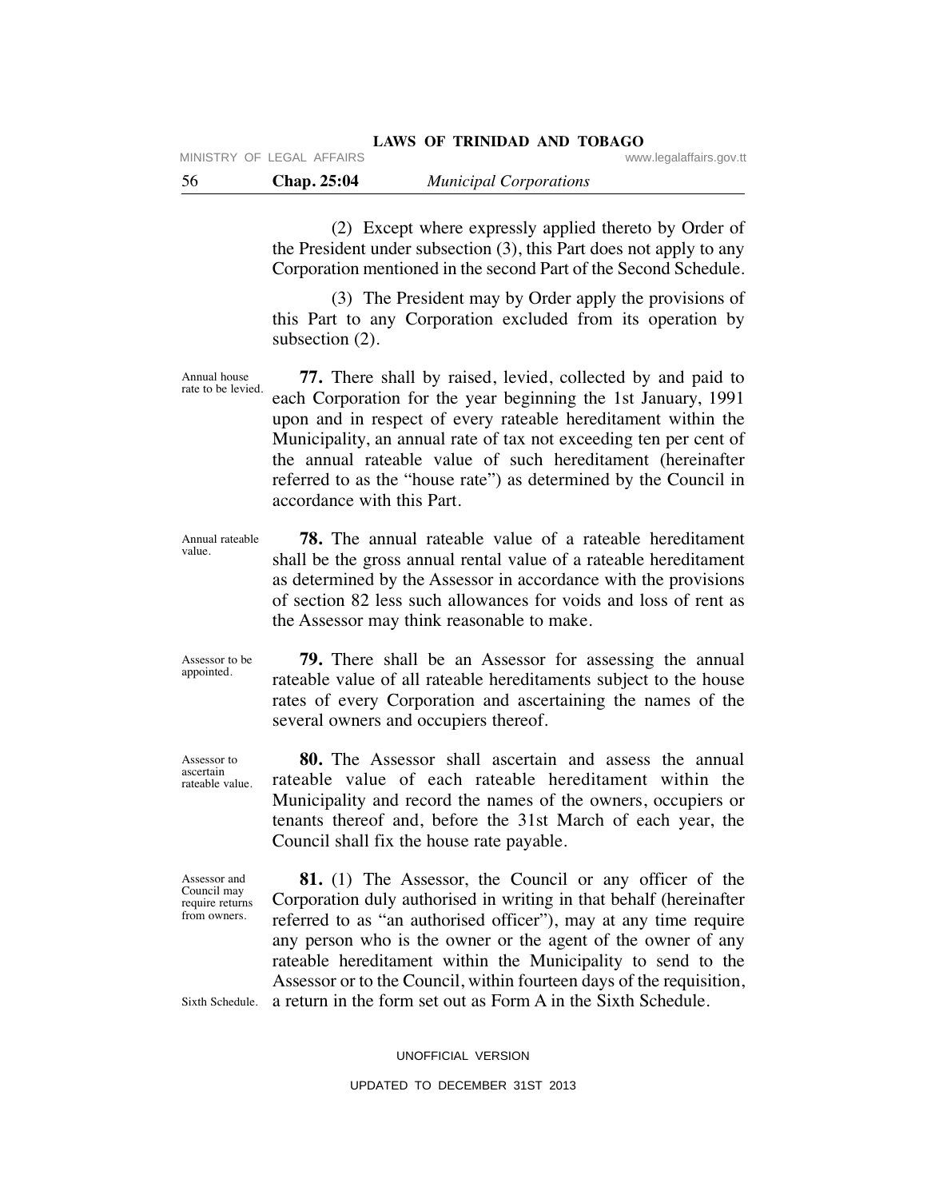(2) Except where expressly applied thereto by Order of the President under subsection (3), this Part does not apply to any Corporation mentioned in the second Part of the Second Schedule.

(3) The President may by Order apply the provisions of this Part to any Corporation excluded from its operation by subsection (2).

Annual house rate to be levied.

**77.** There shall by raised, levied, collected by and paid to each Corporation for the year beginning the 1st January, 1991 upon and in respect of every rateable hereditament within the Municipality, an annual rate of tax not exceeding ten per cent of the annual rateable value of such hereditament (hereinafter referred to as the "house rate") as determined by the Council in accordance with this Part.

Annual rateable value.

**78.** The annual rateable value of a rateable hereditament shall be the gross annual rental value of a rateable hereditament as determined by the Assessor in accordance with the provisions of section 82 less such allowances for voids and loss of rent as the Assessor may think reasonable to make.

Assessor to be appointed.

**79.** There shall be an Assessor for assessing the annual rateable value of all rateable hereditaments subject to the house rates of every Corporation and ascertaining the names of the several owners and occupiers thereof.

Assessor to ascertain rateable value.

**80.** The Assessor shall ascertain and assess the annual rateable value of each rateable hereditament within the Municipality and record the names of the owners, occupiers or tenants thereof and, before the 31st March of each year, the Council shall fix the house rate payable.

Assessor and Council may require returns from owners.

**81.** (1) The Assessor, the Council or any officer of the Corporation duly authorised in writing in that behalf (hereinafter referred to as "an authorised officer"), may at any time require any person who is the owner or the agent of the owner of any rateable hereditament within the Municipality to send to the Assessor or to the Council, within fourteen days of the requisition, a return in the form set out as Form A in the Sixth Schedule.

Sixth Schedule.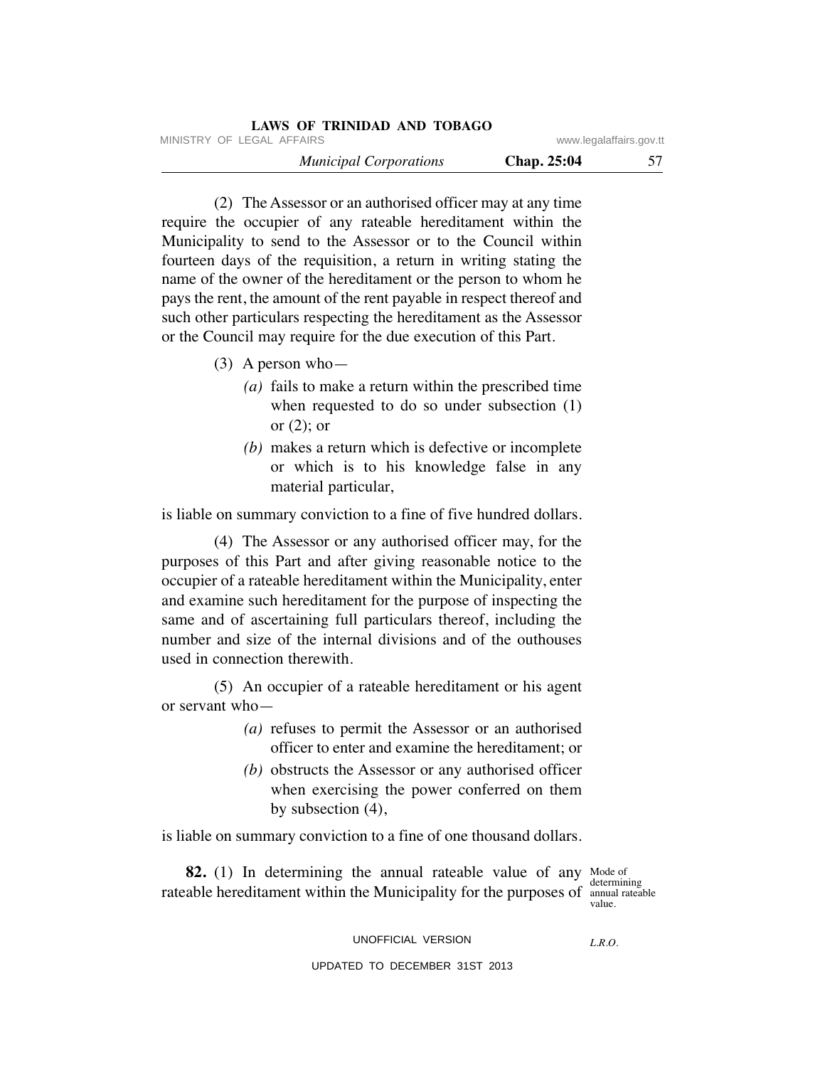(2) The Assessor or an authorised officer may at any time require the occupier of any rateable hereditament within the Municipality to send to the Assessor or to the Council within fourteen days of the requisition, a return in writing stating the name of the owner of the hereditament or the person to whom he pays the rent, the amount of the rent payable in respect thereof and such other particulars respecting the hereditament as the Assessor or the Council may require for the due execution of this Part.

(3) A person who—

*(a)* fails to make a return within the prescribed time when requested to do so under subsection (1) or (2); or

*(b)* makes a return which is defective or incomplete or which is to his knowledge false in any material particular,

is liable on summary conviction to a fine of five hundred dollars.

(4) The Assessor or any authorised officer may, for the purposes of this Part and after giving reasonable notice to the occupier of a rateable hereditament within the Municipality, enter and examine such hereditament for the purpose of inspecting the same and of ascertaining full particulars thereof, including the number and size of the internal divisions and of the outhouses used in connection therewith.

(5) An occupier of a rateable hereditament or his agent or servant who—

*(a)* refuses to permit the Assessor or an authorised officer to enter and examine the hereditament; or

*(b)* obstructs the Assessor or any authorised officer when exercising the power conferred on them by subsection (4),

is liable on summary conviction to a fine of one thousand dollars.

Mode of determining annual rateable value.

**82.** (1) In determining the annual rateable value of any rateable hereditament within the Municipality for the purposes of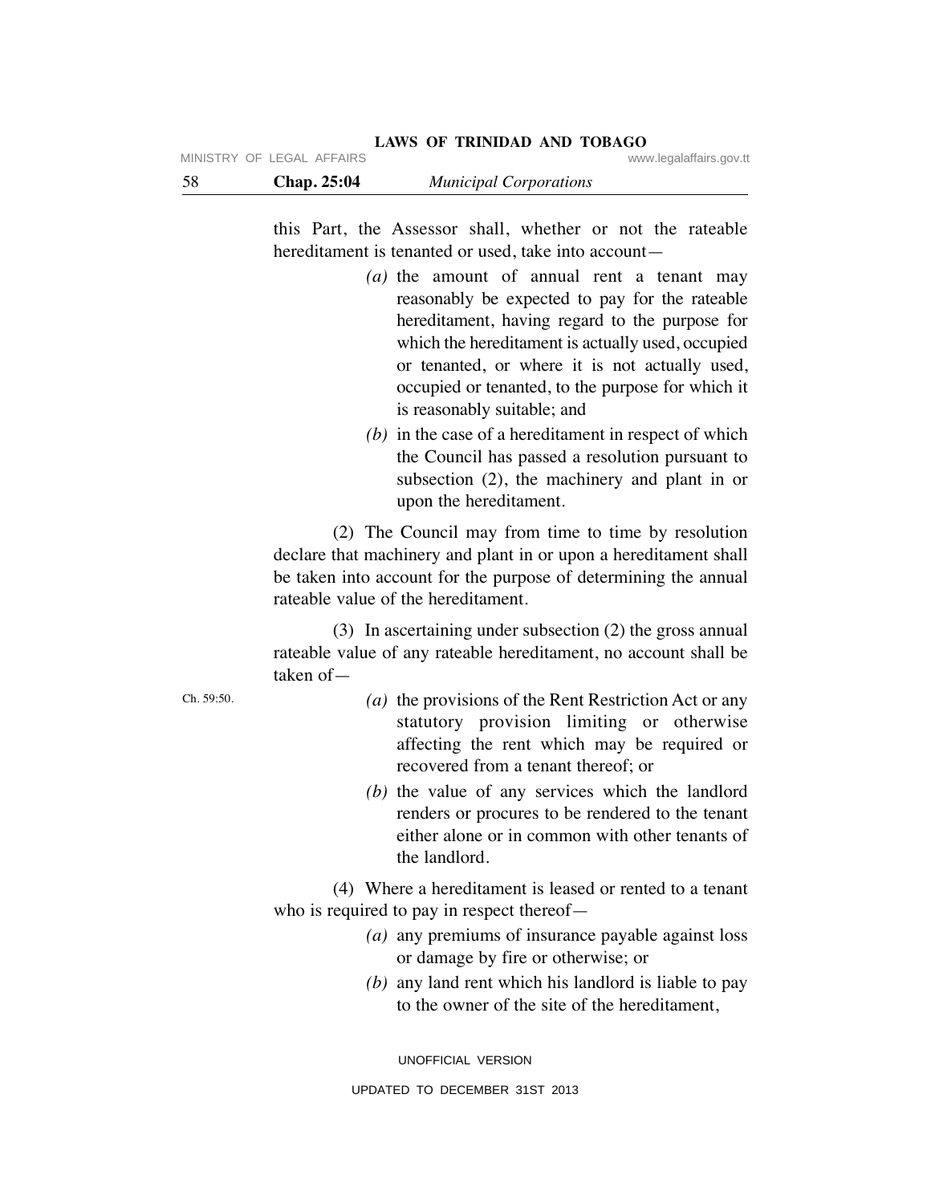this Part, the Assessor shall, whether or not the rateable hereditament is tenanted or used, take into account—

*(a)* the amount of annual rent a tenant may reasonably be expected to pay for the rateable hereditament, having regard to the purpose for which the hereditament is actually used, occupied or tenanted, or where it is not actually used, occupied or tenanted, to the purpose for which it is reasonably suitable; and

*(b)* in the case of a hereditament in respect of which the Council has passed a resolution pursuant to subsection (2), the machinery and plant in or upon the hereditament.

(2) The Council may from time to time by resolution declare that machinery and plant in or upon a hereditament shall be taken into account for the purpose of determining the annual rateable value of the hereditament.

(3) In ascertaining under subsection (2) the gross annual rateable value of any rateable hereditament, no account shall be taken of—

Ch. 59:50.

*(a)* the provisions of the Rent Restriction Act or any statutory provision limiting or otherwise affecting the rent which may be required or recovered from a tenant thereof; or

*(b)* the value of any services which the landlord renders or procures to be rendered to the tenant either alone or in common with other tenants of the landlord.

(4) Where a hereditament is leased or rented to a tenant who is required to pay in respect thereof—

*(a)* any premiums of insurance payable against loss or damage by fire or otherwise; or

*(b)* any land rent which his landlord is liable to pay to the owner of the site of the hereditament,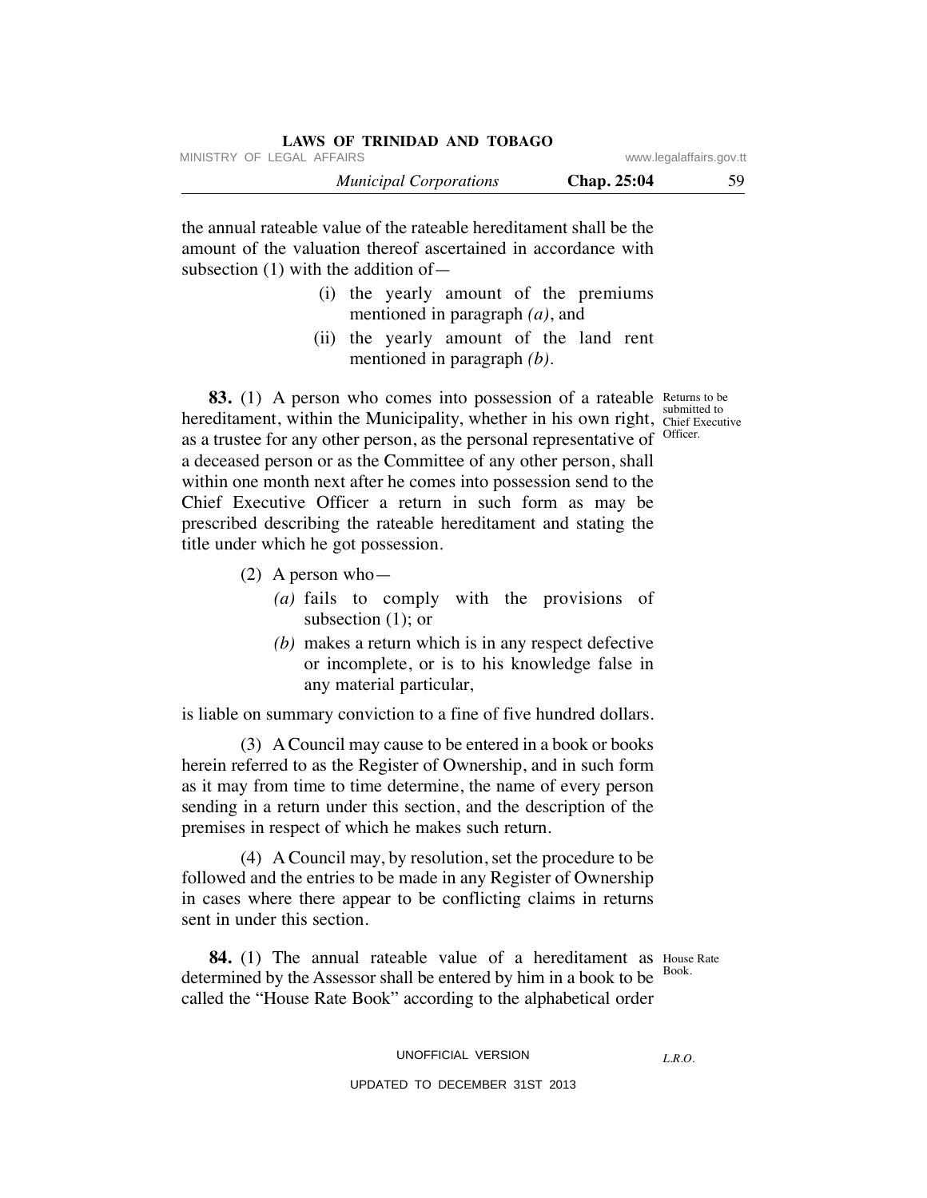the annual rateable value of the rateable hereditament shall be the amount of the valuation thereof ascertained in accordance with subsection (1) with the addition of—

(i) the yearly amount of the premiums mentioned in paragraph *(a)*, and

(ii) the yearly amount of the land rent mentioned in paragraph *(b)*.

Returns to be submitted to Chief Executive Officer.

**83.** (1) A person who comes into possession of a rateable hereditament, within the Municipality, whether in his own right, as a trustee for any other person, as the personal representative of a deceased person or as the Committee of any other person, shall within one month next after he comes into possession send to the Chief Executive Officer a return in such form as may be prescribed describing the rateable hereditament and stating the title under which he got possession.

(2) A person who—

*(a)* fails to comply with the provisions of subsection (1); or

*(b)* makes a return which is in any respect defective or incomplete, or is to his knowledge false in any material particular,

is liable on summary conviction to a fine of five hundred dollars.

(3) A Council may cause to be entered in a book or books herein referred to as the Register of Ownership, and in such form as it may from time to time determine, the name of every person sending in a return under this section, and the description of the premises in respect of which he makes such return.

(4) A Council may, by resolution, set the procedure to be followed and the entries to be made in any Register of Ownership in cases where there appear to be conflicting claims in returns sent in under this section.

House Rate Book.

**84.** (1) The annual rateable value of a hereditament as determined by the Assessor shall be entered by him in a book to be called the "House Rate Book" according to the alphabetical order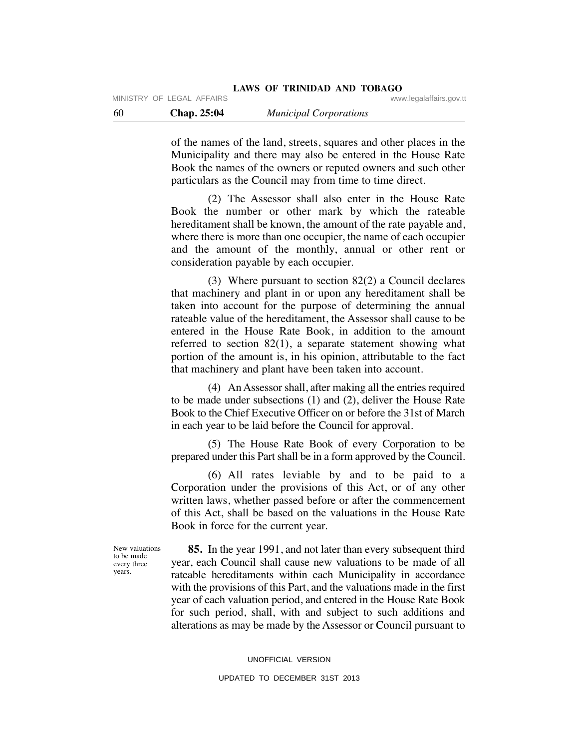of the names of the land, streets, squares and other places in the Municipality and there may also be entered in the House Rate Book the names of the owners or reputed owners and such other particulars as the Council may from time to time direct.

(2) The Assessor shall also enter in the House Rate Book the number or other mark by which the rateable hereditament shall be known, the amount of the rate payable and, where there is more than one occupier, the name of each occupier and the amount of the monthly, annual or other rent or consideration payable by each occupier.

(3) Where pursuant to section 82(2) a Council declares that machinery and plant in or upon any hereditament shall be taken into account for the purpose of determining the annual rateable value of the hereditament, the Assessor shall cause to be entered in the House Rate Book, in addition to the amount referred to section 82(1), a separate statement showing what portion of the amount is, in his opinion, attributable to the fact that machinery and plant have been taken into account.

(4) An Assessor shall, after making all the entries required to be made under subsections (1) and (2), deliver the House Rate Book to the Chief Executive Officer on or before the 31st of March in each year to be laid before the Council for approval.

(5) The House Rate Book of every Corporation to be prepared under this Part shall be in a form approved by the Council.

(6) All rates leviable by and to be paid to a Corporation under the provisions of this Act, or of any other written laws, whether passed before or after the commencement of this Act, shall be based on the valuations in the House Rate Book in force for the current year.

*New valuations to be made every three years.*

**85.** In the year 1991, and not later than every subsequent third year, each Council shall cause new valuations to be made of all rateable hereditaments within each Municipality in accordance with the provisions of this Part, and the valuations made in the first year of each valuation period, and entered in the House Rate Book for such period, shall, with and subject to such additions and alterations as may be made by the Assessor or Council pursuant to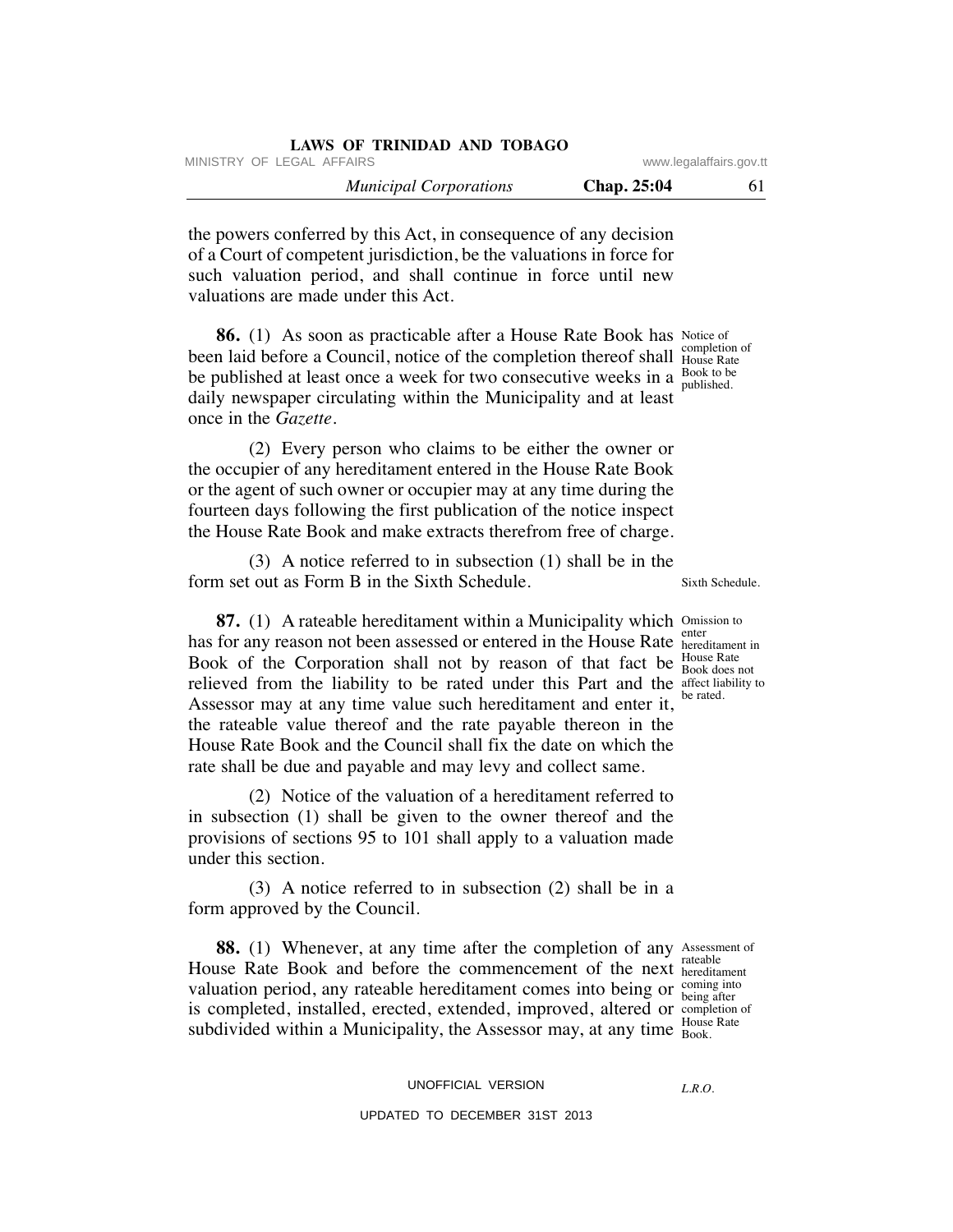the powers conferred by this Act, in consequence of any decision of a Court of competent jurisdiction, be the valuations in force for such valuation period, and shall continue in force until new valuations are made under this Act.

Notice of completion of House Rate Book to be published.

**86.** (1) As soon as practicable after a House Rate Book has been laid before a Council, notice of the completion thereof shall be published at least once a week for two consecutive weeks in a daily newspaper circulating within the Municipality and at least once in the *Gazette*.

(2) Every person who claims to be either the owner or the occupier of any hereditament entered in the House Rate Book or the agent of such owner or occupier may at any time during the fourteen days following the first publication of the notice inspect the House Rate Book and make extracts therefrom free of charge.

(3) A notice referred to in subsection (1) shall be in the form set out as Form B in the Sixth Schedule.

Sixth Schedule.

Omission to enter hereditament in House Rate Book does not affect liability to be rated.

**87.** (1) A rateable hereditament within a Municipality which has for any reason not been assessed or entered in the House Rate Book of the Corporation shall not by reason of that fact be relieved from the liability to be rated under this Part and the Assessor may at any time value such hereditament and enter it, the rateable value thereof and the rate payable thereon in the House Rate Book and the Council shall fix the date on which the rate shall be due and payable and may levy and collect same.

(2) Notice of the valuation of a hereditament referred to in subsection (1) shall be given to the owner thereof and the provisions of sections 95 to 101 shall apply to a valuation made under this section.

(3) A notice referred to in subsection (2) shall be in a form approved by the Council.

Assessment of rateable hereditament coming into being after completion of House Rate Book.

**88.** (1) Whenever, at any time after the completion of any House Rate Book and before the commencement of the next valuation period, any rateable hereditament comes into being or is completed, installed, erected, extended, improved, altered or subdivided within a Municipality, the Assessor may, at any time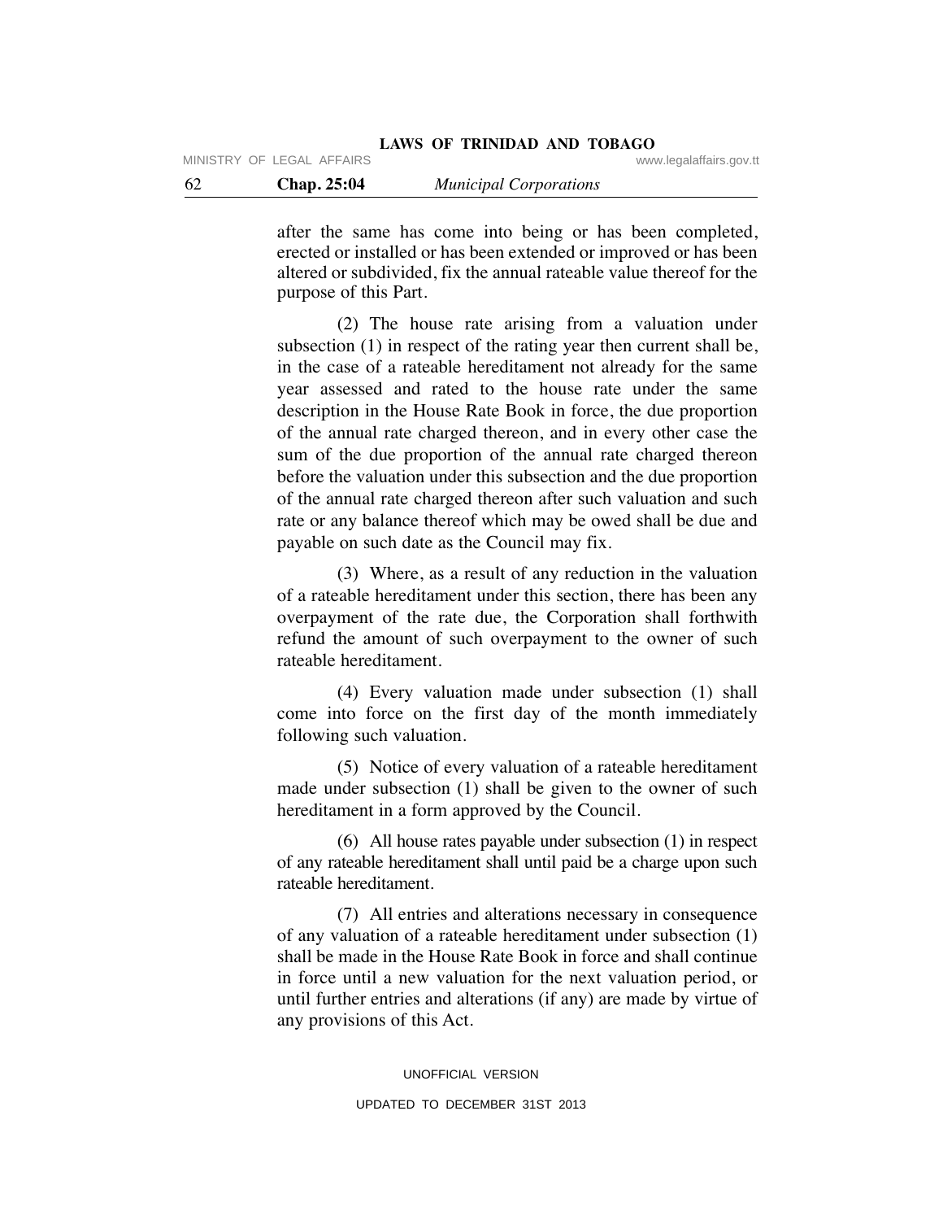after the same has come into being or has been completed, erected or installed or has been extended or improved or has been altered or subdivided, fix the annual rateable value thereof for the purpose of this Part.

(2) The house rate arising from a valuation under subsection (1) in respect of the rating year then current shall be, in the case of a rateable hereditament not already for the same year assessed and rated to the house rate under the same description in the House Rate Book in force, the due proportion of the annual rate charged thereon, and in every other case the sum of the due proportion of the annual rate charged thereon before the valuation under this subsection and the due proportion of the annual rate charged thereon after such valuation and such rate or any balance thereof which may be owed shall be due and payable on such date as the Council may fix.

(3) Where, as a result of any reduction in the valuation of a rateable hereditament under this section, there has been any overpayment of the rate due, the Corporation shall forthwith refund the amount of such overpayment to the owner of such rateable hereditament.

(4) Every valuation made under subsection (1) shall come into force on the first day of the month immediately following such valuation.

(5) Notice of every valuation of a rateable hereditament made under subsection (1) shall be given to the owner of such hereditament in a form approved by the Council.

(6) All house rates payable under subsection (1) in respect of any rateable hereditament shall until paid be a charge upon such rateable hereditament.

(7) All entries and alterations necessary in consequence of any valuation of a rateable hereditament under subsection (1) shall be made in the House Rate Book in force and shall continue in force until a new valuation for the next valuation period, or until further entries and alterations (if any) are made by virtue of any provisions of this Act.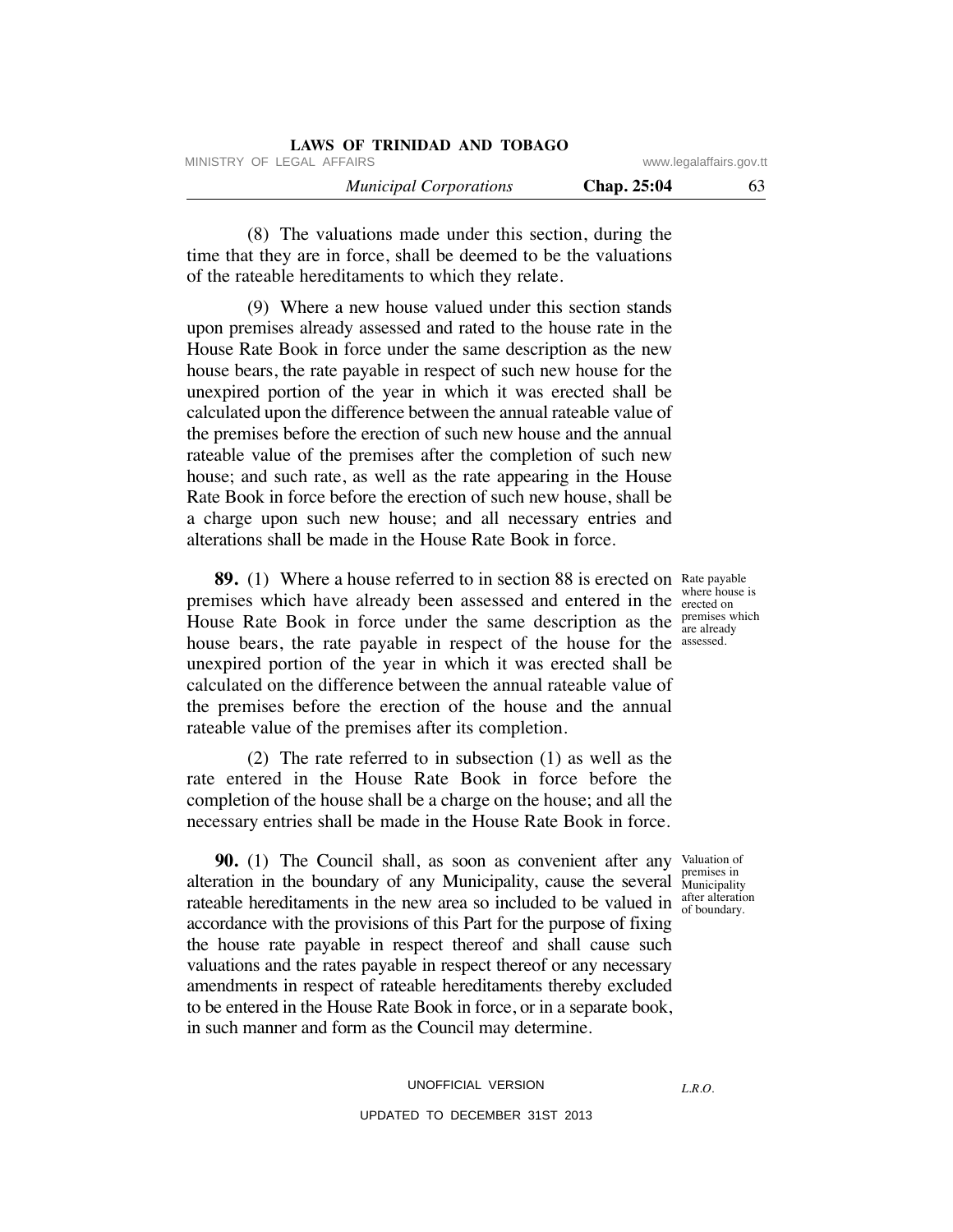(8) The valuations made under this section, during the time that they are in force, shall be deemed to be the valuations of the rateable hereditaments to which they relate.

(9) Where a new house valued under this section stands upon premises already assessed and rated to the house rate in the House Rate Book in force under the same description as the new house bears, the rate payable in respect of such new house for the unexpired portion of the year in which it was erected shall be calculated upon the difference between the annual rateable value of the premises before the erection of such new house and the annual rateable value of the premises after the completion of such new house; and such rate, as well as the rate appearing in the House Rate Book in force before the erection of such new house, shall be a charge upon such new house; and all necessary entries and alterations shall be made in the House Rate Book in force.

Rate payable where house is erected on premises which are already assessed.

**89.** (1) Where a house referred to in section 88 is erected on premises which have already been assessed and entered in the House Rate Book in force under the same description as the house bears, the rate payable in respect of the house for the unexpired portion of the year in which it was erected shall be calculated on the difference between the annual rateable value of the premises before the erection of the house and the annual rateable value of the premises after its completion.

(2) The rate referred to in subsection (1) as well as the rate entered in the House Rate Book in force before the completion of the house shall be a charge on the house; and all the necessary entries shall be made in the House Rate Book in force.

Valuation of premises in Municipality after alteration of boundary.

**90.** (1) The Council shall, as soon as convenient after any alteration in the boundary of any Municipality, cause the several rateable hereditaments in the new area so included to be valued in accordance with the provisions of this Part for the purpose of fixing the house rate payable in respect thereof and shall cause such valuations and the rates payable in respect thereof or any necessary amendments in respect of rateable hereditaments thereby excluded to be entered in the House Rate Book in force, or in a separate book, in such manner and form as the Council may determine.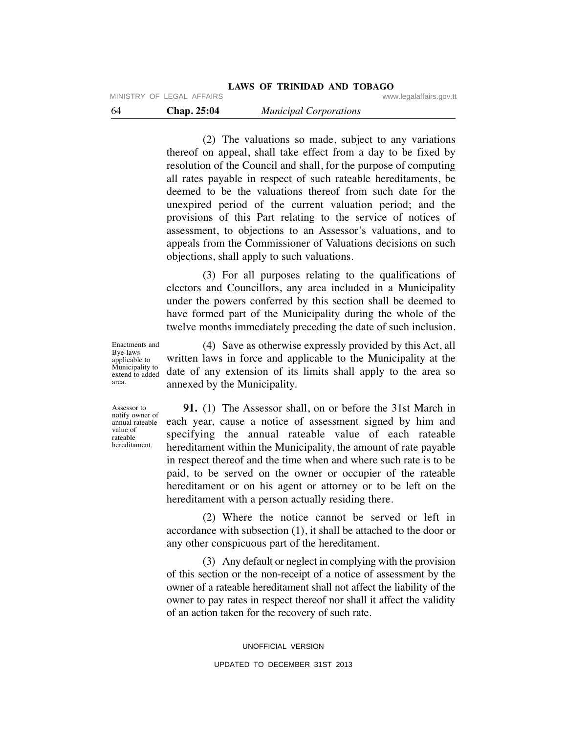(2) The valuations so made, subject to any variations thereof on appeal, shall take effect from a day to be fixed by resolution of the Council and shall, for the purpose of computing all rates payable in respect of such rateable hereditaments, be deemed to be the valuations thereof from such date for the unexpired period of the current valuation period; and the provisions of this Part relating to the service of notices of assessment, to objections to an Assessor's valuations, and to appeals from the Commissioner of Valuations decisions on such objections, shall apply to such valuations.

(3) For all purposes relating to the qualifications of electors and Councillors, any area included in a Municipality under the powers conferred by this section shall be deemed to have formed part of the Municipality during the whole of the twelve months immediately preceding the date of such inclusion.

*Enactments and Bye-laws applicable to Municipality to extend to added area.*

(4) Save as otherwise expressly provided by this Act, all written laws in force and applicable to the Municipality at the date of any extension of its limits shall apply to the area so annexed by the Municipality.

*Assessor to notify owner of annual rateable value of rateable hereditament.*

**91.** (1) The Assessor shall, on or before the 31st March in each year, cause a notice of assessment signed by him and specifying the annual rateable value of each rateable hereditament within the Municipality, the amount of rate payable in respect thereof and the time when and where such rate is to be paid, to be served on the owner or occupier of the rateable hereditament or on his agent or attorney or to be left on the hereditament with a person actually residing there.

(2) Where the notice cannot be served or left in accordance with subsection (1), it shall be attached to the door or any other conspicuous part of the hereditament.

(3) Any default or neglect in complying with the provision of this section or the non-receipt of a notice of assessment by the owner of a rateable hereditament shall not affect the liability of the owner to pay rates in respect thereof nor shall it affect the validity of an action taken for the recovery of such rate.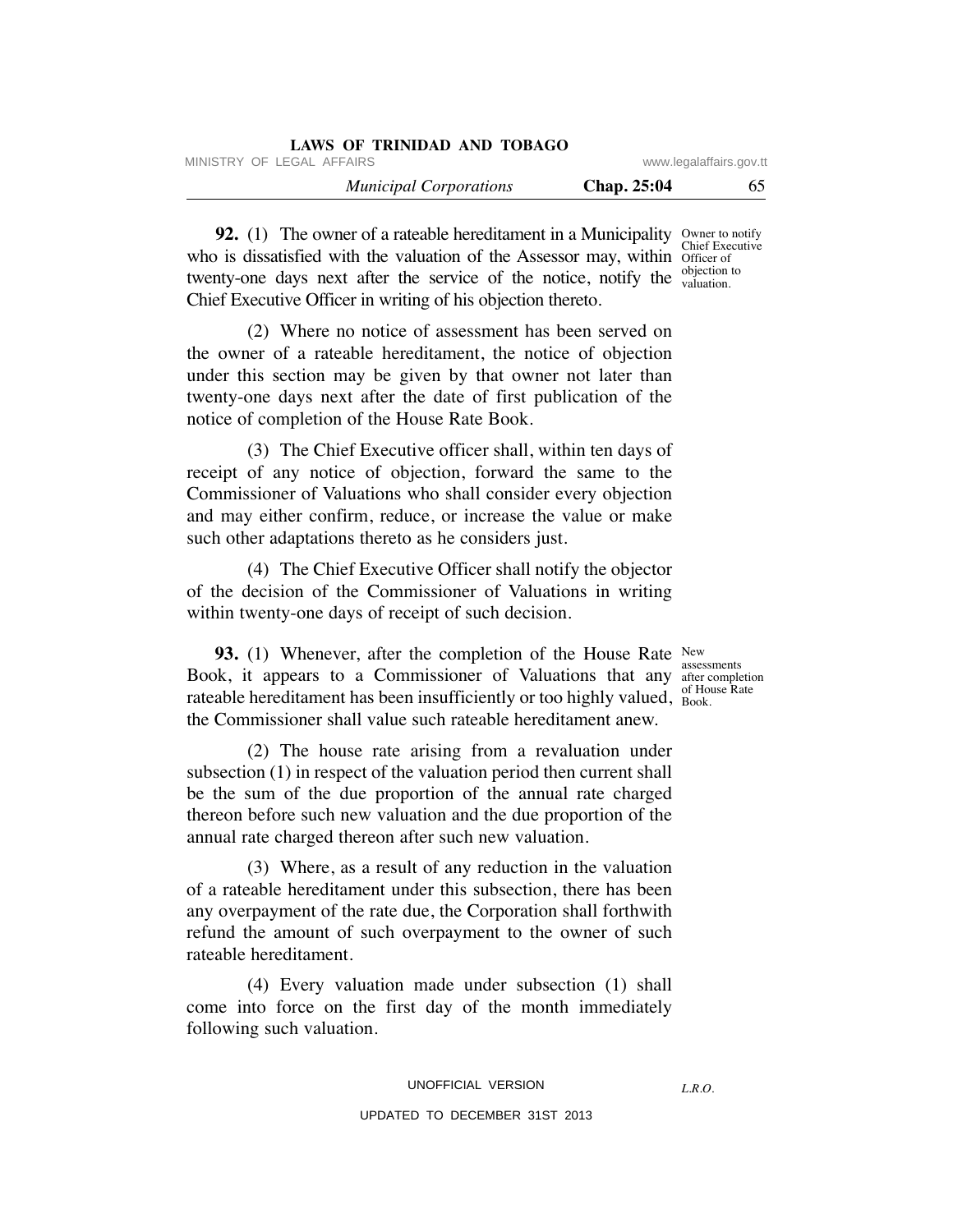**92.** (1) The owner of a rateable hereditament in a Municipality who is dissatisfied with the valuation of the Assessor may, within twenty-one days next after the service of the notice, notify the Chief Executive Officer in writing of his objection thereto.

Owner to notify Chief Executive Officer of objection to valuation.

(2) Where no notice of assessment has been served on the owner of a rateable hereditament, the notice of objection under this section may be given by that owner not later than twenty-one days next after the date of first publication of the notice of completion of the House Rate Book.

(3) The Chief Executive officer shall, within ten days of receipt of any notice of objection, forward the same to the Commissioner of Valuations who shall consider every objection and may either confirm, reduce, or increase the value or make such other adaptations thereto as he considers just.

(4) The Chief Executive Officer shall notify the objector of the decision of the Commissioner of Valuations in writing within twenty-one days of receipt of such decision.

**93.** (1) Whenever, after the completion of the House Rate Book, it appears to a Commissioner of Valuations that any rateable hereditament has been insufficiently or too highly valued, the Commissioner shall value such rateable hereditament anew.

New assessments after completion of House Rate Book.

(2) The house rate arising from a revaluation under subsection (1) in respect of the valuation period then current shall be the sum of the due proportion of the annual rate charged thereon before such new valuation and the due proportion of the annual rate charged thereon after such new valuation.

(3) Where, as a result of any reduction in the valuation of a rateable hereditament under this subsection, there has been any overpayment of the rate due, the Corporation shall forthwith refund the amount of such overpayment to the owner of such rateable hereditament.

(4) Every valuation made under subsection (1) shall come into force on the first day of the month immediately following such valuation.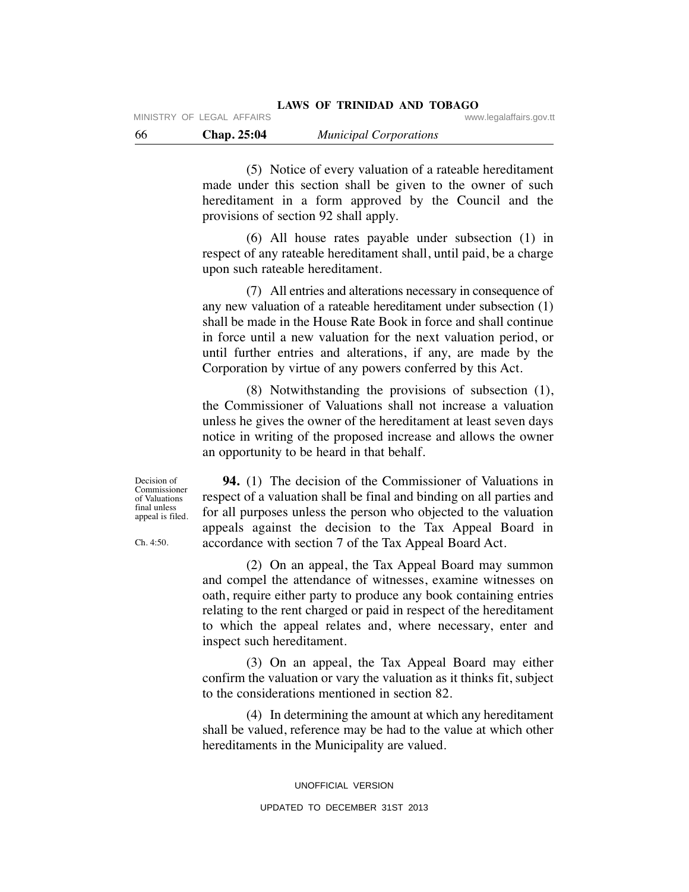(5) Notice of every valuation of a rateable hereditament made under this section shall be given to the owner of such hereditament in a form approved by the Council and the provisions of section 92 shall apply.

(6) All house rates payable under subsection (1) in respect of any rateable hereditament shall, until paid, be a charge upon such rateable hereditament.

(7) All entries and alterations necessary in consequence of any new valuation of a rateable hereditament under subsection (1) shall be made in the House Rate Book in force and shall continue in force until a new valuation for the next valuation period, or until further entries and alterations, if any, are made by the Corporation by virtue of any powers conferred by this Act.

(8) Notwithstanding the provisions of subsection (1), the Commissioner of Valuations shall not increase a valuation unless he gives the owner of the hereditament at least seven days notice in writing of the proposed increase and allows the owner an opportunity to be heard in that behalf.

Decision of Commissioner of Valuations final unless appeal is filed.

Ch. 4:50.

**94.** (1) The decision of the Commissioner of Valuations in respect of a valuation shall be final and binding on all parties and for all purposes unless the person who objected to the valuation appeals against the decision to the Tax Appeal Board in accordance with section 7 of the Tax Appeal Board Act.

(2) On an appeal, the Tax Appeal Board may summon and compel the attendance of witnesses, examine witnesses on oath, require either party to produce any book containing entries relating to the rent charged or paid in respect of the hereditament to which the appeal relates and, where necessary, enter and inspect such hereditament.

(3) On an appeal, the Tax Appeal Board may either confirm the valuation or vary the valuation as it thinks fit, subject to the considerations mentioned in section 82.

(4) In determining the amount at which any hereditament shall be valued, reference may be had to the value at which other hereditaments in the Municipality are valued.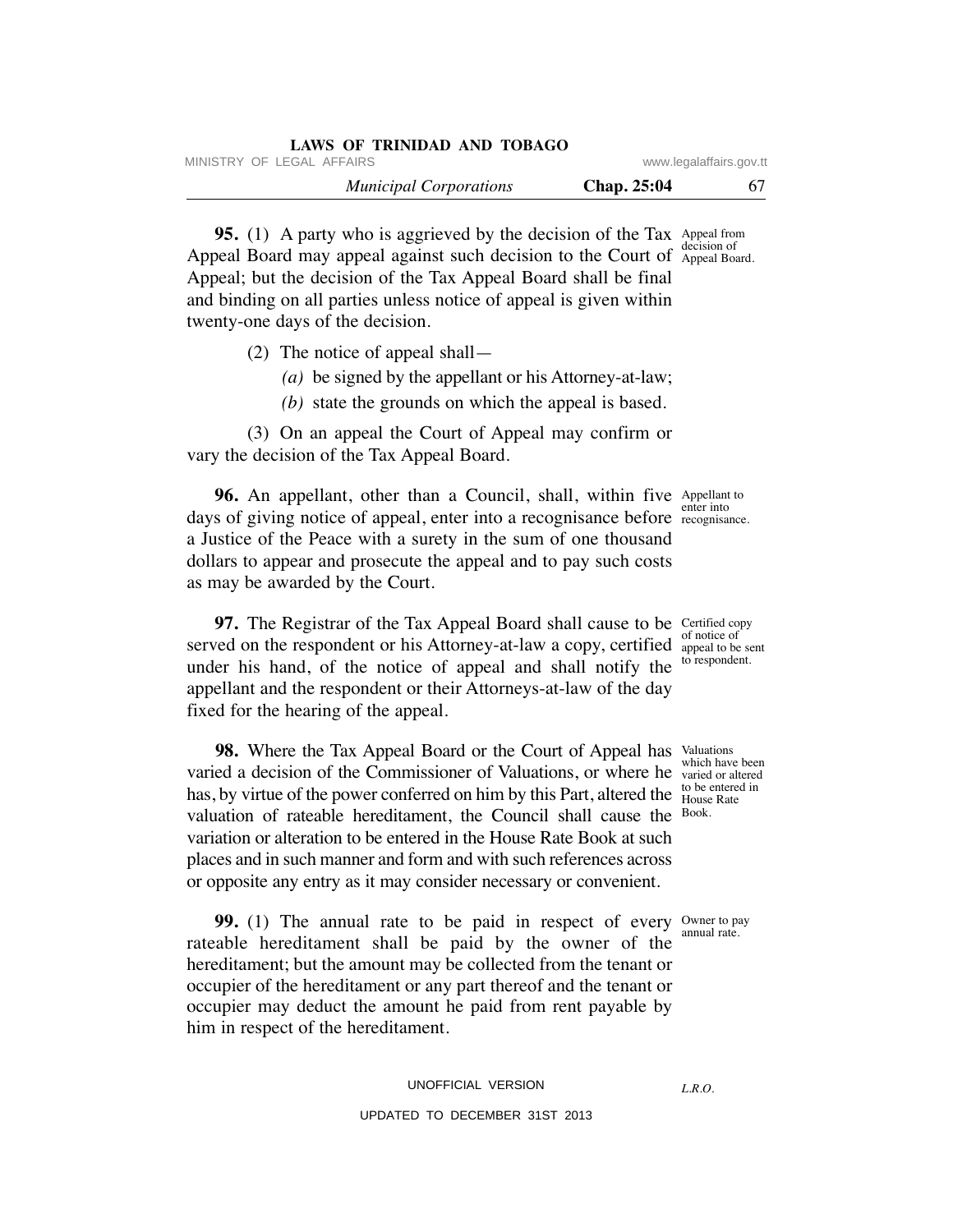**95.** (1) A party who is aggrieved by the decision of the Tax Appeal Board may appeal against such decision to the Court of Appeal; but the decision of the Tax Appeal Board shall be final and binding on all parties unless notice of appeal is given within twenty-one days of the decision.

Appeal from decision of Appeal Board.

(2) The notice of appeal shall—

*(a)* be signed by the appellant or his Attorney-at-law;

*(b)* state the grounds on which the appeal is based.

(3) On an appeal the Court of Appeal may confirm or vary the decision of the Tax Appeal Board.

**96.** An appellant, other than a Council, shall, within five days of giving notice of appeal, enter into a recognisance before a Justice of the Peace with a surety in the sum of one thousand dollars to appear and prosecute the appeal and to pay such costs as may be awarded by the Court.

Appellant to enter into recognisance.

**97.** The Registrar of the Tax Appeal Board shall cause to be served on the respondent or his Attorney-at-law a copy, certified under his hand, of the notice of appeal and shall notify the appellant and the respondent or their Attorneys-at-law of the day fixed for the hearing of the appeal.

Certified copy of notice of appeal to be sent to respondent.

**98.** Where the Tax Appeal Board or the Court of Appeal has varied a decision of the Commissioner of Valuations, or where he has, by virtue of the power conferred on him by this Part, altered the valuation of rateable hereditament, the Council shall cause the variation or alteration to be entered in the House Rate Book at such places and in such manner and form and with such references across or opposite any entry as it may consider necessary or convenient.

Valuations which have been varied or altered to be entered in House Rate Book.

**99.** (1) The annual rate to be paid in respect of every rateable hereditament shall be paid by the owner of the hereditament; but the amount may be collected from the tenant or occupier of the hereditament or any part thereof and the tenant or occupier may deduct the amount he paid from rent payable by him in respect of the hereditament.

Owner to pay annual rate.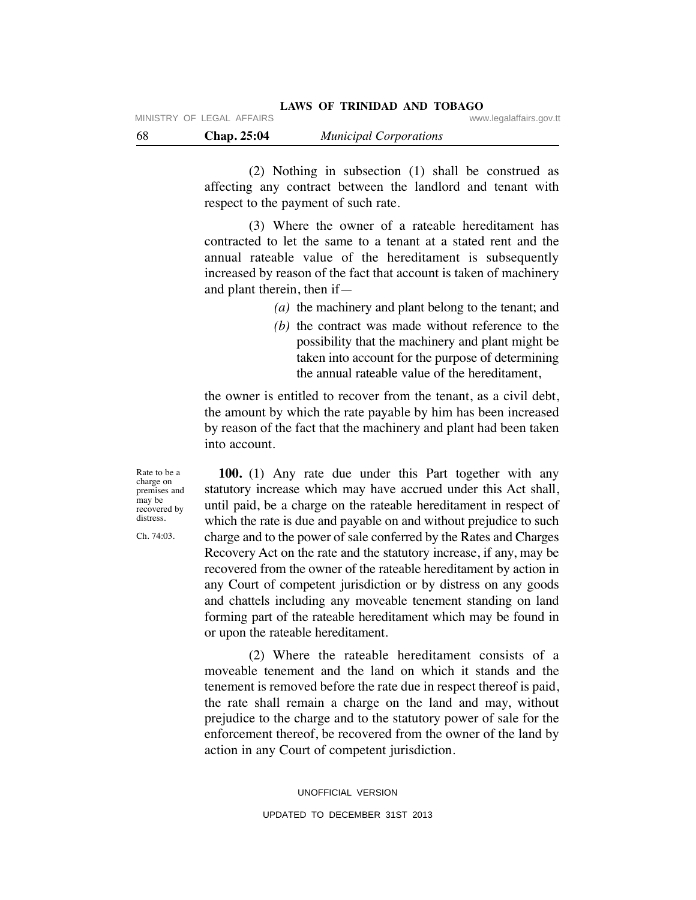(2) Nothing in subsection (1) shall be construed as affecting any contract between the landlord and tenant with respect to the payment of such rate.

(3) Where the owner of a rateable hereditament has contracted to let the same to a tenant at a stated rent and the annual rateable value of the hereditament is subsequently increased by reason of the fact that account is taken of machinery and plant therein, then if—

*(a)* the machinery and plant belong to the tenant; and

*(b)* the contract was made without reference to the possibility that the machinery and plant might be taken into account for the purpose of determining the annual rateable value of the hereditament,

the owner is entitled to recover from the tenant, as a civil debt, the amount by which the rate payable by him has been increased by reason of the fact that the machinery and plant had been taken into account.

Rate to be a charge on premises and may be recovered by distress.

Ch. 74:03.

**100.** (1) Any rate due under this Part together with any statutory increase which may have accrued under this Act shall, until paid, be a charge on the rateable hereditament in respect of which the rate is due and payable on and without prejudice to such charge and to the power of sale conferred by the Rates and Charges Recovery Act on the rate and the statutory increase, if any, may be recovered from the owner of the rateable hereditament by action in any Court of competent jurisdiction or by distress on any goods and chattels including any moveable tenement standing on land forming part of the rateable hereditament which may be found in or upon the rateable hereditament.

(2) Where the rateable hereditament consists of a moveable tenement and the land on which it stands and the tenement is removed before the rate due in respect thereof is paid, the rate shall remain a charge on the land and may, without prejudice to the charge and to the statutory power of sale for the enforcement thereof, be recovered from the owner of the land by action in any Court of competent jurisdiction.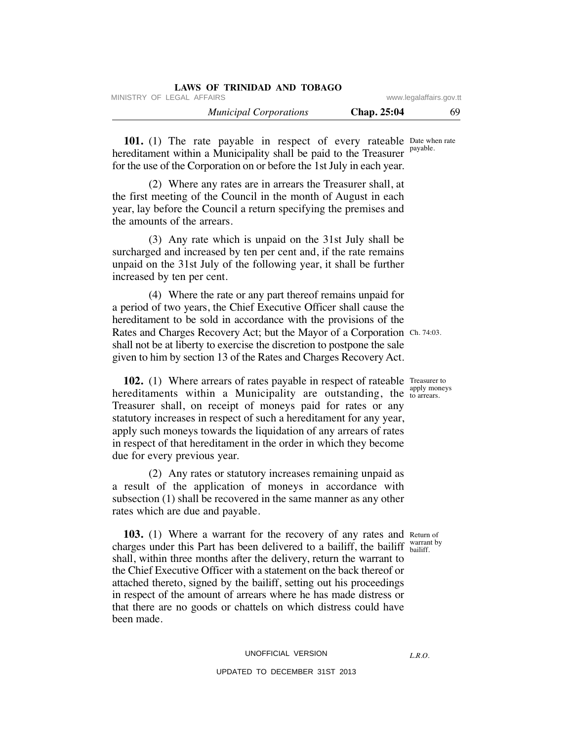**101.** (1) The rate payable in respect of every rateable hereditament within a Municipality shall be paid to the Treasurer for the use of the Corporation on or before the 1st July in each year.

Date when rate payable.

(2) Where any rates are in arrears the Treasurer shall, at the first meeting of the Council in the month of August in each year, lay before the Council a return specifying the premises and the amounts of the arrears.

(3) Any rate which is unpaid on the 31st July shall be surcharged and increased by ten per cent and, if the rate remains unpaid on the 31st July of the following year, it shall be further increased by ten per cent.

(4) Where the rate or any part thereof remains unpaid for a period of two years, the Chief Executive Officer shall cause the hereditament to be sold in accordance with the provisions of the Rates and Charges Recovery Act; but the Mayor of a Corporation shall not be at liberty to exercise the discretion to postpone the sale given to him by section 13 of the Rates and Charges Recovery Act.

Ch. 74:03.

**102.** (1) Where arrears of rates payable in respect of rateable hereditaments within a Municipality are outstanding, the Treasurer shall, on receipt of moneys paid for rates or any statutory increases in respect of such a hereditament for any year, apply such moneys towards the liquidation of any arrears of rates in respect of that hereditament in the order in which they become due for every previous year.

Treasurer to apply moneys to arrears.

(2) Any rates or statutory increases remaining unpaid as a result of the application of moneys in accordance with subsection (1) shall be recovered in the same manner as any other rates which are due and payable.

**103.** (1) Where a warrant for the recovery of any rates and charges under this Part has been delivered to a bailiff, the bailiff shall, within three months after the delivery, return the warrant to the Chief Executive Officer with a statement on the back thereof or attached thereto, signed by the bailiff, setting out his proceedings in respect of the amount of arrears where he has made distress or that there are no goods or chattels on which distress could have been made.

Return of warrant by bailiff.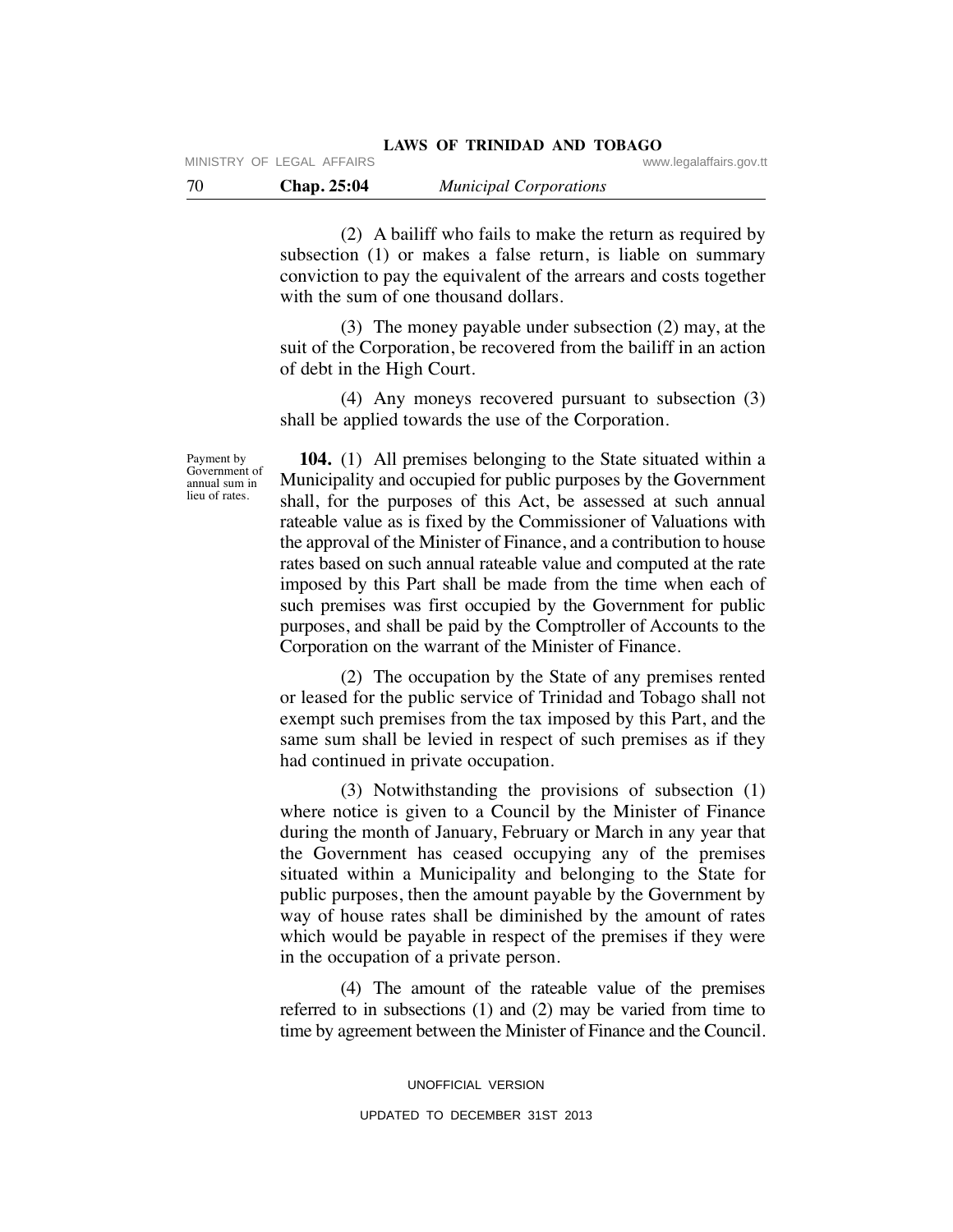(2) A bailiff who fails to make the return as required by subsection (1) or makes a false return, is liable on summary conviction to pay the equivalent of the arrears and costs together with the sum of one thousand dollars.

(3) The money payable under subsection (2) may, at the suit of the Corporation, be recovered from the bailiff in an action of debt in the High Court.

(4) Any moneys recovered pursuant to subsection (3) shall be applied towards the use of the Corporation.

Payment by Government of annual sum in lieu of rates.

**104.** (1) All premises belonging to the State situated within a Municipality and occupied for public purposes by the Government shall, for the purposes of this Act, be assessed at such annual rateable value as is fixed by the Commissioner of Valuations with the approval of the Minister of Finance, and a contribution to house rates based on such annual rateable value and computed at the rate imposed by this Part shall be made from the time when each of such premises was first occupied by the Government for public purposes, and shall be paid by the Comptroller of Accounts to the Corporation on the warrant of the Minister of Finance.

(2) The occupation by the State of any premises rented or leased for the public service of Trinidad and Tobago shall not exempt such premises from the tax imposed by this Part, and the same sum shall be levied in respect of such premises as if they had continued in private occupation.

(3) Notwithstanding the provisions of subsection (1) where notice is given to a Council by the Minister of Finance during the month of January, February or March in any year that the Government has ceased occupying any of the premises situated within a Municipality and belonging to the State for public purposes, then the amount payable by the Government by way of house rates shall be diminished by the amount of rates which would be payable in respect of the premises if they were in the occupation of a private person.

(4) The amount of the rateable value of the premises referred to in subsections (1) and (2) may be varied from time to time by agreement between the Minister of Finance and the Council.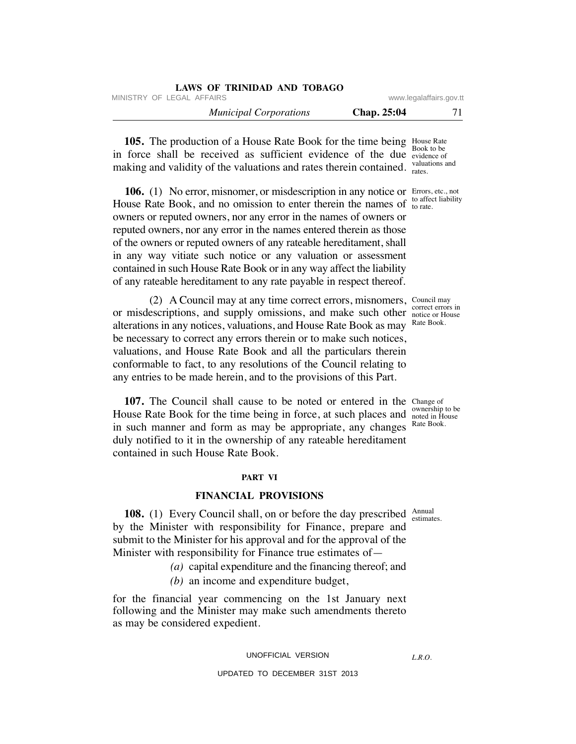**105.** The production of a House Rate Book for the time being in force shall be received as sufficient evidence of the due making and validity of the valuations and rates therein contained.

House Rate Book to be evidence of valuations and rates.

**106.** (1) No error, misnomer, or misdescription in any notice or House Rate Book, and no omission to enter therein the names of owners or reputed owners, nor any error in the names of owners or reputed owners, nor any error in the names entered therein as those of the owners or reputed owners of any rateable hereditament, shall in any way vitiate such notice or any valuation or assessment contained in such House Rate Book or in any way affect the liability of any rateable hereditament to any rate payable in respect thereof.

Errors, etc., not to affect liability to rate.

(2) A Council may at any time correct errors, misnomers, or misdescriptions, and supply omissions, and make such other alterations in any notices, valuations, and House Rate Book as may be necessary to correct any errors therein or to make such notices, valuations, and House Rate Book and all the particulars therein conformable to fact, to any resolutions of the Council relating to any entries to be made herein, and to the provisions of this Part.

Council may correct errors in notice or House Rate Book.

**107.** The Council shall cause to be noted or entered in the House Rate Book for the time being in force, at such places and in such manner and form as may be appropriate, any changes duly notified to it in the ownership of any rateable hereditament contained in such House Rate Book.

Change of ownership to be noted in House Rate Book.

## PART VI

## FINANCIAL PROVISIONS

**108.** (1) Every Council shall, on or before the day prescribed by the Minister with responsibility for Finance, prepare and submit to the Minister for his approval and for the approval of the Minister with responsibility for Finance true estimates of—

Annual estimates.

*(a)* capital expenditure and the financing thereof; and

*(b)* an income and expenditure budget,

for the financial year commencing on the 1st January next following and the Minister may make such amendments thereto as may be considered expedient.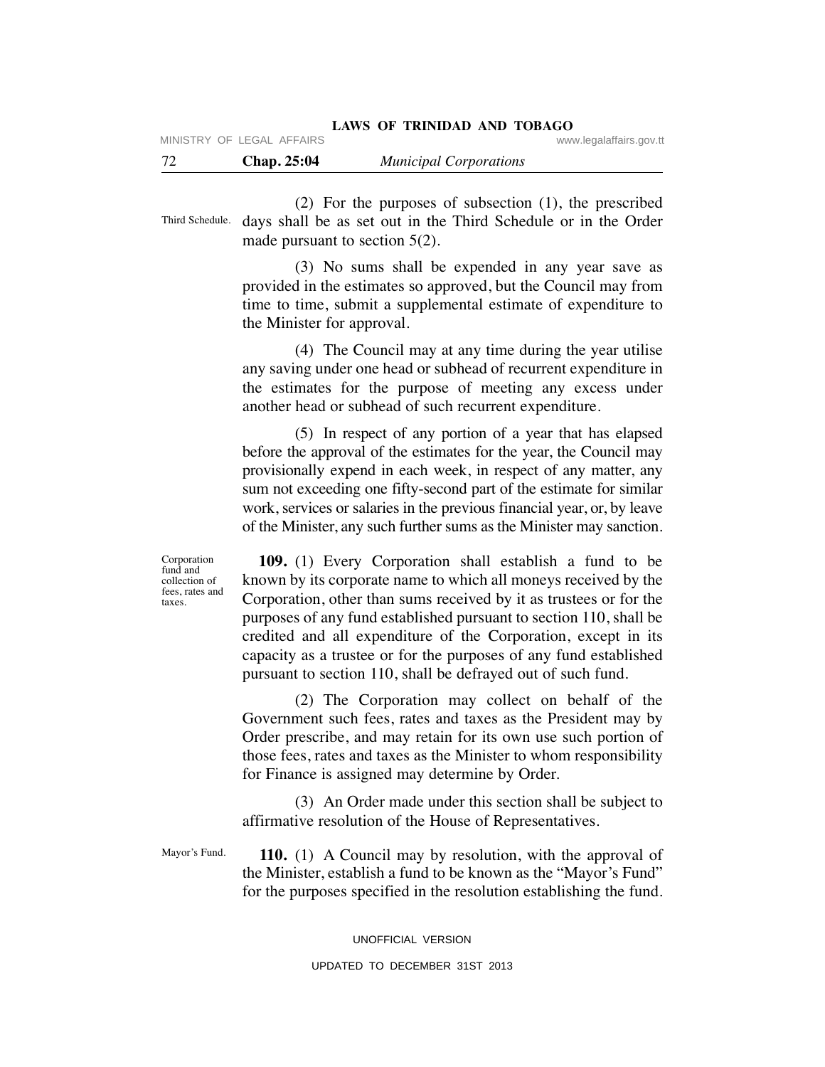(2) For the purposes of subsection (1), the prescribed days shall be as set out in the Third Schedule or in the Order made pursuant to section 5(2).

Third Schedule.

(3) No sums shall be expended in any year save as provided in the estimates so approved, but the Council may from time to time, submit a supplemental estimate of expenditure to the Minister for approval.

(4) The Council may at any time during the year utilise any saving under one head or subhead of recurrent expenditure in the estimates for the purpose of meeting any excess under another head or subhead of such recurrent expenditure.

(5) In respect of any portion of a year that has elapsed before the approval of the estimates for the year, the Council may provisionally expend in each week, in respect of any matter, any sum not exceeding one fifty-second part of the estimate for similar work, services or salaries in the previous financial year, or, by leave of the Minister, any such further sums as the Minister may sanction.

Corporation fund and collection of fees, rates and taxes.

**109.** (1) Every Corporation shall establish a fund to be known by its corporate name to which all moneys received by the Corporation, other than sums received by it as trustees or for the purposes of any fund established pursuant to section 110, shall be credited and all expenditure of the Corporation, except in its capacity as a trustee or for the purposes of any fund established pursuant to section 110, shall be defrayed out of such fund.

(2) The Corporation may collect on behalf of the Government such fees, rates and taxes as the President may by Order prescribe, and may retain for its own use such portion of those fees, rates and taxes as the Minister to whom responsibility for Finance is assigned may determine by Order.

(3) An Order made under this section shall be subject to affirmative resolution of the House of Representatives.

Mayor's Fund.

**110.** (1) A Council may by resolution, with the approval of the Minister, establish a fund to be known as the "Mayor's Fund" for the purposes specified in the resolution establishing the fund.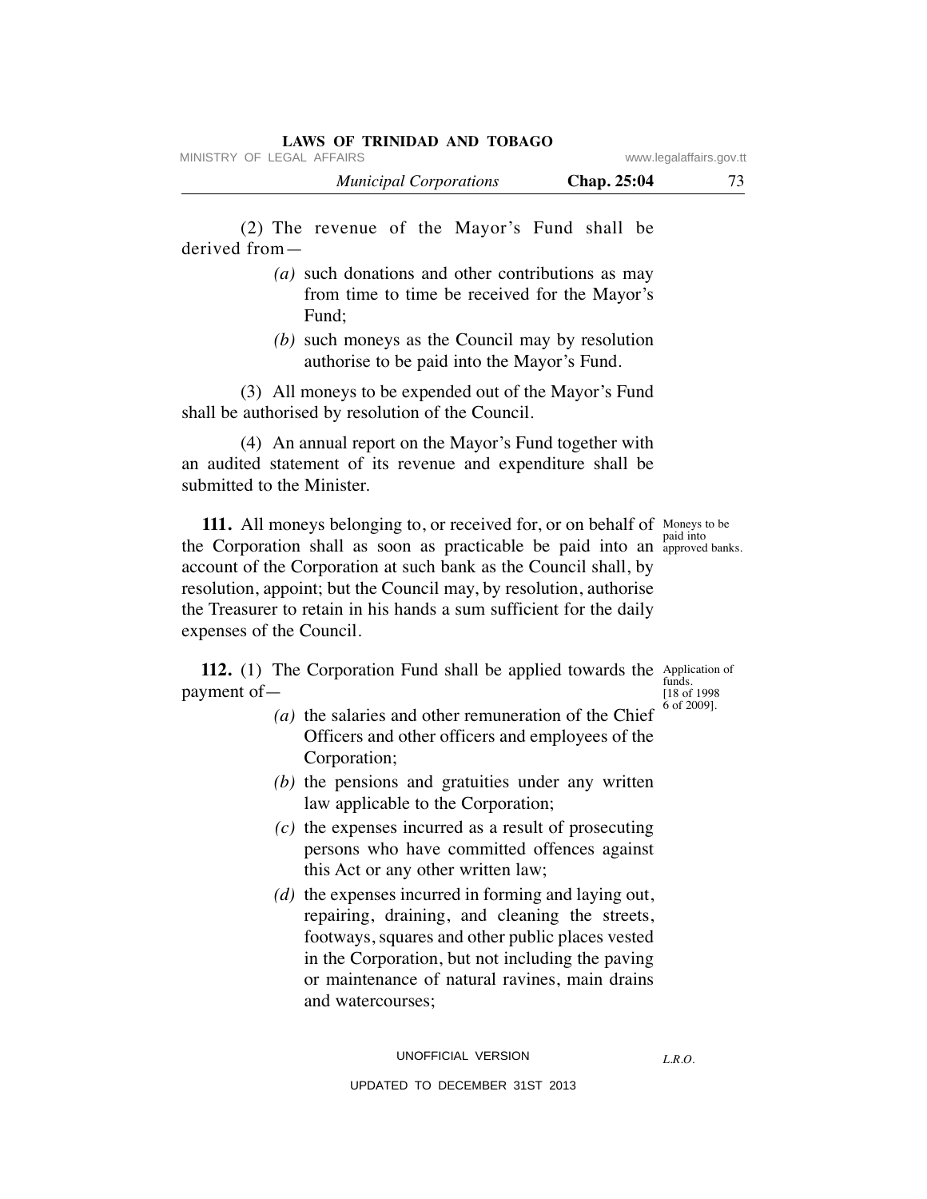(2) The revenue of the Mayor's Fund shall be derived from—

*(a)* such donations and other contributions as may from time to time be received for the Mayor's Fund;

*(b)* such moneys as the Council may by resolution authorise to be paid into the Mayor's Fund.

(3) All moneys to be expended out of the Mayor's Fund shall be authorised by resolution of the Council.

(4) An annual report on the Mayor's Fund together with an audited statement of its revenue and expenditure shall be submitted to the Minister.

Moneys to be paid into approved banks.

**111.** All moneys belonging to, or received for, or on behalf of the Corporation shall as soon as practicable be paid into an account of the Corporation at such bank as the Council shall, by resolution, appoint; but the Council may, by resolution, authorise the Treasurer to retain in his hands a sum sufficient for the daily expenses of the Council.

Application of funds. [18 of 1998 6 of 2009].

**112.** (1) The Corporation Fund shall be applied towards the payment of—

*(a)* the salaries and other remuneration of the Chief Officers and other officers and employees of the Corporation;

*(b)* the pensions and gratuities under any written law applicable to the Corporation;

*(c)* the expenses incurred as a result of prosecuting persons who have committed offences against this Act or any other written law;

*(d)* the expenses incurred in forming and laying out, repairing, draining, and cleaning the streets, footways, squares and other public places vested in the Corporation, but not including the paving or maintenance of natural ravines, main drains and watercourses;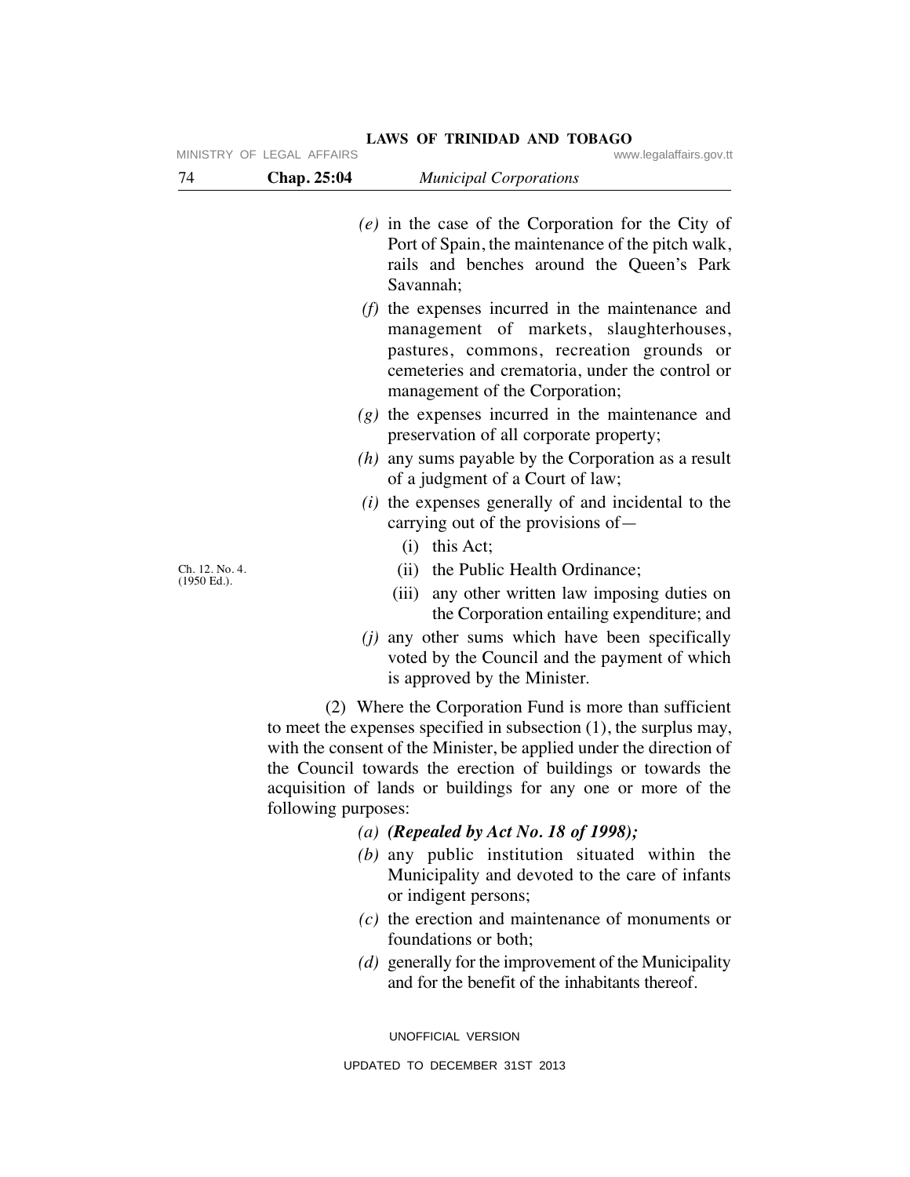*(e)* in the case of the Corporation for the City of Port of Spain, the maintenance of the pitch walk, rails and benches around the Queen's Park Savannah;

*(f)* the expenses incurred in the maintenance and management of markets, slaughterhouses, pastures, commons, recreation grounds or cemeteries and crematoria, under the control or management of the Corporation;

*(g)* the expenses incurred in the maintenance and preservation of all corporate property;

*(h)* any sums payable by the Corporation as a result of a judgment of a Court of law;

*(i)* the expenses generally of and incidental to the carrying out of the provisions of—

(i) this Act;

(ii) the Public Health Ordinance; *Ch. 12. No. 4. (1950 Ed.).*

(iii) any other written law imposing duties on the Corporation entailing expenditure; and

*(j)* any other sums which have been specifically voted by the Council and the payment of which is approved by the Minister.

(2) Where the Corporation Fund is more than sufficient to meet the expenses specified in subsection (1), the surplus may, with the consent of the Minister, be applied under the direction of the Council towards the erection of buildings or towards the acquisition of lands or buildings for any one or more of the following purposes:

*(a)* ***(Repealed by Act No. 18 of 1998);***

*(b)* any public institution situated within the Municipality and devoted to the care of infants or indigent persons;

*(c)* the erection and maintenance of monuments or foundations or both;

*(d)* generally for the improvement of the Municipality and for the benefit of the inhabitants thereof.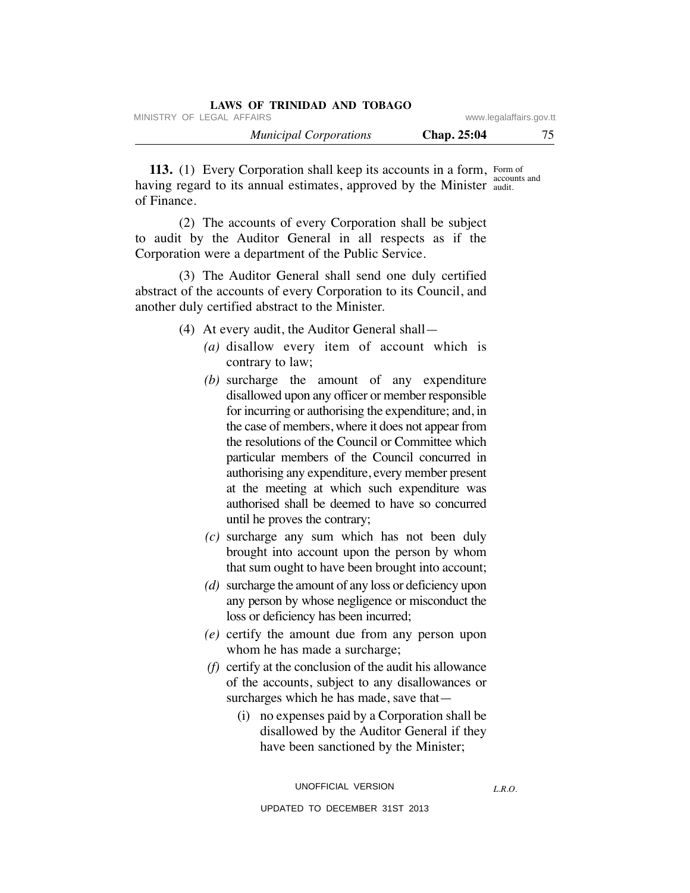**113.** (1) Every Corporation shall keep its accounts in a form, having regard to its annual estimates, approved by the Minister of Finance.

Form of accounts and audit.

(2) The accounts of every Corporation shall be subject to audit by the Auditor General in all respects as if the Corporation were a department of the Public Service.

(3) The Auditor General shall send one duly certified abstract of the accounts of every Corporation to its Council, and another duly certified abstract to the Minister.

(4) At every audit, the Auditor General shall—

*(a)* disallow every item of account which is contrary to law;

*(b)* surcharge the amount of any expenditure disallowed upon any officer or member responsible for incurring or authorising the expenditure; and, in the case of members, where it does not appear from the resolutions of the Council or Committee which particular members of the Council concurred in authorising any expenditure, every member present at the meeting at which such expenditure was authorised shall be deemed to have so concurred until he proves the contrary;

*(c)* surcharge any sum which has not been duly brought into account upon the person by whom that sum ought to have been brought into account;

*(d)* surcharge the amount of any loss or deficiency upon any person by whose negligence or misconduct the loss or deficiency has been incurred;

*(e)* certify the amount due from any person upon whom he has made a surcharge;

*(f)* certify at the conclusion of the audit his allowance of the accounts, subject to any disallowances or surcharges which he has made, save that—

(i) no expenses paid by a Corporation shall be disallowed by the Auditor General if they have been sanctioned by the Minister;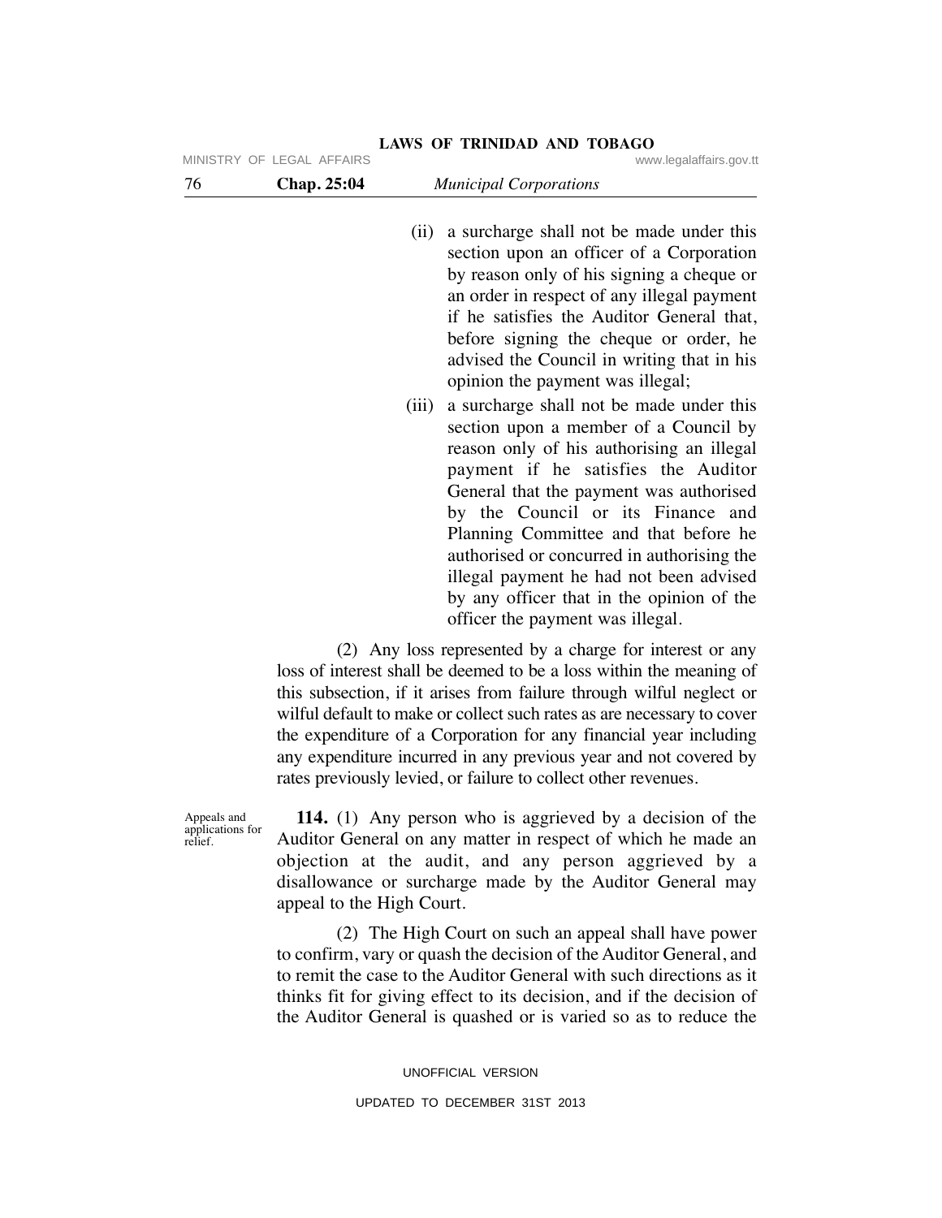(ii) a surcharge shall not be made under this section upon an officer of a Corporation by reason only of his signing a cheque or an order in respect of any illegal payment if he satisfies the Auditor General that, before signing the cheque or order, he advised the Council in writing that in his opinion the payment was illegal;

(iii) a surcharge shall not be made under this section upon a member of a Council by reason only of his authorising an illegal payment if he satisfies the Auditor General that the payment was authorised by the Council or its Finance and Planning Committee and that before he authorised or concurred in authorising the illegal payment he had not been advised by any officer that in the opinion of the officer the payment was illegal.

(2) Any loss represented by a charge for interest or any loss of interest shall be deemed to be a loss within the meaning of this subsection, if it arises from failure through wilful neglect or wilful default to make or collect such rates as are necessary to cover the expenditure of a Corporation for any financial year including any expenditure incurred in any previous year and not covered by rates previously levied, or failure to collect other revenues.

Appeals and applications for relief.

**114.** (1) Any person who is aggrieved by a decision of the Auditor General on any matter in respect of which he made an objection at the audit, and any person aggrieved by a disallowance or surcharge made by the Auditor General may appeal to the High Court.

(2) The High Court on such an appeal shall have power to confirm, vary or quash the decision of the Auditor General, and to remit the case to the Auditor General with such directions as it thinks fit for giving effect to its decision, and if the decision of the Auditor General is quashed or is varied so as to reduce the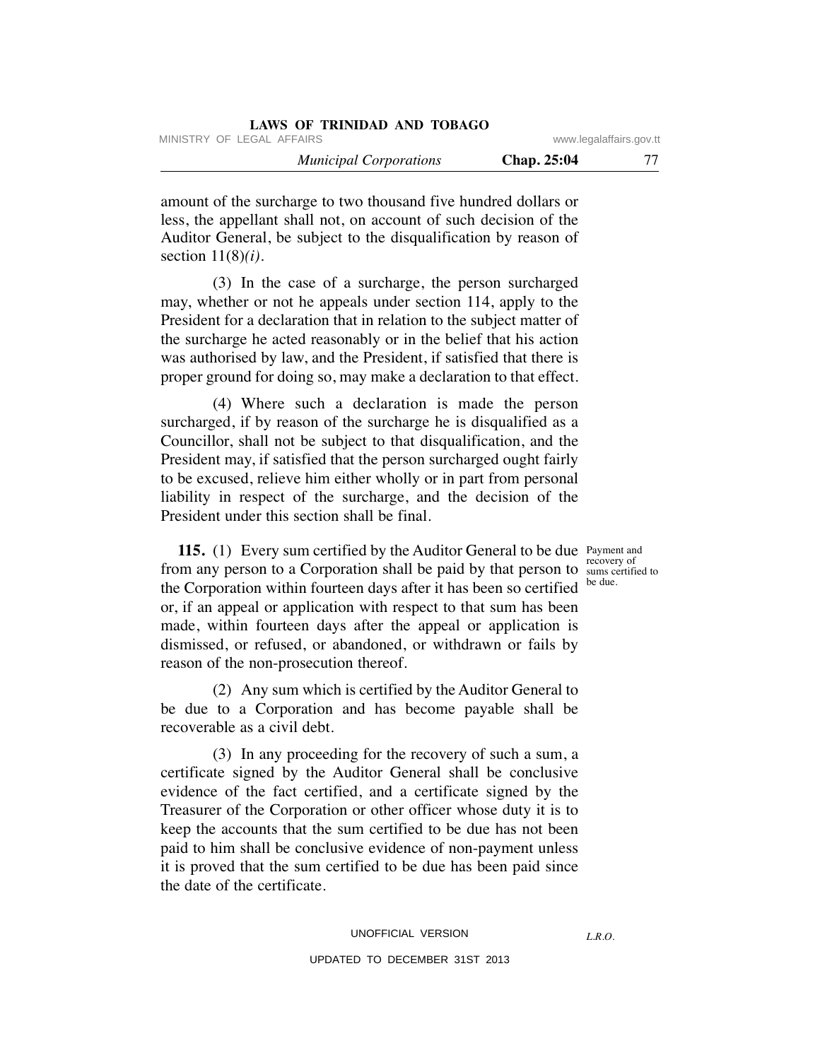amount of the surcharge to two thousand five hundred dollars or less, the appellant shall not, on account of such decision of the Auditor General, be subject to the disqualification by reason of section 11(8)*(i)*.

(3) In the case of a surcharge, the person surcharged may, whether or not he appeals under section 114, apply to the President for a declaration that in relation to the subject matter of the surcharge he acted reasonably or in the belief that his action was authorised by law, and the President, if satisfied that there is proper ground for doing so, may make a declaration to that effect.

(4) Where such a declaration is made the person surcharged, if by reason of the surcharge he is disqualified as a Councillor, shall not be subject to that disqualification, and the President may, if satisfied that the person surcharged ought fairly to be excused, relieve him either wholly or in part from personal liability in respect of the surcharge, and the decision of the President under this section shall be final.

*Payment and recovery of sums certified to be due.*

**115.** (1) Every sum certified by the Auditor General to be due from any person to a Corporation shall be paid by that person to the Corporation within fourteen days after it has been so certified or, if an appeal or application with respect to that sum has been made, within fourteen days after the appeal or application is dismissed, or refused, or abandoned, or withdrawn or fails by reason of the non-prosecution thereof.

(2) Any sum which is certified by the Auditor General to be due to a Corporation and has become payable shall be recoverable as a civil debt.

(3) In any proceeding for the recovery of such a sum, a certificate signed by the Auditor General shall be conclusive evidence of the fact certified, and a certificate signed by the Treasurer of the Corporation or other officer whose duty it is to keep the accounts that the sum certified to be due has not been paid to him shall be conclusive evidence of non-payment unless it is proved that the sum certified to be due has been paid since the date of the certificate.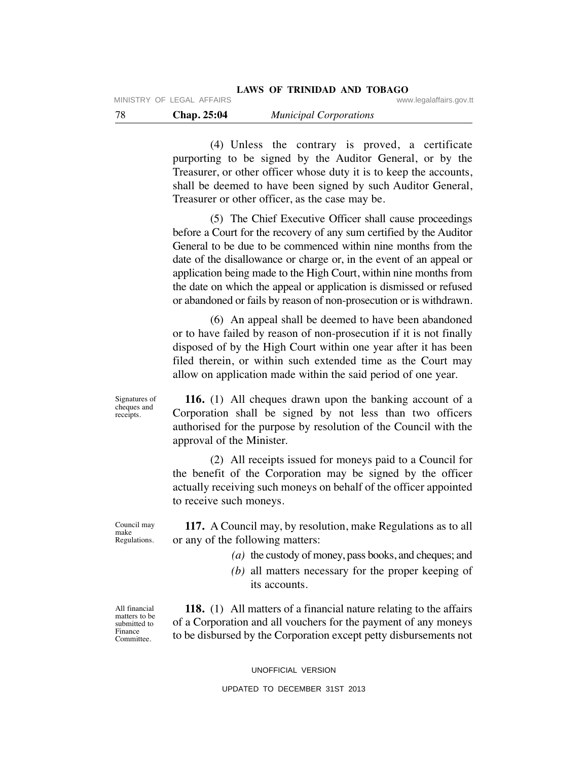(4) Unless the contrary is proved, a certificate purporting to be signed by the Auditor General, or by the Treasurer, or other officer whose duty it is to keep the accounts, shall be deemed to have been signed by such Auditor General, Treasurer or other officer, as the case may be.

(5) The Chief Executive Officer shall cause proceedings before a Court for the recovery of any sum certified by the Auditor General to be due to be commenced within nine months from the date of the disallowance or charge or, in the event of an appeal or application being made to the High Court, within nine months from the date on which the appeal or application is dismissed or refused or abandoned or fails by reason of non-prosecution or is withdrawn.

(6) An appeal shall be deemed to have been abandoned or to have failed by reason of non-prosecution if it is not finally disposed of by the High Court within one year after it has been filed therein, or within such extended time as the Court may allow on application made within the said period of one year.

Signatures of cheques and receipts.

**116.** (1) All cheques drawn upon the banking account of a Corporation shall be signed by not less than two officers authorised for the purpose by resolution of the Council with the approval of the Minister.

(2) All receipts issued for moneys paid to a Council for the benefit of the Corporation may be signed by the officer actually receiving such moneys on behalf of the officer appointed to receive such moneys.

Council may make Regulations.

**117.** A Council may, by resolution, make Regulations as to all or any of the following matters:

*(a)* the custody of money, pass books, and cheques; and

*(b)* all matters necessary for the proper keeping of its accounts.

All financial matters to be submitted to Finance Committee.

**118.** (1) All matters of a financial nature relating to the affairs of a Corporation and all vouchers for the payment of any moneys to be disbursed by the Corporation except petty disbursements not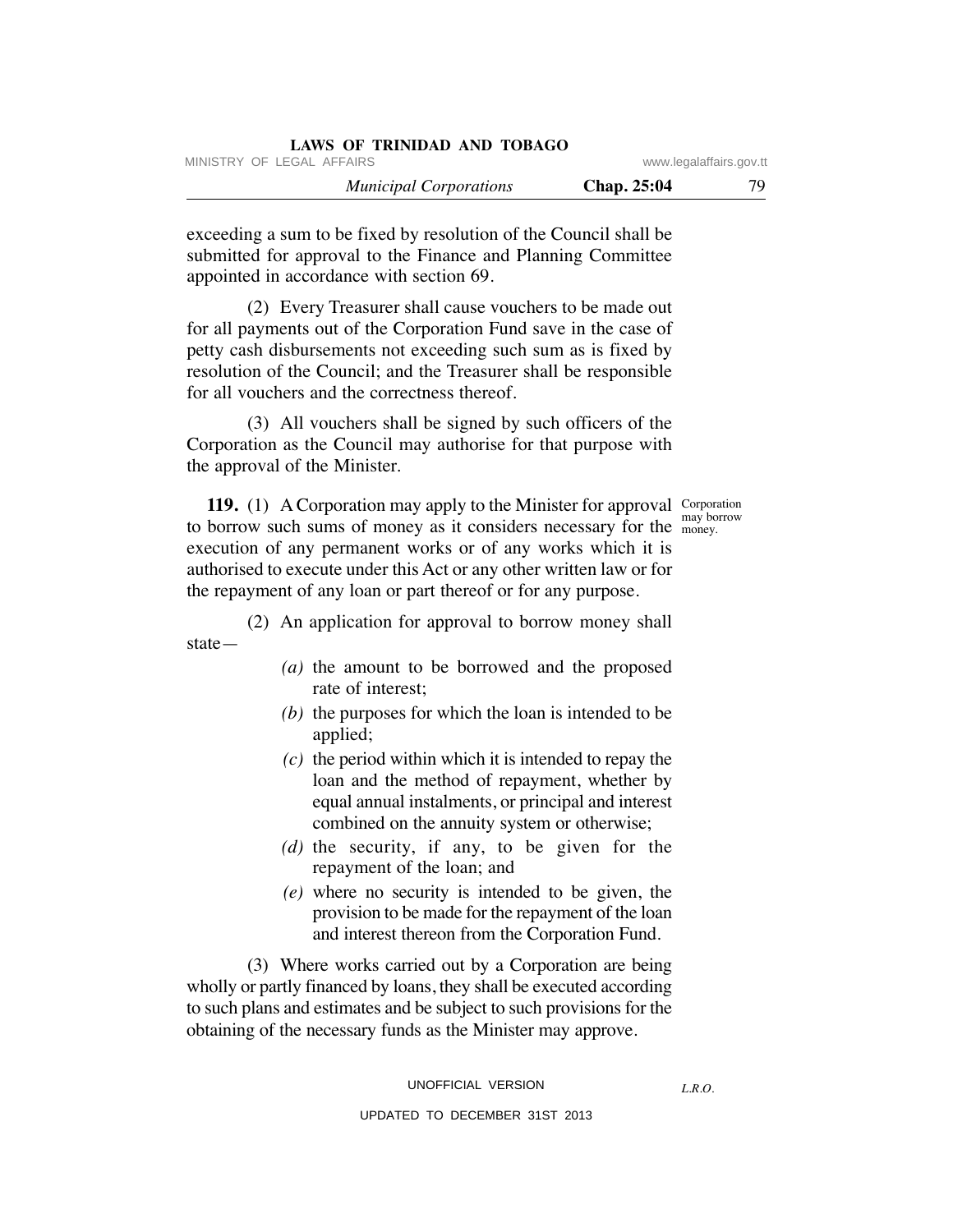exceeding a sum to be fixed by resolution of the Council shall be submitted for approval to the Finance and Planning Committee appointed in accordance with section 69.

(2) Every Treasurer shall cause vouchers to be made out for all payments out of the Corporation Fund save in the case of petty cash disbursements not exceeding such sum as is fixed by resolution of the Council; and the Treasurer shall be responsible for all vouchers and the correctness thereof.

(3) All vouchers shall be signed by such officers of the Corporation as the Council may authorise for that purpose with the approval of the Minister.

Corporation may borrow money.

**119.** (1) A Corporation may apply to the Minister for approval to borrow such sums of money as it considers necessary for the execution of any permanent works or of any works which it is authorised to execute under this Act or any other written law or for the repayment of any loan or part thereof or for any purpose.

(2) An application for approval to borrow money shall state—

*(a)* the amount to be borrowed and the proposed rate of interest;

*(b)* the purposes for which the loan is intended to be applied;

*(c)* the period within which it is intended to repay the loan and the method of repayment, whether by equal annual instalments, or principal and interest combined on the annuity system or otherwise;

*(d)* the security, if any, to be given for the repayment of the loan; and

*(e)* where no security is intended to be given, the provision to be made for the repayment of the loan and interest thereon from the Corporation Fund.

(3) Where works carried out by a Corporation are being wholly or partly financed by loans, they shall be executed according to such plans and estimates and be subject to such provisions for the obtaining of the necessary funds as the Minister may approve.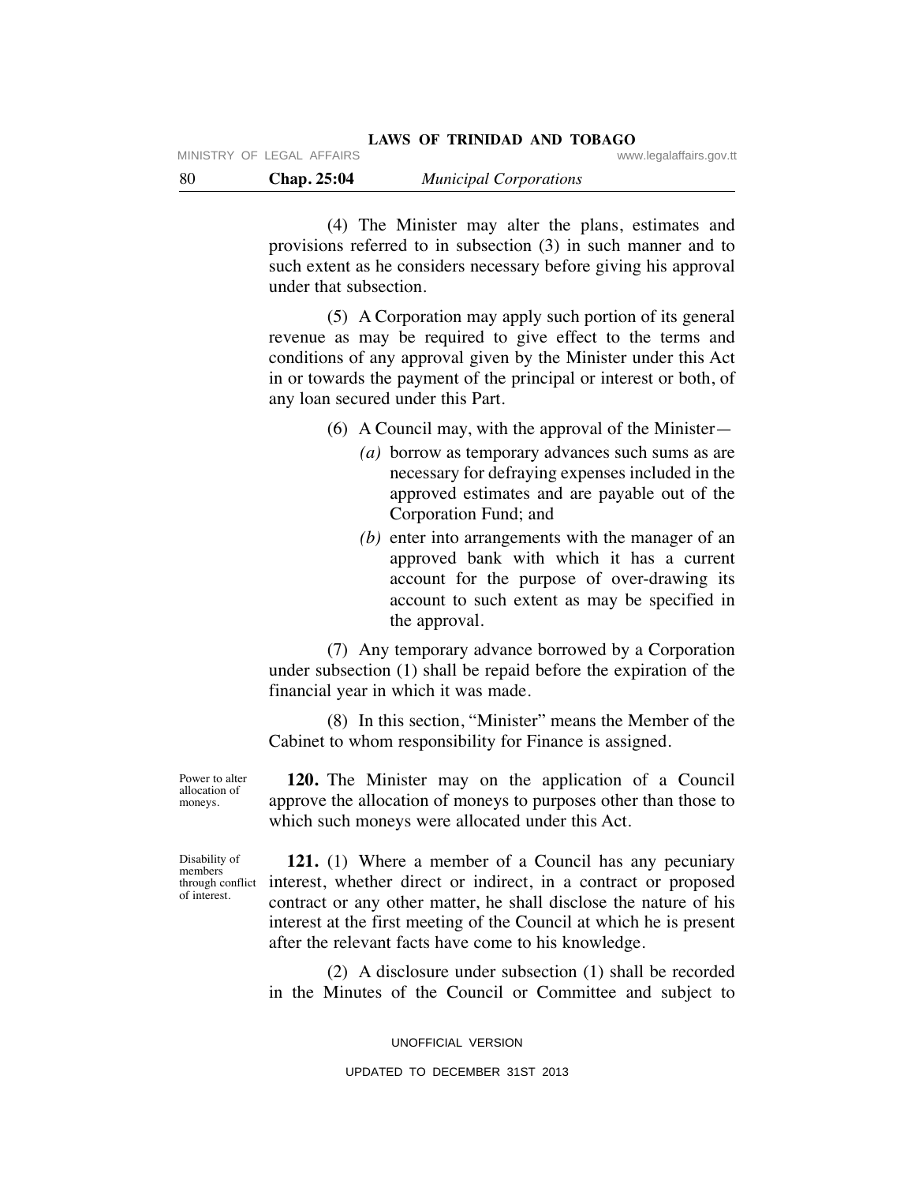(4) The Minister may alter the plans, estimates and provisions referred to in subsection (3) in such manner and to such extent as he considers necessary before giving his approval under that subsection.

(5) A Corporation may apply such portion of its general revenue as may be required to give effect to the terms and conditions of any approval given by the Minister under this Act in or towards the payment of the principal or interest or both, of any loan secured under this Part.

(6) A Council may, with the approval of the Minister—

*(a)* borrow as temporary advances such sums as are necessary for defraying expenses included in the approved estimates and are payable out of the Corporation Fund; and

*(b)* enter into arrangements with the manager of an approved bank with which it has a current account for the purpose of over-drawing its account to such extent as may be specified in the approval.

(7) Any temporary advance borrowed by a Corporation under subsection (1) shall be repaid before the expiration of the financial year in which it was made.

(8) In this section, "Minister" means the Member of the Cabinet to whom responsibility for Finance is assigned.

Power to alter allocation of moneys.

**120.** The Minister may on the application of a Council approve the allocation of moneys to purposes other than those to which such moneys were allocated under this Act.

Disability of members through conflict of interest.

**121.** (1) Where a member of a Council has any pecuniary interest, whether direct or indirect, in a contract or proposed contract or any other matter, he shall disclose the nature of his interest at the first meeting of the Council at which he is present after the relevant facts have come to his knowledge.

(2) A disclosure under subsection (1) shall be recorded in the Minutes of the Council or Committee and subject to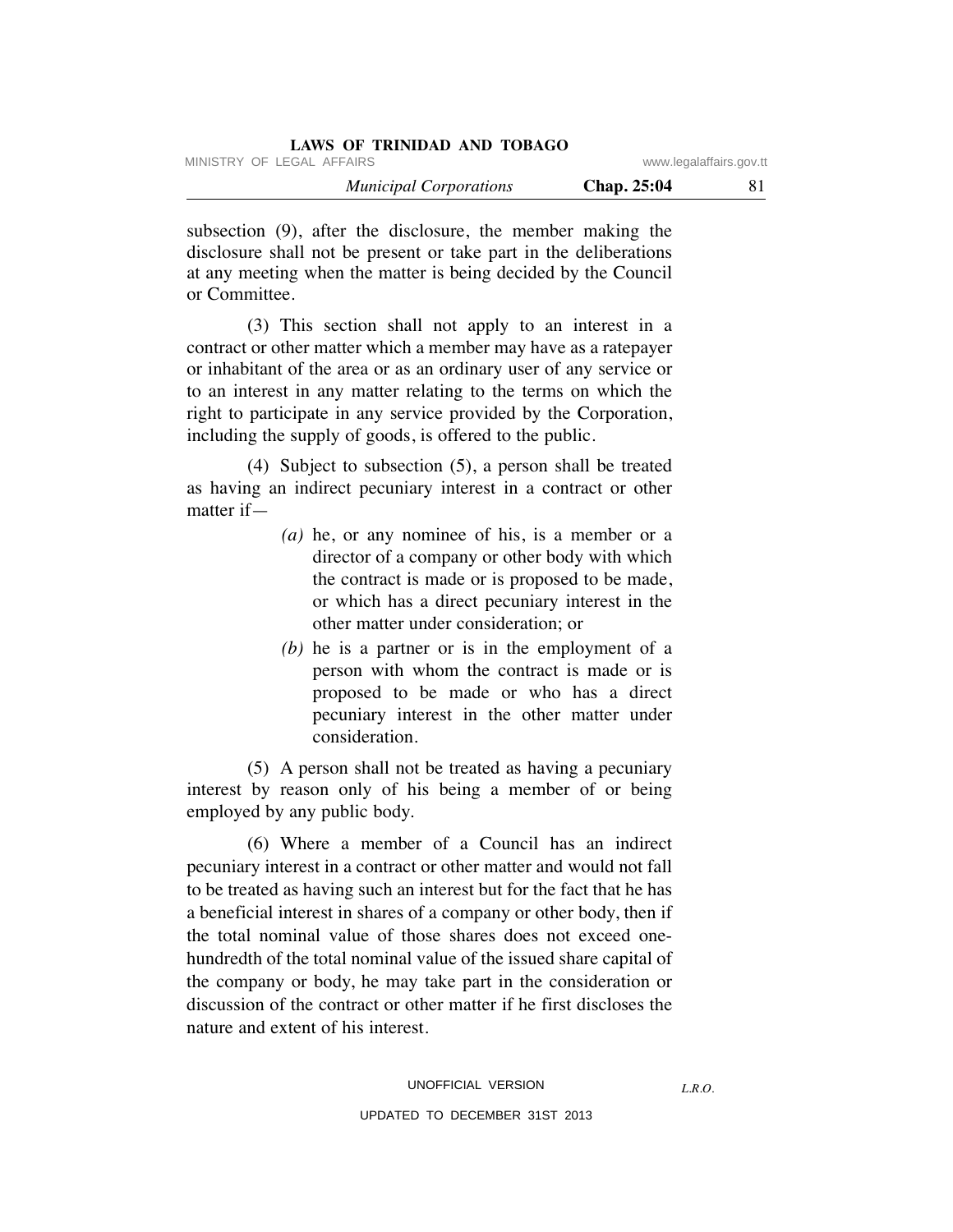subsection (9), after the disclosure, the member making the disclosure shall not be present or take part in the deliberations at any meeting when the matter is being decided by the Council or Committee.

(3) This section shall not apply to an interest in a contract or other matter which a member may have as a ratepayer or inhabitant of the area or as an ordinary user of any service or to an interest in any matter relating to the terms on which the right to participate in any service provided by the Corporation, including the supply of goods, is offered to the public.

(4) Subject to subsection (5), a person shall be treated as having an indirect pecuniary interest in a contract or other matter if—

*(a)* he, or any nominee of his, is a member or a director of a company or other body with which the contract is made or is proposed to be made, or which has a direct pecuniary interest in the other matter under consideration; or

*(b)* he is a partner or is in the employment of a person with whom the contract is made or is proposed to be made or who has a direct pecuniary interest in the other matter under consideration.

(5) A person shall not be treated as having a pecuniary interest by reason only of his being a member of or being employed by any public body.

(6) Where a member of a Council has an indirect pecuniary interest in a contract or other matter and would not fall to be treated as having such an interest but for the fact that he has a beneficial interest in shares of a company or other body, then if the total nominal value of those shares does not exceed one-hundredth of the total nominal value of the issued share capital of the company or body, he may take part in the consideration or discussion of the contract or other matter if he first discloses the nature and extent of his interest.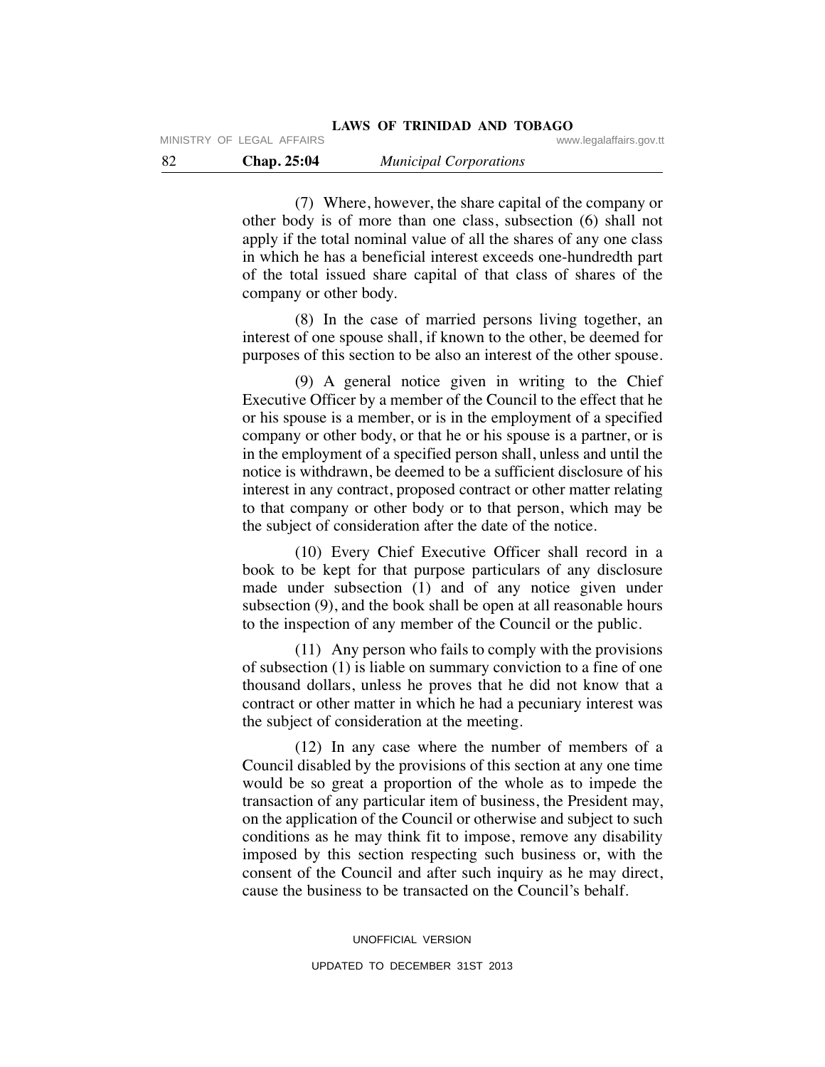(7) Where, however, the share capital of the company or other body is of more than one class, subsection (6) shall not apply if the total nominal value of all the shares of any one class in which he has a beneficial interest exceeds one-hundredth part of the total issued share capital of that class of shares of the company or other body.

(8) In the case of married persons living together, an interest of one spouse shall, if known to the other, be deemed for purposes of this section to be also an interest of the other spouse.

(9) A general notice given in writing to the Chief Executive Officer by a member of the Council to the effect that he or his spouse is a member, or is in the employment of a specified company or other body, or that he or his spouse is a partner, or is in the employment of a specified person shall, unless and until the notice is withdrawn, be deemed to be a sufficient disclosure of his interest in any contract, proposed contract or other matter relating to that company or other body or to that person, which may be the subject of consideration after the date of the notice.

(10) Every Chief Executive Officer shall record in a book to be kept for that purpose particulars of any disclosure made under subsection (1) and of any notice given under subsection (9), and the book shall be open at all reasonable hours to the inspection of any member of the Council or the public.

(11) Any person who fails to comply with the provisions of subsection (1) is liable on summary conviction to a fine of one thousand dollars, unless he proves that he did not know that a contract or other matter in which he had a pecuniary interest was the subject of consideration at the meeting.

(12) In any case where the number of members of a Council disabled by the provisions of this section at any one time would be so great a proportion of the whole as to impede the transaction of any particular item of business, the President may, on the application of the Council or otherwise and subject to such conditions as he may think fit to impose, remove any disability imposed by this section respecting such business or, with the consent of the Council and after such inquiry as he may direct, cause the business to be transacted on the Council's behalf.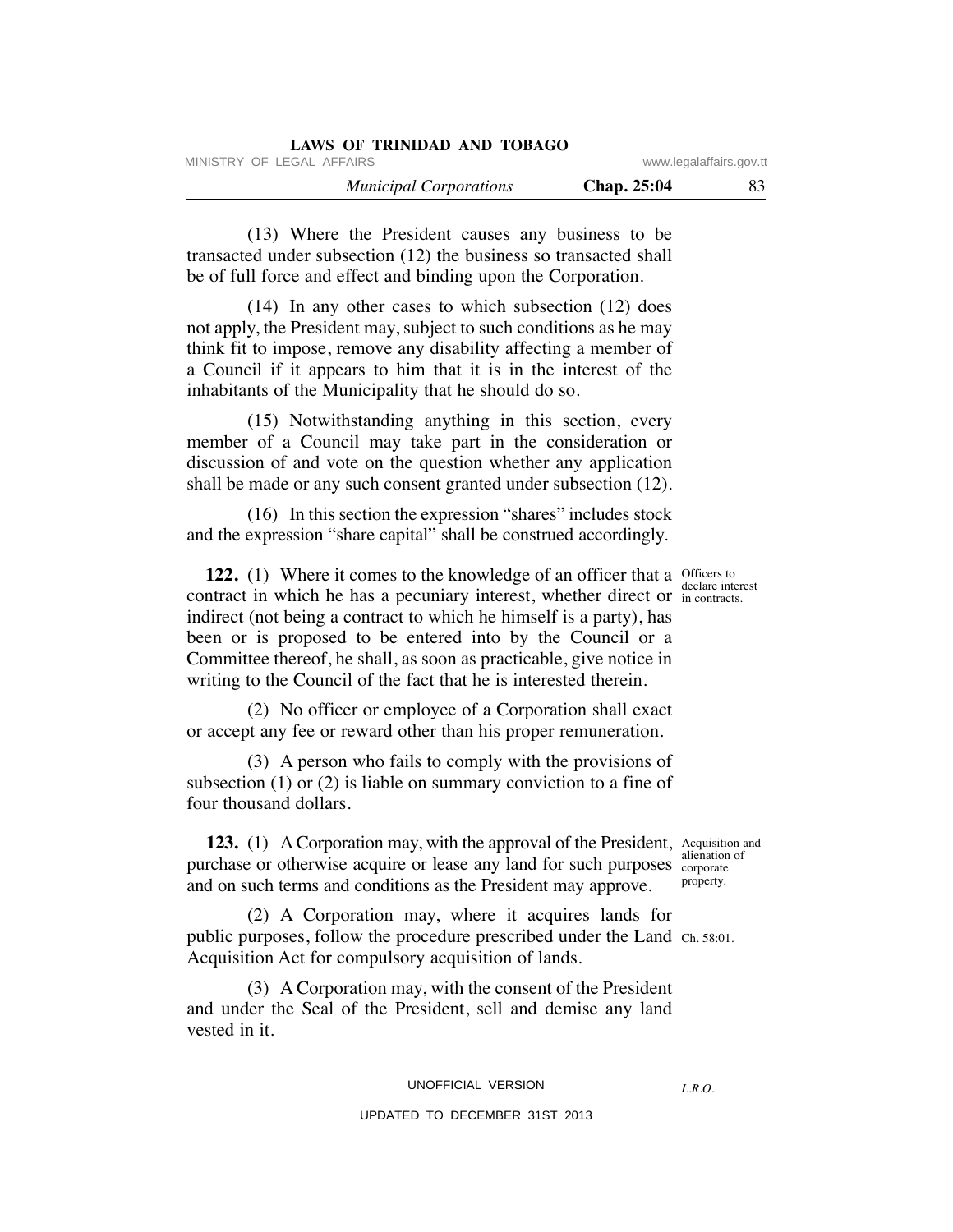(13) Where the President causes any business to be transacted under subsection (12) the business so transacted shall be of full force and effect and binding upon the Corporation.

(14) In any other cases to which subsection (12) does not apply, the President may, subject to such conditions as he may think fit to impose, remove any disability affecting a member of a Council if it appears to him that it is in the interest of the inhabitants of the Municipality that he should do so.

(15) Notwithstanding anything in this section, every member of a Council may take part in the consideration or discussion of and vote on the question whether any application shall be made or any such consent granted under subsection (12).

(16) In this section the expression "shares" includes stock and the expression "share capital" shall be construed accordingly.

*Officers to declare interest in contracts.*

**122.** (1) Where it comes to the knowledge of an officer that a contract in which he has a pecuniary interest, whether direct or indirect (not being a contract to which he himself is a party), has been or is proposed to be entered into by the Council or a Committee thereof, he shall, as soon as practicable, give notice in writing to the Council of the fact that he is interested therein.

(2) No officer or employee of a Corporation shall exact or accept any fee or reward other than his proper remuneration.

(3) A person who fails to comply with the provisions of subsection (1) or (2) is liable on summary conviction to a fine of four thousand dollars.

*Acquisition and alienation of corporate property.*

**123.** (1) A Corporation may, with the approval of the President, purchase or otherwise acquire or lease any land for such purposes and on such terms and conditions as the President may approve.

*Ch. 58:01.*

(2) A Corporation may, where it acquires lands for public purposes, follow the procedure prescribed under the Land Acquisition Act for compulsory acquisition of lands.

(3) A Corporation may, with the consent of the President and under the Seal of the President, sell and demise any land vested in it.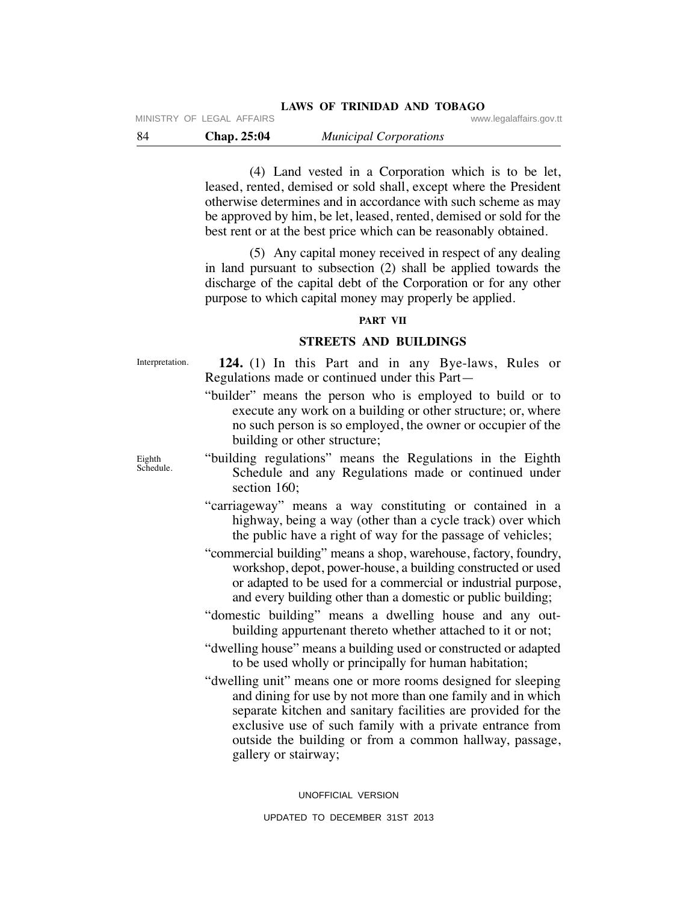(4) Land vested in a Corporation which is to be let, leased, rented, demised or sold shall, except where the President otherwise determines and in accordance with such scheme as may be approved by him, be let, leased, rented, demised or sold for the best rent or at the best price which can be reasonably obtained.

(5) Any capital money received in respect of any dealing in land pursuant to subsection (2) shall be applied towards the discharge of the capital debt of the Corporation or for any other purpose to which capital money may properly be applied.

## PART VII

## STREETS AND BUILDINGS

Interpretation.

**124.** (1) In this Part and in any Bye-laws, Rules or Regulations made or continued under this Part—

"builder" means the person who is employed to build or to execute any work on a building or other structure; or, where no such person is so employed, the owner or occupier of the building or other structure;

Eighth Schedule.

"building regulations" means the Regulations in the Eighth Schedule and any Regulations made or continued under section 160;

"carriageway" means a way constituting or contained in a highway, being a way (other than a cycle track) over which the public have a right of way for the passage of vehicles;

"commercial building" means a shop, warehouse, factory, foundry, workshop, depot, power-house, a building constructed or used or adapted to be used for a commercial or industrial purpose, and every building other than a domestic or public building;

"domestic building" means a dwelling house and any out-building appurtenant thereto whether attached to it or not;

"dwelling house" means a building used or constructed or adapted to be used wholly or principally for human habitation;

"dwelling unit" means one or more rooms designed for sleeping and dining for use by not more than one family and in which separate kitchen and sanitary facilities are provided for the exclusive use of such family with a private entrance from outside the building or from a common hallway, passage, gallery or stairway;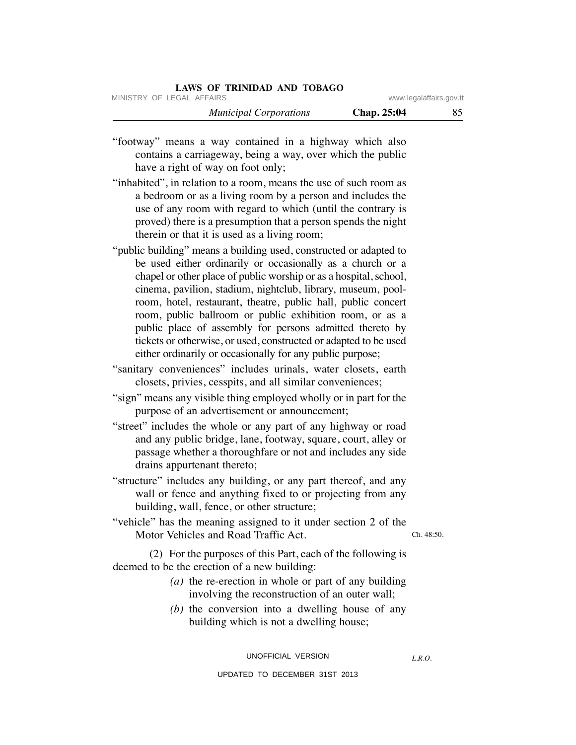"footway" means a way contained in a highway which also contains a carriageway, being a way, over which the public have a right of way on foot only;

"inhabited", in relation to a room, means the use of such room as a bedroom or as a living room by a person and includes the use of any room with regard to which (until the contrary is proved) there is a presumption that a person spends the night therein or that it is used as a living room;

"public building" means a building used, constructed or adapted to be used either ordinarily or occasionally as a church or a chapel or other place of public worship or as a hospital, school, cinema, pavilion, stadium, nightclub, library, museum, pool-room, hotel, restaurant, theatre, public hall, public concert room, public ballroom or public exhibition room, or as a public place of assembly for persons admitted thereto by tickets or otherwise, or used, constructed or adapted to be used either ordinarily or occasionally for any public purpose;

"sanitary conveniences" includes urinals, water closets, earth closets, privies, cesspits, and all similar conveniences;

"sign" means any visible thing employed wholly or in part for the purpose of an advertisement or announcement;

"street" includes the whole or any part of any highway or road and any public bridge, lane, footway, square, court, alley or passage whether a thoroughfare or not and includes any side drains appurtenant thereto;

"structure" includes any building, or any part thereof, and any wall or fence and anything fixed to or projecting from any building, wall, fence, or other structure;

"vehicle" has the meaning assigned to it under section 2 of the Motor Vehicles and Road Traffic Act. Ch. 48:50.

(2) For the purposes of this Part, each of the following is deemed to be the erection of a new building:

*(a)* the re-erection in whole or part of any building involving the reconstruction of an outer wall;

*(b)* the conversion into a dwelling house of any building which is not a dwelling house;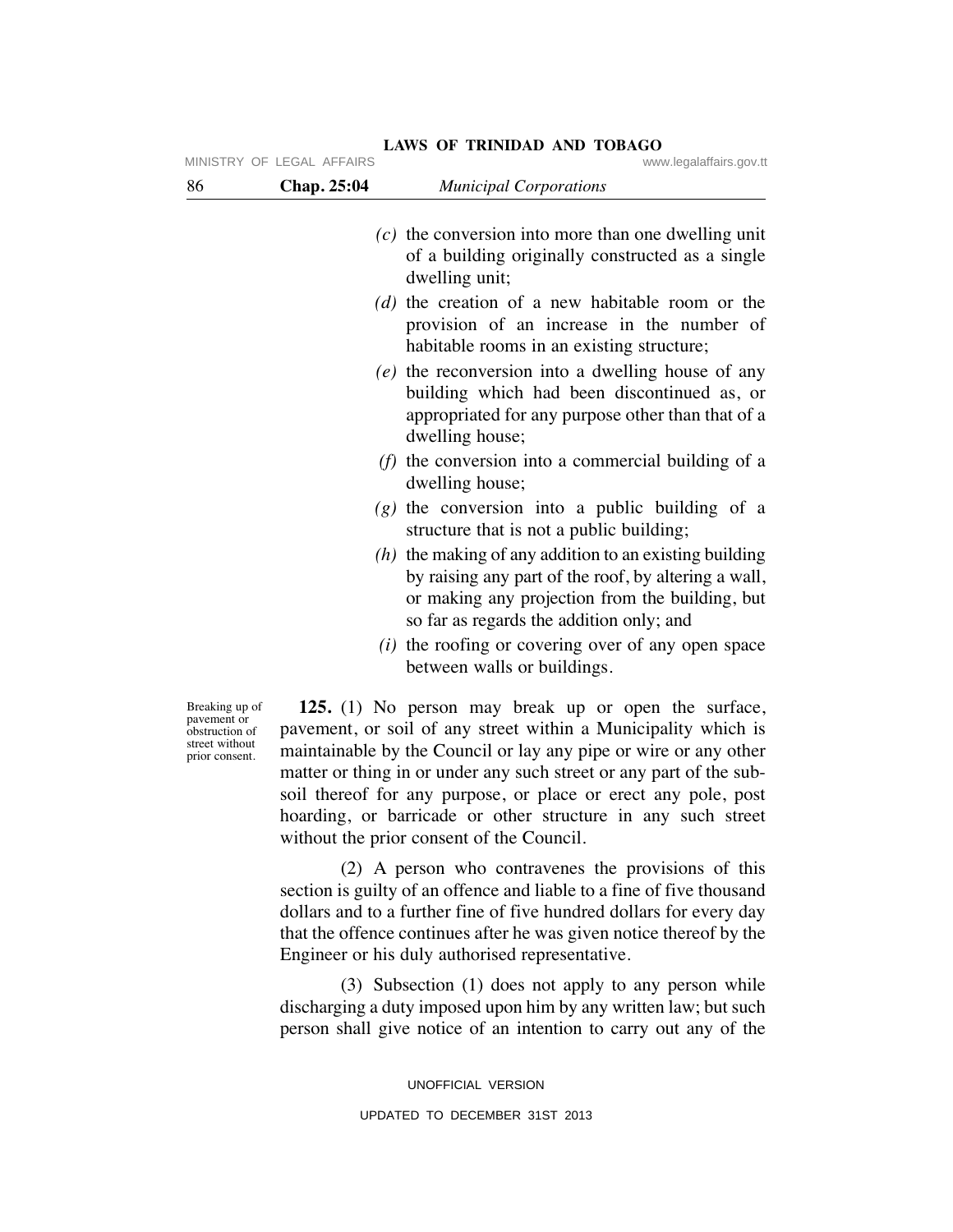*(c)* the conversion into more than one dwelling unit of a building originally constructed as a single dwelling unit;

*(d)* the creation of a new habitable room or the provision of an increase in the number of habitable rooms in an existing structure;

*(e)* the reconversion into a dwelling house of any building which had been discontinued as, or appropriated for any purpose other than that of a dwelling house;

*(f)* the conversion into a commercial building of a dwelling house;

*(g)* the conversion into a public building of a structure that is not a public building;

*(h)* the making of any addition to an existing building by raising any part of the roof, by altering a wall, or making any projection from the building, but so far as regards the addition only; and

*(i)* the roofing or covering over of any open space between walls or buildings.

Breaking up of pavement or obstruction of street without prior consent.

**125.** (1) No person may break up or open the surface, pavement, or soil of any street within a Municipality which is maintainable by the Council or lay any pipe or wire or any other matter or thing in or under any such street or any part of the sub-soil thereof for any purpose, or place or erect any pole, post hoarding, or barricade or other structure in any such street without the prior consent of the Council.

(2) A person who contravenes the provisions of this section is guilty of an offence and liable to a fine of five thousand dollars and to a further fine of five hundred dollars for every day that the offence continues after he was given notice thereof by the Engineer or his duly authorised representative.

(3) Subsection (1) does not apply to any person while discharging a duty imposed upon him by any written law; but such person shall give notice of an intention to carry out any of the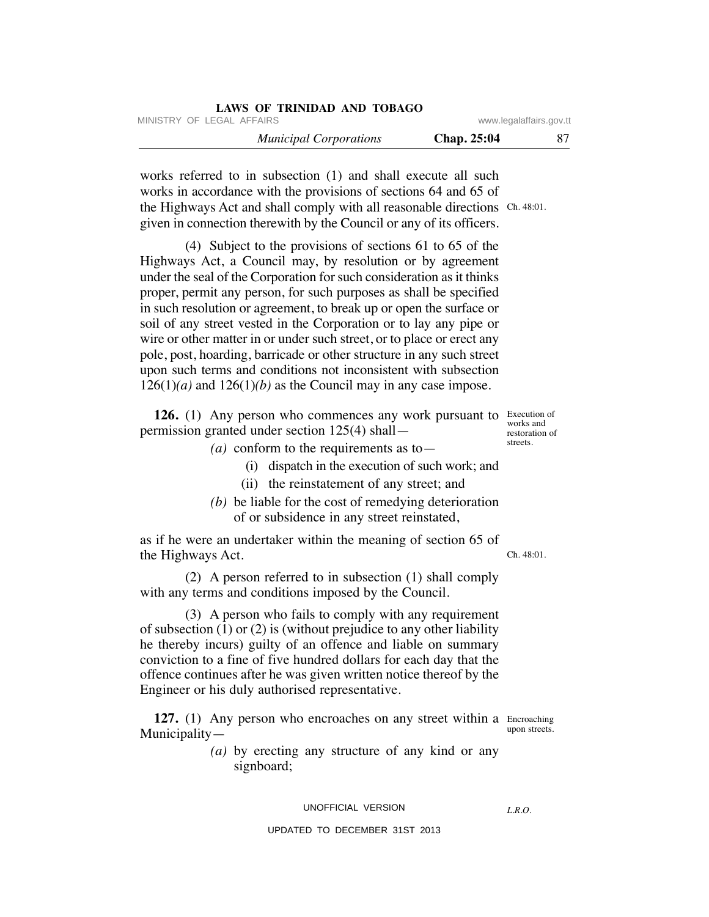works referred to in subsection (1) and shall execute all such works in accordance with the provisions of sections 64 and 65 of the Highways Act and shall comply with all reasonable directions given in connection therewith by the Council or any of its officers. Ch. 48:01.

(4) Subject to the provisions of sections 61 to 65 of the Highways Act, a Council may, by resolution or by agreement under the seal of the Corporation for such consideration as it thinks proper, permit any person, for such purposes as shall be specified in such resolution or agreement, to break up or open the surface or soil of any street vested in the Corporation or to lay any pipe or wire or other matter in or under such street, or to place or erect any pole, post, hoarding, barricade or other structure in any such street upon such terms and conditions not inconsistent with subsection 126(1)*(a)* and 126(1)*(b)* as the Council may in any case impose.

Execution of works and restoration of streets.

**126.** (1) Any person who commences any work pursuant to permission granted under section 125(4) shall—

*(a)* conform to the requirements as to—

(i) dispatch in the execution of such work; and

(ii) the reinstatement of any street; and

*(b)* be liable for the cost of remedying deterioration of or subsidence in any street reinstated,

as if he were an undertaker within the meaning of section 65 of the Highways Act. Ch. 48:01.

(2) A person referred to in subsection (1) shall comply with any terms and conditions imposed by the Council.

(3) A person who fails to comply with any requirement of subsection (1) or (2) is (without prejudice to any other liability he thereby incurs) guilty of an offence and liable on summary conviction to a fine of five hundred dollars for each day that the offence continues after he was given written notice thereof by the Engineer or his duly authorised representative.

Encroaching upon streets.

**127.** (1) Any person who encroaches on any street within a Municipality—

*(a)* by erecting any structure of any kind or any signboard;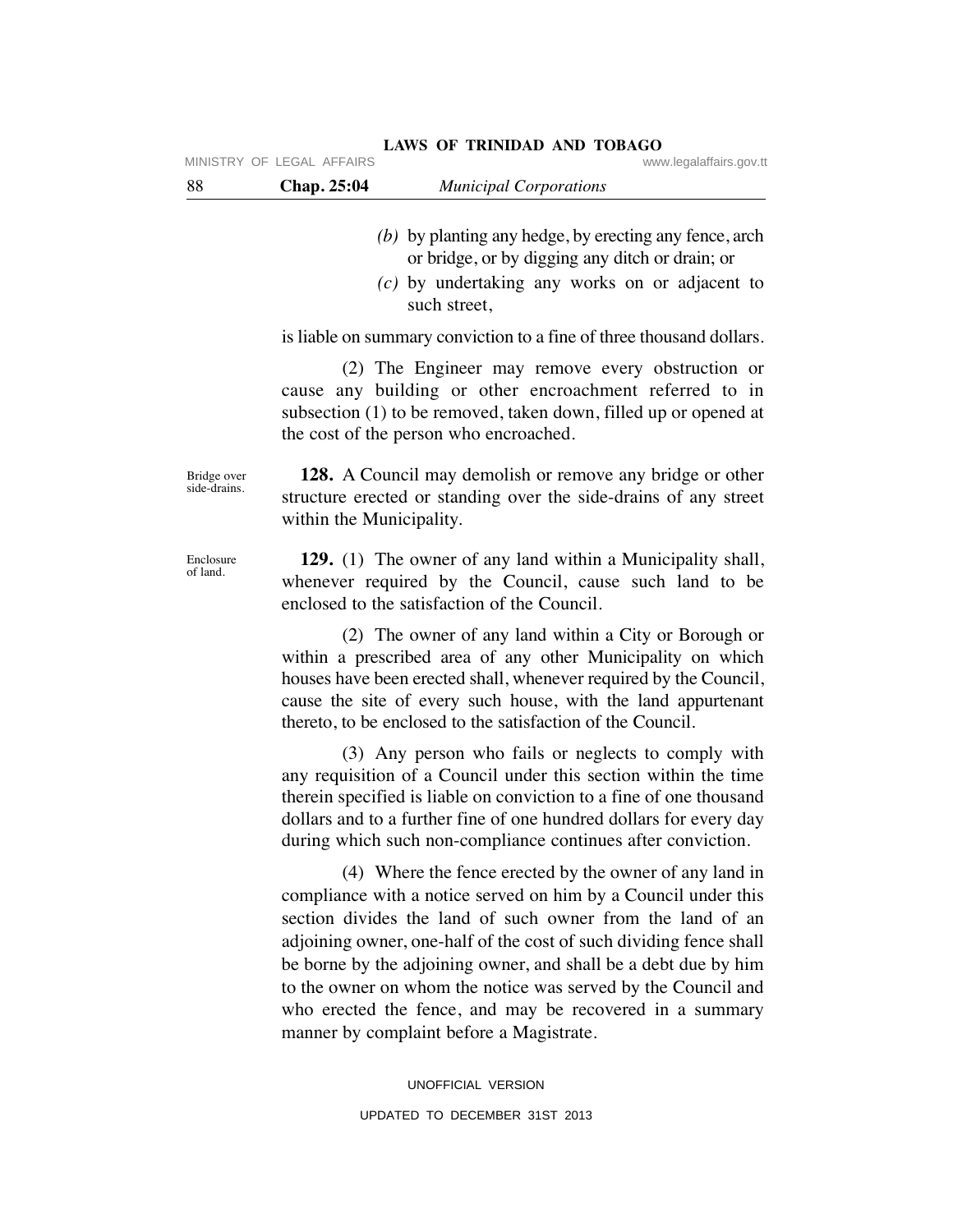*(b)* by planting any hedge, by erecting any fence, arch or bridge, or by digging any ditch or drain; or

*(c)* by undertaking any works on or adjacent to such street,

is liable on summary conviction to a fine of three thousand dollars.

(2) The Engineer may remove every obstruction or cause any building or other encroachment referred to in subsection (1) to be removed, taken down, filled up or opened at the cost of the person who encroached.

Bridge over side-drains.

**128.** A Council may demolish or remove any bridge or other structure erected or standing over the side-drains of any street within the Municipality.

Enclosure of land.

**129.** (1) The owner of any land within a Municipality shall, whenever required by the Council, cause such land to be enclosed to the satisfaction of the Council.

(2) The owner of any land within a City or Borough or within a prescribed area of any other Municipality on which houses have been erected shall, whenever required by the Council, cause the site of every such house, with the land appurtenant thereto, to be enclosed to the satisfaction of the Council.

(3) Any person who fails or neglects to comply with any requisition of a Council under this section within the time therein specified is liable on conviction to a fine of one thousand dollars and to a further fine of one hundred dollars for every day during which such non-compliance continues after conviction.

(4) Where the fence erected by the owner of any land in compliance with a notice served on him by a Council under this section divides the land of such owner from the land of an adjoining owner, one-half of the cost of such dividing fence shall be borne by the adjoining owner, and shall be a debt due by him to the owner on whom the notice was served by the Council and who erected the fence, and may be recovered in a summary manner by complaint before a Magistrate.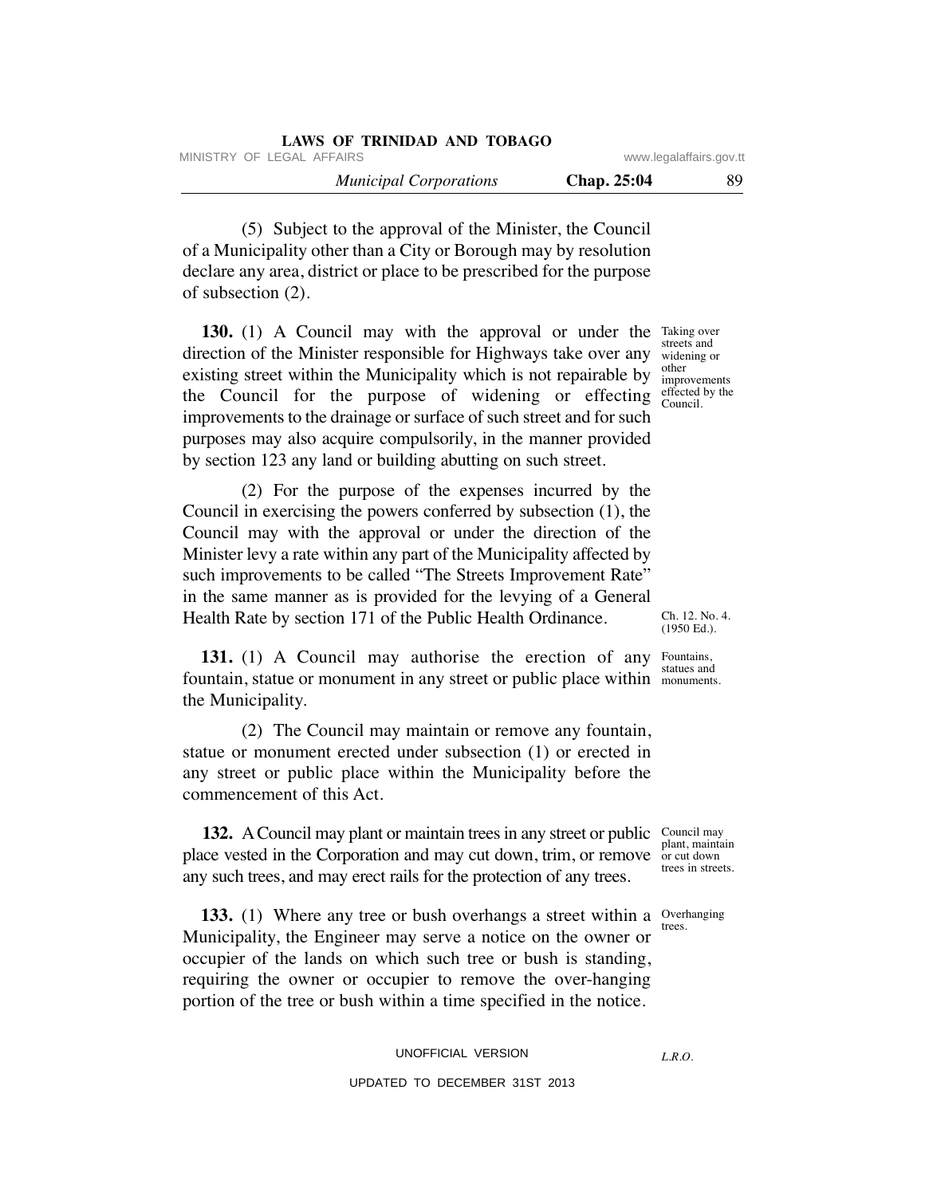(5) Subject to the approval of the Minister, the Council of a Municipality other than a City or Borough may by resolution declare any area, district or place to be prescribed for the purpose of subsection (2).

Taking over streets and widening or other improvements effected by the Council.

**130.** (1) A Council may with the approval or under the direction of the Minister responsible for Highways take over any existing street within the Municipality which is not repairable by the Council for the purpose of widening or effecting improvements to the drainage or surface of such street and for such purposes may also acquire compulsorily, in the manner provided by section 123 any land or building abutting on such street.

(2) For the purpose of the expenses incurred by the Council in exercising the powers conferred by subsection (1), the Council may with the approval or under the direction of the Minister levy a rate within any part of the Municipality affected by such improvements to be called "The Streets Improvement Rate" in the same manner as is provided for the levying of a General Health Rate by section 171 of the Public Health Ordinance.

Ch. 12. No. 4. (1950 Ed.).

Fountains, statues and monuments.

**131.** (1) A Council may authorise the erection of any fountain, statue or monument in any street or public place within the Municipality.

(2) The Council may maintain or remove any fountain, statue or monument erected under subsection (1) or erected in any street or public place within the Municipality before the commencement of this Act.

Council may plant, maintain or cut down trees in streets.

**132.** A Council may plant or maintain trees in any street or public place vested in the Corporation and may cut down, trim, or remove any such trees, and may erect rails for the protection of any trees.

Overhanging trees.

**133.** (1) Where any tree or bush overhangs a street within a Municipality, the Engineer may serve a notice on the owner or occupier of the lands on which such tree or bush is standing, requiring the owner or occupier to remove the over-hanging portion of the tree or bush within a time specified in the notice.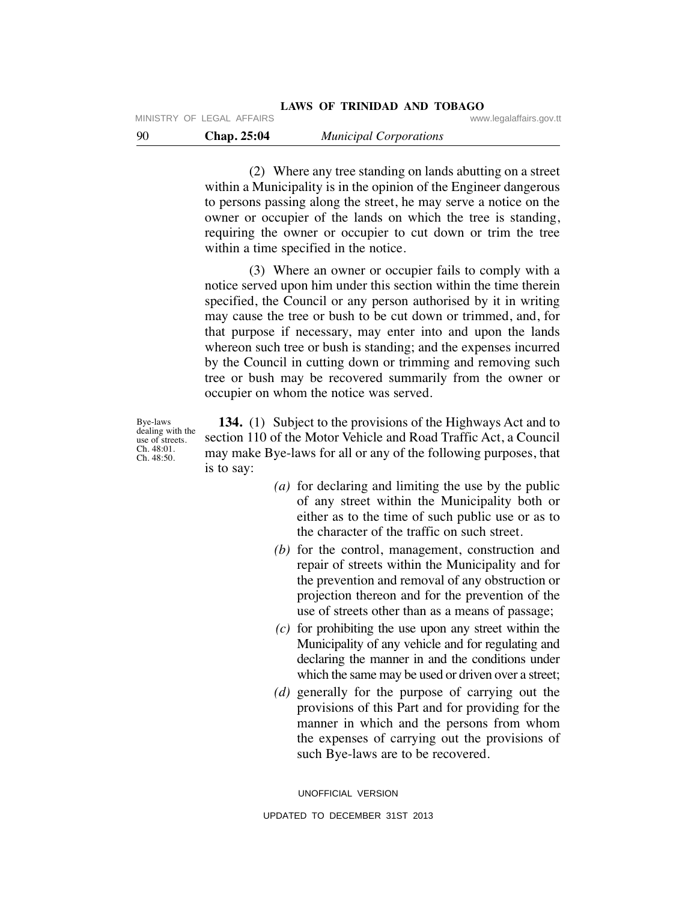(2) Where any tree standing on lands abutting on a street within a Municipality is in the opinion of the Engineer dangerous to persons passing along the street, he may serve a notice on the owner or occupier of the lands on which the tree is standing, requiring the owner or occupier to cut down or trim the tree within a time specified in the notice.

(3) Where an owner or occupier fails to comply with a notice served upon him under this section within the time therein specified, the Council or any person authorised by it in writing may cause the tree or bush to be cut down or trimmed, and, for that purpose if necessary, may enter into and upon the lands whereon such tree or bush is standing; and the expenses incurred by the Council in cutting down or trimming and removing such tree or bush may be recovered summarily from the owner or occupier on whom the notice was served.

Bye-laws dealing with the use of streets. Ch. 48:01. Ch. 48:50.

**134.** (1) Subject to the provisions of the Highways Act and to section 110 of the Motor Vehicle and Road Traffic Act, a Council may make Bye-laws for all or any of the following purposes, that is to say:

*(a)* for declaring and limiting the use by the public of any street within the Municipality both or either as to the time of such public use or as to the character of the traffic on such street.

*(b)* for the control, management, construction and repair of streets within the Municipality and for the prevention and removal of any obstruction or projection thereon and for the prevention of the use of streets other than as a means of passage;

*(c)* for prohibiting the use upon any street within the Municipality of any vehicle and for regulating and declaring the manner in and the conditions under which the same may be used or driven over a street;

*(d)* generally for the purpose of carrying out the provisions of this Part and for providing for the manner in which and the persons from whom the expenses of carrying out the provisions of such Bye-laws are to be recovered.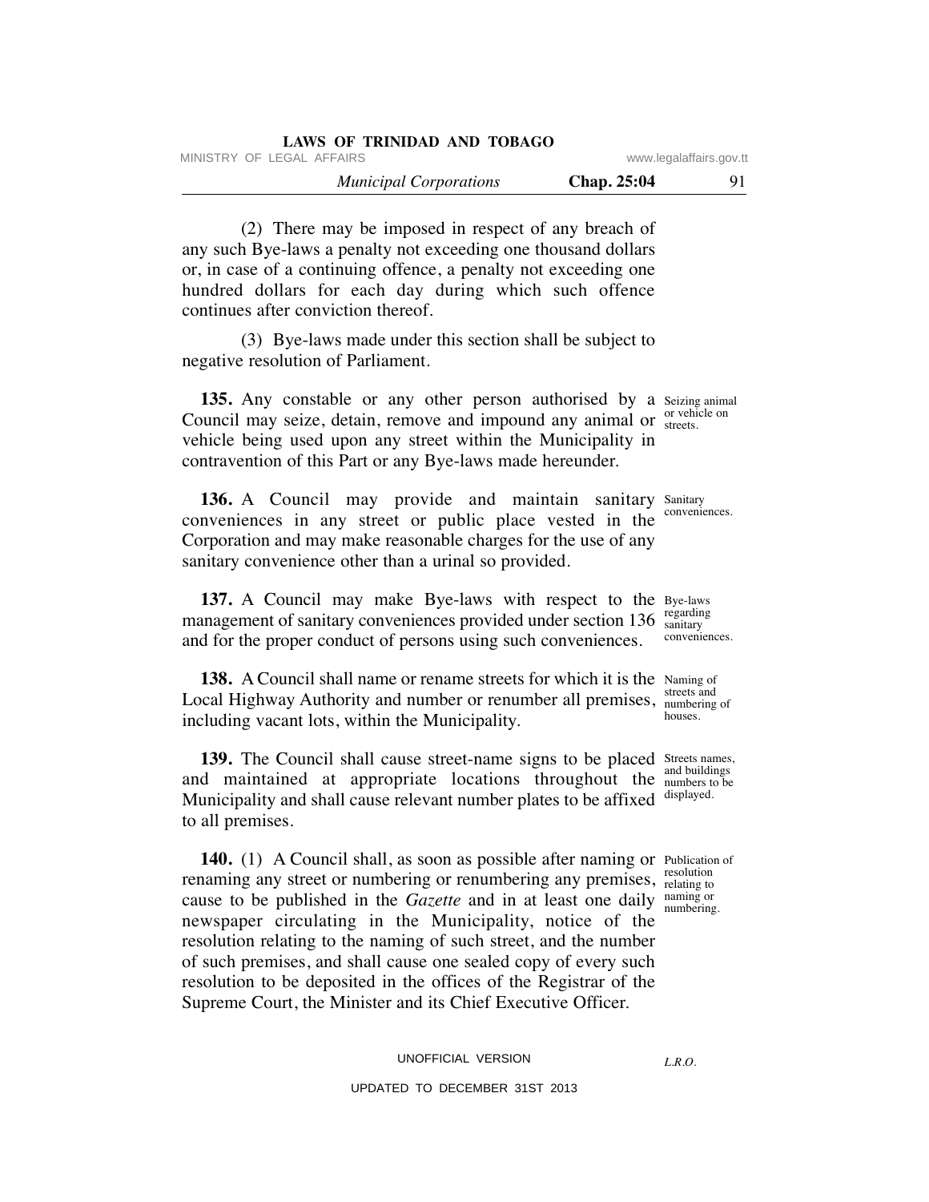(2) There may be imposed in respect of any breach of any such Bye-laws a penalty not exceeding one thousand dollars or, in case of a continuing offence, a penalty not exceeding one hundred dollars for each day during which such offence continues after conviction thereof.

(3) Bye-laws made under this section shall be subject to negative resolution of Parliament.

Seizing animal or vehicle on streets.

**135.** Any constable or any other person authorised by a Council may seize, detain, remove and impound any animal or vehicle being used upon any street within the Municipality in contravention of this Part or any Bye-laws made hereunder.

Sanitary conveniences.

**136.** A Council may provide and maintain sanitary conveniences in any street or public place vested in the Corporation and may make reasonable charges for the use of any sanitary convenience other than a urinal so provided.

Bye-laws regarding sanitary conveniences.

**137.** A Council may make Bye-laws with respect to the management of sanitary conveniences provided under section 136 and for the proper conduct of persons using such conveniences.

Naming of streets and numbering of houses.

**138.** A Council shall name or rename streets for which it is the Local Highway Authority and number or renumber all premises, including vacant lots, within the Municipality.

Streets names, and buildings numbers to be displayed.

**139.** The Council shall cause street-name signs to be placed and maintained at appropriate locations throughout the Municipality and shall cause relevant number plates to be affixed to all premises.

Publication of resolution relating to naming or numbering.

**140.** (1) A Council shall, as soon as possible after naming or renaming any street or numbering or renumbering any premises, cause to be published in the *Gazette* and in at least one daily newspaper circulating in the Municipality, notice of the resolution relating to the naming of such street, and the number of such premises, and shall cause one sealed copy of every such resolution to be deposited in the offices of the Registrar of the Supreme Court, the Minister and its Chief Executive Officer.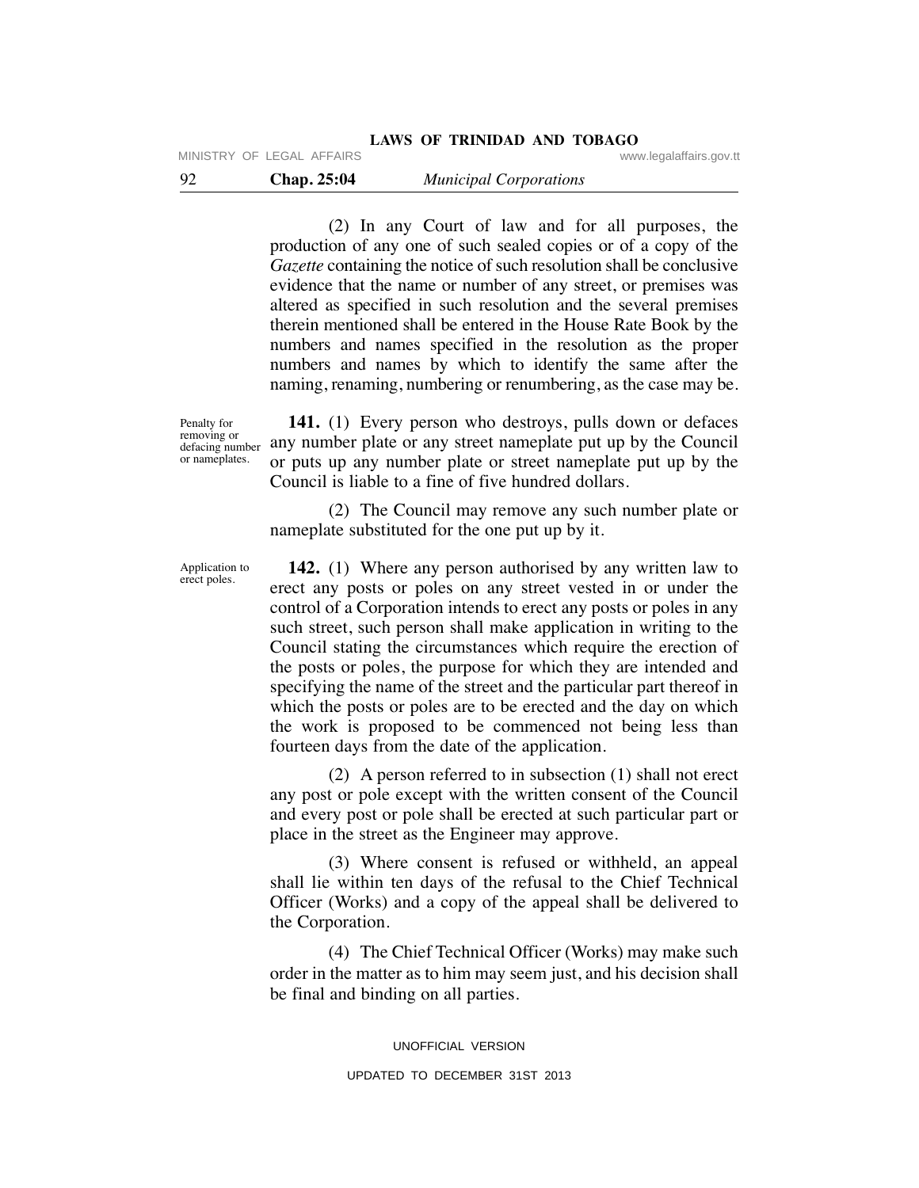(2) In any Court of law and for all purposes, the production of any one of such sealed copies or of a copy of the *Gazette* containing the notice of such resolution shall be conclusive evidence that the name or number of any street, or premises was altered as specified in such resolution and the several premises therein mentioned shall be entered in the House Rate Book by the numbers and names specified in the resolution as the proper numbers and names by which to identify the same after the naming, renaming, numbering or renumbering, as the case may be.

Penalty for removing or defacing number or nameplates.

**141.** (1) Every person who destroys, pulls down or defaces any number plate or any street nameplate put up by the Council or puts up any number plate or street nameplate put up by the Council is liable to a fine of five hundred dollars.

(2) The Council may remove any such number plate or nameplate substituted for the one put up by it.

Application to erect poles.

**142.** (1) Where any person authorised by any written law to erect any posts or poles on any street vested in or under the control of a Corporation intends to erect any posts or poles in any such street, such person shall make application in writing to the Council stating the circumstances which require the erection of the posts or poles, the purpose for which they are intended and specifying the name of the street and the particular part thereof in which the posts or poles are to be erected and the day on which the work is proposed to be commenced not being less than fourteen days from the date of the application.

(2) A person referred to in subsection (1) shall not erect any post or pole except with the written consent of the Council and every post or pole shall be erected at such particular part or place in the street as the Engineer may approve.

(3) Where consent is refused or withheld, an appeal shall lie within ten days of the refusal to the Chief Technical Officer (Works) and a copy of the appeal shall be delivered to the Corporation.

(4) The Chief Technical Officer (Works) may make such order in the matter as to him may seem just, and his decision shall be final and binding on all parties.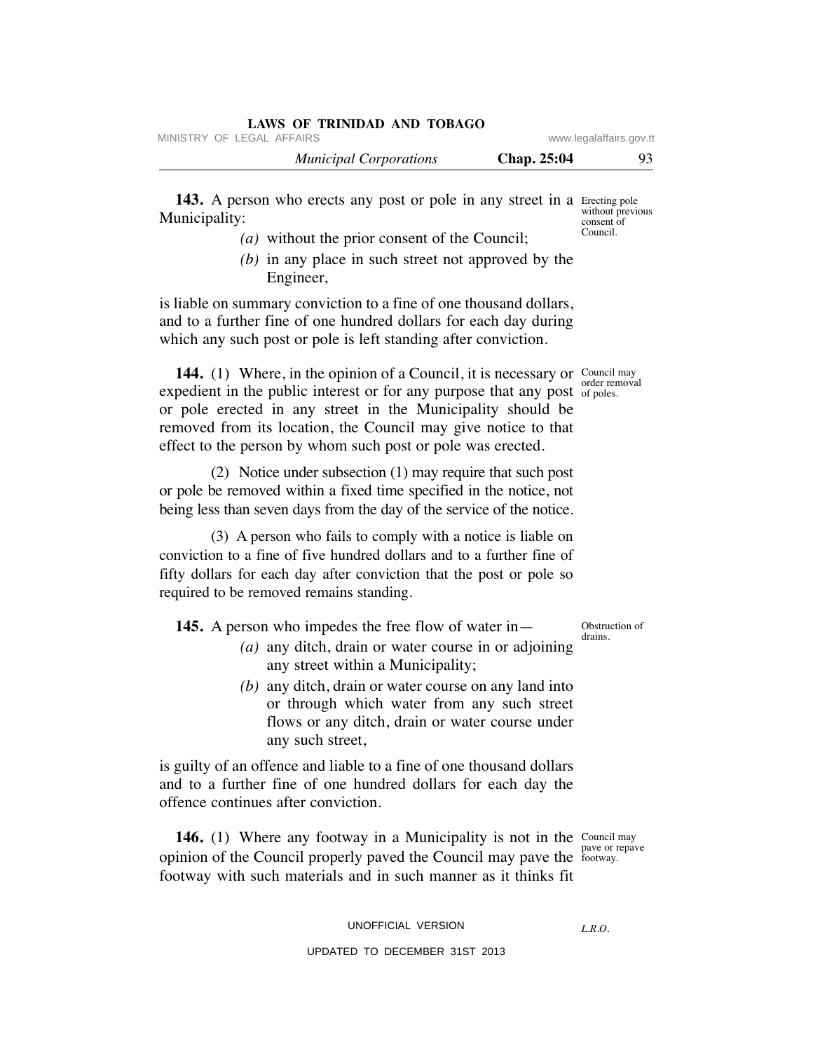**143.** A person who erects any post or pole in any street in a Municipality:

Erecting pole without previous consent of Council.

- *(a)* without the prior consent of the Council;
- *(b)* in any place in such street not approved by the Engineer,

is liable on summary conviction to a fine of one thousand dollars, and to a further fine of one hundred dollars for each day during which any such post or pole is left standing after conviction.

**144.** (1) Where, in the opinion of a Council, it is necessary or expedient in the public interest or for any purpose that any post or pole erected in any street in the Municipality should be removed from its location, the Council may give notice to that effect to the person by whom such post or pole was erected.

Council may order removal of poles.

(2) Notice under subsection (1) may require that such post or pole be removed within a fixed time specified in the notice, not being less than seven days from the day of the service of the notice.

(3) A person who fails to comply with a notice is liable on conviction to a fine of five hundred dollars and to a further fine of fifty dollars for each day after conviction that the post or pole so required to be removed remains standing.

**145.** A person who impedes the free flow of water in—

Obstruction of drains.

- *(a)* any ditch, drain or water course in or adjoining any street within a Municipality;
- *(b)* any ditch, drain or water course on any land into or through which water from any such street flows or any ditch, drain or water course under any such street,

is guilty of an offence and liable to a fine of one thousand dollars and to a further fine of one hundred dollars for each day the offence continues after conviction.

**146.** (1) Where any footway in a Municipality is not in the opinion of the Council properly paved the Council may pave the footway with such materials and in such manner as it thinks fit

Council may pave or repave footway.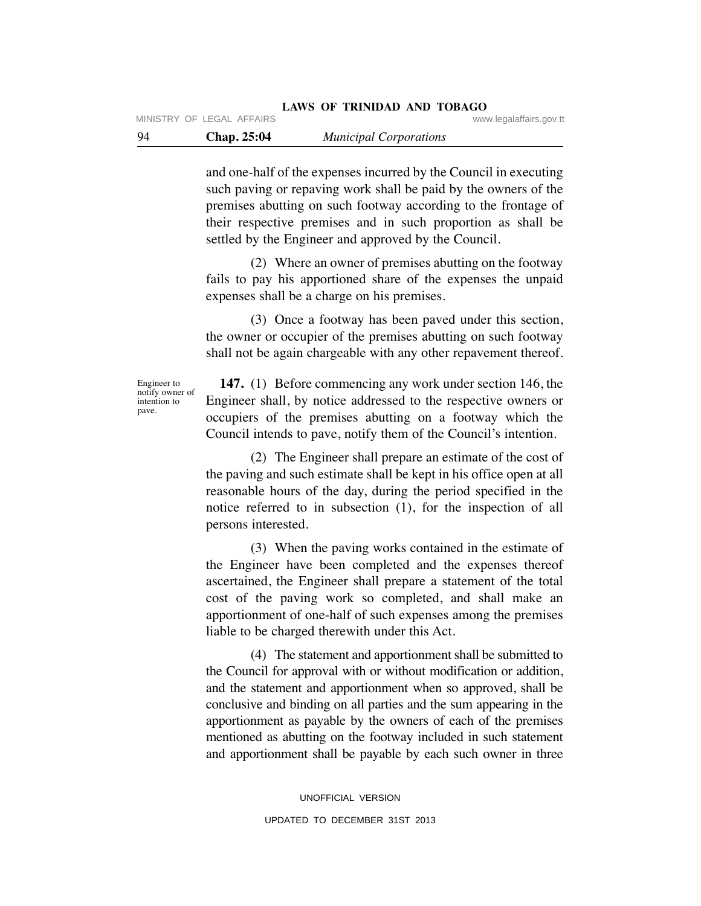and one-half of the expenses incurred by the Council in executing such paving or repaving work shall be paid by the owners of the premises abutting on such footway according to the frontage of their respective premises and in such proportion as shall be settled by the Engineer and approved by the Council.

(2) Where an owner of premises abutting on the footway fails to pay his apportioned share of the expenses the unpaid expenses shall be a charge on his premises.

(3) Once a footway has been paved under this section, the owner or occupier of the premises abutting on such footway shall not be again chargeable with any other repavement thereof.

Engineer to notify owner of intention to pave.

**147.** (1) Before commencing any work under section 146, the Engineer shall, by notice addressed to the respective owners or occupiers of the premises abutting on a footway which the Council intends to pave, notify them of the Council's intention.

(2) The Engineer shall prepare an estimate of the cost of the paving and such estimate shall be kept in his office open at all reasonable hours of the day, during the period specified in the notice referred to in subsection (1), for the inspection of all persons interested.

(3) When the paving works contained in the estimate of the Engineer have been completed and the expenses thereof ascertained, the Engineer shall prepare a statement of the total cost of the paving work so completed, and shall make an apportionment of one-half of such expenses among the premises liable to be charged therewith under this Act.

(4) The statement and apportionment shall be submitted to the Council for approval with or without modification or addition, and the statement and apportionment when so approved, shall be conclusive and binding on all parties and the sum appearing in the apportionment as payable by the owners of each of the premises mentioned as abutting on the footway included in such statement and apportionment shall be payable by each such owner in three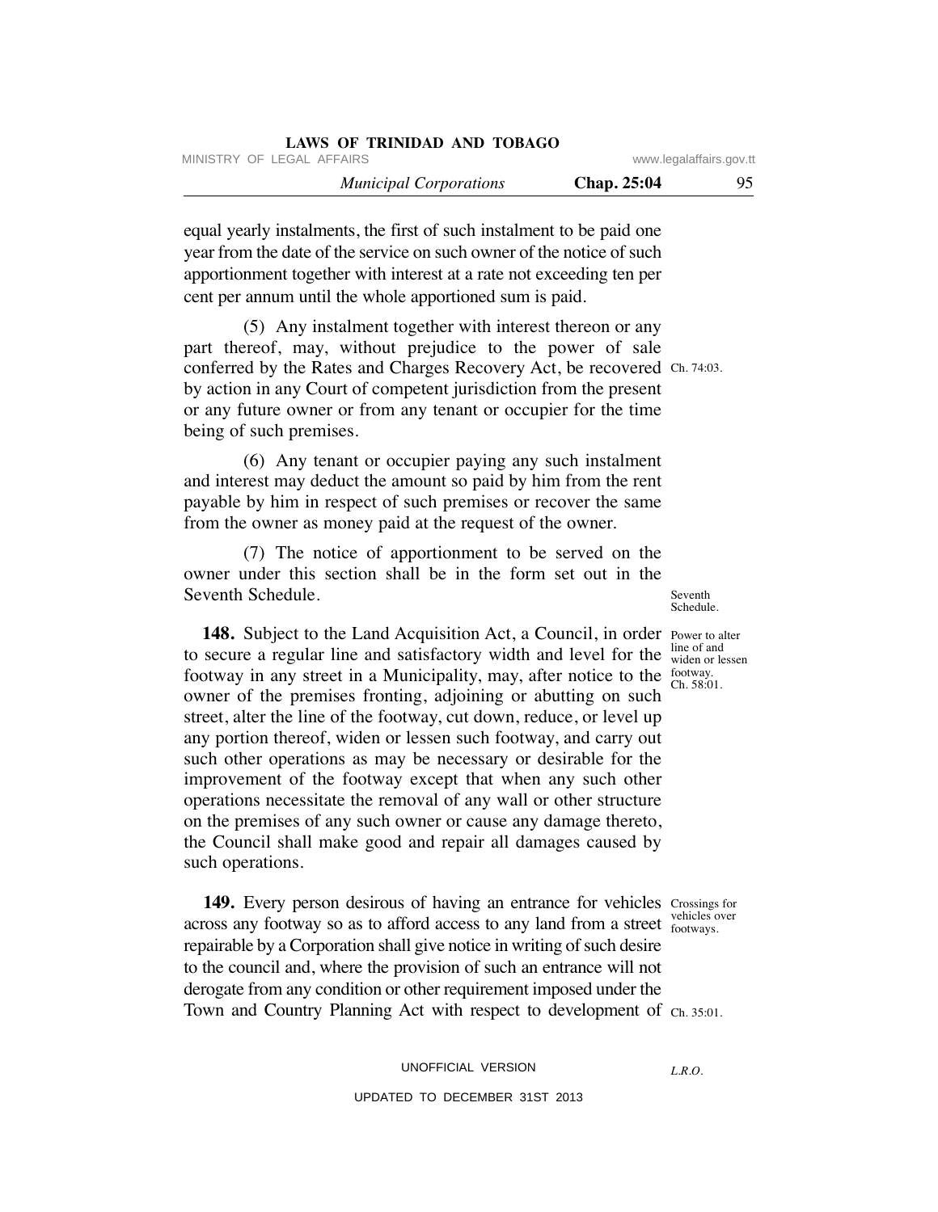equal yearly instalments, the first of such instalment to be paid one year from the date of the service on such owner of the notice of such apportionment together with interest at a rate not exceeding ten per cent per annum until the whole apportioned sum is paid.

(5) Any instalment together with interest thereon or any part thereof, may, without prejudice to the power of sale conferred by the Rates and Charges Recovery Act, be recovered by action in any Court of competent jurisdiction from the present or any future owner or from any tenant or occupier for the time being of such premises. Ch. 74:03.

(6) Any tenant or occupier paying any such instalment and interest may deduct the amount so paid by him from the rent payable by him in respect of such premises or recover the same from the owner as money paid at the request of the owner.

(7) The notice of apportionment to be served on the owner under this section shall be in the form set out in the Seventh Schedule. Seventh Schedule.

Power to alter line of and widen or lessen footway. Ch. 58:01.

**148.** Subject to the Land Acquisition Act, a Council, in order to secure a regular line and satisfactory width and level for the footway in any street in a Municipality, may, after notice to the owner of the premises fronting, adjoining or abutting on such street, alter the line of the footway, cut down, reduce, or level up any portion thereof, widen or lessen such footway, and carry out such other operations as may be necessary or desirable for the improvement of the footway except that when any such other operations necessitate the removal of any wall or other structure on the premises of any such owner or cause any damage thereto, the Council shall make good and repair all damages caused by such operations.

Crossings for vehicles over footways.

**149.** Every person desirous of having an entrance for vehicles across any footway so as to afford access to any land from a street repairable by a Corporation shall give notice in writing of such desire to the council and, where the provision of such an entrance will not derogate from any condition or other requirement imposed under the Town and Country Planning Act with respect to development of Ch. 35:01.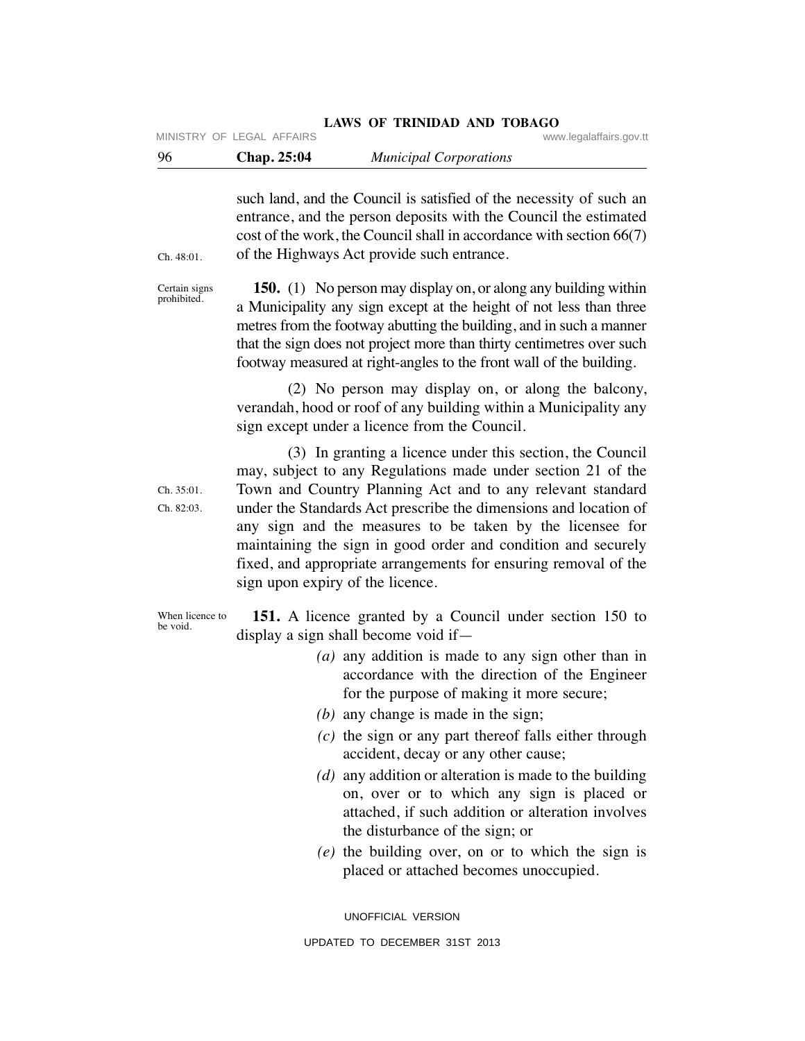such land, and the Council is satisfied of the necessity of such an entrance, and the person deposits with the Council the estimated cost of the work, the Council shall in accordance with section 66(7) of the Highways Act provide such entrance.

Ch. 48:01.

Certain signs prohibited.

**150.** (1) No person may display on, or along any building within a Municipality any sign except at the height of not less than three metres from the footway abutting the building, and in such a manner that the sign does not project more than thirty centimetres over such footway measured at right-angles to the front wall of the building.

(2) No person may display on, or along the balcony, verandah, hood or roof of any building within a Municipality any sign except under a licence from the Council.

(3) In granting a licence under this section, the Council may, subject to any Regulations made under section 21 of the Town and Country Planning Act and to any relevant standard under the Standards Act prescribe the dimensions and location of any sign and the measures to be taken by the licensee for maintaining the sign in good order and condition and securely fixed, and appropriate arrangements for ensuring removal of the sign upon expiry of the licence.

Ch. 35:01.
Ch. 82:03.

When licence to be void.

**151.** A licence granted by a Council under section 150 to display a sign shall become void if—

*(a)* any addition is made to any sign other than in accordance with the direction of the Engineer for the purpose of making it more secure;

*(b)* any change is made in the sign;

*(c)* the sign or any part thereof falls either through accident, decay or any other cause;

*(d)* any addition or alteration is made to the building on, over or to which any sign is placed or attached, if such addition or alteration involves the disturbance of the sign; or

*(e)* the building over, on or to which the sign is placed or attached becomes unoccupied.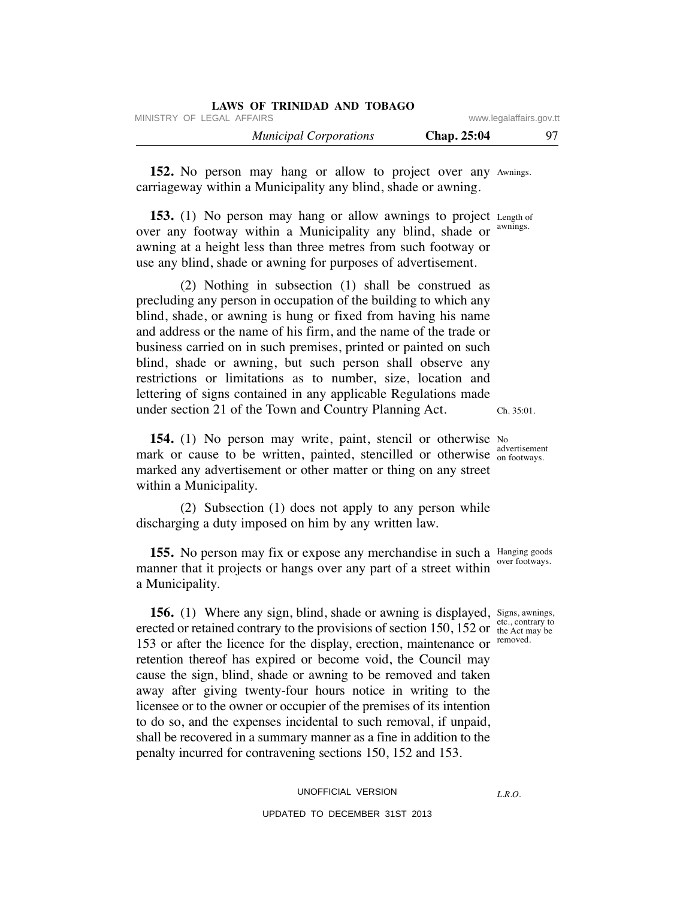**152.** No person may hang or allow to project over any carriageway within a Municipality any blind, shade or awning.

Awnings.

**153.** (1) No person may hang or allow awnings to project over any footway within a Municipality any blind, shade or awning at a height less than three metres from such footway or use any blind, shade or awning for purposes of advertisement.

Length of awnings.

(2) Nothing in subsection (1) shall be construed as precluding any person in occupation of the building to which any blind, shade, or awning is hung or fixed from having his name and address or the name of his firm, and the name of the trade or business carried on in such premises, printed or painted on such blind, shade or awning, but such person shall observe any restrictions or limitations as to number, size, location and lettering of signs contained in any applicable Regulations made under section 21 of the Town and Country Planning Act.

Ch. 35:01.

**154.** (1) No person may write, paint, stencil or otherwise mark or cause to be written, painted, stencilled or otherwise marked any advertisement or other matter or thing on any street within a Municipality.

No advertisement on footways.

(2) Subsection (1) does not apply to any person while discharging a duty imposed on him by any written law.

**155.** No person may fix or expose any merchandise in such a manner that it projects or hangs over any part of a street within a Municipality.

Hanging goods over footways.

**156.** (1) Where any sign, blind, shade or awning is displayed, erected or retained contrary to the provisions of section 150, 152 or 153 or after the licence for the display, erection, maintenance or retention thereof has expired or become void, the Council may cause the sign, blind, shade or awning to be removed and taken away after giving twenty-four hours notice in writing to the licensee or to the owner or occupier of the premises of its intention to do so, and the expenses incidental to such removal, if unpaid, shall be recovered in a summary manner as a fine in addition to the penalty incurred for contravening sections 150, 152 and 153.

Signs, awnings, etc., contrary to the Act may be removed.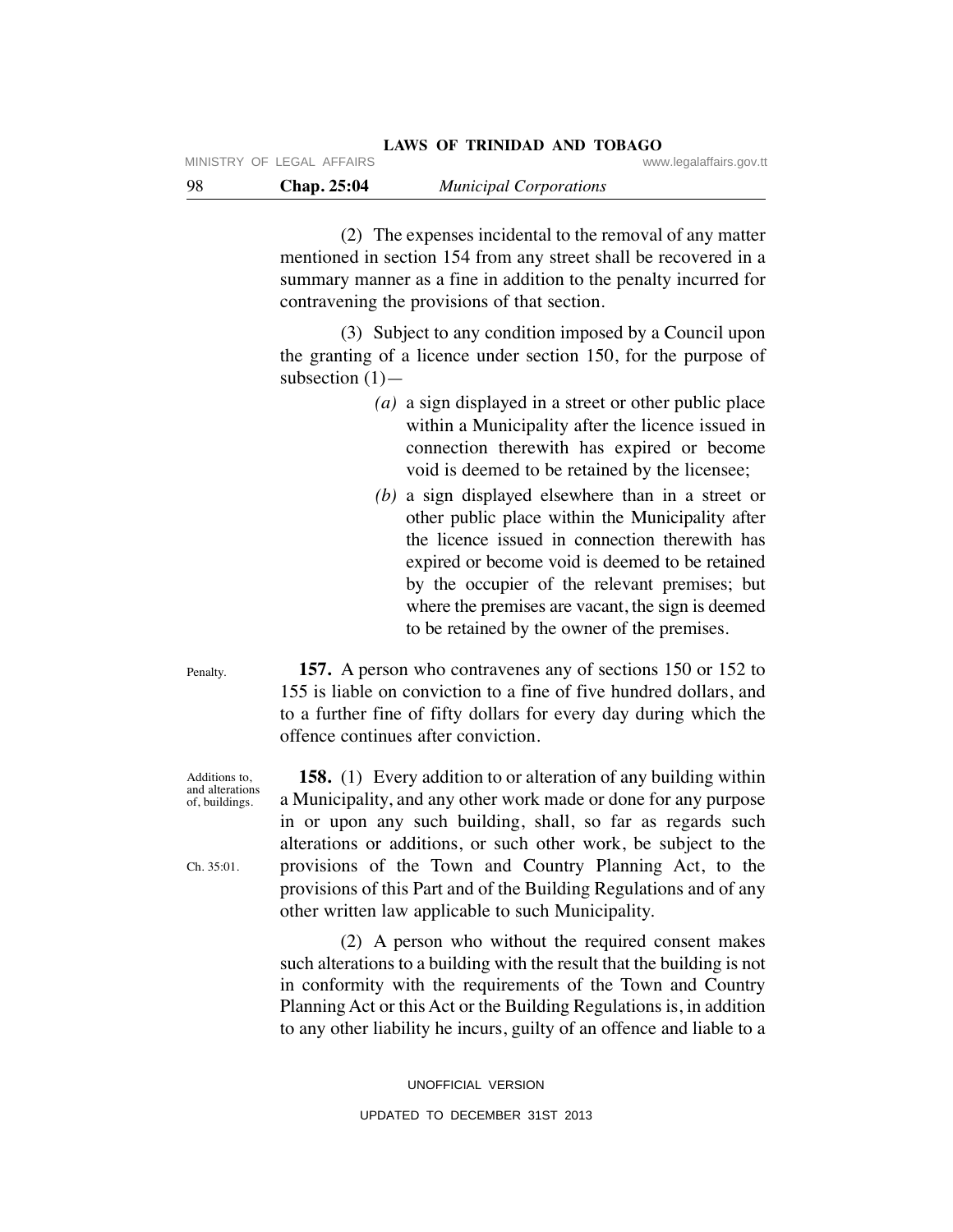(2) The expenses incidental to the removal of any matter mentioned in section 154 from any street shall be recovered in a summary manner as a fine in addition to the penalty incurred for contravening the provisions of that section.

(3) Subject to any condition imposed by a Council upon the granting of a licence under section 150, for the purpose of subsection (1)—

*(a)* a sign displayed in a street or other public place within a Municipality after the licence issued in connection therewith has expired or become void is deemed to be retained by the licensee;

*(b)* a sign displayed elsewhere than in a street or other public place within the Municipality after the licence issued in connection therewith has expired or become void is deemed to be retained by the occupier of the relevant premises; but where the premises are vacant, the sign is deemed to be retained by the owner of the premises.

Penalty.

**157.** A person who contravenes any of sections 150 or 152 to 155 is liable on conviction to a fine of five hundred dollars, and to a further fine of fifty dollars for every day during which the offence continues after conviction.

Additions to, and alterations of, buildings.

**158.** (1) Every addition to or alteration of any building within a Municipality, and any other work made or done for any purpose in or upon any such building, shall, so far as regards such alterations or additions, or such other work, be subject to the provisions of the Town and Country Planning Act, to the provisions of this Part and of the Building Regulations and of any other written law applicable to such Municipality.

Ch. 35:01.

(2) A person who without the required consent makes such alterations to a building with the result that the building is not in conformity with the requirements of the Town and Country Planning Act or this Act or the Building Regulations is, in addition to any other liability he incurs, guilty of an offence and liable to a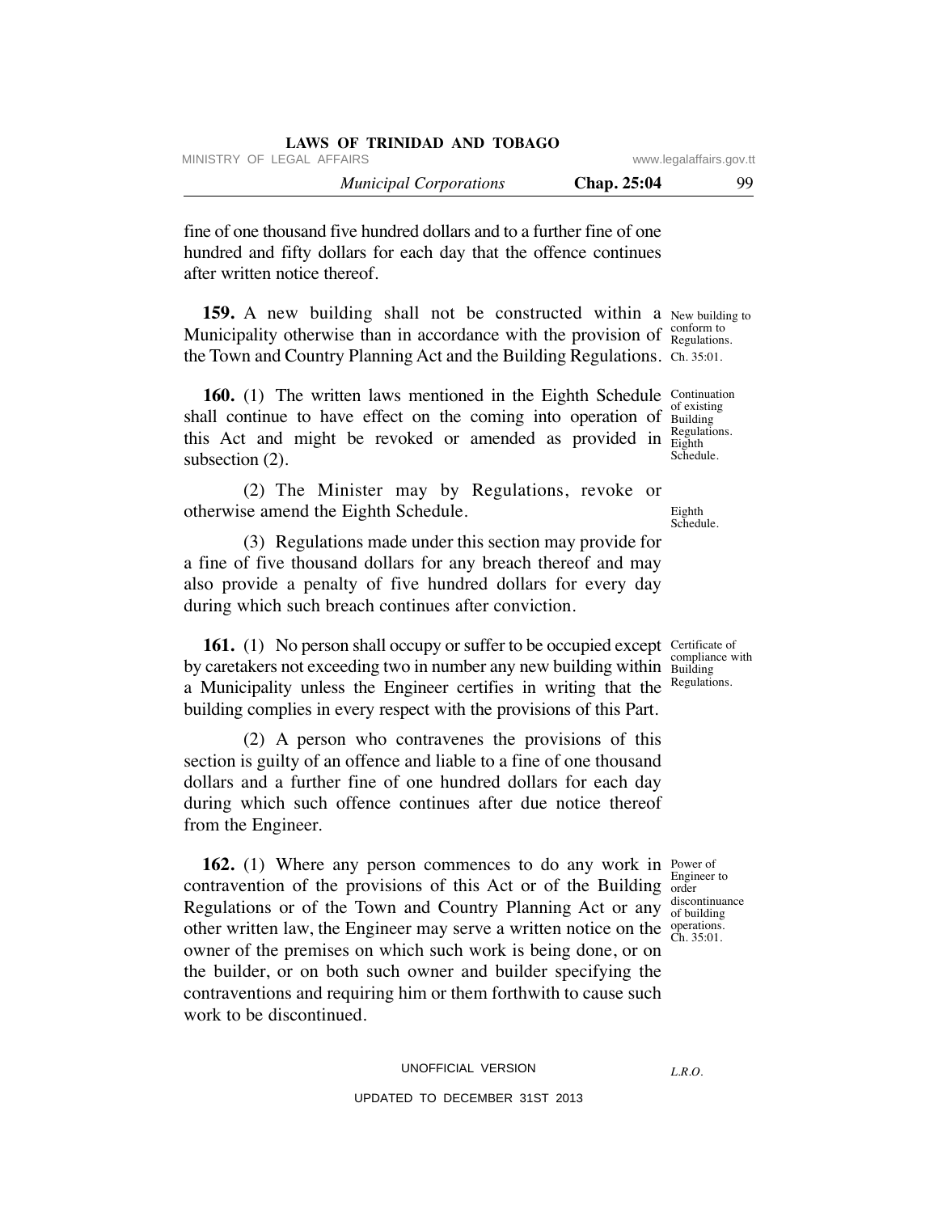fine of one thousand five hundred dollars and to a further fine of one hundred and fifty dollars for each day that the offence continues after written notice thereof.

New building to conform to Regulations. Ch. 35:01.

**159.** A new building shall not be constructed within a Municipality otherwise than in accordance with the provision of the Town and Country Planning Act and the Building Regulations.

Continuation of existing Building Regulations. Eighth Schedule.

**160.** (1) The written laws mentioned in the Eighth Schedule shall continue to have effect on the coming into operation of this Act and might be revoked or amended as provided in subsection (2).

Eighth Schedule.

(2) The Minister may by Regulations, revoke or otherwise amend the Eighth Schedule.

(3) Regulations made under this section may provide for a fine of five thousand dollars for any breach thereof and may also provide a penalty of five hundred dollars for every day during which such breach continues after conviction.

Certificate of compliance with Building Regulations.

**161.** (1) No person shall occupy or suffer to be occupied except by caretakers not exceeding two in number any new building within a Municipality unless the Engineer certifies in writing that the building complies in every respect with the provisions of this Part.

(2) A person who contravenes the provisions of this section is guilty of an offence and liable to a fine of one thousand dollars and a further fine of one hundred dollars for each day during which such offence continues after due notice thereof from the Engineer.

Power of Engineer to order discontinuance of building operations. Ch. 35:01.

**162.** (1) Where any person commences to do any work in contravention of the provisions of this Act or of the Building Regulations or of the Town and Country Planning Act or any other written law, the Engineer may serve a written notice on the owner of the premises on which such work is being done, or on the builder, or on both such owner and builder specifying the contraventions and requiring him or them forthwith to cause such work to be discontinued.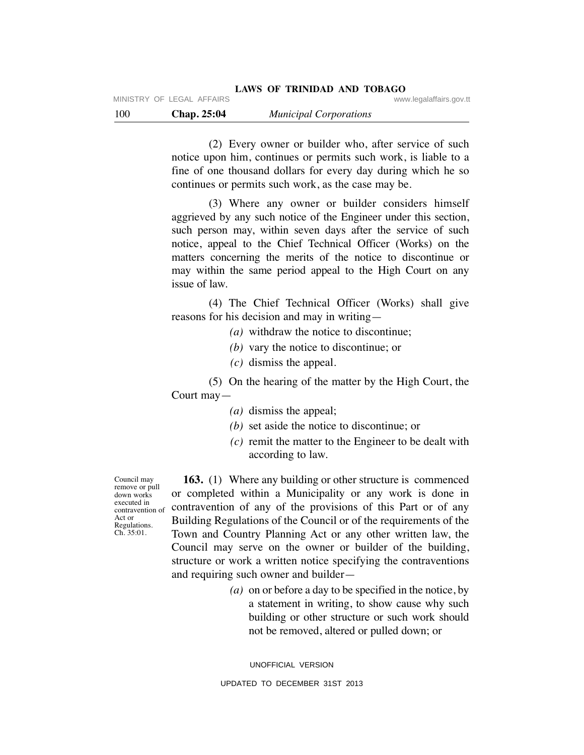(2) Every owner or builder who, after service of such notice upon him, continues or permits such work, is liable to a fine of one thousand dollars for every day during which he so continues or permits such work, as the case may be.

(3) Where any owner or builder considers himself aggrieved by any such notice of the Engineer under this section, such person may, within seven days after the service of such notice, appeal to the Chief Technical Officer (Works) on the matters concerning the merits of the notice to discontinue or may within the same period appeal to the High Court on any issue of law.

(4) The Chief Technical Officer (Works) shall give reasons for his decision and may in writing—

*(a)* withdraw the notice to discontinue;

*(b)* vary the notice to discontinue; or

*(c)* dismiss the appeal.

(5) On the hearing of the matter by the High Court, the Court may—

*(a)* dismiss the appeal;

*(b)* set aside the notice to discontinue; or

*(c)* remit the matter to the Engineer to be dealt with according to law.

Council may remove or pull down works executed in contravention of Act or Regulations. Ch. 35:01.

**163.** (1) Where any building or other structure is commenced or completed within a Municipality or any work is done in contravention of any of the provisions of this Part or of any Building Regulations of the Council or of the requirements of the Town and Country Planning Act or any other written law, the Council may serve on the owner or builder of the building, structure or work a written notice specifying the contraventions and requiring such owner and builder—

*(a)* on or before a day to be specified in the notice, by a statement in writing, to show cause why such building or other structure or such work should not be removed, altered or pulled down; or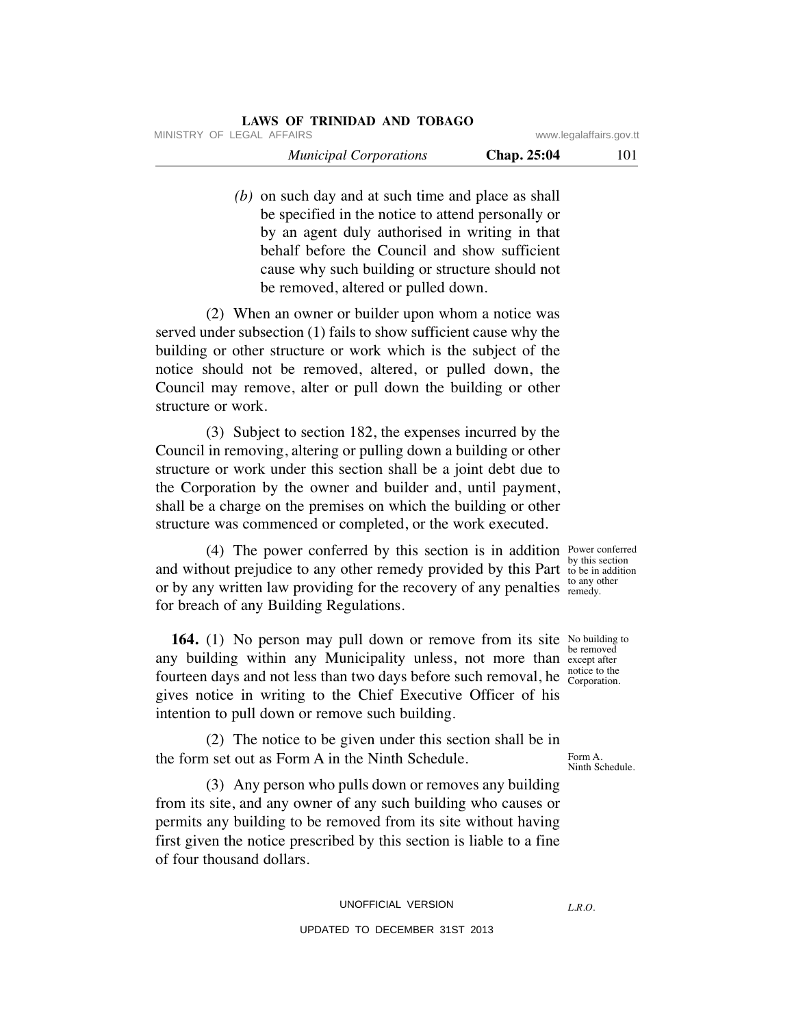*(b)* on such day and at such time and place as shall be specified in the notice to attend personally or by an agent duly authorised in writing in that behalf before the Council and show sufficient cause why such building or structure should not be removed, altered or pulled down.

(2) When an owner or builder upon whom a notice was served under subsection (1) fails to show sufficient cause why the building or other structure or work which is the subject of the notice should not be removed, altered, or pulled down, the Council may remove, alter or pull down the building or other structure or work.

(3) Subject to section 182, the expenses incurred by the Council in removing, altering or pulling down a building or other structure or work under this section shall be a joint debt due to the Corporation by the owner and builder and, until payment, shall be a charge on the premises on which the building or other structure was commenced or completed, or the work executed.

Power conferred by this section to be in addition to any other remedy.

(4) The power conferred by this section is in addition and without prejudice to any other remedy provided by this Part or by any written law providing for the recovery of any penalties for breach of any Building Regulations.

No building to be removed except after notice to the Corporation.

**164.** (1) No person may pull down or remove from its site any building within any Municipality unless, not more than fourteen days and not less than two days before such removal, he gives notice in writing to the Chief Executive Officer of his intention to pull down or remove such building.

Form A. Ninth Schedule.

(2) The notice to be given under this section shall be in the form set out as Form A in the Ninth Schedule.

(3) Any person who pulls down or removes any building from its site, and any owner of any such building who causes or permits any building to be removed from its site without having first given the notice prescribed by this section is liable to a fine of four thousand dollars.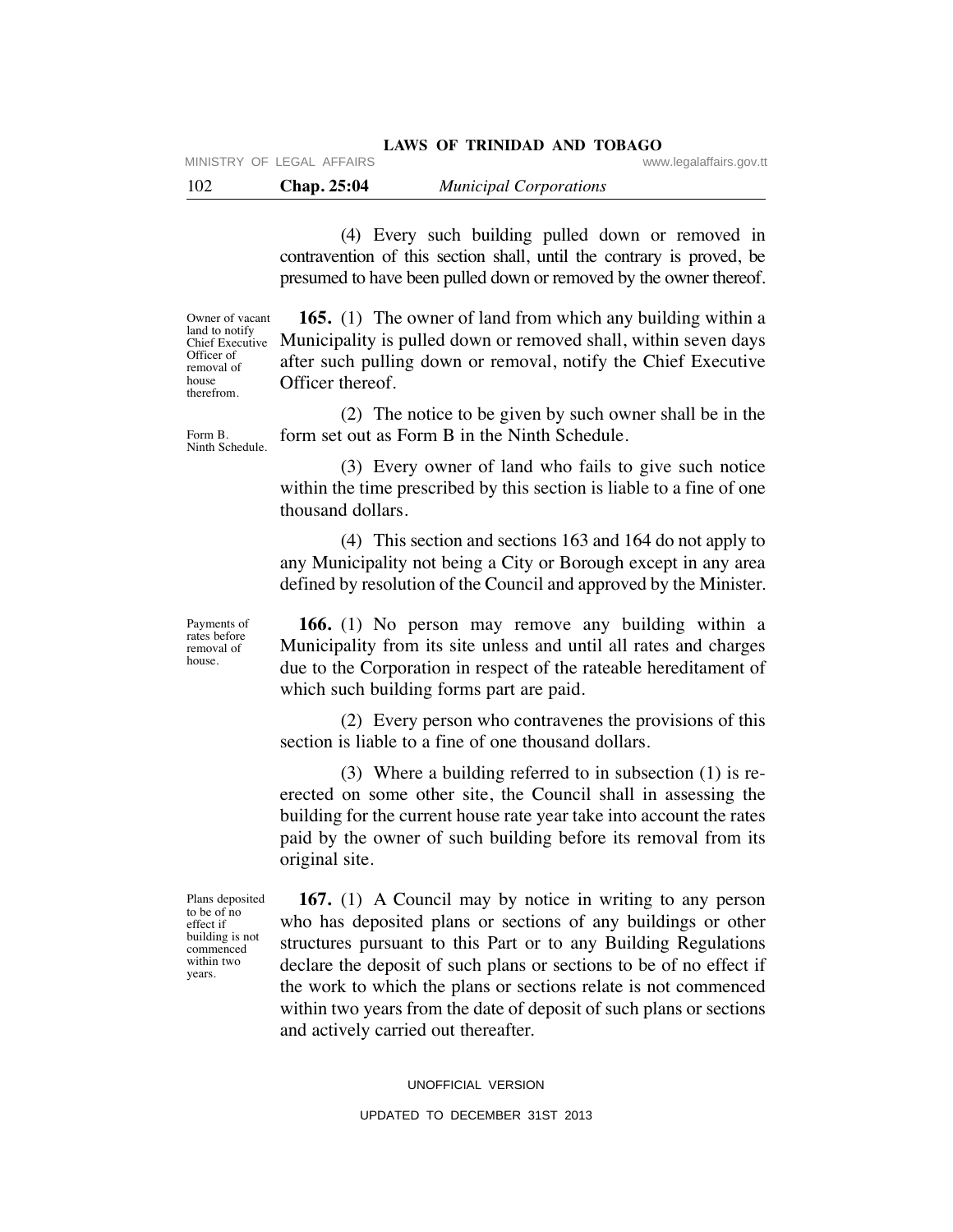(4) Every such building pulled down or removed in contravention of this section shall, until the contrary is proved, be presumed to have been pulled down or removed by the owner thereof.

*Owner of vacant land to notify Chief Executive Officer of removal of house therefrom.*

**165.** (1) The owner of land from which any building within a Municipality is pulled down or removed shall, within seven days after such pulling down or removal, notify the Chief Executive Officer thereof.

*Form B. Ninth Schedule.*

(2) The notice to be given by such owner shall be in the form set out as Form B in the Ninth Schedule.

(3) Every owner of land who fails to give such notice within the time prescribed by this section is liable to a fine of one thousand dollars.

(4) This section and sections 163 and 164 do not apply to any Municipality not being a City or Borough except in any area defined by resolution of the Council and approved by the Minister.

*Payments of rates before removal of house.*

**166.** (1) No person may remove any building within a Municipality from its site unless and until all rates and charges due to the Corporation in respect of the rateable hereditament of which such building forms part are paid.

(2) Every person who contravenes the provisions of this section is liable to a fine of one thousand dollars.

(3) Where a building referred to in subsection (1) is re-erected on some other site, the Council shall in assessing the building for the current house rate year take into account the rates paid by the owner of such building before its removal from its original site.

*Plans deposited to be of no effect if building is not commenced within two years.*

**167.** (1) A Council may by notice in writing to any person who has deposited plans or sections of any buildings or other structures pursuant to this Part or to any Building Regulations declare the deposit of such plans or sections to be of no effect if the work to which the plans or sections relate is not commenced within two years from the date of deposit of such plans or sections and actively carried out thereafter.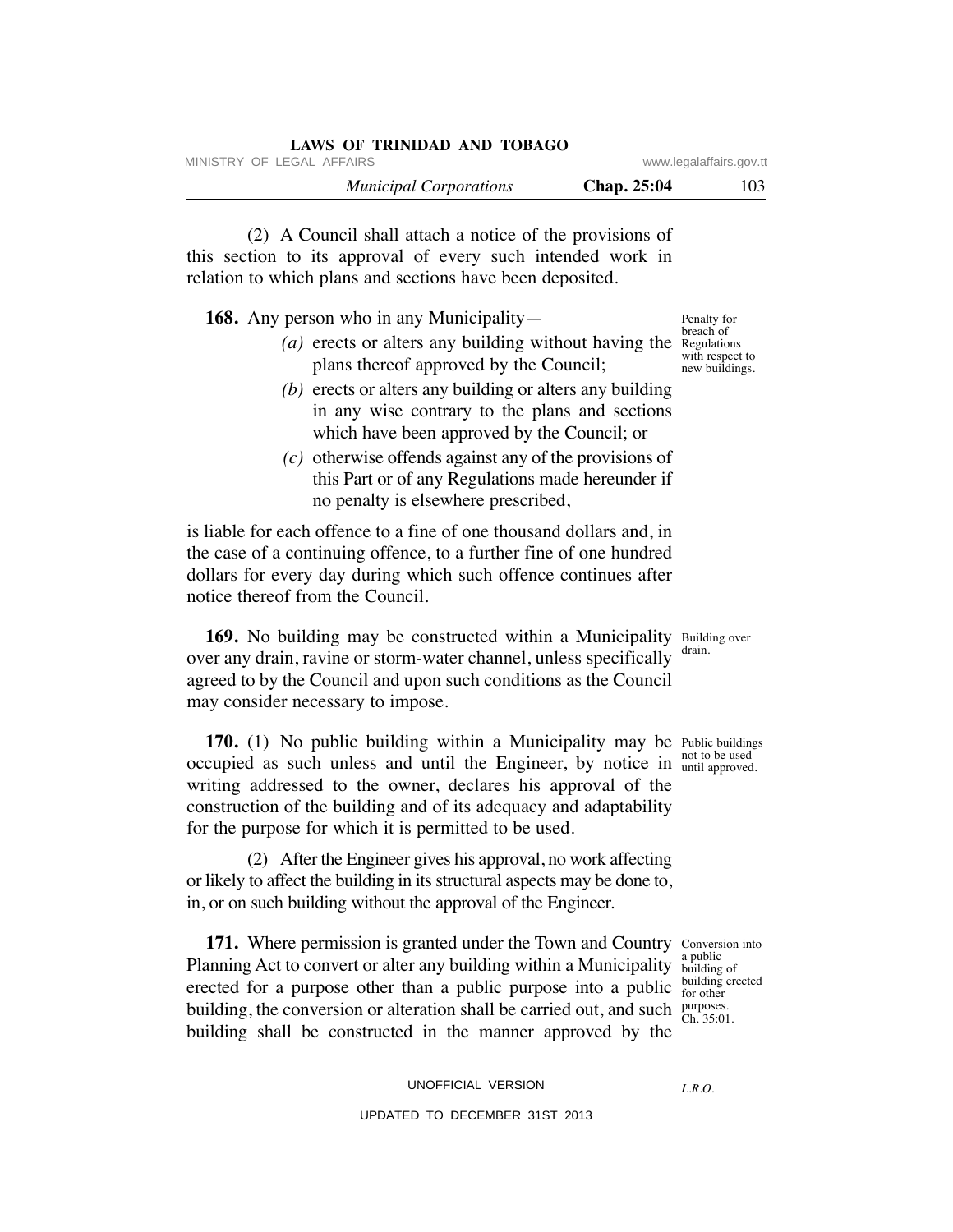(2) A Council shall attach a notice of the provisions of this section to its approval of every such intended work in relation to which plans and sections have been deposited.

Penalty for breach of Regulations with respect to new buildings.

**168.** Any person who in any Municipality—

*(a)* erects or alters any building without having the plans thereof approved by the Council;

*(b)* erects or alters any building or alters any building in any wise contrary to the plans and sections which have been approved by the Council; or

*(c)* otherwise offends against any of the provisions of this Part or of any Regulations made hereunder if no penalty is elsewhere prescribed,

is liable for each offence to a fine of one thousand dollars and, in the case of a continuing offence, to a further fine of one hundred dollars for every day during which such offence continues after notice thereof from the Council.

Building over drain.

**169.** No building may be constructed within a Municipality over any drain, ravine or storm-water channel, unless specifically agreed to by the Council and upon such conditions as the Council may consider necessary to impose.

Public buildings not to be used until approved.

**170.** (1) No public building within a Municipality may be occupied as such unless and until the Engineer, by notice in writing addressed to the owner, declares his approval of the construction of the building and of its adequacy and adaptability for the purpose for which it is permitted to be used.

(2) After the Engineer gives his approval, no work affecting or likely to affect the building in its structural aspects may be done to, in, or on such building without the approval of the Engineer.

Conversion into a public building of building erected for other purposes. Ch. 35:01.

**171.** Where permission is granted under the Town and Country Planning Act to convert or alter any building within a Municipality erected for a purpose other than a public purpose into a public building, the conversion or alteration shall be carried out, and such building shall be constructed in the manner approved by the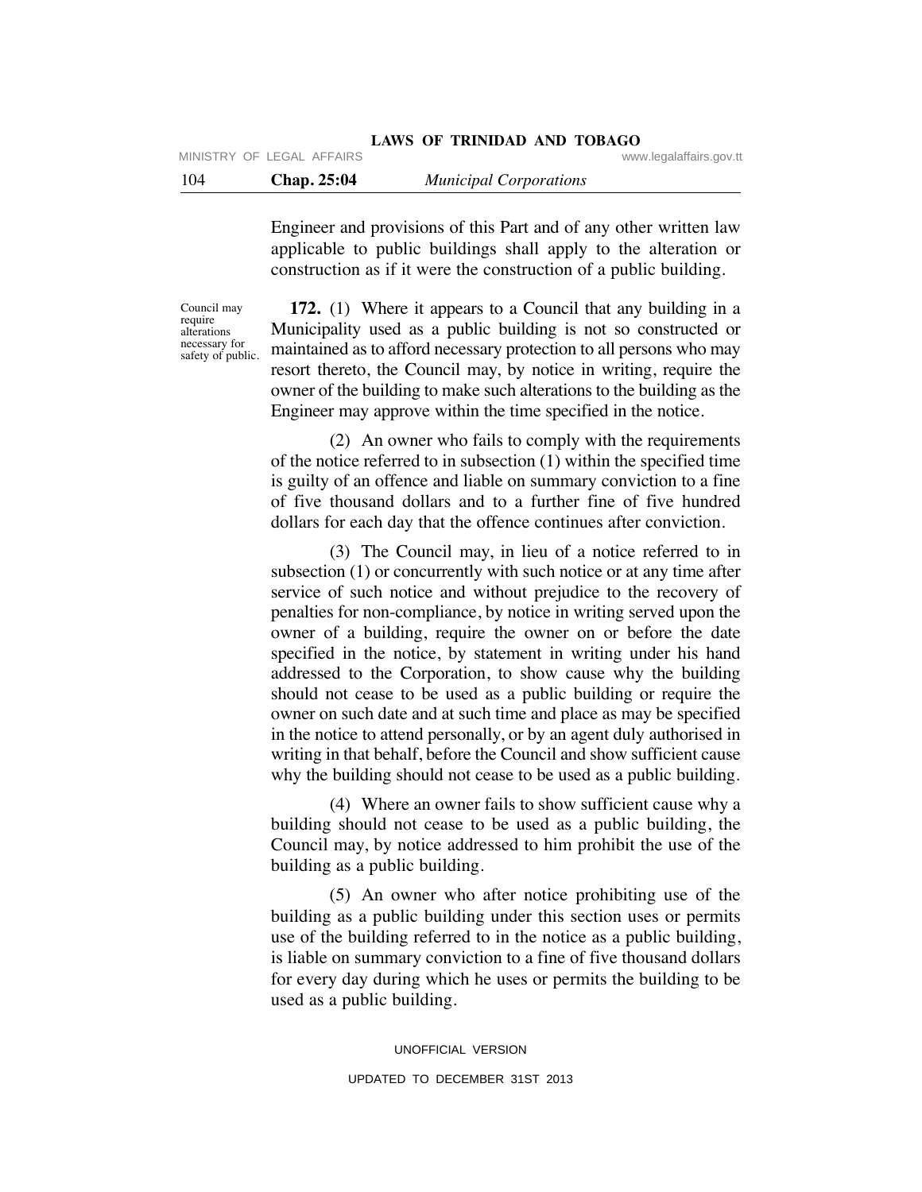Engineer and provisions of this Part and of any other written law applicable to public buildings shall apply to the alteration or construction as if it were the construction of a public building.

Council may require alterations necessary for safety of public.

**172.** (1) Where it appears to a Council that any building in a Municipality used as a public building is not so constructed or maintained as to afford necessary protection to all persons who may resort thereto, the Council may, by notice in writing, require the owner of the building to make such alterations to the building as the Engineer may approve within the time specified in the notice.

(2) An owner who fails to comply with the requirements of the notice referred to in subsection (1) within the specified time is guilty of an offence and liable on summary conviction to a fine of five thousand dollars and to a further fine of five hundred dollars for each day that the offence continues after conviction.

(3) The Council may, in lieu of a notice referred to in subsection (1) or concurrently with such notice or at any time after service of such notice and without prejudice to the recovery of penalties for non-compliance, by notice in writing served upon the owner of a building, require the owner on or before the date specified in the notice, by statement in writing under his hand addressed to the Corporation, to show cause why the building should not cease to be used as a public building or require the owner on such date and at such time and place as may be specified in the notice to attend personally, or by an agent duly authorised in writing in that behalf, before the Council and show sufficient cause why the building should not cease to be used as a public building.

(4) Where an owner fails to show sufficient cause why a building should not cease to be used as a public building, the Council may, by notice addressed to him prohibit the use of the building as a public building.

(5) An owner who after notice prohibiting use of the building as a public building under this section uses or permits use of the building referred to in the notice as a public building, is liable on summary conviction to a fine of five thousand dollars for every day during which he uses or permits the building to be used as a public building.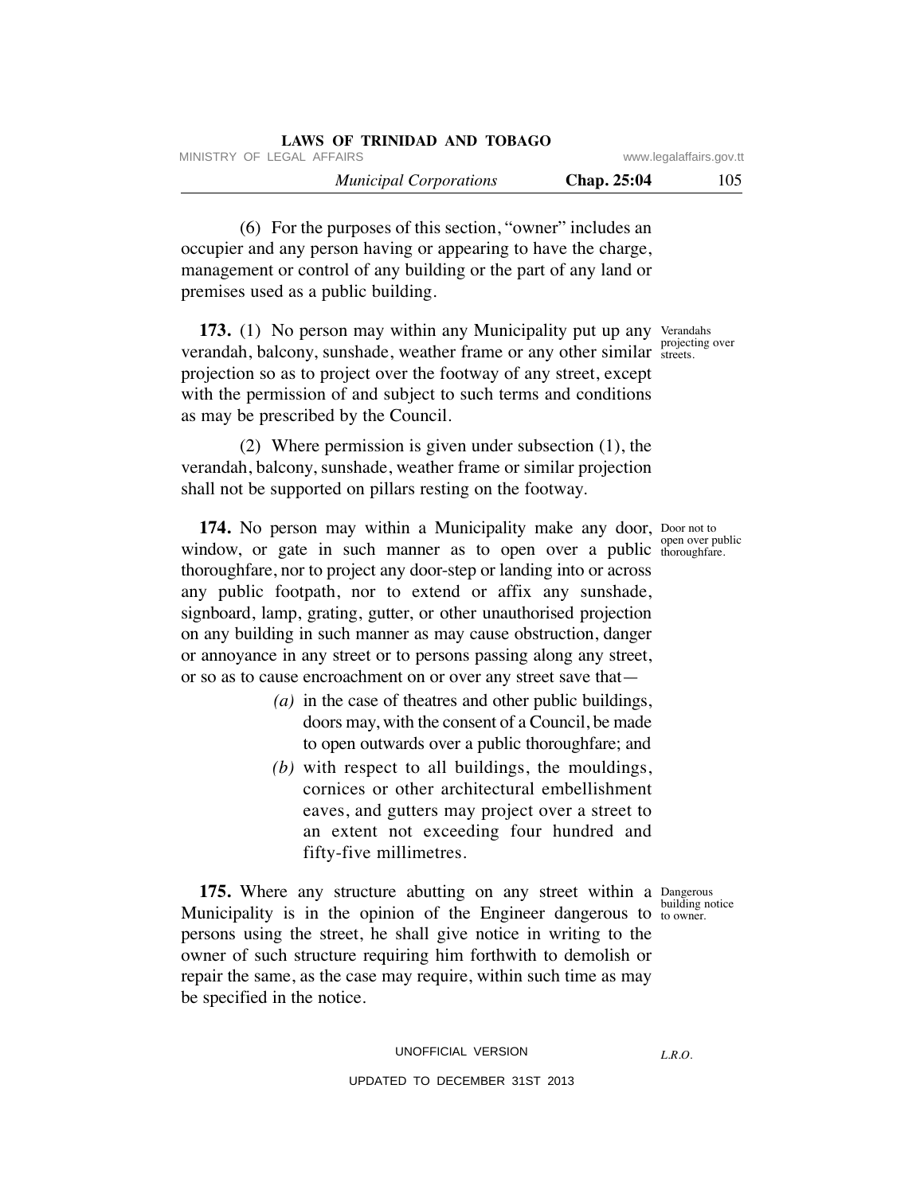(6) For the purposes of this section, "owner" includes an occupier and any person having or appearing to have the charge, management or control of any building or the part of any land or premises used as a public building.

Verandahs projecting over streets.

**173.** (1) No person may within any Municipality put up any verandah, balcony, sunshade, weather frame or any other similar projection so as to project over the footway of any street, except with the permission of and subject to such terms and conditions as may be prescribed by the Council.

(2) Where permission is given under subsection (1), the verandah, balcony, sunshade, weather frame or similar projection shall not be supported on pillars resting on the footway.

Door not to open over public thoroughfare.

**174.** No person may within a Municipality make any door, window, or gate in such manner as to open over a public thoroughfare, nor to project any door-step or landing into or across any public footpath, nor to extend or affix any sunshade, signboard, lamp, grating, gutter, or other unauthorised projection on any building in such manner as may cause obstruction, danger or annoyance in any street or to persons passing along any street, or so as to cause encroachment on or over any street save that—

*(a)* in the case of theatres and other public buildings, doors may, with the consent of a Council, be made to open outwards over a public thoroughfare; and

*(b)* with respect to all buildings, the mouldings, cornices or other architectural embellishment eaves, and gutters may project over a street to an extent not exceeding four hundred and fifty-five millimetres.

Dangerous building notice to owner.

**175.** Where any structure abutting on any street within a Municipality is in the opinion of the Engineer dangerous to persons using the street, he shall give notice in writing to the owner of such structure requiring him forthwith to demolish or repair the same, as the case may require, within such time as may be specified in the notice.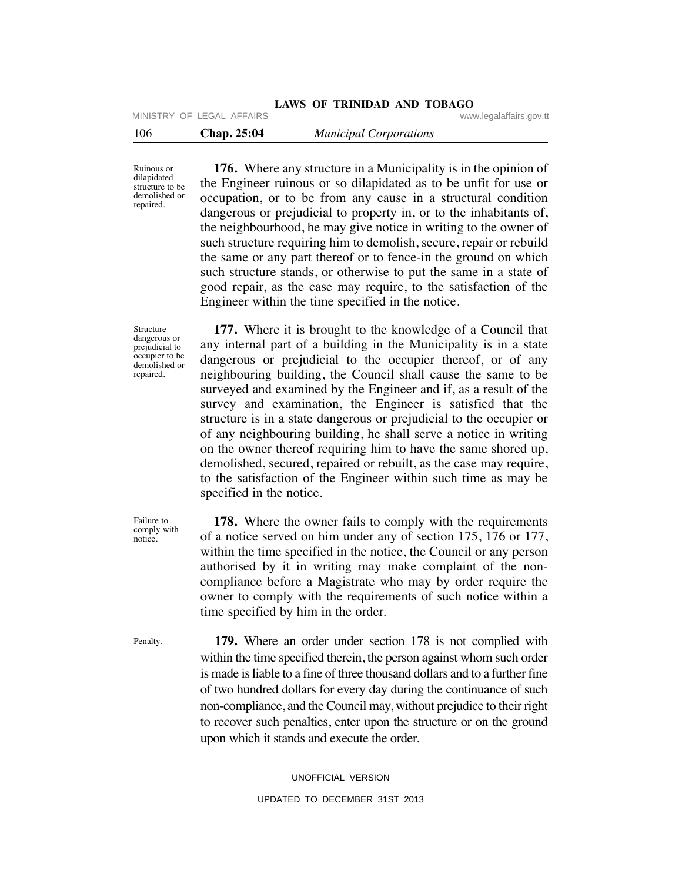**Ruinous or dilapidated structure to be demolished or repaired.**

**176.** Where any structure in a Municipality is in the opinion of the Engineer ruinous or so dilapidated as to be unfit for use or occupation, or to be from any cause in a structural condition dangerous or prejudicial to property in, or to the inhabitants of, the neighbourhood, he may give notice in writing to the owner of such structure requiring him to demolish, secure, repair or rebuild the same or any part thereof or to fence-in the ground on which such structure stands, or otherwise to put the same in a state of good repair, as the case may require, to the satisfaction of the Engineer within the time specified in the notice.

**Structure dangerous or prejudicial to occupier to be demolished or repaired.**

**177.** Where it is brought to the knowledge of a Council that any internal part of a building in the Municipality is in a state dangerous or prejudicial to the occupier thereof, or of any neighbouring building, the Council shall cause the same to be surveyed and examined by the Engineer and if, as a result of the survey and examination, the Engineer is satisfied that the structure is in a state dangerous or prejudicial to the occupier or of any neighbouring building, he shall serve a notice in writing on the owner thereof requiring him to have the same shored up, demolished, secured, repaired or rebuilt, as the case may require, to the satisfaction of the Engineer within such time as may be specified in the notice.

**Failure to comply with notice.**

**178.** Where the owner fails to comply with the requirements of a notice served on him under any of section 175, 176 or 177, within the time specified in the notice, the Council or any person authorised by it in writing may make complaint of the non-compliance before a Magistrate who may by order require the owner to comply with the requirements of such notice within a time specified by him in the order.

**Penalty.**

**179.** Where an order under section 178 is not complied with within the time specified therein, the person against whom such order is made is liable to a fine of three thousand dollars and to a further fine of two hundred dollars for every day during the continuance of such non-compliance, and the Council may, without prejudice to their right to recover such penalties, enter upon the structure or on the ground upon which it stands and execute the order.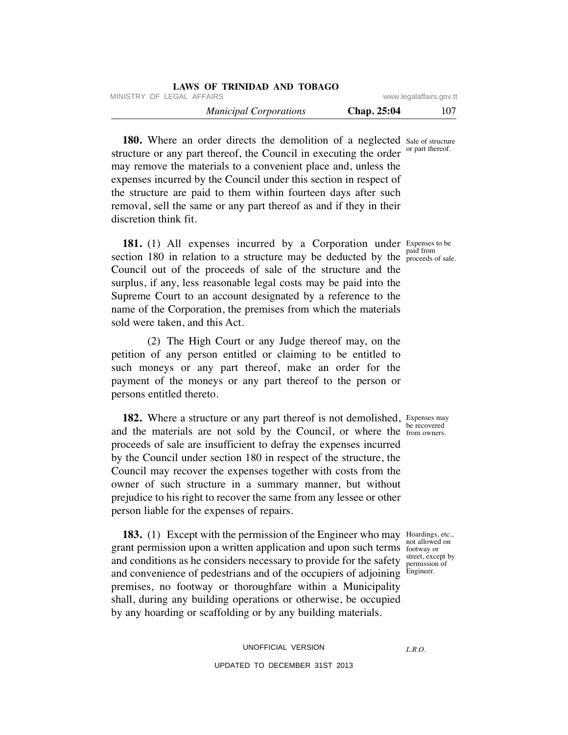**180.** Where an order directs the demolition of a neglected structure or any part thereof, the Council in executing the order may remove the materials to a convenient place and, unless the expenses incurred by the Council under this section in respect of the structure are paid to them within fourteen days after such removal, sell the same or any part thereof as and if they in their discretion think fit.

Sale of structure or part thereof.

**181.** (1) All expenses incurred by a Corporation under section 180 in relation to a structure may be deducted by the Council out of the proceeds of sale of the structure and the surplus, if any, less reasonable legal costs may be paid into the Supreme Court to an account designated by a reference to the name of the Corporation, the premises from which the materials sold were taken, and this Act.

Expenses to be paid from proceeds of sale.

(2) The High Court or any Judge thereof may, on the petition of any person entitled or claiming to be entitled to such moneys or any part thereof, make an order for the payment of the moneys or any part thereof to the person or persons entitled thereto.

**182.** Where a structure or any part thereof is not demolished, and the materials are not sold by the Council, or where the proceeds of sale are insufficient to defray the expenses incurred by the Council under section 180 in respect of the structure, the Council may recover the expenses together with costs from the owner of such structure in a summary manner, but without prejudice to his right to recover the same from any lessee or other person liable for the expenses of repairs.

Expenses may be recovered from owners.

**183.** (1) Except with the permission of the Engineer who may grant permission upon a written application and upon such terms and conditions as he considers necessary to provide for the safety and convenience of pedestrians and of the occupiers of adjoining premises, no footway or thoroughfare within a Municipality shall, during any building operations or otherwise, be occupied by any hoarding or scaffolding or by any building materials.

Hoardings, etc., not allowed on footway or street, except by permission of Engineer.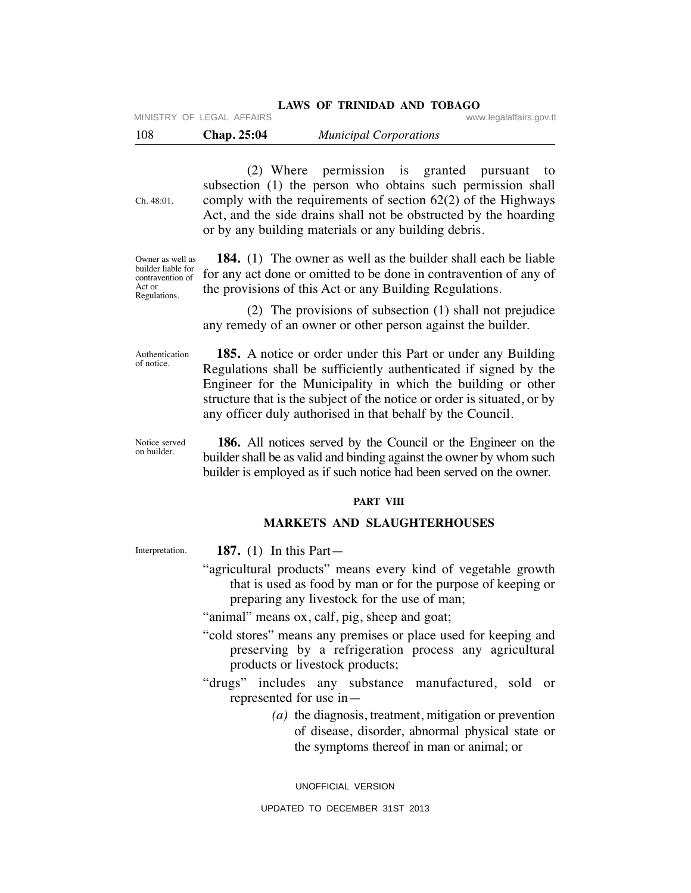(2) Where permission is granted pursuant to subsection (1) the person who obtains such permission shall comply with the requirements of section 62(2) of the Highways Act, and the side drains shall not be obstructed by the hoarding or by any building materials or any building debris.

Ch. 48:01.

Owner as well as builder liable for contravention of Act or Regulations.

**184.** (1) The owner as well as the builder shall each be liable for any act done or omitted to be done in contravention of any of the provisions of this Act or any Building Regulations.

(2) The provisions of subsection (1) shall not prejudice any remedy of an owner or other person against the builder.

Authentication of notice.

**185.** A notice or order under this Part or under any Building Regulations shall be sufficiently authenticated if signed by the Engineer for the Municipality in which the building or other structure that is the subject of the notice or order is situated, or by any officer duly authorised in that behalf by the Council.

Notice served on builder.

**186.** All notices served by the Council or the Engineer on the builder shall be as valid and binding against the owner by whom such builder is employed as if such notice had been served on the owner.

## PART VIII

## MARKETS AND SLAUGHTERHOUSES

Interpretation.

**187.** (1) In this Part—

"agricultural products" means every kind of vegetable growth that is used as food by man or for the purpose of keeping or preparing any livestock for the use of man;

"animal" means ox, calf, pig, sheep and goat;

"cold stores" means any premises or place used for keeping and preserving by a refrigeration process any agricultural products or livestock products;

"drugs" includes any substance manufactured, sold or represented for use in—

*(a)* the diagnosis, treatment, mitigation or prevention of disease, disorder, abnormal physical state or the symptoms thereof in man or animal; or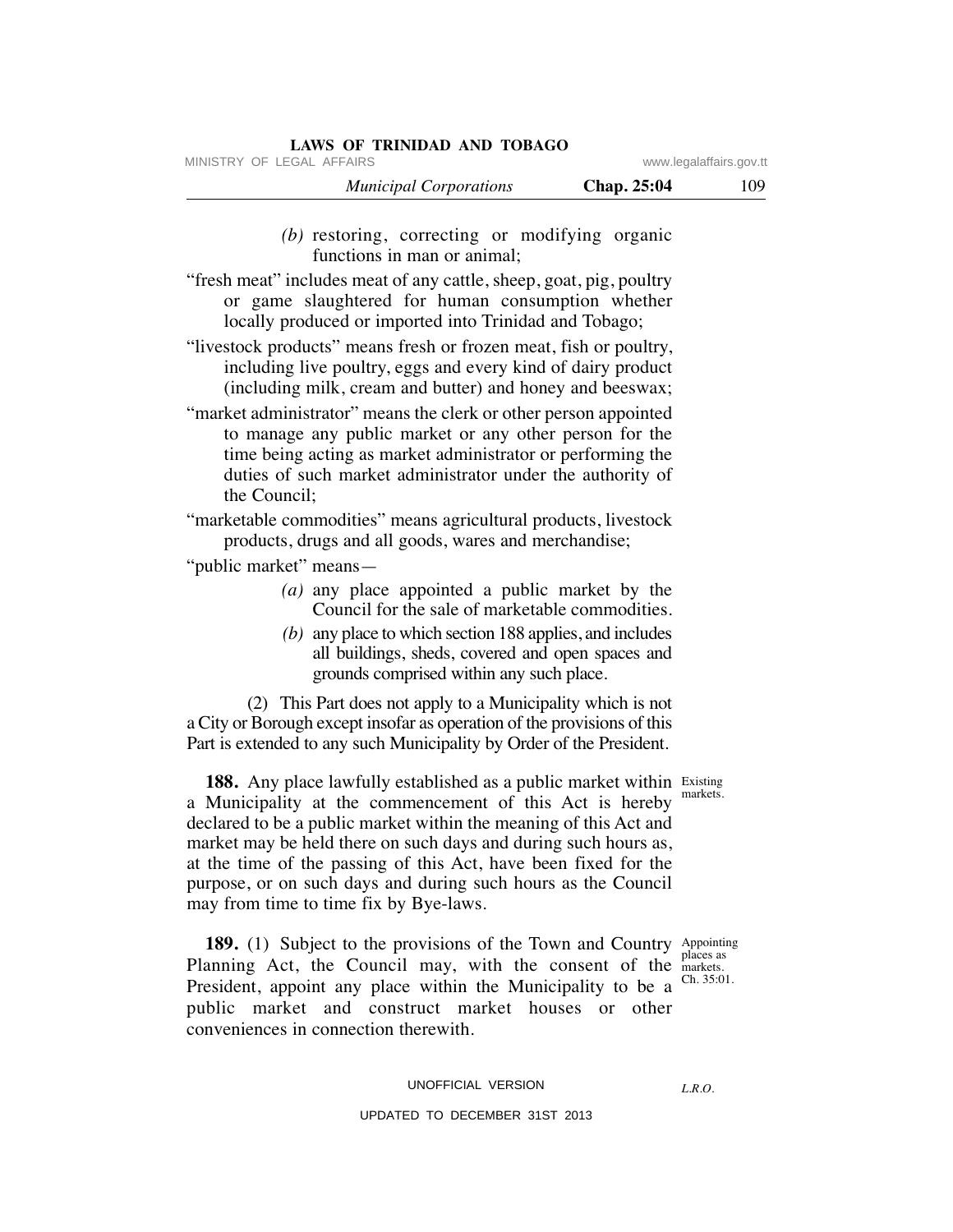*(b)* restoring, correcting or modifying organic functions in man or animal;

"fresh meat" includes meat of any cattle, sheep, goat, pig, poultry or game slaughtered for human consumption whether locally produced or imported into Trinidad and Tobago;

"livestock products" means fresh or frozen meat, fish or poultry, including live poultry, eggs and every kind of dairy product (including milk, cream and butter) and honey and beeswax;

"market administrator" means the clerk or other person appointed to manage any public market or any other person for the time being acting as market administrator or performing the duties of such market administrator under the authority of the Council;

"marketable commodities" means agricultural products, livestock products, drugs and all goods, wares and merchandise;

"public market" means—

*(a)* any place appointed a public market by the Council for the sale of marketable commodities.

*(b)* any place to which section 188 applies, and includes all buildings, sheds, covered and open spaces and grounds comprised within any such place.

(2) This Part does not apply to a Municipality which is not a City or Borough except insofar as operation of the provisions of this Part is extended to any such Municipality by Order of the President.

Existing markets.

**188.** Any place lawfully established as a public market within a Municipality at the commencement of this Act is hereby declared to be a public market within the meaning of this Act and market may be held there on such days and during such hours as, at the time of the passing of this Act, have been fixed for the purpose, or on such days and during such hours as the Council may from time to time fix by Bye-laws.

Appointing places as markets. Ch. 35:01.

**189.** (1) Subject to the provisions of the Town and Country Planning Act, the Council may, with the consent of the President, appoint any place within the Municipality to be a public market and construct market houses or other conveniences in connection therewith.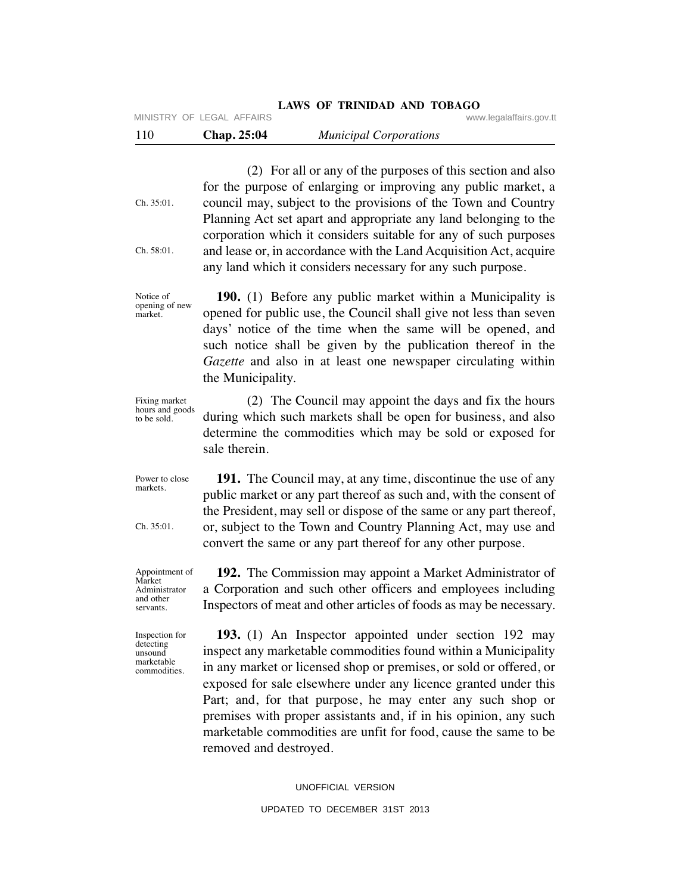(2) For all or any of the purposes of this section and also for the purpose of enlarging or improving any public market, a council may, subject to the provisions of the Town and Country Planning Act set apart and appropriate any land belonging to the corporation which it considers suitable for any of such purposes and lease or, in accordance with the Land Acquisition Act, acquire any land which it considers necessary for any such purpose.

Ch. 35:01.

Ch. 58:01.

Notice of opening of new market.

**190.** (1) Before any public market within a Municipality is opened for public use, the Council shall give not less than seven days' notice of the time when the same will be opened, and such notice shall be given by the publication thereof in the *Gazette* and also in at least one newspaper circulating within the Municipality.

Fixing market hours and goods to be sold.

(2) The Council may appoint the days and fix the hours during which such markets shall be open for business, and also determine the commodities which may be sold or exposed for sale therein.

Power to close markets.

**191.** The Council may, at any time, discontinue the use of any public market or any part thereof as such and, with the consent of the President, may sell or dispose of the same or any part thereof, or, subject to the Town and Country Planning Act, may use and convert the same or any part thereof for any other purpose.

Ch. 35:01.

Appointment of Market Administrator and other servants.

**192.** The Commission may appoint a Market Administrator of a Corporation and such other officers and employees including Inspectors of meat and other articles of foods as may be necessary.

Inspection for detecting unsound marketable commodities.

**193.** (1) An Inspector appointed under section 192 may inspect any marketable commodities found within a Municipality in any market or licensed shop or premises, or sold or offered, or exposed for sale elsewhere under any licence granted under this Part; and, for that purpose, he may enter any such shop or premises with proper assistants and, if in his opinion, any such marketable commodities are unfit for food, cause the same to be removed and destroyed.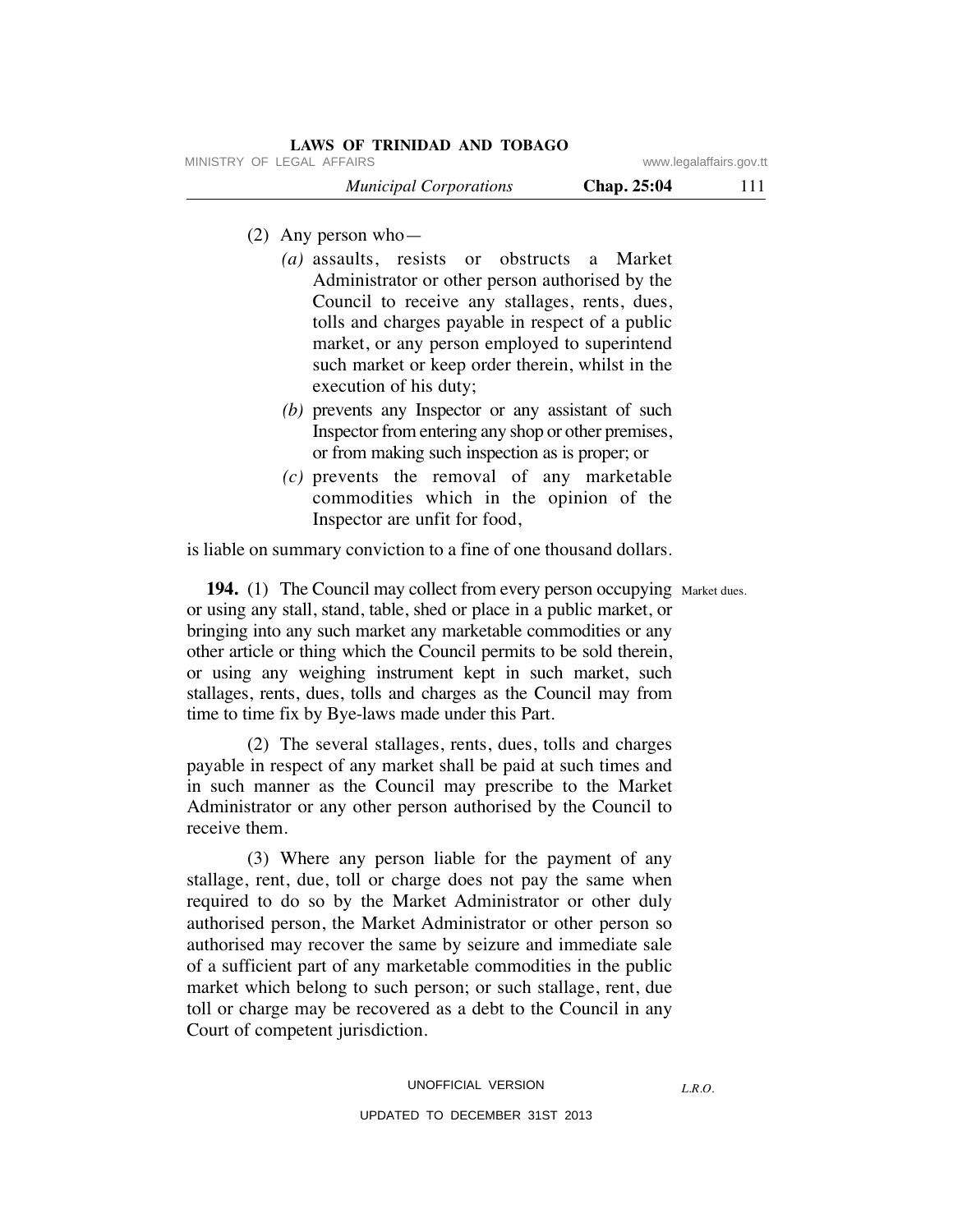(2) Any person who—

*(a)* assaults, resists or obstructs a Market Administrator or other person authorised by the Council to receive any stallages, rents, dues, tolls and charges payable in respect of a public market, or any person employed to superintend such market or keep order therein, whilst in the execution of his duty;

*(b)* prevents any Inspector or any assistant of such Inspector from entering any shop or other premises, or from making such inspection as is proper; or

*(c)* prevents the removal of any marketable commodities which in the opinion of the Inspector are unfit for food,

is liable on summary conviction to a fine of one thousand dollars.

Market dues.

**194.** (1) The Council may collect from every person occupying or using any stall, stand, table, shed or place in a public market, or bringing into any such market any marketable commodities or any other article or thing which the Council permits to be sold therein, or using any weighing instrument kept in such market, such stallages, rents, dues, tolls and charges as the Council may from time to time fix by Bye-laws made under this Part.

(2) The several stallages, rents, dues, tolls and charges payable in respect of any market shall be paid at such times and in such manner as the Council may prescribe to the Market Administrator or any other person authorised by the Council to receive them.

(3) Where any person liable for the payment of any stallage, rent, due, toll or charge does not pay the same when required to do so by the Market Administrator or other duly authorised person, the Market Administrator or other person so authorised may recover the same by seizure and immediate sale of a sufficient part of any marketable commodities in the public market which belong to such person; or such stallage, rent, due toll or charge may be recovered as a debt to the Council in any Court of competent jurisdiction.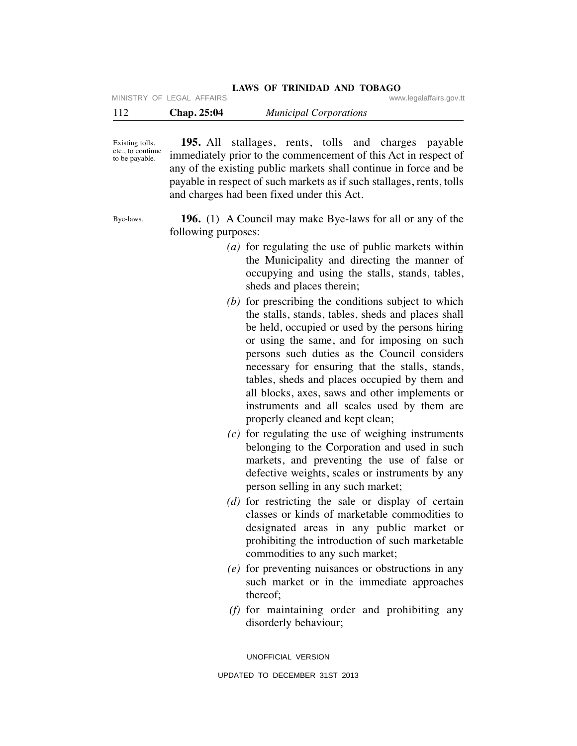Existing tolls, etc., to continue to be payable.

**195.** All stallages, rents, tolls and charges payable immediately prior to the commencement of this Act in respect of any of the existing public markets shall continue in force and be payable in respect of such markets as if such stallages, rents, tolls and charges had been fixed under this Act.

Bye-laws.

**196.** (1) A Council may make Bye-laws for all or any of the following purposes:

*(a)* for regulating the use of public markets within the Municipality and directing the manner of occupying and using the stalls, stands, tables, sheds and places therein;

*(b)* for prescribing the conditions subject to which the stalls, stands, tables, sheds and places shall be held, occupied or used by the persons hiring or using the same, and for imposing on such persons such duties as the Council considers necessary for ensuring that the stalls, stands, tables, sheds and places occupied by them and all blocks, axes, saws and other implements or instruments and all scales used by them are properly cleaned and kept clean;

*(c)* for regulating the use of weighing instruments belonging to the Corporation and used in such markets, and preventing the use of false or defective weights, scales or instruments by any person selling in any such market;

*(d)* for restricting the sale or display of certain classes or kinds of marketable commodities to designated areas in any public market or prohibiting the introduction of such marketable commodities to any such market;

*(e)* for preventing nuisances or obstructions in any such market or in the immediate approaches thereof;

*(f)* for maintaining order and prohibiting any disorderly behaviour;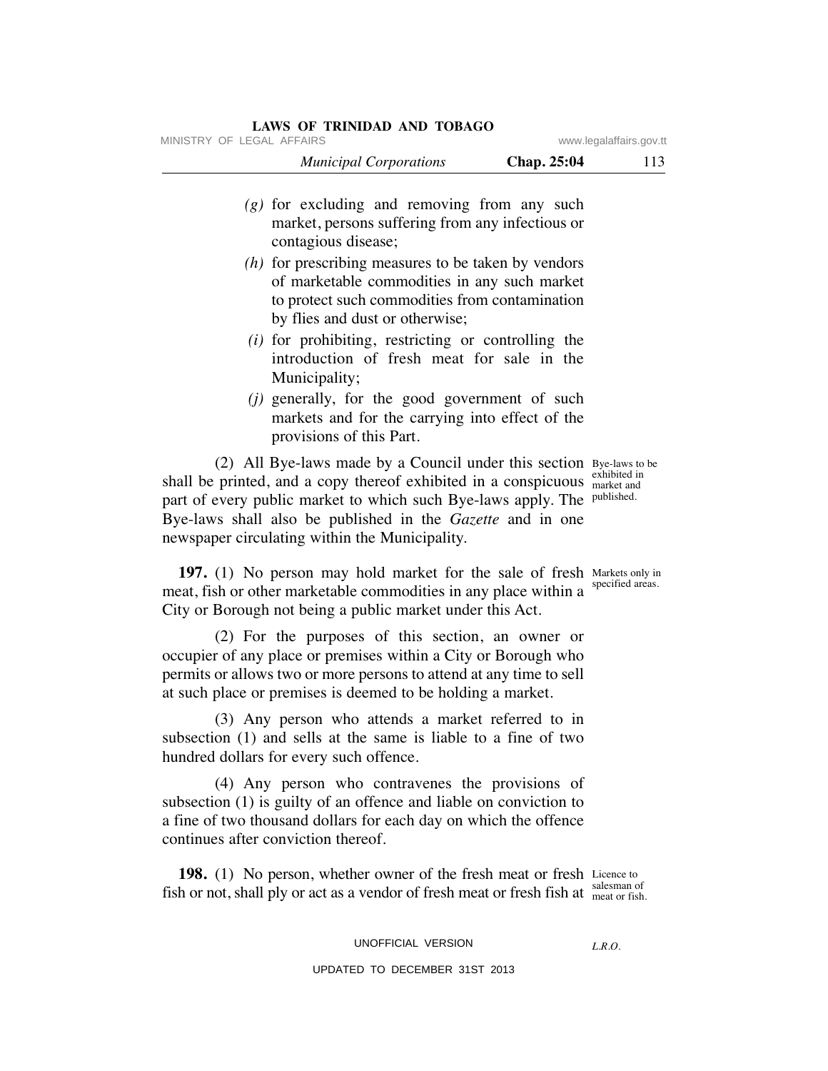*(g)* for excluding and removing from any such market, persons suffering from any infectious or contagious disease;

*(h)* for prescribing measures to be taken by vendors of marketable commodities in any such market to protect such commodities from contamination by flies and dust or otherwise;

*(i)* for prohibiting, restricting or controlling the introduction of fresh meat for sale in the Municipality;

*(j)* generally, for the good government of such markets and for the carrying into effect of the provisions of this Part.

Bye-laws to be exhibited in market and published.

(2) All Bye-laws made by a Council under this section shall be printed, and a copy thereof exhibited in a conspicuous part of every public market to which such Bye-laws apply. The Bye-laws shall also be published in the *Gazette* and in one newspaper circulating within the Municipality.

Markets only in specified areas.

**197.** (1) No person may hold market for the sale of fresh meat, fish or other marketable commodities in any place within a City or Borough not being a public market under this Act.

(2) For the purposes of this section, an owner or occupier of any place or premises within a City or Borough who permits or allows two or more persons to attend at any time to sell at such place or premises is deemed to be holding a market.

(3) Any person who attends a market referred to in subsection (1) and sells at the same is liable to a fine of two hundred dollars for every such offence.

(4) Any person who contravenes the provisions of subsection (1) is guilty of an offence and liable on conviction to a fine of two thousand dollars for each day on which the offence continues after conviction thereof.

Licence to salesman of meat or fish.

**198.** (1) No person, whether owner of the fresh meat or fresh fish or not, shall ply or act as a vendor of fresh meat or fresh fish at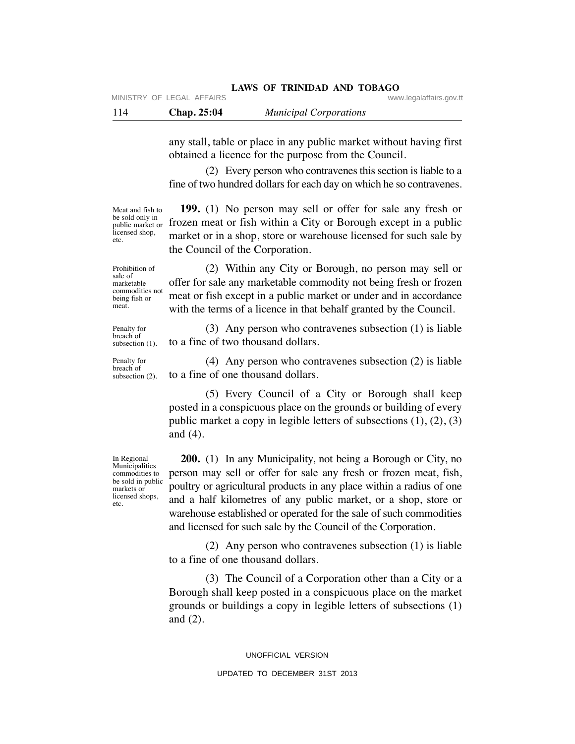any stall, table or place in any public market without having first obtained a licence for the purpose from the Council.

(2) Every person who contravenes this section is liable to a fine of two hundred dollars for each day on which he so contravenes.

Meat and fish to be sold only in public market or licensed shop, etc.

**199.** (1) No person may sell or offer for sale any fresh or frozen meat or fish within a City or Borough except in a public market or in a shop, store or warehouse licensed for such sale by the Council of the Corporation.

Prohibition of sale of marketable commodities not being fish or meat.

(2) Within any City or Borough, no person may sell or offer for sale any marketable commodity not being fresh or frozen meat or fish except in a public market or under and in accordance with the terms of a licence in that behalf granted by the Council.

Penalty for breach of subsection (1).

(3) Any person who contravenes subsection (1) is liable to a fine of two thousand dollars.

Penalty for breach of subsection (2).

(4) Any person who contravenes subsection (2) is liable to a fine of one thousand dollars.

(5) Every Council of a City or Borough shall keep posted in a conspicuous place on the grounds or building of every public market a copy in legible letters of subsections (1), (2), (3) and (4).

In Regional Municipalities commodities to be sold in public markets or licensed shops, etc.

**200.** (1) In any Municipality, not being a Borough or City, no person may sell or offer for sale any fresh or frozen meat, fish, poultry or agricultural products in any place within a radius of one and a half kilometres of any public market, or a shop, store or warehouse established or operated for the sale of such commodities and licensed for such sale by the Council of the Corporation.

(2) Any person who contravenes subsection (1) is liable to a fine of one thousand dollars.

(3) The Council of a Corporation other than a City or a Borough shall keep posted in a conspicuous place on the market grounds or buildings a copy in legible letters of subsections (1) and (2).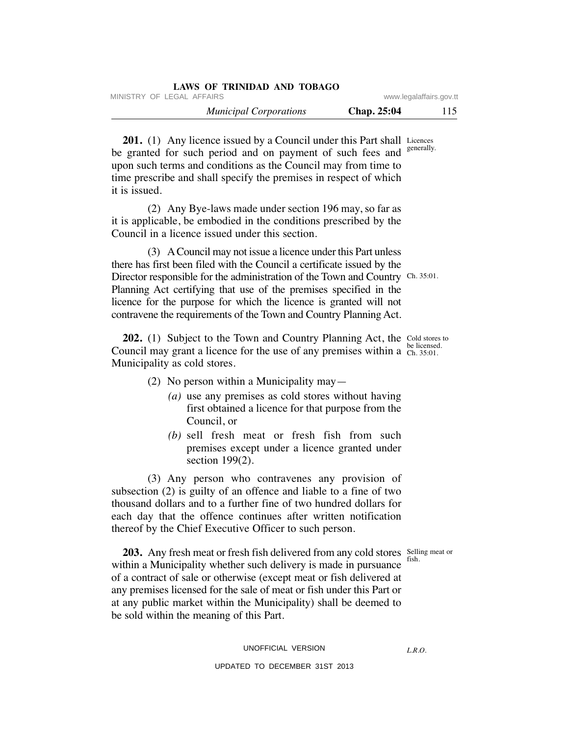**201.** (1) Any licence issued by a Council under this Part shall be granted for such period and on payment of such fees and upon such terms and conditions as the Council may from time to time prescribe and shall specify the premises in respect of which it is issued.

Licences generally.

(2) Any Bye-laws made under section 196 may, so far as it is applicable, be embodied in the conditions prescribed by the Council in a licence issued under this section.

(3) A Council may not issue a licence under this Part unless there has first been filed with the Council a certificate issued by the Director responsible for the administration of the Town and Country Planning Act certifying that use of the premises specified in the licence for the purpose for which the licence is granted will not contravene the requirements of the Town and Country Planning Act.

Ch. 35:01.

**202.** (1) Subject to the Town and Country Planning Act, the Council may grant a licence for the use of any premises within a Municipality as cold stores.

Cold stores to be licensed. Ch. 35:01.

(2) No person within a Municipality may—

*(a)* use any premises as cold stores without having first obtained a licence for that purpose from the Council, or

*(b)* sell fresh meat or fresh fish from such premises except under a licence granted under section 199(2).

(3) Any person who contravenes any provision of subsection (2) is guilty of an offence and liable to a fine of two thousand dollars and to a further fine of two hundred dollars for each day that the offence continues after written notification thereof by the Chief Executive Officer to such person.

**203.** Any fresh meat or fresh fish delivered from any cold stores within a Municipality whether such delivery is made in pursuance of a contract of sale or otherwise (except meat or fish delivered at any premises licensed for the sale of meat or fish under this Part or at any public market within the Municipality) shall be deemed to be sold within the meaning of this Part.

Selling meat or fish.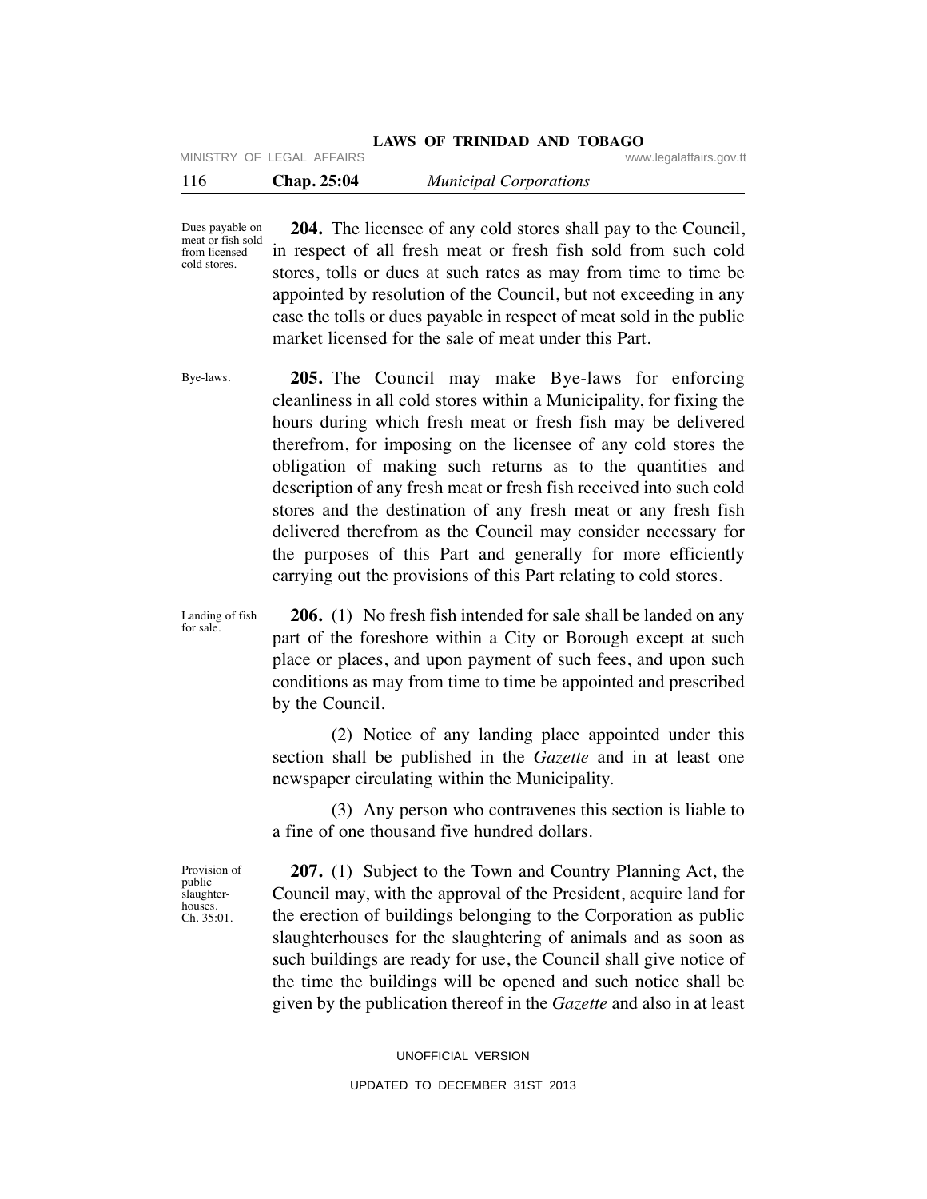Dues payable on meat or fish sold from licensed cold stores.

**204.** The licensee of any cold stores shall pay to the Council, in respect of all fresh meat or fresh fish sold from such cold stores, tolls or dues at such rates as may from time to time be appointed by resolution of the Council, but not exceeding in any case the tolls or dues payable in respect of meat sold in the public market licensed for the sale of meat under this Part.

Bye-laws.

**205.** The Council may make Bye-laws for enforcing cleanliness in all cold stores within a Municipality, for fixing the hours during which fresh meat or fresh fish may be delivered therefrom, for imposing on the licensee of any cold stores the obligation of making such returns as to the quantities and description of any fresh meat or fresh fish received into such cold stores and the destination of any fresh meat or any fresh fish delivered therefrom as the Council may consider necessary for the purposes of this Part and generally for more efficiently carrying out the provisions of this Part relating to cold stores.

Landing of fish for sale.

**206.** (1) No fresh fish intended for sale shall be landed on any part of the foreshore within a City or Borough except at such place or places, and upon payment of such fees, and upon such conditions as may from time to time be appointed and prescribed by the Council.

(2) Notice of any landing place appointed under this section shall be published in the *Gazette* and in at least one newspaper circulating within the Municipality.

(3) Any person who contravenes this section is liable to a fine of one thousand five hundred dollars.

Provision of public slaughter-houses. Ch. 35:01.

**207.** (1) Subject to the Town and Country Planning Act, the Council may, with the approval of the President, acquire land for the erection of buildings belonging to the Corporation as public slaughterhouses for the slaughtering of animals and as soon as such buildings are ready for use, the Council shall give notice of the time the buildings will be opened and such notice shall be given by the publication thereof in the *Gazette* and also in at least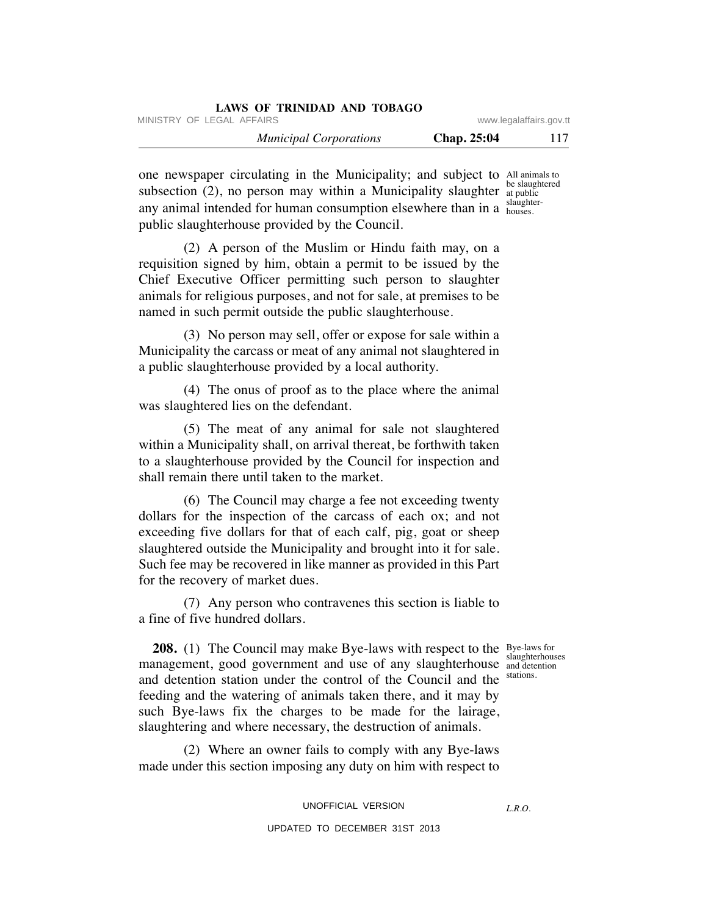one newspaper circulating in the Municipality; and subject to subsection (2), no person may within a Municipality slaughter any animal intended for human consumption elsewhere than in a public slaughterhouse provided by the Council.

All animals to be slaughtered at public slaughter-houses.

(2) A person of the Muslim or Hindu faith may, on a requisition signed by him, obtain a permit to be issued by the Chief Executive Officer permitting such person to slaughter animals for religious purposes, and not for sale, at premises to be named in such permit outside the public slaughterhouse.

(3) No person may sell, offer or expose for sale within a Municipality the carcass or meat of any animal not slaughtered in a public slaughterhouse provided by a local authority.

(4) The onus of proof as to the place where the animal was slaughtered lies on the defendant.

(5) The meat of any animal for sale not slaughtered within a Municipality shall, on arrival thereat, be forthwith taken to a slaughterhouse provided by the Council for inspection and shall remain there until taken to the market.

(6) The Council may charge a fee not exceeding twenty dollars for the inspection of the carcass of each ox; and not exceeding five dollars for that of each calf, pig, goat or sheep slaughtered outside the Municipality and brought into it for sale. Such fee may be recovered in like manner as provided in this Part for the recovery of market dues.

(7) Any person who contravenes this section is liable to a fine of five hundred dollars.

Bye-laws for slaughterhouses and detention stations.

**208.** (1) The Council may make Bye-laws with respect to the management, good government and use of any slaughterhouse and detention station under the control of the Council and the feeding and the watering of animals taken there, and it may by such Bye-laws fix the charges to be made for the lairage, slaughtering and where necessary, the destruction of animals.

(2) Where an owner fails to comply with any Bye-laws made under this section imposing any duty on him with respect to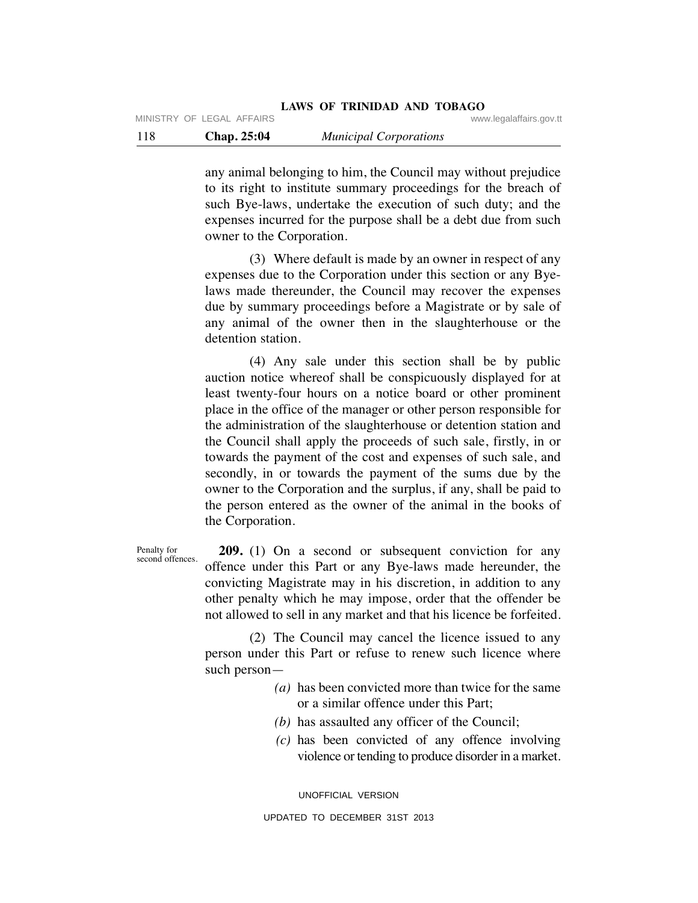any animal belonging to him, the Council may without prejudice to its right to institute summary proceedings for the breach of such Bye-laws, undertake the execution of such duty; and the expenses incurred for the purpose shall be a debt due from such owner to the Corporation.

(3) Where default is made by an owner in respect of any expenses due to the Corporation under this section or any Bye-laws made thereunder, the Council may recover the expenses due by summary proceedings before a Magistrate or by sale of any animal of the owner then in the slaughterhouse or the detention station.

(4) Any sale under this section shall be by public auction notice whereof shall be conspicuously displayed for at least twenty-four hours on a notice board or other prominent place in the office of the manager or other person responsible for the administration of the slaughterhouse or detention station and the Council shall apply the proceeds of such sale, firstly, in or towards the payment of the cost and expenses of such sale, and secondly, in or towards the payment of the sums due by the owner to the Corporation and the surplus, if any, shall be paid to the person entered as the owner of the animal in the books of the Corporation.

Penalty for second offences.

**209.** (1) On a second or subsequent conviction for any offence under this Part or any Bye-laws made hereunder, the convicting Magistrate may in his discretion, in addition to any other penalty which he may impose, order that the offender be not allowed to sell in any market and that his licence be forfeited.

(2) The Council may cancel the licence issued to any person under this Part or refuse to renew such licence where such person—

*(a)* has been convicted more than twice for the same or a similar offence under this Part;

*(b)* has assaulted any officer of the Council;

*(c)* has been convicted of any offence involving violence or tending to produce disorder in a market.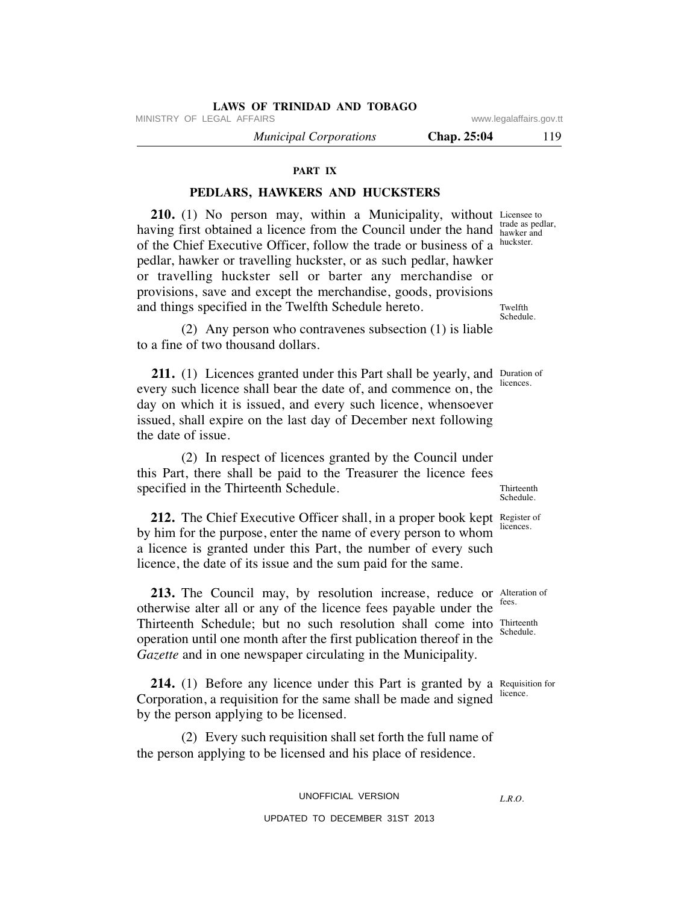## PART IX

## PEDLARS, HAWKERS AND HUCKSTERS

Licensee to trade as pedlar, hawker and huckster.

**210.** (1) No person may, within a Municipality, without having first obtained a licence from the Council under the hand of the Chief Executive Officer, follow the trade or business of a pedlar, hawker or travelling huckster, or as such pedlar, hawker or travelling huckster sell or barter any merchandise or provisions, save and except the merchandise, goods, provisions and things specified in the Twelfth Schedule hereto.

Twelfth Schedule.

(2) Any person who contravenes subsection (1) is liable to a fine of two thousand dollars.

Duration of licences.

**211.** (1) Licences granted under this Part shall be yearly, and every such licence shall bear the date of, and commence on, the day on which it is issued, and every such licence, whensoever issued, shall expire on the last day of December next following the date of issue.

(2) In respect of licences granted by the Council under this Part, there shall be paid to the Treasurer the licence fees specified in the Thirteenth Schedule.

Thirteenth Schedule.

Register of licences.

**212.** The Chief Executive Officer shall, in a proper book kept by him for the purpose, enter the name of every person to whom a licence is granted under this Part, the number of every such licence, the date of its issue and the sum paid for the same.

Alteration of fees.

Thirteenth Schedule.

**213.** The Council may, by resolution increase, reduce or otherwise alter all or any of the licence fees payable under the Thirteenth Schedule; but no such resolution shall come into operation until one month after the first publication thereof in the *Gazette* and in one newspaper circulating in the Municipality.

Requisition for licence.

**214.** (1) Before any licence under this Part is granted by a Corporation, a requisition for the same shall be made and signed by the person applying to be licensed.

(2) Every such requisition shall set forth the full name of the person applying to be licensed and his place of residence.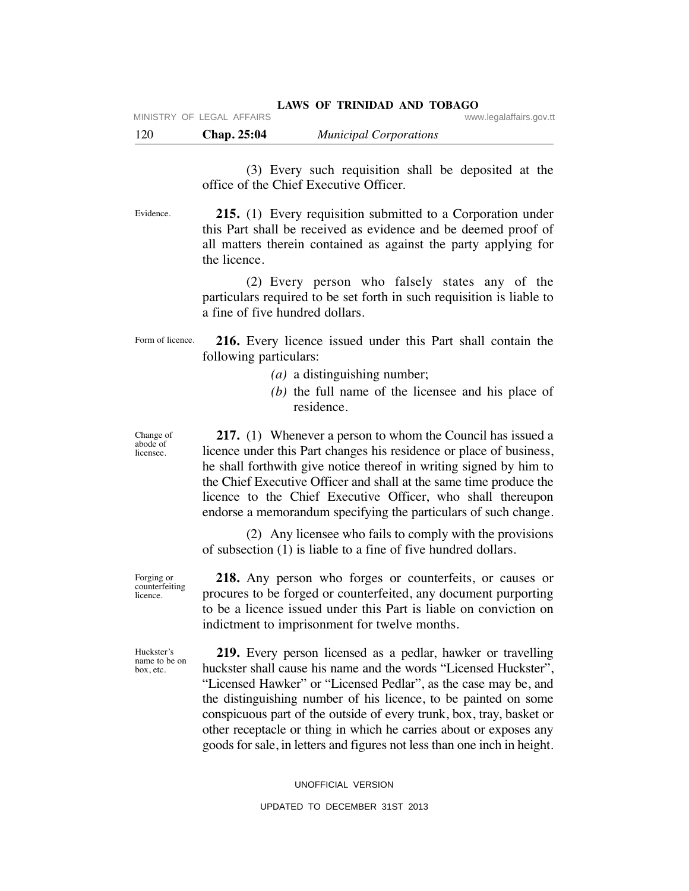(3) Every such requisition shall be deposited at the office of the Chief Executive Officer.

Evidence.

**215.** (1) Every requisition submitted to a Corporation under this Part shall be received as evidence and be deemed proof of all matters therein contained as against the party applying for the licence.

(2) Every person who falsely states any of the particulars required to be set forth in such requisition is liable to a fine of five hundred dollars.

Form of licence.

**216.** Every licence issued under this Part shall contain the following particulars:

*(a)* a distinguishing number;

*(b)* the full name of the licensee and his place of residence.

Change of abode of licensee.

**217.** (1) Whenever a person to whom the Council has issued a licence under this Part changes his residence or place of business, he shall forthwith give notice thereof in writing signed by him to the Chief Executive Officer and shall at the same time produce the licence to the Chief Executive Officer, who shall thereupon endorse a memorandum specifying the particulars of such change.

(2) Any licensee who fails to comply with the provisions of subsection (1) is liable to a fine of five hundred dollars.

Forging or counterfeiting licence.

**218.** Any person who forges or counterfeits, or causes or procures to be forged or counterfeited, any document purporting to be a licence issued under this Part is liable on conviction on indictment to imprisonment for twelve months.

Huckster's name to be on box, etc.

**219.** Every person licensed as a pedlar, hawker or travelling huckster shall cause his name and the words "Licensed Huckster", "Licensed Hawker" or "Licensed Pedlar", as the case may be, and the distinguishing number of his licence, to be painted on some conspicuous part of the outside of every trunk, box, tray, basket or other receptacle or thing in which he carries about or exposes any goods for sale, in letters and figures not less than one inch in height.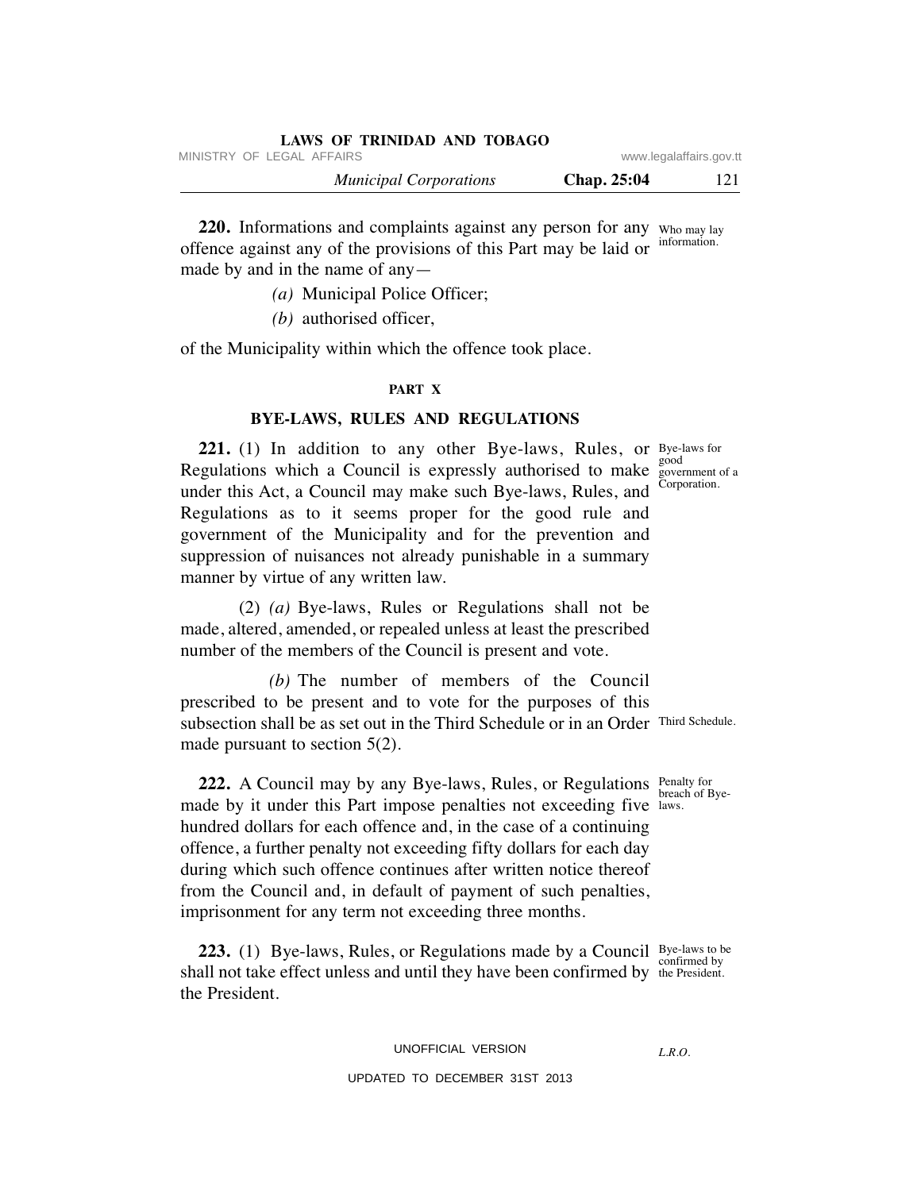**220.** Informations and complaints against any person for any offence against any of the provisions of this Part may be laid or made by and in the name of any—

Who may lay information.

*(a)* Municipal Police Officer;

*(b)* authorised officer,

of the Municipality within which the offence took place.

## PART X

## BYE-LAWS, RULES AND REGULATIONS

**221.** (1) In addition to any other Bye-laws, Rules, or Regulations which a Council is expressly authorised to make under this Act, a Council may make such Bye-laws, Rules, and Regulations as to it seems proper for the good rule and government of the Municipality and for the prevention and suppression of nuisances not already punishable in a summary manner by virtue of any written law.

Bye-laws for good government of a Corporation.

(2) *(a)* Bye-laws, Rules or Regulations shall not be made, altered, amended, or repealed unless at least the prescribed number of the members of the Council is present and vote.

*(b)* The number of members of the Council prescribed to be present and to vote for the purposes of this subsection shall be as set out in the Third Schedule or in an Order made pursuant to section 5(2).

Third Schedule.

**222.** A Council may by any Bye-laws, Rules, or Regulations made by it under this Part impose penalties not exceeding five hundred dollars for each offence and, in the case of a continuing offence, a further penalty not exceeding fifty dollars for each day during which such offence continues after written notice thereof from the Council and, in default of payment of such penalties, imprisonment for any term not exceeding three months.

Penalty for breach of Bye-laws.

**223.** (1) Bye-laws, Rules, or Regulations made by a Council shall not take effect unless and until they have been confirmed by the President.

Bye-laws to be confirmed by the President.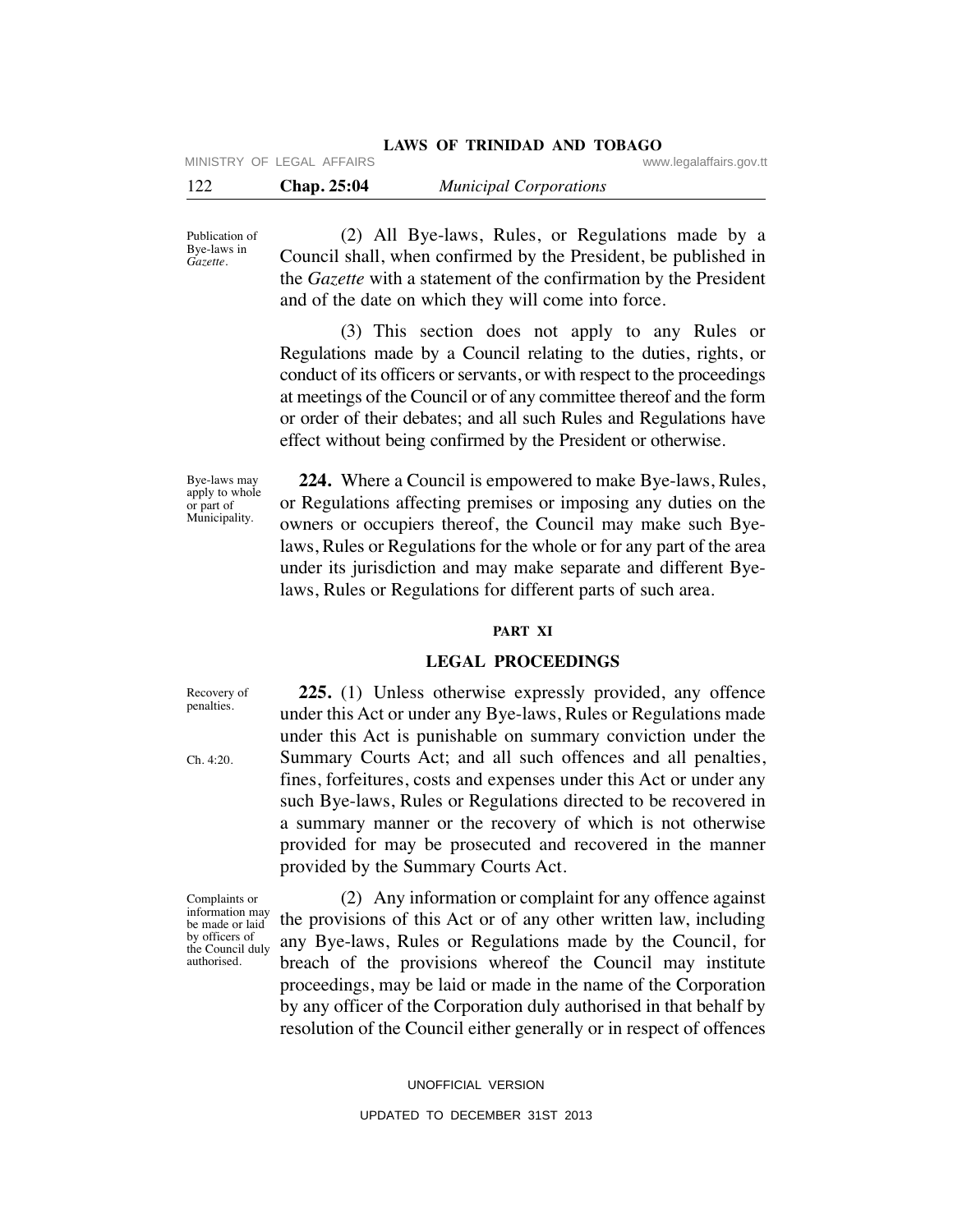Publication of Bye-laws in *Gazette*.

(2) All Bye-laws, Rules, or Regulations made by a Council shall, when confirmed by the President, be published in the *Gazette* with a statement of the confirmation by the President and of the date on which they will come into force.

(3) This section does not apply to any Rules or Regulations made by a Council relating to the duties, rights, or conduct of its officers or servants, or with respect to the proceedings at meetings of the Council or of any committee thereof and the form or order of their debates; and all such Rules and Regulations have effect without being confirmed by the President or otherwise.

Bye-laws may apply to whole or part of Municipality.

**224.** Where a Council is empowered to make Bye-laws, Rules, or Regulations affecting premises or imposing any duties on the owners or occupiers thereof, the Council may make such Bye-laws, Rules or Regulations for the whole or for any part of the area under its jurisdiction and may make separate and different Bye-laws, Rules or Regulations for different parts of such area.

## PART XI

## LEGAL PROCEEDINGS

Recovery of penalties.

Ch. 4:20.

**225.** (1) Unless otherwise expressly provided, any offence under this Act or under any Bye-laws, Rules or Regulations made under this Act is punishable on summary conviction under the Summary Courts Act; and all such offences and all penalties, fines, forfeitures, costs and expenses under this Act or under any such Bye-laws, Rules or Regulations directed to be recovered in a summary manner or the recovery of which is not otherwise provided for may be prosecuted and recovered in the manner provided by the Summary Courts Act.

Complaints or information may be made or laid by officers of the Council duly authorised.

(2) Any information or complaint for any offence against the provisions of this Act or of any other written law, including any Bye-laws, Rules or Regulations made by the Council, for breach of the provisions whereof the Council may institute proceedings, may be laid or made in the name of the Corporation by any officer of the Corporation duly authorised in that behalf by resolution of the Council either generally or in respect of offences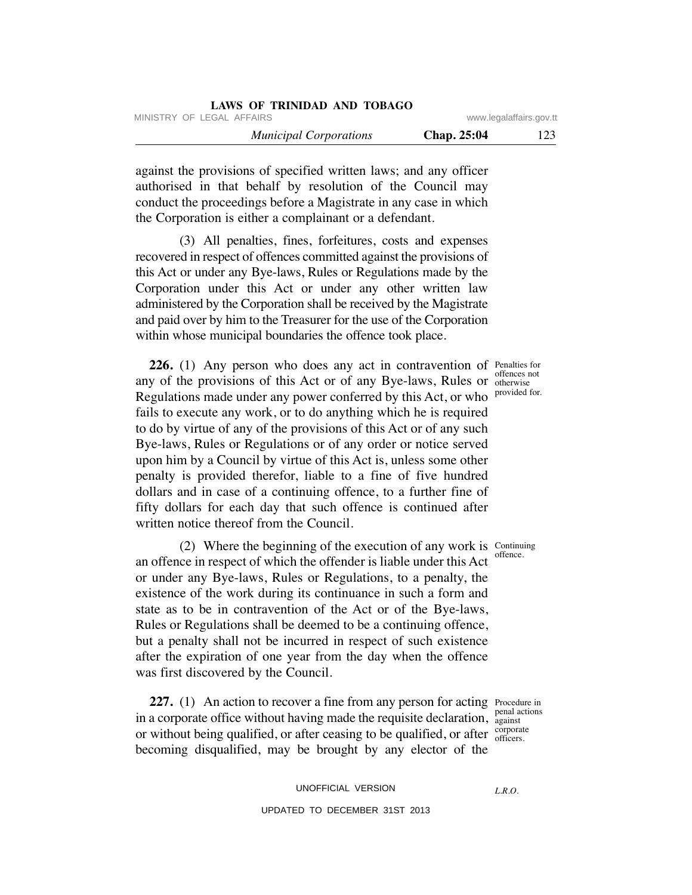against the provisions of specified written laws; and any officer authorised in that behalf by resolution of the Council may conduct the proceedings before a Magistrate in any case in which the Corporation is either a complainant or a defendant.

(3) All penalties, fines, forfeitures, costs and expenses recovered in respect of offences committed against the provisions of this Act or under any Bye-laws, Rules or Regulations made by the Corporation under this Act or under any other written law administered by the Corporation shall be received by the Magistrate and paid over by him to the Treasurer for the use of the Corporation within whose municipal boundaries the offence took place.

Penalties for offences not otherwise provided for.

**226.** (1) Any person who does any act in contravention of any of the provisions of this Act or of any Bye-laws, Rules or Regulations made under any power conferred by this Act, or who fails to execute any work, or to do anything which he is required to do by virtue of any of the provisions of this Act or of any such Bye-laws, Rules or Regulations or of any order or notice served upon him by a Council by virtue of this Act is, unless some other penalty is provided therefor, liable to a fine of five hundred dollars and in case of a continuing offence, to a further fine of fifty dollars for each day that such offence is continued after written notice thereof from the Council.

Continuing offence.

(2) Where the beginning of the execution of any work is an offence in respect of which the offender is liable under this Act or under any Bye-laws, Rules or Regulations, to a penalty, the existence of the work during its continuance in such a form and state as to be in contravention of the Act or of the Bye-laws, Rules or Regulations shall be deemed to be a continuing offence, but a penalty shall not be incurred in respect of such existence after the expiration of one year from the day when the offence was first discovered by the Council.

Procedure in penal actions against corporate officers.

**227.** (1) An action to recover a fine from any person for acting in a corporate office without having made the requisite declaration, or without being qualified, or after ceasing to be qualified, or after becoming disqualified, may be brought by any elector of the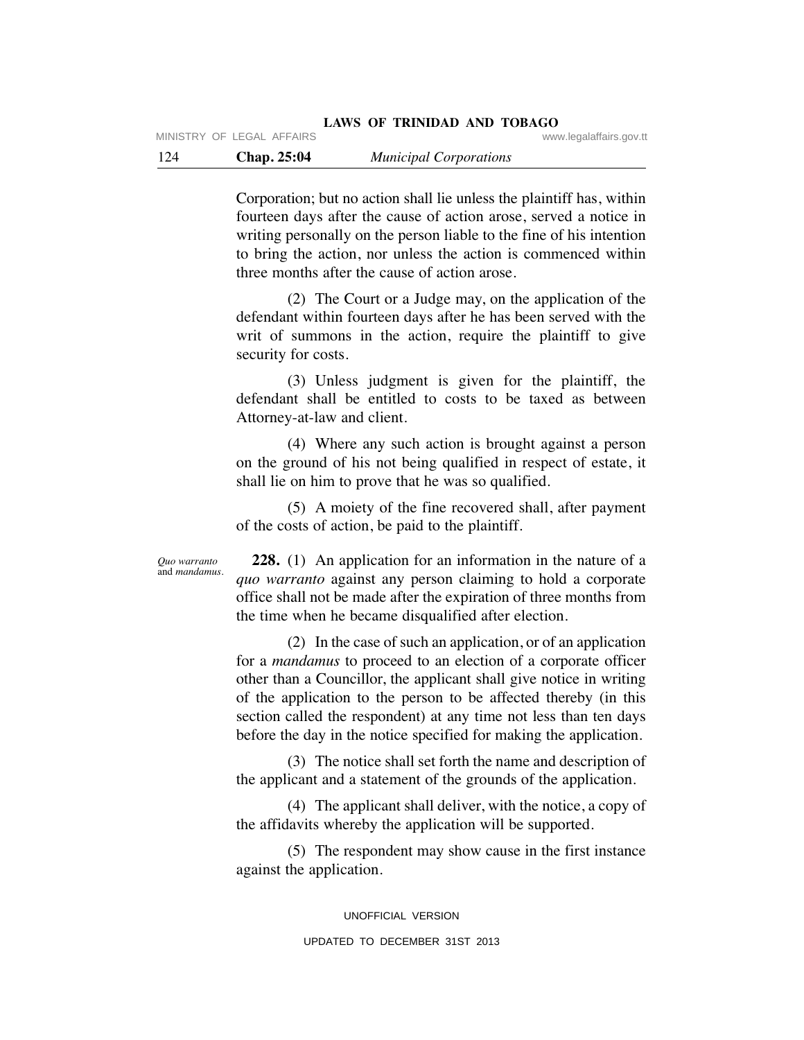Corporation; but no action shall lie unless the plaintiff has, within fourteen days after the cause of action arose, served a notice in writing personally on the person liable to the fine of his intention to bring the action, nor unless the action is commenced within three months after the cause of action arose.

(2) The Court or a Judge may, on the application of the defendant within fourteen days after he has been served with the writ of summons in the action, require the plaintiff to give security for costs.

(3) Unless judgment is given for the plaintiff, the defendant shall be entitled to costs to be taxed as between Attorney-at-law and client.

(4) Where any such action is brought against a person on the ground of his not being qualified in respect of estate, it shall lie on him to prove that he was so qualified.

(5) A moiety of the fine recovered shall, after payment of the costs of action, be paid to the plaintiff.

*Quo warranto* and *mandamus*.

**228.** (1) An application for an information in the nature of a *quo warranto* against any person claiming to hold a corporate office shall not be made after the expiration of three months from the time when he became disqualified after election.

(2) In the case of such an application, or of an application for a *mandamus* to proceed to an election of a corporate officer other than a Councillor, the applicant shall give notice in writing of the application to the person to be affected thereby (in this section called the respondent) at any time not less than ten days before the day in the notice specified for making the application.

(3) The notice shall set forth the name and description of the applicant and a statement of the grounds of the application.

(4) The applicant shall deliver, with the notice, a copy of the affidavits whereby the application will be supported.

(5) The respondent may show cause in the first instance against the application.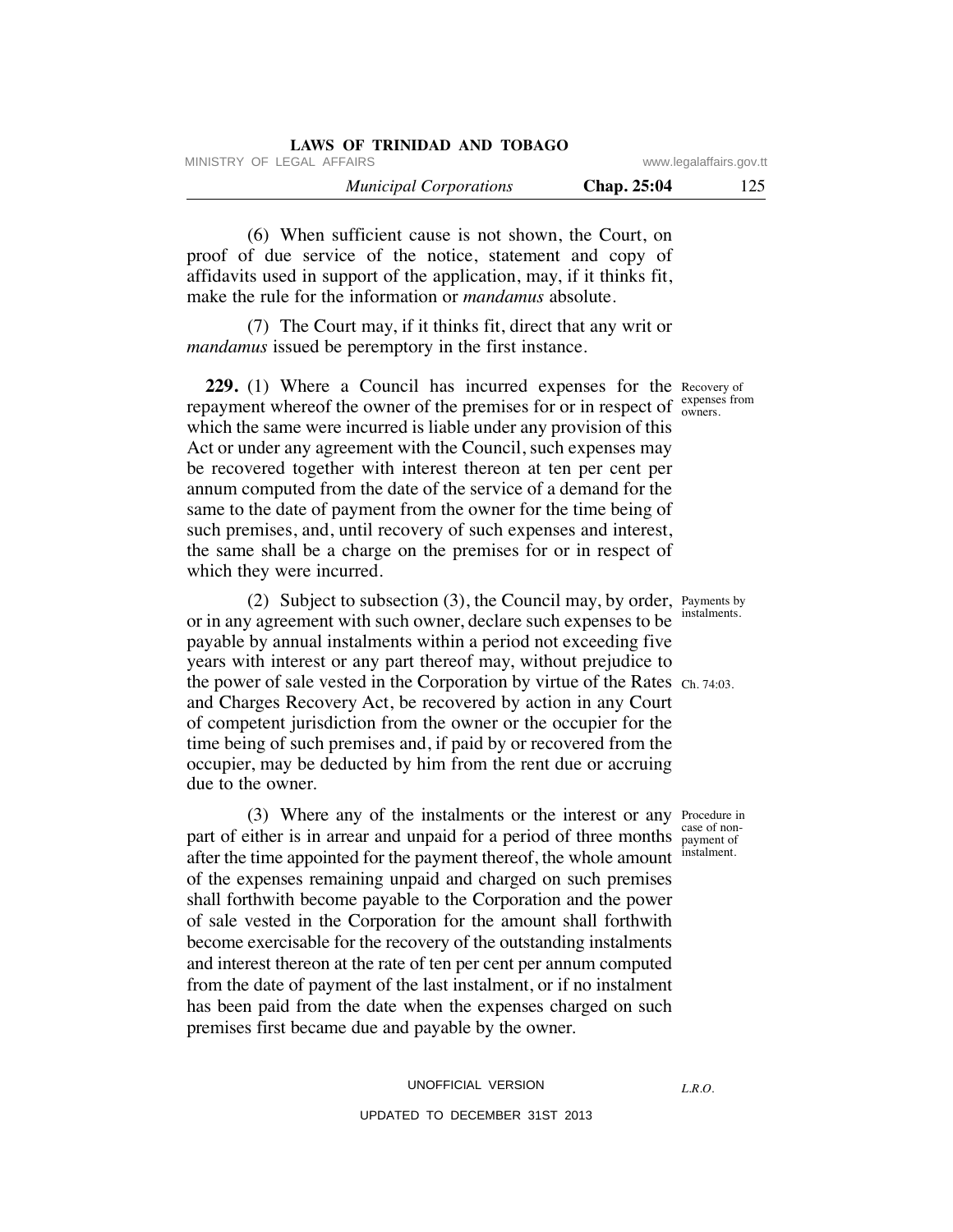(6) When sufficient cause is not shown, the Court, on proof of due service of the notice, statement and copy of affidavits used in support of the application, may, if it thinks fit, make the rule for the information or *mandamus* absolute.

(7) The Court may, if it thinks fit, direct that any writ or *mandamus* issued be peremptory in the first instance.

Recovery of expenses from owners.

**229.** (1) Where a Council has incurred expenses for the repayment whereof the owner of the premises for or in respect of which the same were incurred is liable under any provision of this Act or under any agreement with the Council, such expenses may be recovered together with interest thereon at ten per cent per annum computed from the date of the service of a demand for the same to the date of payment from the owner for the time being of such premises, and, until recovery of such expenses and interest, the same shall be a charge on the premises for or in respect of which they were incurred.

Payments by instalments.

Ch. 74:03.

(2) Subject to subsection (3), the Council may, by order, or in any agreement with such owner, declare such expenses to be payable by annual instalments within a period not exceeding five years with interest or any part thereof may, without prejudice to the power of sale vested in the Corporation by virtue of the Rates and Charges Recovery Act, be recovered by action in any Court of competent jurisdiction from the owner or the occupier for the time being of such premises and, if paid by or recovered from the occupier, may be deducted by him from the rent due or accruing due to the owner.

Procedure in case of non-payment of instalment.

(3) Where any of the instalments or the interest or any part of either is in arrear and unpaid for a period of three months after the time appointed for the payment thereof, the whole amount of the expenses remaining unpaid and charged on such premises shall forthwith become payable to the Corporation and the power of sale vested in the Corporation for the amount shall forthwith become exercisable for the recovery of the outstanding instalments and interest thereon at the rate of ten per cent per annum computed from the date of payment of the last instalment, or if no instalment has been paid from the date when the expenses charged on such premises first became due and payable by the owner.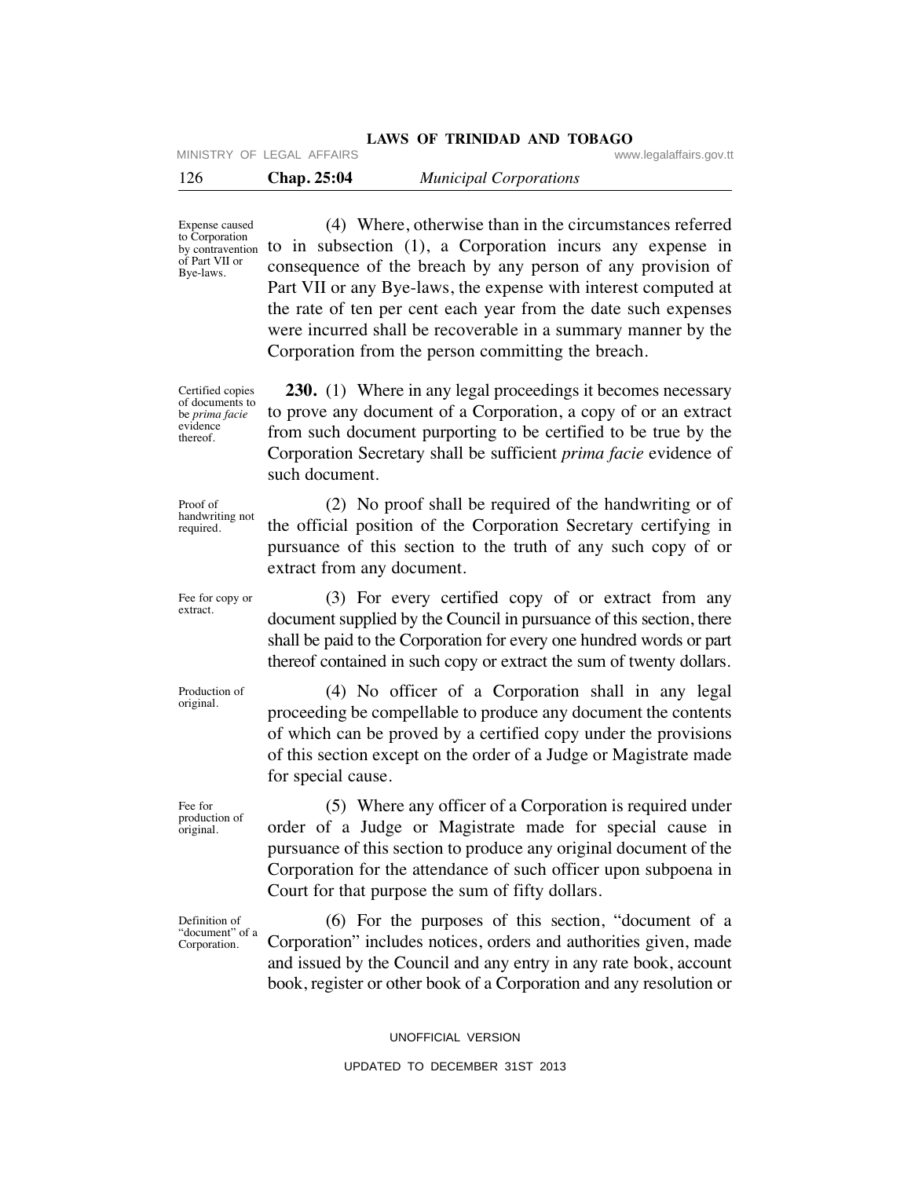Expense caused to Corporation by contravention of Part VII or Bye-laws.

(4) Where, otherwise than in the circumstances referred to in subsection (1), a Corporation incurs any expense in consequence of the breach by any person of any provision of Part VII or any Bye-laws, the expense with interest computed at the rate of ten per cent each year from the date such expenses were incurred shall be recoverable in a summary manner by the Corporation from the person committing the breach.

Certified copies of documents to be *prima facie* evidence thereof.

**230.** (1) Where in any legal proceedings it becomes necessary to prove any document of a Corporation, a copy of or an extract from such document purporting to be certified to be true by the Corporation Secretary shall be sufficient *prima facie* evidence of such document.

Proof of handwriting not required.

(2) No proof shall be required of the handwriting or of the official position of the Corporation Secretary certifying in pursuance of this section to the truth of any such copy of or extract from any document.

Fee for copy or extract.

(3) For every certified copy of or extract from any document supplied by the Council in pursuance of this section, there shall be paid to the Corporation for every one hundred words or part thereof contained in such copy or extract the sum of twenty dollars.

Production of original.

(4) No officer of a Corporation shall in any legal proceeding be compellable to produce any document the contents of which can be proved by a certified copy under the provisions of this section except on the order of a Judge or Magistrate made for special cause.

Fee for production of original.

(5) Where any officer of a Corporation is required under order of a Judge or Magistrate made for special cause in pursuance of this section to produce any original document of the Corporation for the attendance of such officer upon subpoena in Court for that purpose the sum of fifty dollars.

Definition of "document" of a Corporation.

(6) For the purposes of this section, "document of a Corporation" includes notices, orders and authorities given, made and issued by the Council and any entry in any rate book, account book, register or other book of a Corporation and any resolution or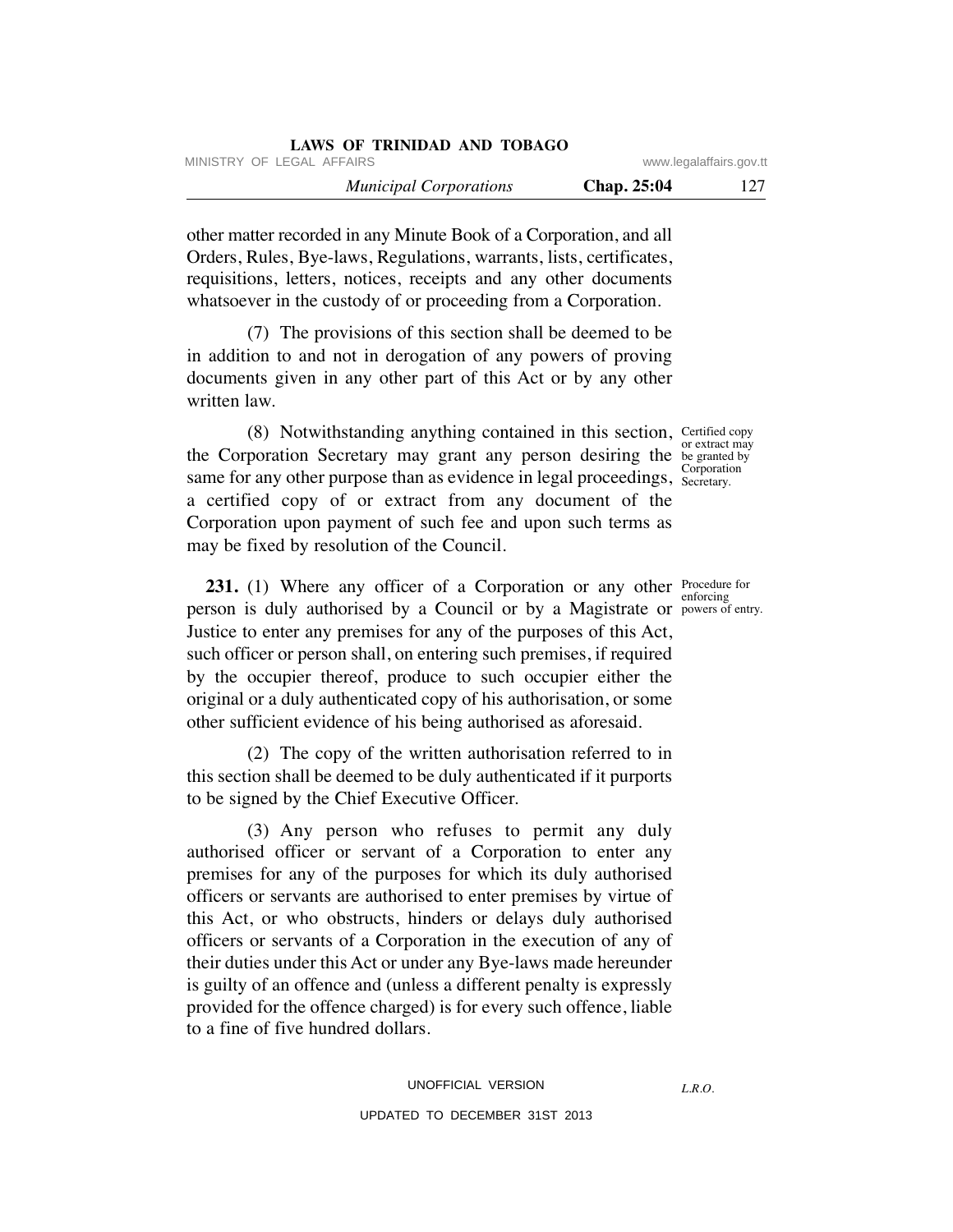other matter recorded in any Minute Book of a Corporation, and all Orders, Rules, Bye-laws, Regulations, warrants, lists, certificates, requisitions, letters, notices, receipts and any other documents whatsoever in the custody of or proceeding from a Corporation.

(7) The provisions of this section shall be deemed to be in addition to and not in derogation of any powers of proving documents given in any other part of this Act or by any other written law.

*Certified copy or extract may be granted by Corporation Secretary.*

(8) Notwithstanding anything contained in this section, the Corporation Secretary may grant any person desiring the same for any other purpose than as evidence in legal proceedings, a certified copy of or extract from any document of the Corporation upon payment of such fee and upon such terms as may be fixed by resolution of the Council.

*Procedure for enforcing powers of entry.*

**231.** (1) Where any officer of a Corporation or any other person is duly authorised by a Council or by a Magistrate or Justice to enter any premises for any of the purposes of this Act, such officer or person shall, on entering such premises, if required by the occupier thereof, produce to such occupier either the original or a duly authenticated copy of his authorisation, or some other sufficient evidence of his being authorised as aforesaid.

(2) The copy of the written authorisation referred to in this section shall be deemed to be duly authenticated if it purports to be signed by the Chief Executive Officer.

(3) Any person who refuses to permit any duly authorised officer or servant of a Corporation to enter any premises for any of the purposes for which its duly authorised officers or servants are authorised to enter premises by virtue of this Act, or who obstructs, hinders or delays duly authorised officers or servants of a Corporation in the execution of any of their duties under this Act or under any Bye-laws made hereunder is guilty of an offence and (unless a different penalty is expressly provided for the offence charged) is for every such offence, liable to a fine of five hundred dollars.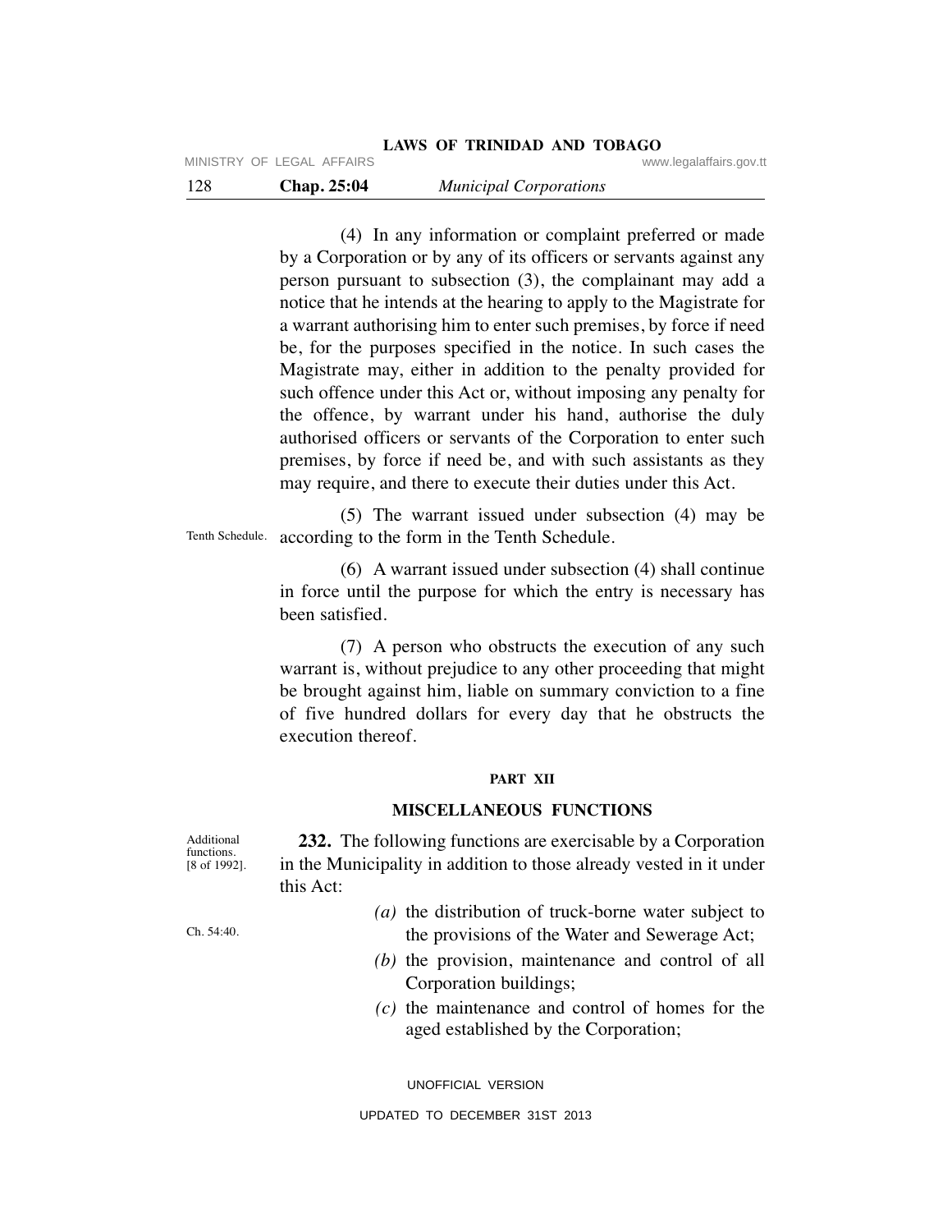(4) In any information or complaint preferred or made by a Corporation or by any of its officers or servants against any person pursuant to subsection (3), the complainant may add a notice that he intends at the hearing to apply to the Magistrate for a warrant authorising him to enter such premises, by force if need be, for the purposes specified in the notice. In such cases the Magistrate may, either in addition to the penalty provided for such offence under this Act or, without imposing any penalty for the offence, by warrant under his hand, authorise the duly authorised officers or servants of the Corporation to enter such premises, by force if need be, and with such assistants as they may require, and there to execute their duties under this Act.

Tenth Schedule.

(5) The warrant issued under subsection (4) may be according to the form in the Tenth Schedule.

(6) A warrant issued under subsection (4) shall continue in force until the purpose for which the entry is necessary has been satisfied.

(7) A person who obstructs the execution of any such warrant is, without prejudice to any other proceeding that might be brought against him, liable on summary conviction to a fine of five hundred dollars for every day that he obstructs the execution thereof.

## PART XII

## MISCELLANEOUS FUNCTIONS

Additional functions. [8 of 1992].

**232.** The following functions are exercisable by a Corporation in the Municipality in addition to those already vested in it under this Act:

Ch. 54:40.

*(a)* the distribution of truck-borne water subject to the provisions of the Water and Sewerage Act;

*(b)* the provision, maintenance and control of all Corporation buildings;

*(c)* the maintenance and control of homes for the aged established by the Corporation;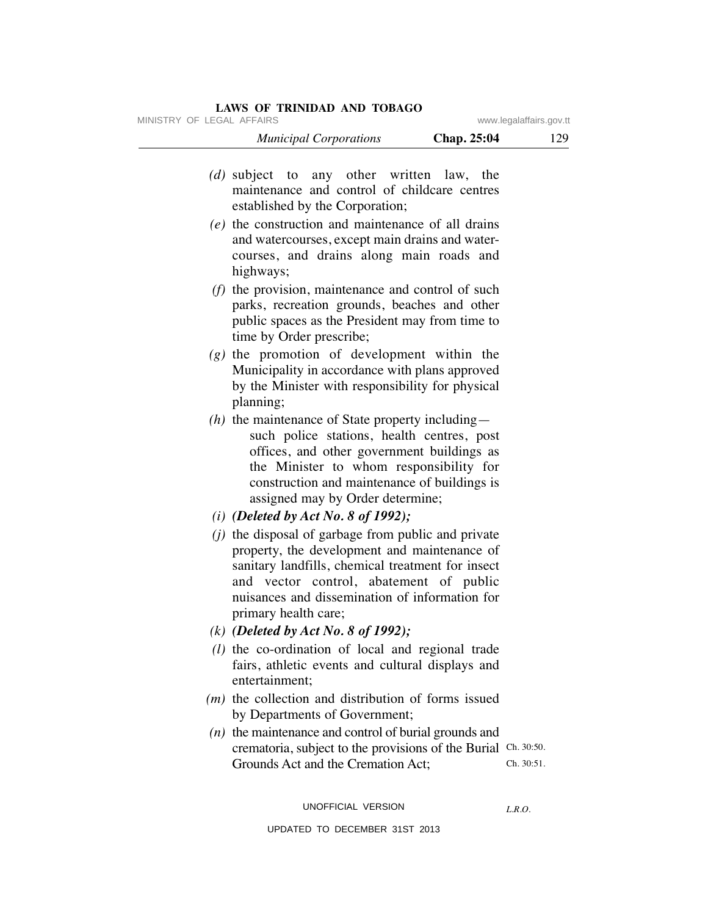*(d)* subject to any other written law, the maintenance and control of childcare centres established by the Corporation;

*(e)* the construction and maintenance of all drains and watercourses, except main drains and water-courses, and drains along main roads and highways;

*(f)* the provision, maintenance and control of such parks, recreation grounds, beaches and other public spaces as the President may from time to time by Order prescribe;

*(g)* the promotion of development within the Municipality in accordance with plans approved by the Minister with responsibility for physical planning;

*(h)* the maintenance of State property including—

such police stations, health centres, post offices, and other government buildings as the Minister to whom responsibility for construction and maintenance of buildings is assigned may by Order determine;

*(i)* ***(Deleted by Act No. 8 of 1992);***

*(j)* the disposal of garbage from public and private property, the development and maintenance of sanitary landfills, chemical treatment for insect and vector control, abatement of public nuisances and dissemination of information for primary health care;

*(k)* ***(Deleted by Act No. 8 of 1992);***

*(l)* the co-ordination of local and regional trade fairs, athletic events and cultural displays and entertainment;

*(m)* the collection and distribution of forms issued by Departments of Government;

*(n)* the maintenance and control of burial grounds and crematoria, subject to the provisions of the Burial Grounds Act and the Cremation Act;

Ch. 30:50.
Ch. 30:51.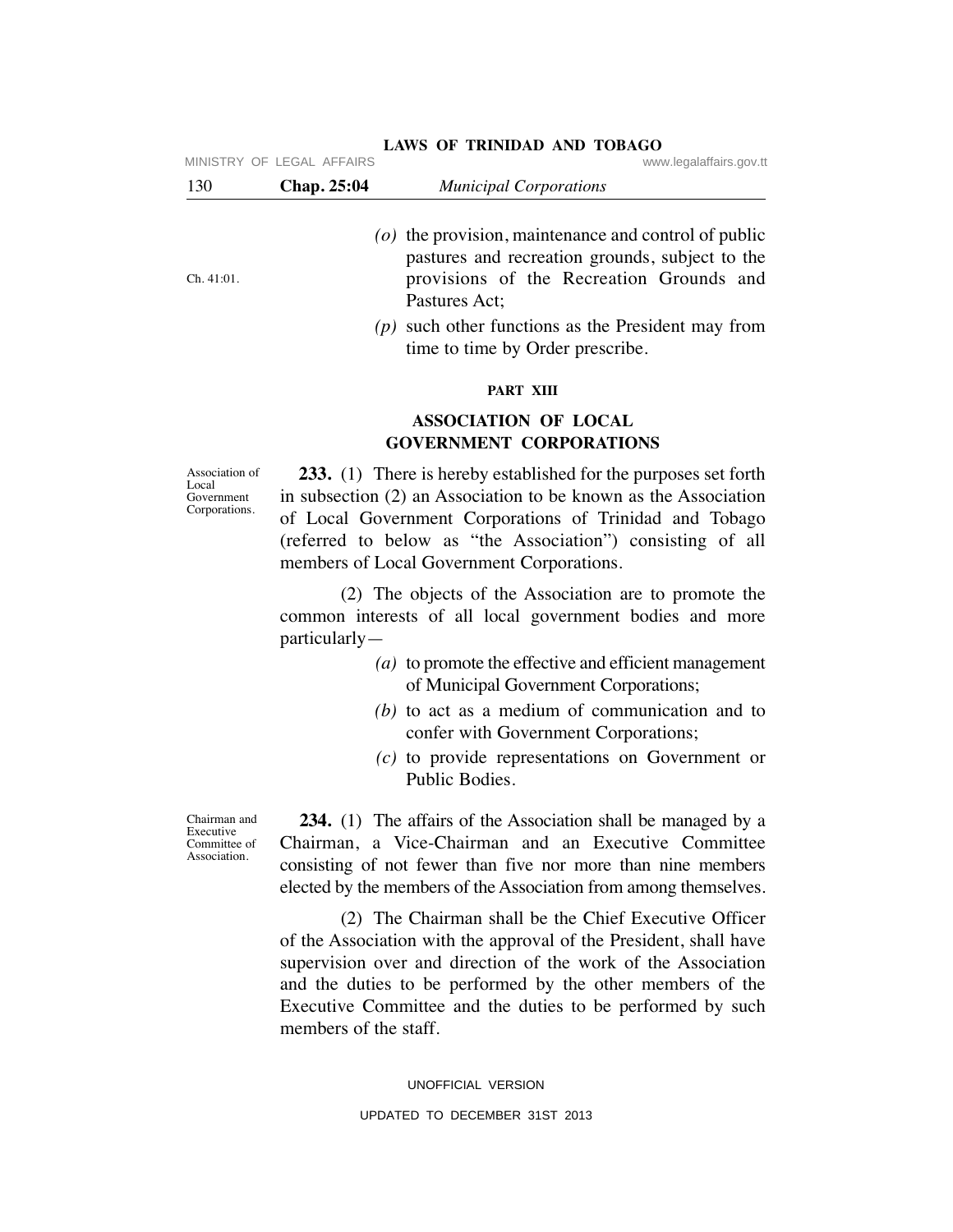*(o)* the provision, maintenance and control of public pastures and recreation grounds, subject to the provisions of the Recreation Grounds and Pastures Act;

Ch. 41:01.

*(p)* such other functions as the President may from time to time by Order prescribe.

**PART XIII**

## ASSOCIATION OF LOCAL GOVERNMENT CORPORATIONS

Association of Local Government Corporations.

**233.** (1) There is hereby established for the purposes set forth in subsection (2) an Association to be known as the Association of Local Government Corporations of Trinidad and Tobago (referred to below as "the Association") consisting of all members of Local Government Corporations.

(2) The objects of the Association are to promote the common interests of all local government bodies and more particularly—

*(a)* to promote the effective and efficient management of Municipal Government Corporations;

*(b)* to act as a medium of communication and to confer with Government Corporations;

*(c)* to provide representations on Government or Public Bodies.

Chairman and Executive Committee of Association.

**234.** (1) The affairs of the Association shall be managed by a Chairman, a Vice-Chairman and an Executive Committee consisting of not fewer than five nor more than nine members elected by the members of the Association from among themselves.

(2) The Chairman shall be the Chief Executive Officer of the Association with the approval of the President, shall have supervision over and direction of the work of the Association and the duties to be performed by the other members of the Executive Committee and the duties to be performed by such members of the staff.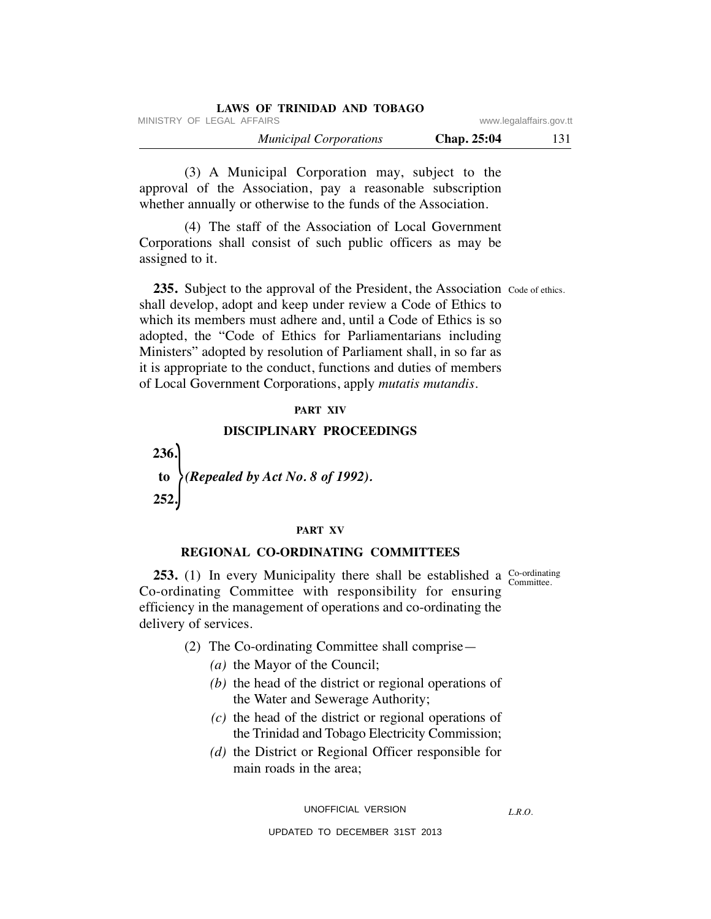(3) A Municipal Corporation may, subject to the approval of the Association, pay a reasonable subscription whether annually or otherwise to the funds of the Association.

(4) The staff of the Association of Local Government Corporations shall consist of such public officers as may be assigned to it.

Code of ethics.

**235.** Subject to the approval of the President, the Association shall develop, adopt and keep under review a Code of Ethics to which its members must adhere and, until a Code of Ethics is so adopted, the "Code of Ethics for Parliamentarians including Ministers" adopted by resolution of Parliament shall, in so far as it is appropriate to the conduct, functions and duties of members of Local Government Corporations, apply *mutatis mutandis*.

## PART XIV

## DISCIPLINARY PROCEEDINGS

**236. to 252.** ***(Repealed by Act No. 8 of 1992).***

## PART XV

## REGIONAL CO-ORDINATING COMMITTEES

Co-ordinating Committee.

**253.** (1) In every Municipality there shall be established a Co-ordinating Committee with responsibility for ensuring efficiency in the management of operations and co-ordinating the delivery of services.

(2) The Co-ordinating Committee shall comprise—

*(a)* the Mayor of the Council;

*(b)* the head of the district or regional operations of the Water and Sewerage Authority;

*(c)* the head of the district or regional operations of the Trinidad and Tobago Electricity Commission;

*(d)* the District or Regional Officer responsible for main roads in the area;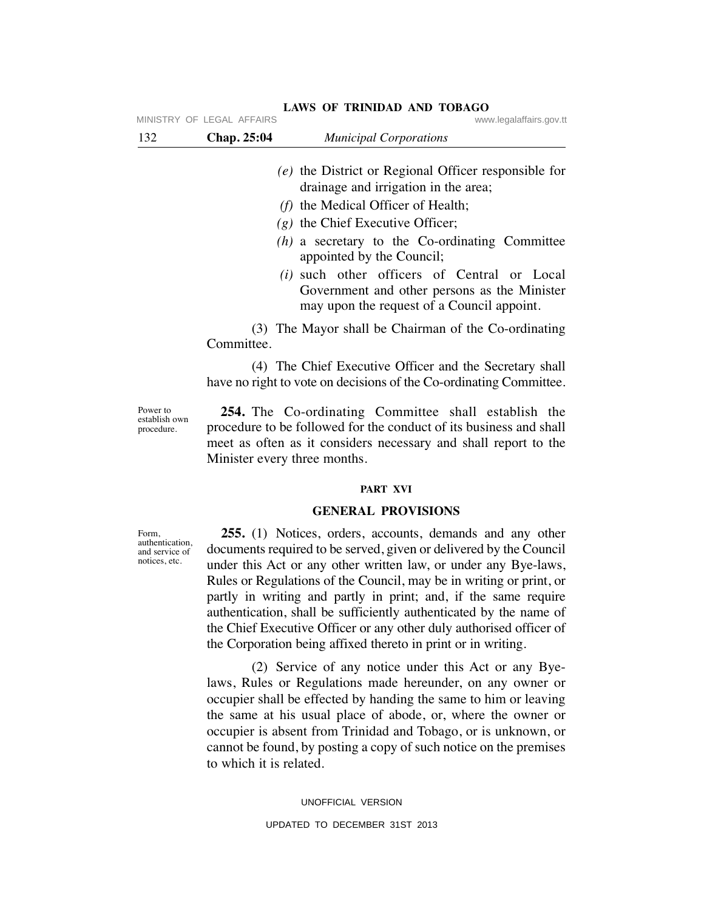(e) the District or Regional Officer responsible for drainage and irrigation in the area;

(f) the Medical Officer of Health;

(g) the Chief Executive Officer;

(h) a secretary to the Co-ordinating Committee appointed by the Council;

(i) such other officers of Central or Local Government and other persons as the Minister may upon the request of a Council appoint.

(3) The Mayor shall be Chairman of the Co-ordinating Committee.

(4) The Chief Executive Officer and the Secretary shall have no right to vote on decisions of the Co-ordinating Committee.

Power to establish own procedure.

**254.** The Co-ordinating Committee shall establish the procedure to be followed for the conduct of its business and shall meet as often as it considers necessary and shall report to the Minister every three months.

## PART XVI

## GENERAL PROVISIONS

Form, authentication, and service of notices, etc.

**255.** (1) Notices, orders, accounts, demands and any other documents required to be served, given or delivered by the Council under this Act or any other written law, or under any Bye-laws, Rules or Regulations of the Council, may be in writing or print, or partly in writing and partly in print; and, if the same require authentication, shall be sufficiently authenticated by the name of the Chief Executive Officer or any other duly authorised officer of the Corporation being affixed thereto in print or in writing.

(2) Service of any notice under this Act or any Bye-laws, Rules or Regulations made hereunder, on any owner or occupier shall be effected by handing the same to him or leaving the same at his usual place of abode, or, where the owner or occupier is absent from Trinidad and Tobago, or is unknown, or cannot be found, by posting a copy of such notice on the premises to which it is related.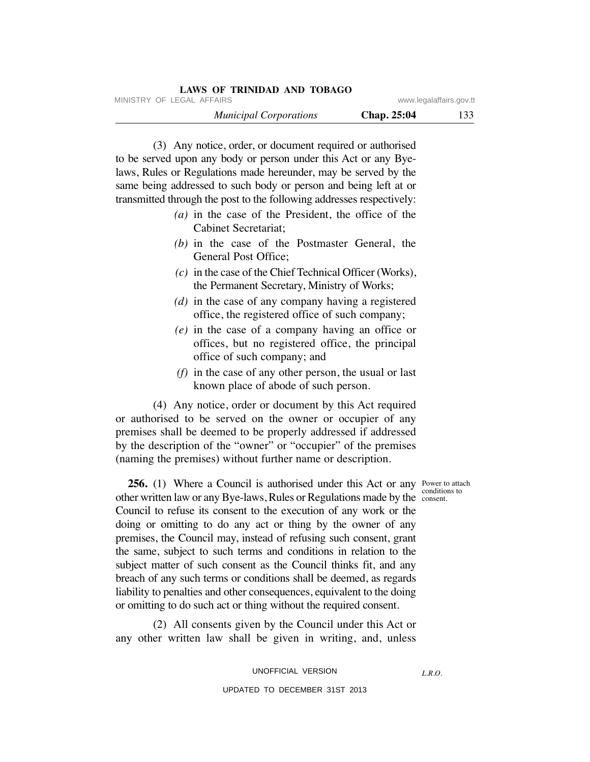(3) Any notice, order, or document required or authorised to be served upon any body or person under this Act or any Bye-laws, Rules or Regulations made hereunder, may be served by the same being addressed to such body or person and being left at or transmitted through the post to the following addresses respectively:

*(a)* in the case of the President, the office of the Cabinet Secretariat;

*(b)* in the case of the Postmaster General, the General Post Office;

*(c)* in the case of the Chief Technical Officer (Works), the Permanent Secretary, Ministry of Works;

*(d)* in the case of any company having a registered office, the registered office of such company;

*(e)* in the case of a company having an office or offices, but no registered office, the principal office of such company; and

*(f)* in the case of any other person, the usual or last known place of abode of such person.

(4) Any notice, order or document by this Act required or authorised to be served on the owner or occupier of any premises shall be deemed to be properly addressed if addressed by the description of the "owner" or "occupier" of the premises (naming the premises) without further name or description.

Power to attach conditions to consent.

**256.** (1) Where a Council is authorised under this Act or any other written law or any Bye-laws, Rules or Regulations made by the Council to refuse its consent to the execution of any work or the doing or omitting to do any act or thing by the owner of any premises, the Council may, instead of refusing such consent, grant the same, subject to such terms and conditions in relation to the subject matter of such consent as the Council thinks fit, and any breach of any such terms or conditions shall be deemed, as regards liability to penalties and other consequences, equivalent to the doing or omitting to do such act or thing without the required consent.

(2) All consents given by the Council under this Act or any other written law shall be given in writing, and, unless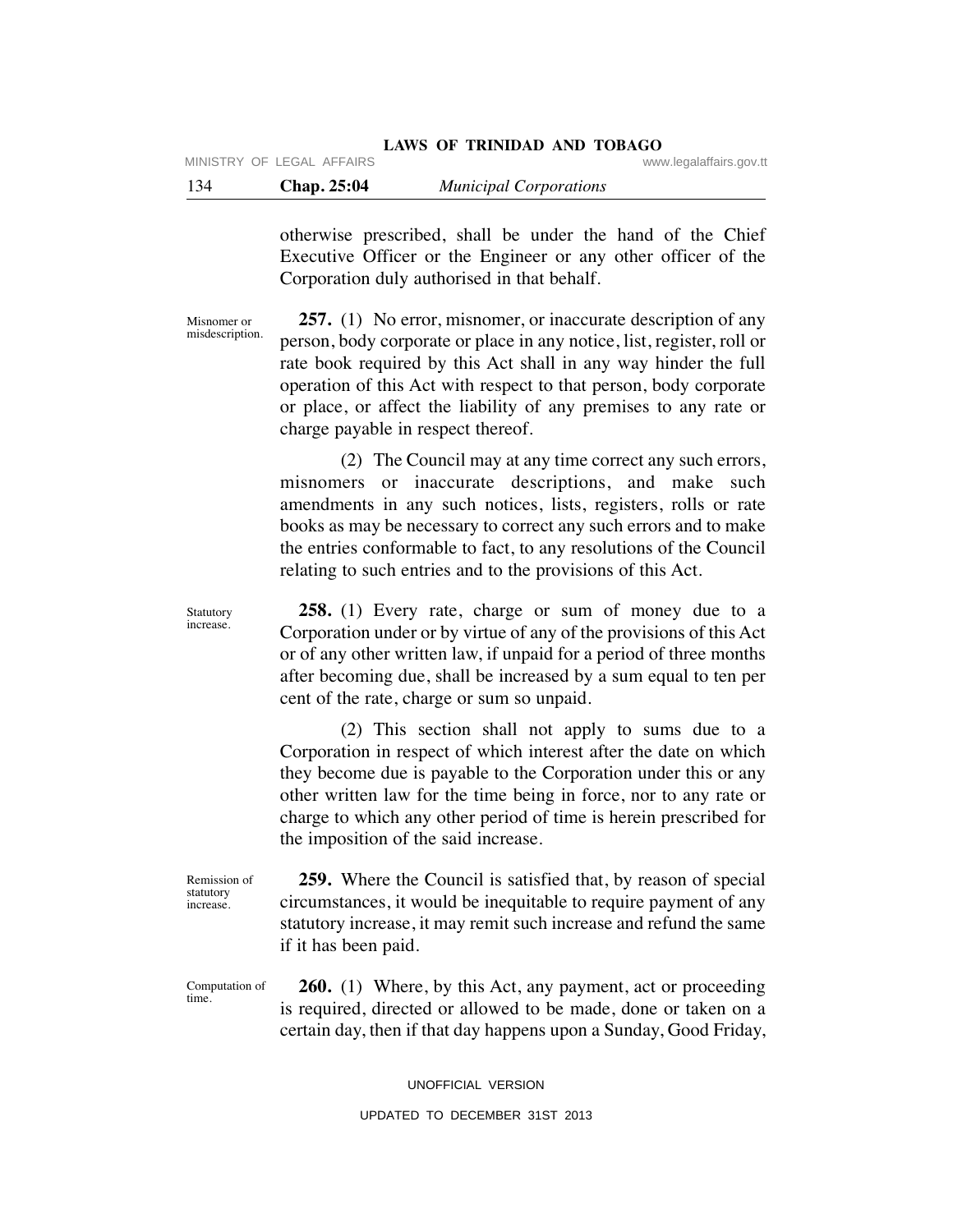otherwise prescribed, shall be under the hand of the Chief Executive Officer or the Engineer or any other officer of the Corporation duly authorised in that behalf.

Misnomer or misdescription.

**257.** (1) No error, misnomer, or inaccurate description of any person, body corporate or place in any notice, list, register, roll or rate book required by this Act shall in any way hinder the full operation of this Act with respect to that person, body corporate or place, or affect the liability of any premises to any rate or charge payable in respect thereof.

(2) The Council may at any time correct any such errors, misnomers or inaccurate descriptions, and make such amendments in any such notices, lists, registers, rolls or rate books as may be necessary to correct any such errors and to make the entries conformable to fact, to any resolutions of the Council relating to such entries and to the provisions of this Act.

Statutory increase.

**258.** (1) Every rate, charge or sum of money due to a Corporation under or by virtue of any of the provisions of this Act or of any other written law, if unpaid for a period of three months after becoming due, shall be increased by a sum equal to ten per cent of the rate, charge or sum so unpaid.

(2) This section shall not apply to sums due to a Corporation in respect of which interest after the date on which they become due is payable to the Corporation under this or any other written law for the time being in force, nor to any rate or charge to which any other period of time is herein prescribed for the imposition of the said increase.

Remission of statutory increase.

**259.** Where the Council is satisfied that, by reason of special circumstances, it would be inequitable to require payment of any statutory increase, it may remit such increase and refund the same if it has been paid.

Computation of time.

**260.** (1) Where, by this Act, any payment, act or proceeding is required, directed or allowed to be made, done or taken on a certain day, then if that day happens upon a Sunday, Good Friday,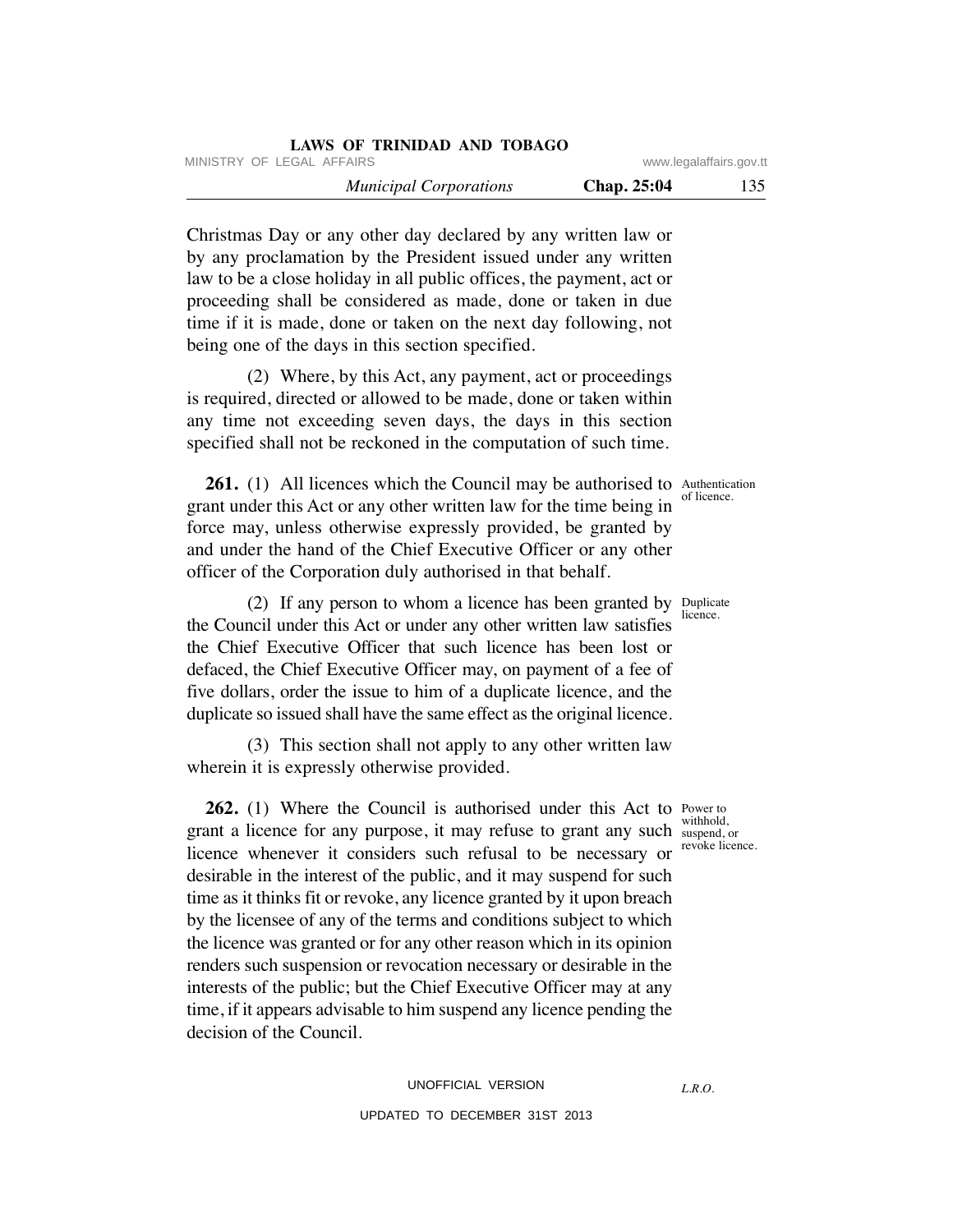Christmas Day or any other day declared by any written law or by any proclamation by the President issued under any written law to be a close holiday in all public offices, the payment, act or proceeding shall be considered as made, done or taken in due time if it is made, done or taken on the next day following, not being one of the days in this section specified.

(2) Where, by this Act, any payment, act or proceedings is required, directed or allowed to be made, done or taken within any time not exceeding seven days, the days in this section specified shall not be reckoned in the computation of such time.

Authentication of licence.

**261.** (1) All licences which the Council may be authorised to grant under this Act or any other written law for the time being in force may, unless otherwise expressly provided, be granted by and under the hand of the Chief Executive Officer or any other officer of the Corporation duly authorised in that behalf.

Duplicate licence.

(2) If any person to whom a licence has been granted by the Council under this Act or under any other written law satisfies the Chief Executive Officer that such licence has been lost or defaced, the Chief Executive Officer may, on payment of a fee of five dollars, order the issue to him of a duplicate licence, and the duplicate so issued shall have the same effect as the original licence.

(3) This section shall not apply to any other written law wherein it is expressly otherwise provided.

Power to withhold, suspend, or revoke licence.

**262.** (1) Where the Council is authorised under this Act to grant a licence for any purpose, it may refuse to grant any such licence whenever it considers such refusal to be necessary or desirable in the interest of the public, and it may suspend for such time as it thinks fit or revoke, any licence granted by it upon breach by the licensee of any of the terms and conditions subject to which the licence was granted or for any other reason which in its opinion renders such suspension or revocation necessary or desirable in the interests of the public; but the Chief Executive Officer may at any time, if it appears advisable to him suspend any licence pending the decision of the Council.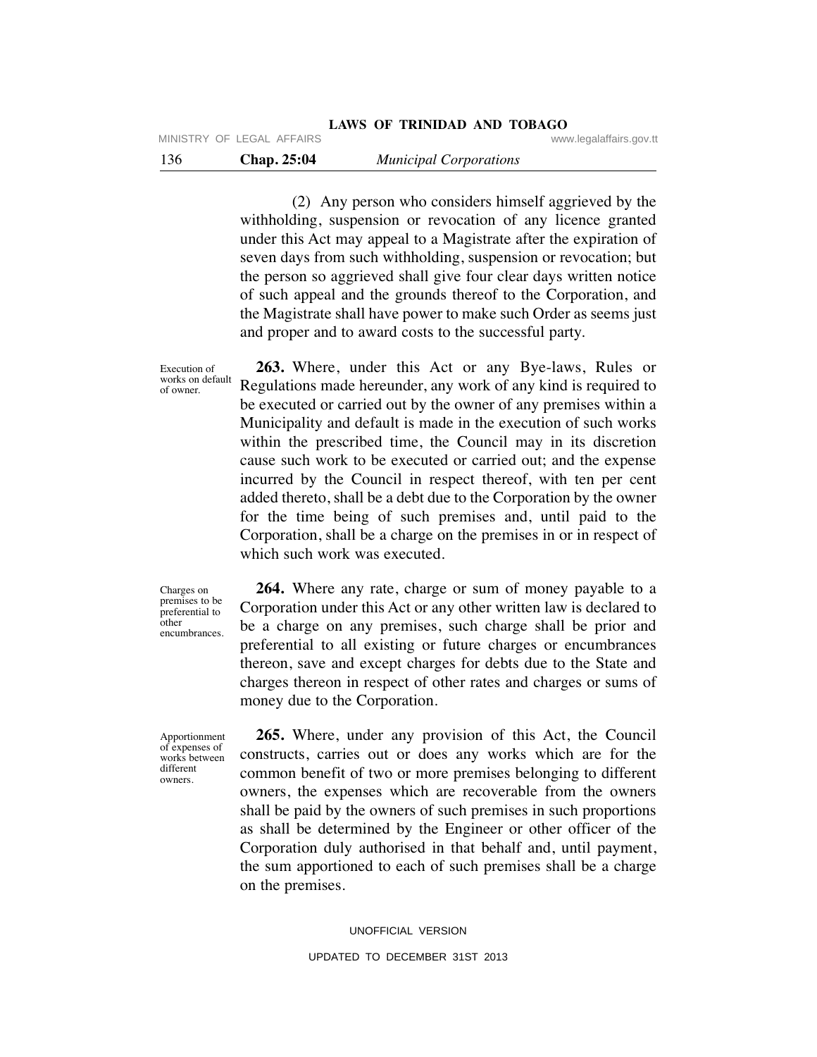(2) Any person who considers himself aggrieved by the withholding, suspension or revocation of any licence granted under this Act may appeal to a Magistrate after the expiration of seven days from such withholding, suspension or revocation; but the person so aggrieved shall give four clear days written notice of such appeal and the grounds thereof to the Corporation, and the Magistrate shall have power to make such Order as seems just and proper and to award costs to the successful party.

Execution of works on default of owner.

**263.** Where, under this Act or any Bye-laws, Rules or Regulations made hereunder, any work of any kind is required to be executed or carried out by the owner of any premises within a Municipality and default is made in the execution of such works within the prescribed time, the Council may in its discretion cause such work to be executed or carried out; and the expense incurred by the Council in respect thereof, with ten per cent added thereto, shall be a debt due to the Corporation by the owner for the time being of such premises and, until paid to the Corporation, shall be a charge on the premises in or in respect of which such work was executed.

Charges on premises to be preferential to other encumbrances.

**264.** Where any rate, charge or sum of money payable to a Corporation under this Act or any other written law is declared to be a charge on any premises, such charge shall be prior and preferential to all existing or future charges or encumbrances thereon, save and except charges for debts due to the State and charges thereon in respect of other rates and charges or sums of money due to the Corporation.

Apportionment of expenses of works between different owners.

**265.** Where, under any provision of this Act, the Council constructs, carries out or does any works which are for the common benefit of two or more premises belonging to different owners, the expenses which are recoverable from the owners shall be paid by the owners of such premises in such proportions as shall be determined by the Engineer or other officer of the Corporation duly authorised in that behalf and, until payment, the sum apportioned to each of such premises shall be a charge on the premises.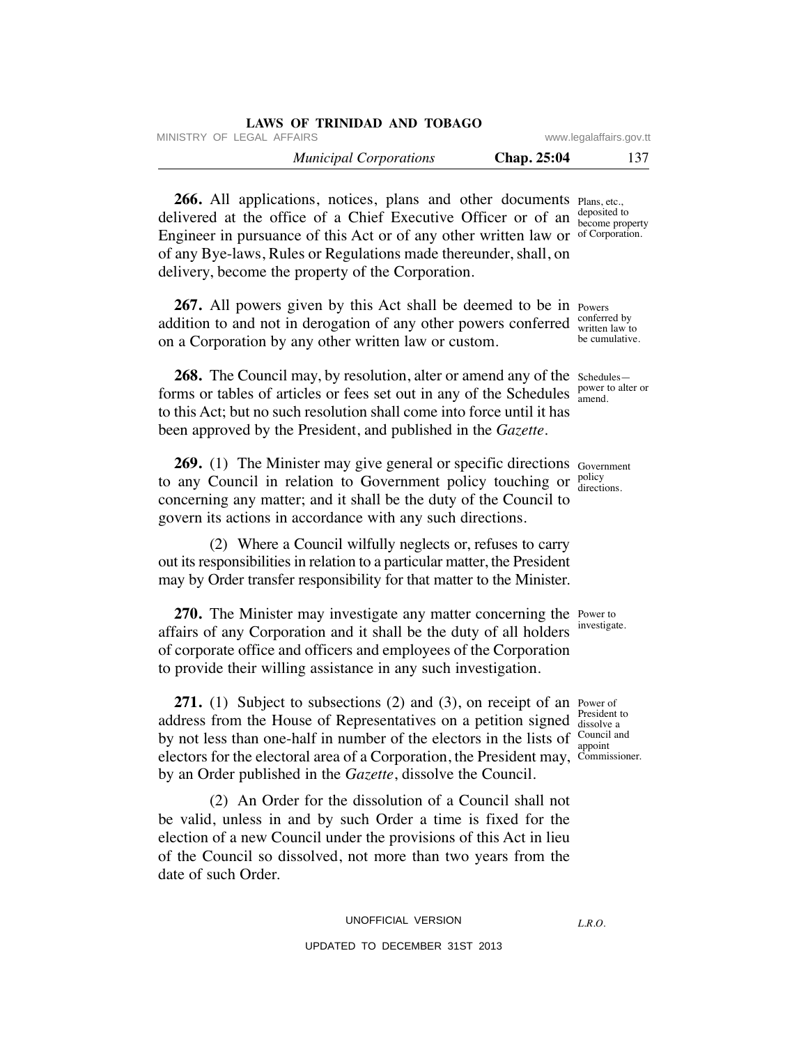**266.** All applications, notices, plans and other documents delivered at the office of a Chief Executive Officer or of an Engineer in pursuance of this Act or of any other written law or of any Bye-laws, Rules or Regulations made thereunder, shall, on delivery, become the property of the Corporation.

Plans, etc., deposited to become property of Corporation.

**267.** All powers given by this Act shall be deemed to be in addition to and not in derogation of any other powers conferred on a Corporation by any other written law or custom.

Powers conferred by written law to be cumulative.

**268.** The Council may, by resolution, alter or amend any of the forms or tables of articles or fees set out in any of the Schedules to this Act; but no such resolution shall come into force until it has been approved by the President, and published in the *Gazette*.

Schedules—power to alter or amend.

**269.** (1) The Minister may give general or specific directions to any Council in relation to Government policy touching or concerning any matter; and it shall be the duty of the Council to govern its actions in accordance with any such directions.

Government policy directions.

(2) Where a Council wilfully neglects or, refuses to carry out its responsibilities in relation to a particular matter, the President may by Order transfer responsibility for that matter to the Minister.

**270.** The Minister may investigate any matter concerning the affairs of any Corporation and it shall be the duty of all holders of corporate office and officers and employees of the Corporation to provide their willing assistance in any such investigation.

Power to investigate.

**271.** (1) Subject to subsections (2) and (3), on receipt of an address from the House of Representatives on a petition signed by not less than one-half in number of the electors in the lists of electors for the electoral area of a Corporation, the President may, by an Order published in the *Gazette*, dissolve the Council.

Power of President to dissolve a Council and appoint Commissioner.

(2) An Order for the dissolution of a Council shall not be valid, unless in and by such Order a time is fixed for the election of a new Council under the provisions of this Act in lieu of the Council so dissolved, not more than two years from the date of such Order.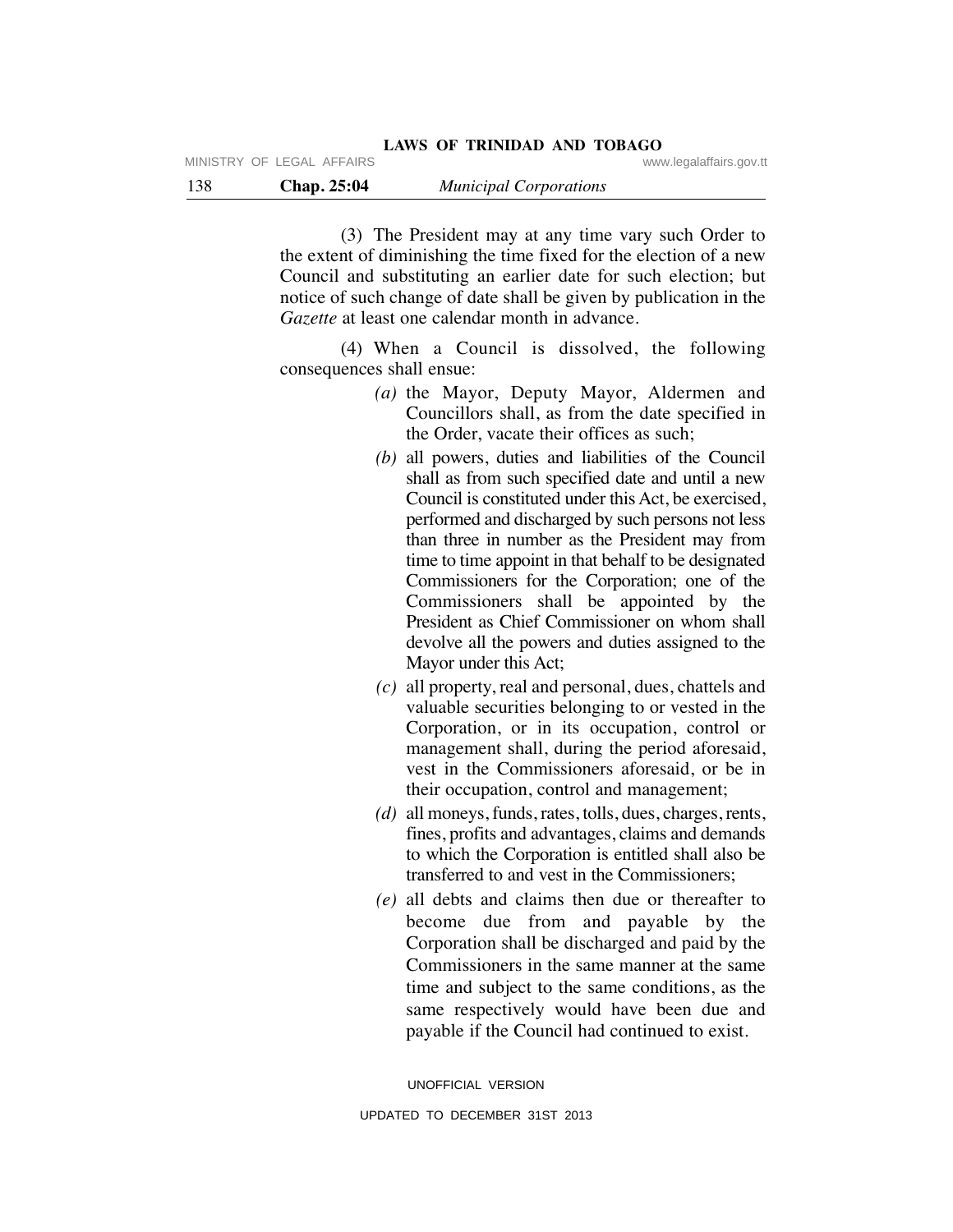(3) The President may at any time vary such Order to the extent of diminishing the time fixed for the election of a new Council and substituting an earlier date for such election; but notice of such change of date shall be given by publication in the *Gazette* at least one calendar month in advance.

(4) When a Council is dissolved, the following consequences shall ensue:

*(a)* the Mayor, Deputy Mayor, Aldermen and Councillors shall, as from the date specified in the Order, vacate their offices as such;

*(b)* all powers, duties and liabilities of the Council shall as from such specified date and until a new Council is constituted under this Act, be exercised, performed and discharged by such persons not less than three in number as the President may from time to time appoint in that behalf to be designated Commissioners for the Corporation; one of the Commissioners shall be appointed by the President as Chief Commissioner on whom shall devolve all the powers and duties assigned to the Mayor under this Act;

*(c)* all property, real and personal, dues, chattels and valuable securities belonging to or vested in the Corporation, or in its occupation, control or management shall, during the period aforesaid, vest in the Commissioners aforesaid, or be in their occupation, control and management;

*(d)* all moneys, funds, rates, tolls, dues, charges, rents, fines, profits and advantages, claims and demands to which the Corporation is entitled shall also be transferred to and vest in the Commissioners;

*(e)* all debts and claims then due or thereafter to become due from and payable by the Corporation shall be discharged and paid by the Commissioners in the same manner at the same time and subject to the same conditions, as the same respectively would have been due and payable if the Council had continued to exist.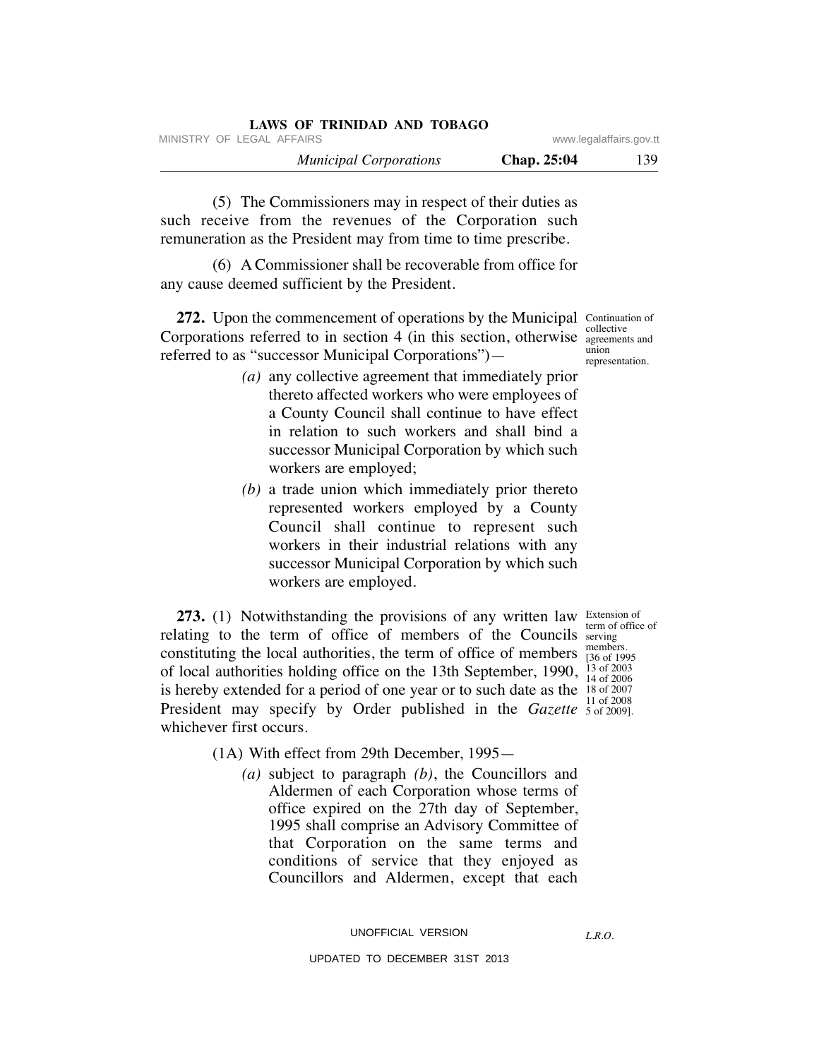(5) The Commissioners may in respect of their duties as such receive from the revenues of the Corporation such remuneration as the President may from time to time prescribe.

(6) A Commissioner shall be recoverable from office for any cause deemed sufficient by the President.

Continuation of collective agreements and union representation.

**272.** Upon the commencement of operations by the Municipal Corporations referred to in section 4 (in this section, otherwise referred to as "successor Municipal Corporations")—

*(a)* any collective agreement that immediately prior thereto affected workers who were employees of a County Council shall continue to have effect in relation to such workers and shall bind a successor Municipal Corporation by which such workers are employed;

*(b)* a trade union which immediately prior thereto represented workers employed by a County Council shall continue to represent such workers in their industrial relations with any successor Municipal Corporation by which such workers are employed.

Extension of term of office of serving members. [36 of 1995 13 of 2003 14 of 2006 18 of 2007 11 of 2008 5 of 2009].

**273.** (1) Notwithstanding the provisions of any written law relating to the term of office of members of the Councils constituting the local authorities, the term of office of members of local authorities holding office on the 13th September, 1990, is hereby extended for a period of one year or to such date as the President may specify by Order published in the *Gazette* whichever first occurs.

(1A) With effect from 29th December, 1995—

*(a)* subject to paragraph *(b)*, the Councillors and Aldermen of each Corporation whose terms of office expired on the 27th day of September, 1995 shall comprise an Advisory Committee of that Corporation on the same terms and conditions of service that they enjoyed as Councillors and Aldermen, except that each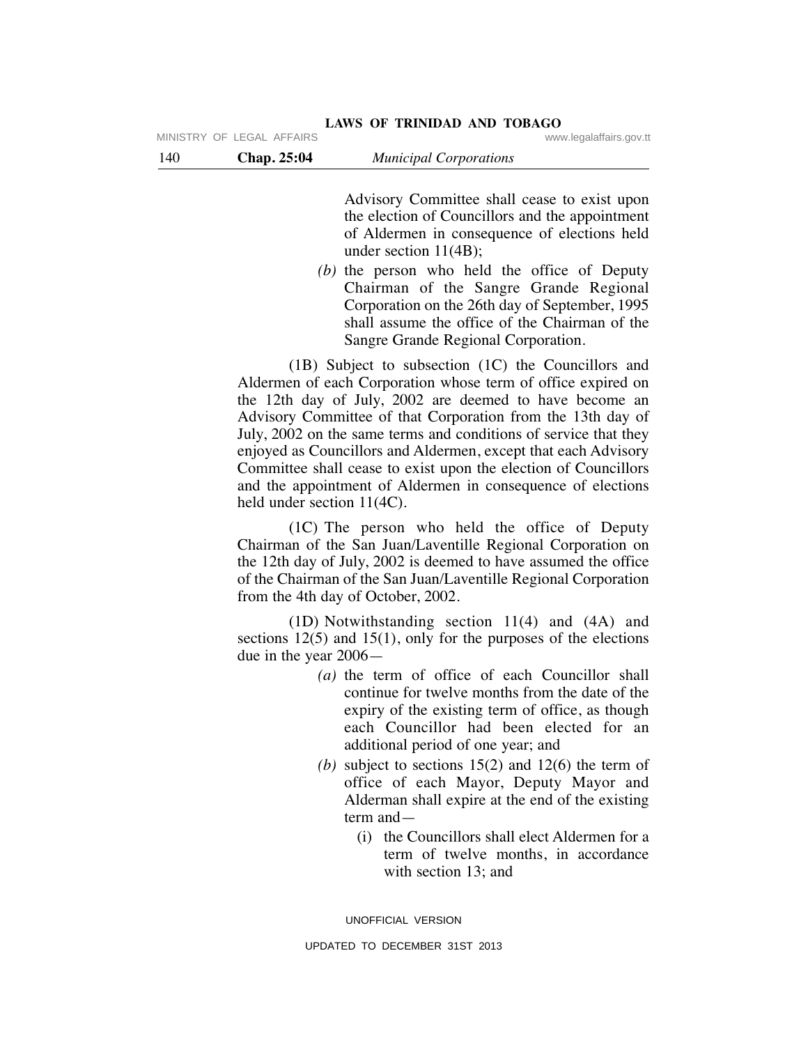Advisory Committee shall cease to exist upon the election of Councillors and the appointment of Aldermen in consequence of elections held under section 11(4B);

*(b)* the person who held the office of Deputy Chairman of the Sangre Grande Regional Corporation on the 26th day of September, 1995 shall assume the office of the Chairman of the Sangre Grande Regional Corporation.

(1B) Subject to subsection (1C) the Councillors and Aldermen of each Corporation whose term of office expired on the 12th day of July, 2002 are deemed to have become an Advisory Committee of that Corporation from the 13th day of July, 2002 on the same terms and conditions of service that they enjoyed as Councillors and Aldermen, except that each Advisory Committee shall cease to exist upon the election of Councillors and the appointment of Aldermen in consequence of elections held under section 11(4C).

(1C) The person who held the office of Deputy Chairman of the San Juan/Laventille Regional Corporation on the 12th day of July, 2002 is deemed to have assumed the office of the Chairman of the San Juan/Laventille Regional Corporation from the 4th day of October, 2002.

(1D) Notwithstanding section 11(4) and (4A) and sections 12(5) and 15(1), only for the purposes of the elections due in the year 2006—

*(a)* the term of office of each Councillor shall continue for twelve months from the date of the expiry of the existing term of office, as though each Councillor had been elected for an additional period of one year; and

*(b)* subject to sections 15(2) and 12(6) the term of office of each Mayor, Deputy Mayor and Alderman shall expire at the end of the existing term and—

(i) the Councillors shall elect Aldermen for a term of twelve months, in accordance with section 13; and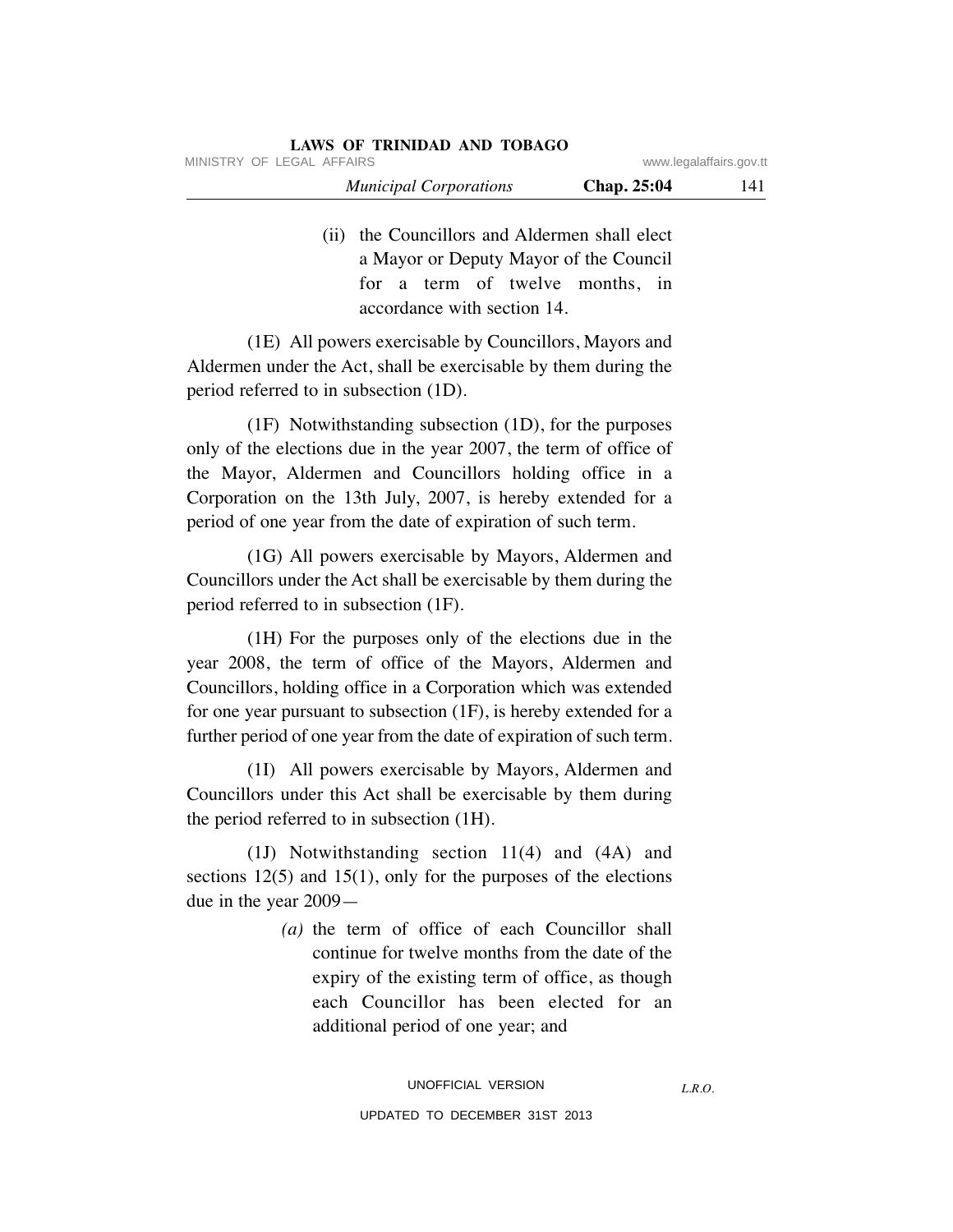(ii) the Councillors and Aldermen shall elect a Mayor or Deputy Mayor of the Council for a term of twelve months, in accordance with section 14.

(1E) All powers exercisable by Councillors, Mayors and Aldermen under the Act, shall be exercisable by them during the period referred to in subsection (1D).

(1F) Notwithstanding subsection (1D), for the purposes only of the elections due in the year 2007, the term of office of the Mayor, Aldermen and Councillors holding office in a Corporation on the 13th July, 2007, is hereby extended for a period of one year from the date of expiration of such term.

(1G) All powers exercisable by Mayors, Aldermen and Councillors under the Act shall be exercisable by them during the period referred to in subsection (1F).

(1H) For the purposes only of the elections due in the year 2008, the term of office of the Mayors, Aldermen and Councillors, holding office in a Corporation which was extended for one year pursuant to subsection (1F), is hereby extended for a further period of one year from the date of expiration of such term.

(1I) All powers exercisable by Mayors, Aldermen and Councillors under this Act shall be exercisable by them during the period referred to in subsection (1H).

(1J) Notwithstanding section 11(4) and (4A) and sections 12(5) and 15(1), only for the purposes of the elections due in the year 2009—

*(a)* the term of office of each Councillor shall continue for twelve months from the date of the expiry of the existing term of office, as though each Councillor has been elected for an additional period of one year; and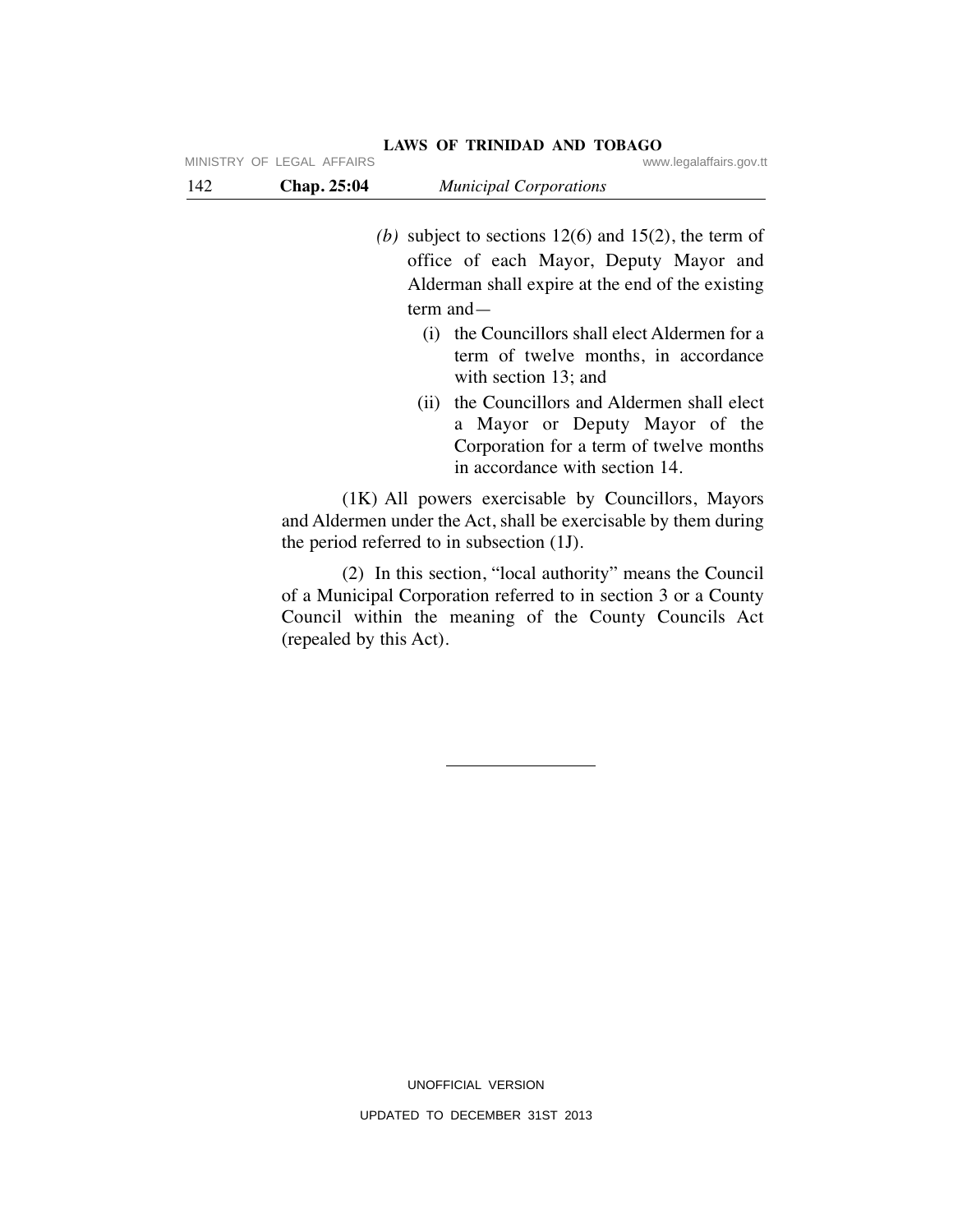*(b)* subject to sections 12(6) and 15(2), the term of office of each Mayor, Deputy Mayor and Alderman shall expire at the end of the existing term and—

(i) the Councillors shall elect Aldermen for a term of twelve months, in accordance with section 13; and

(ii) the Councillors and Aldermen shall elect a Mayor or Deputy Mayor of the Corporation for a term of twelve months in accordance with section 14.

(1K) All powers exercisable by Councillors, Mayors and Aldermen under the Act, shall be exercisable by them during the period referred to in subsection (1J).

(2) In this section, "local authority" means the Council of a Municipal Corporation referred to in section 3 or a County Council within the meaning of the County Councils Act (repealed by this Act).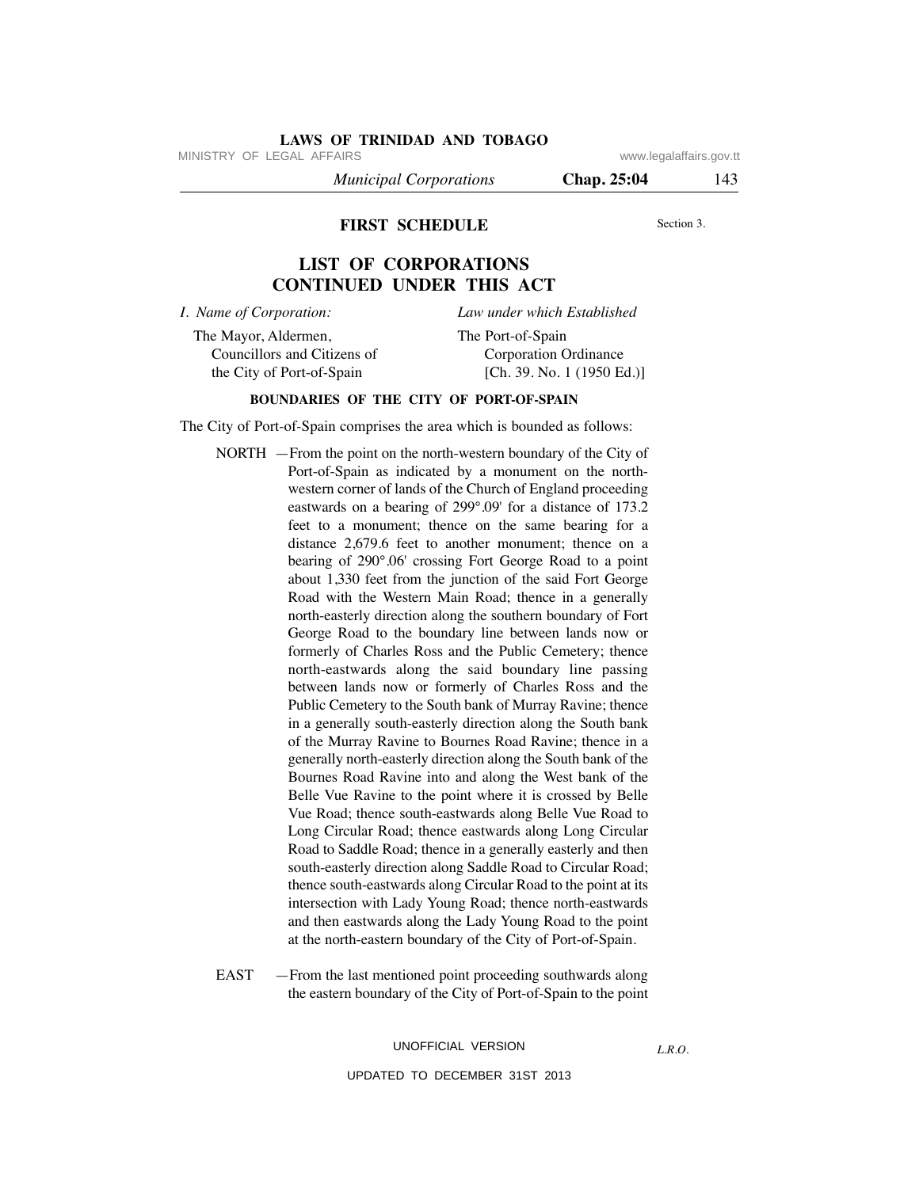## FIRST SCHEDULE

Section 3.

## LIST OF CORPORATIONS CONTINUED UNDER THIS ACT

| *I. Name of Corporation:* | *Law under which Established* |
| --- | --- |
| The Mayor, Aldermen, Councillors and Citizens of the City of Port-of-Spain | The Port-of-Spain Corporation Ordinance [Ch. 39. No. 1 (1950 Ed.)] |

### BOUNDARIES OF THE CITY OF PORT-OF-SPAIN

The City of Port-of-Spain comprises the area which is bounded as follows:

NORTH —From the point on the north-western boundary of the City of Port-of-Spain as indicated by a monument on the north-western corner of lands of the Church of England proceeding eastwards on a bearing of 299°.09' for a distance of 173.2 feet to a monument; thence on the same bearing for a distance 2,679.6 feet to another monument; thence on a bearing of 290°.06' crossing Fort George Road to a point about 1,330 feet from the junction of the said Fort George Road with the Western Main Road; thence in a generally north-easterly direction along the southern boundary of Fort George Road to the boundary line between lands now or formerly of Charles Ross and the Public Cemetery; thence north-eastwards along the said boundary line passing between lands now or formerly of Charles Ross and the Public Cemetery to the South bank of Murray Ravine; thence in a generally south-easterly direction along the South bank of the Murray Ravine to Bournes Road Ravine; thence in a generally north-easterly direction along the South bank of the Bournes Road Ravine into and along the West bank of the Belle Vue Ravine to the point where it is crossed by Belle Vue Road; thence south-eastwards along Belle Vue Road to Long Circular Road; thence eastwards along Long Circular Road to Saddle Road; thence in a generally easterly and then south-easterly direction along Saddle Road to Circular Road; thence south-eastwards along Circular Road to the point at its intersection with Lady Young Road; thence north-eastwards and then eastwards along the Lady Young Road to the point at the north-eastern boundary of the City of Port-of-Spain.

EAST —From the last mentioned point proceeding southwards along the eastern boundary of the City of Port-of-Spain to the point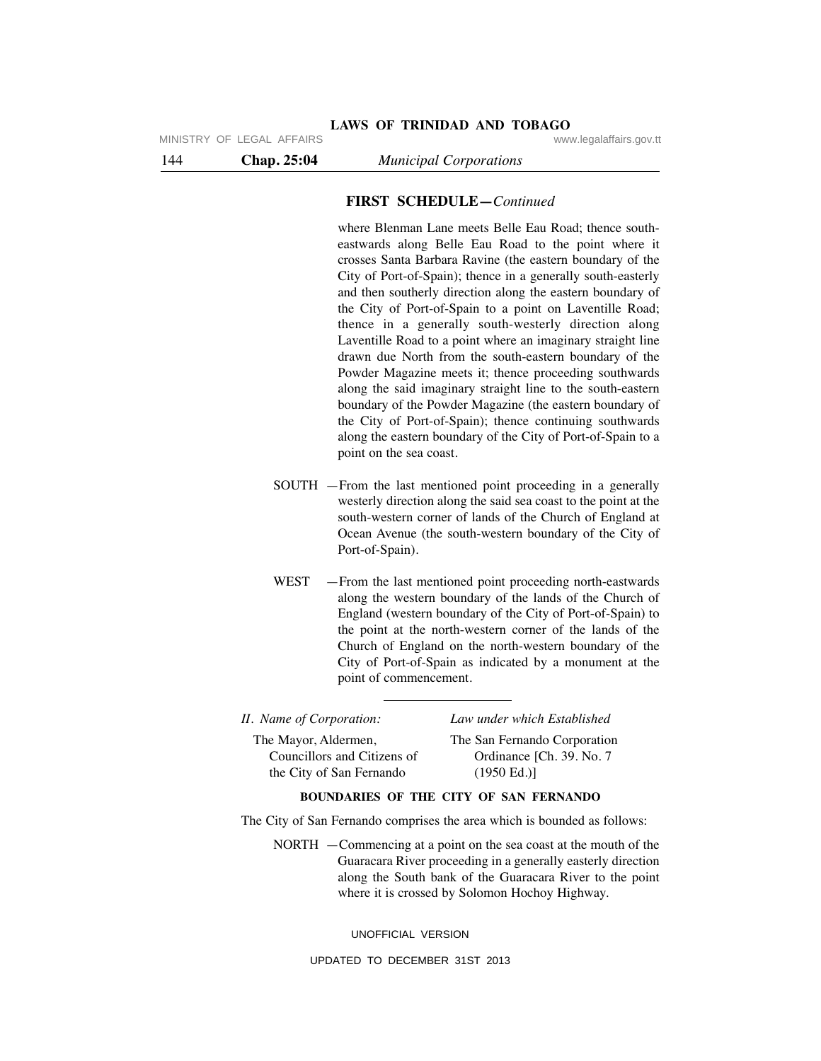**FIRST SCHEDULE—*Continued***

where Blenman Lane meets Belle Eau Road; thence south-eastwards along Belle Eau Road to the point where it crosses Santa Barbara Ravine (the eastern boundary of the City of Port-of-Spain); thence in a generally south-easterly and then southerly direction along the eastern boundary of the City of Port-of-Spain to a point on Laventille Road; thence in a generally south-westerly direction along Laventille Road to a point where an imaginary straight line drawn due North from the south-eastern boundary of the Powder Magazine meets it; thence proceeding southwards along the said imaginary straight line to the south-eastern boundary of the Powder Magazine (the eastern boundary of the City of Port-of-Spain); thence continuing southwards along the eastern boundary of the City of Port-of-Spain to a point on the sea coast.

SOUTH —From the last mentioned point proceeding in a generally westerly direction along the said sea coast to the point at the south-western corner of lands of the Church of England at Ocean Avenue (the south-western boundary of the City of Port-of-Spain).

WEST —From the last mentioned point proceeding north-eastwards along the western boundary of the lands of the Church of England (western boundary of the City of Port-of-Spain) to the point at the north-western corner of the lands of the Church of England on the north-western boundary of the City of Port-of-Spain as indicated by a monument at the point of commencement.

---

| *II. Name of Corporation:* | *Law under which Established* |
|---|---|
| The Mayor, Aldermen, Councillors and Citizens of the City of San Fernando | The San Fernando Corporation Ordinance [Ch. 39. No. 7 (1950 Ed.)] |

**BOUNDARIES OF THE CITY OF SAN FERNANDO**

The City of San Fernando comprises the area which is bounded as follows:

NORTH —Commencing at a point on the sea coast at the mouth of the Guaracara River proceeding in a generally easterly direction along the South bank of the Guaracara River to the point where it is crossed by Solomon Hochoy Highway.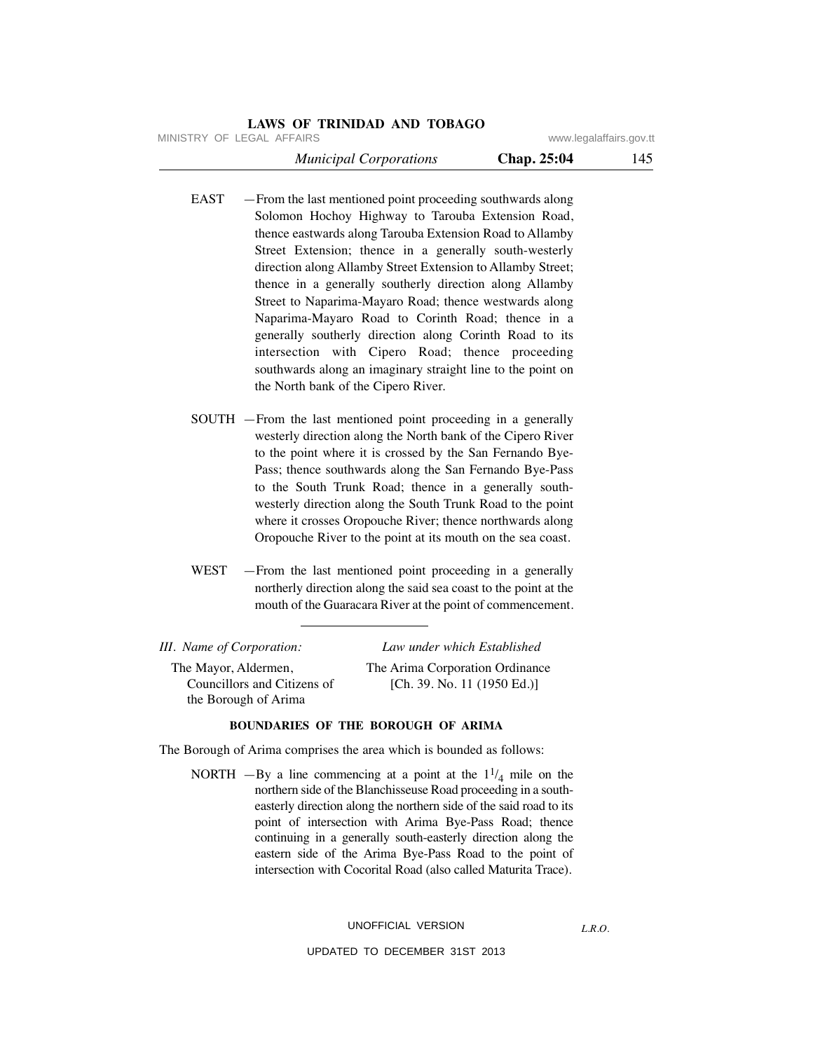EAST —From the last mentioned point proceeding southwards along Solomon Hochoy Highway to Tarouba Extension Road, thence eastwards along Tarouba Extension Road to Allamby Street Extension; thence in a generally south-westerly direction along Allamby Street Extension to Allamby Street; thence in a generally southerly direction along Allamby Street to Naparima-Mayaro Road; thence westwards along Naparima-Mayaro Road to Corinth Road; thence in a generally southerly direction along Corinth Road to its intersection with Cipero Road; thence proceeding southwards along an imaginary straight line to the point on the North bank of the Cipero River.

SOUTH —From the last mentioned point proceeding in a generally westerly direction along the North bank of the Cipero River to the point where it is crossed by the San Fernando Bye-Pass; thence southwards along the San Fernando Bye-Pass to the South Trunk Road; thence in a generally south-westerly direction along the South Trunk Road to the point where it crosses Oropouche River; thence northwards along Oropouche River to the point at its mouth on the sea coast.

WEST —From the last mentioned point proceeding in a generally northerly direction along the said sea coast to the point at the mouth of the Guaracara River at the point of commencement.

---

| *III. Name of Corporation:* | *Law under which Established* |
|---|---|
| The Mayor, Aldermen, Councillors and Citizens of the Borough of Arima | The Arima Corporation Ordinance [Ch. 39. No. 11 (1950 Ed.)] |

**BOUNDARIES OF THE BOROUGH OF ARIMA**

The Borough of Arima comprises the area which is bounded as follows:

NORTH —By a line commencing at a point at the $1^1/_4$ mile on the northern side of the Blanchisseuse Road proceeding in a south-easterly direction along the northern side of the said road to its point of intersection with Arima Bye-Pass Road; thence continuing in a generally south-easterly direction along the eastern side of the Arima Bye-Pass Road to the point of intersection with Cocorital Road (also called Maturita Trace).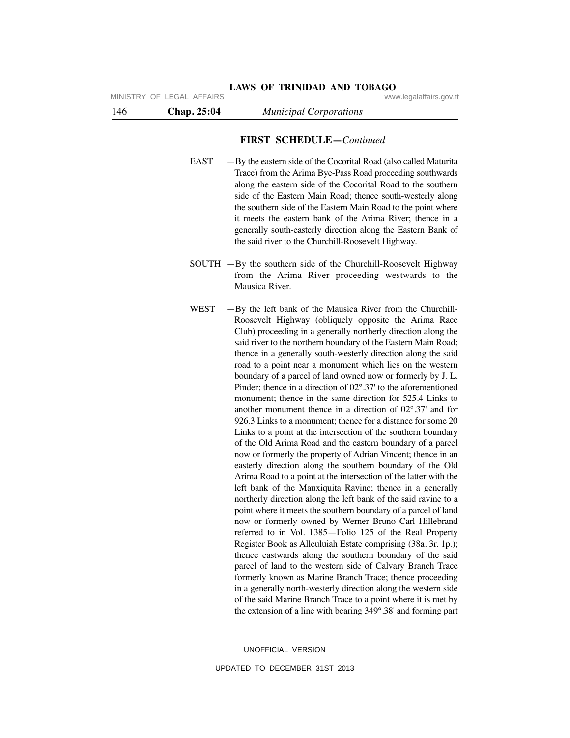**FIRST SCHEDULE—*Continued***

EAST —By the eastern side of the Cocorital Road (also called Maturita Trace) from the Arima Bye-Pass Road proceeding southwards along the eastern side of the Cocorital Road to the southern side of the Eastern Main Road; thence south-westerly along the southern side of the Eastern Main Road to the point where it meets the eastern bank of the Arima River; thence in a generally south-easterly direction along the Eastern Bank of the said river to the Churchill-Roosevelt Highway.

SOUTH —By the southern side of the Churchill-Roosevelt Highway from the Arima River proceeding westwards to the Mausica River.

WEST —By the left bank of the Mausica River from the Churchill-Roosevelt Highway (obliquely opposite the Arima Race Club) proceeding in a generally northerly direction along the said river to the northern boundary of the Eastern Main Road; thence in a generally south-westerly direction along the said road to a point near a monument which lies on the western boundary of a parcel of land owned now or formerly by J. L. Pinder; thence in a direction of 02°.37' to the aforementioned monument; thence in the same direction for 525.4 Links to another monument thence in a direction of 02°.37' and for 926.3 Links to a monument; thence for a distance for some 20 Links to a point at the intersection of the southern boundary of the Old Arima Road and the eastern boundary of a parcel now or formerly the property of Adrian Vincent; thence in an easterly direction along the southern boundary of the Old Arima Road to a point at the intersection of the latter with the left bank of the Mauxiquita Ravine; thence in a generally northerly direction along the left bank of the said ravine to a point where it meets the southern boundary of a parcel of land now or formerly owned by Werner Bruno Carl Hillebrand referred to in Vol. 1385—Folio 125 of the Real Property Register Book as Alleuluiah Estate comprising (38a. 3r. 1p.); thence eastwards along the southern boundary of the said parcel of land to the western side of Calvary Branch Trace formerly known as Marine Branch Trace; thence proceeding in a generally north-westerly direction along the western side of the said Marine Branch Trace to a point where it is met by the extension of a line with bearing 349°.38' and forming part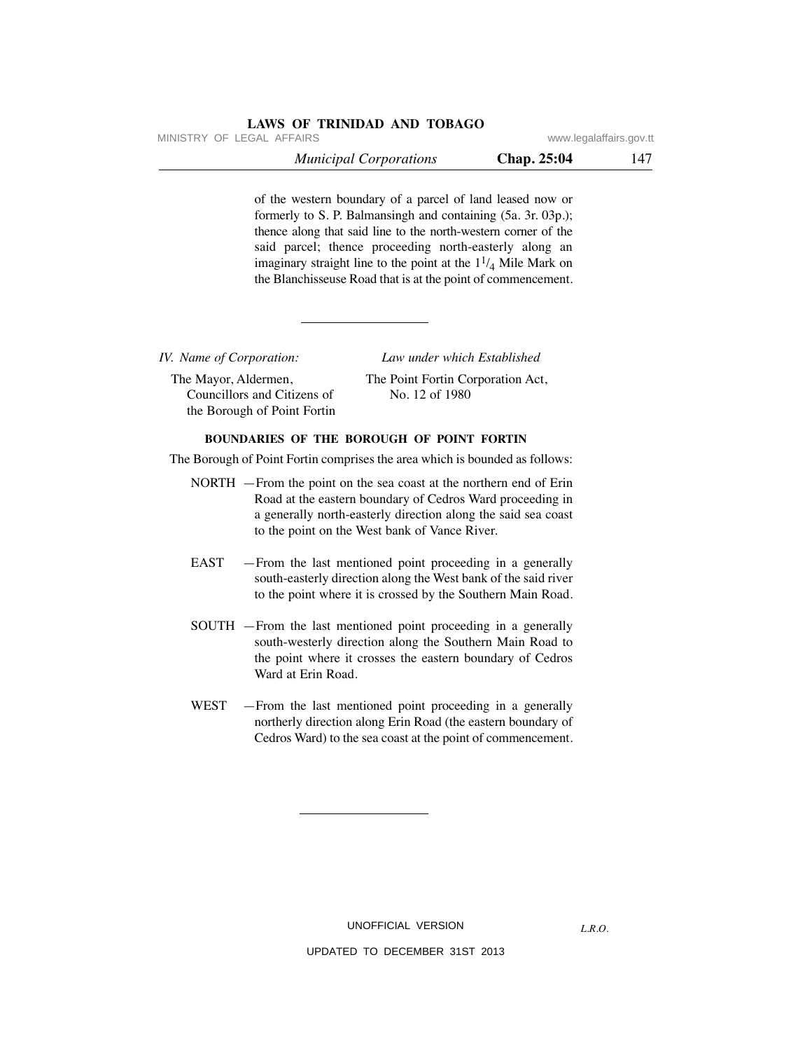of the western boundary of a parcel of land leased now or formerly to S. P. Balmansingh and containing (5a. 3r. 03p.); thence along that said line to the north-western corner of the said parcel; thence proceeding north-easterly along an imaginary straight line to the point at the $1^{1}/_{4}$ Mile Mark on the Blanchisseuse Road that is at the point of commencement.

---

| *IV. Name of Corporation:* | *Law under which Established* |
|---|---|
| The Mayor, Aldermen, Councillors and Citizens of the Borough of Point Fortin | The Point Fortin Corporation Act, No. 12 of 1980 |

**BOUNDARIES OF THE BOROUGH OF POINT FORTIN**

The Borough of Point Fortin comprises the area which is bounded as follows:

NORTH —From the point on the sea coast at the northern end of Erin Road at the eastern boundary of Cedros Ward proceeding in a generally north-easterly direction along the said sea coast to the point on the West bank of Vance River.

EAST —From the last mentioned point proceeding in a generally south-easterly direction along the West bank of the said river to the point where it is crossed by the Southern Main Road.

SOUTH —From the last mentioned point proceeding in a generally south-westerly direction along the Southern Main Road to the point where it crosses the eastern boundary of Cedros Ward at Erin Road.

WEST —From the last mentioned point proceeding in a generally northerly direction along Erin Road (the eastern boundary of Cedros Ward) to the sea coast at the point of commencement.

---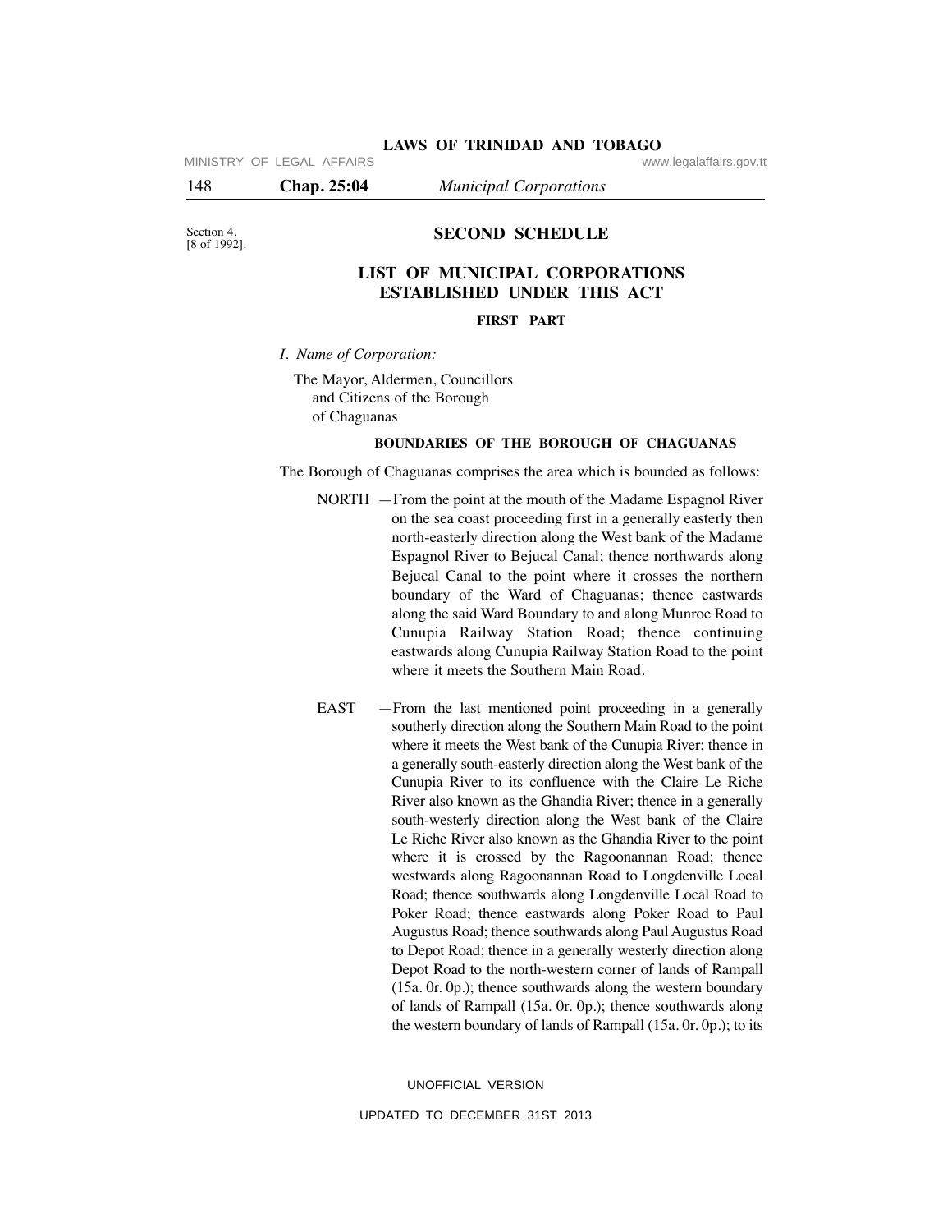Section 4.
[8 of 1992].

## SECOND SCHEDULE

## LIST OF MUNICIPAL CORPORATIONS ESTABLISHED UNDER THIS ACT

### FIRST PART

*I. Name of Corporation:*

The Mayor, Aldermen, Councillors and Citizens of the Borough of Chaguanas

#### BOUNDARIES OF THE BOROUGH OF CHAGUANAS

The Borough of Chaguanas comprises the area which is bounded as follows:

NORTH —From the point at the mouth of the Madame Espagnol River on the sea coast proceeding first in a generally easterly then north-easterly direction along the West bank of the Madame Espagnol River to Bejucal Canal; thence northwards along Bejucal Canal to the point where it crosses the northern boundary of the Ward of Chaguanas; thence eastwards along the said Ward Boundary to and along Munroe Road to Cunupia Railway Station Road; thence continuing eastwards along Cunupia Railway Station Road to the point where it meets the Southern Main Road.

EAST —From the last mentioned point proceeding in a generally southerly direction along the Southern Main Road to the point where it meets the West bank of the Cunupia River; thence in a generally south-easterly direction along the West bank of the Cunupia River to its confluence with the Claire Le Riche River also known as the Ghandia River; thence in a generally south-westerly direction along the West bank of the Claire Le Riche River also known as the Ghandia River to the point where it is crossed by the Ragoonannan Road; thence westwards along Ragoonannan Road to Longdenville Local Road; thence southwards along Longdenville Local Road to Poker Road; thence eastwards along Poker Road to Paul Augustus Road; thence southwards along Paul Augustus Road to Depot Road; thence in a generally westerly direction along Depot Road to the north-western corner of lands of Rampall (15a. 0r. 0p.); thence southwards along the western boundary of lands of Rampall (15a. 0r. 0p.); thence southwards along the western boundary of lands of Rampall (15a. 0r. 0p.); to its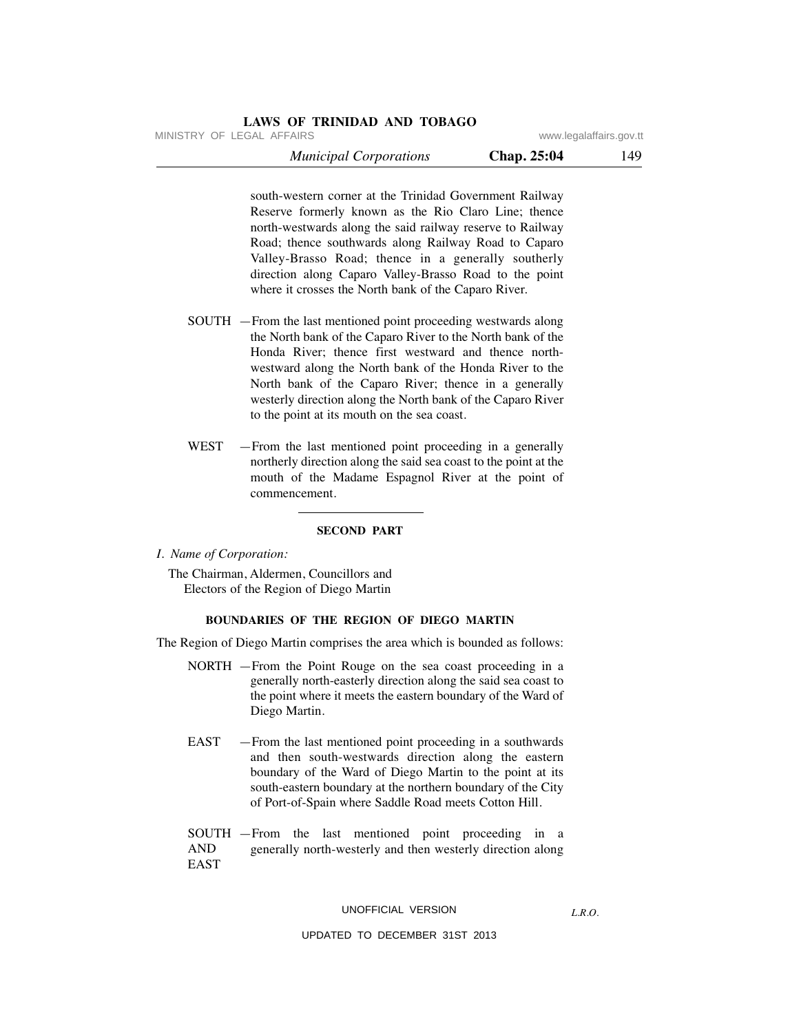south-western corner at the Trinidad Government Railway Reserve formerly known as the Rio Claro Line; thence north-westwards along the said railway reserve to Railway Road; thence southwards along Railway Road to Caparo Valley-Brasso Road; thence in a generally southerly direction along Caparo Valley-Brasso Road to the point where it crosses the North bank of the Caparo River.

SOUTH —From the last mentioned point proceeding westwards along the North bank of the Caparo River to the North bank of the Honda River; thence first westward and thence north-westward along the North bank of the Honda River to the North bank of the Caparo River; thence in a generally westerly direction along the North bank of the Caparo River to the point at its mouth on the sea coast.

WEST —From the last mentioned point proceeding in a generally northerly direction along the said sea coast to the point at the mouth of the Madame Espagnol River at the point of commencement.

---

## SECOND PART

*I. Name of Corporation:*

The Chairman, Aldermen, Councillors and Electors of the Region of Diego Martin

### BOUNDARIES OF THE REGION OF DIEGO MARTIN

The Region of Diego Martin comprises the area which is bounded as follows:

NORTH —From the Point Rouge on the sea coast proceeding in a generally north-easterly direction along the said sea coast to the point where it meets the eastern boundary of the Ward of Diego Martin.

EAST —From the last mentioned point proceeding in a southwards and then south-westwards direction along the eastern boundary of the Ward of Diego Martin to the point at its south-eastern boundary at the northern boundary of the City of Port-of-Spain where Saddle Road meets Cotton Hill.

SOUTH AND EAST —From the last mentioned point proceeding in a generally north-westerly and then westerly direction along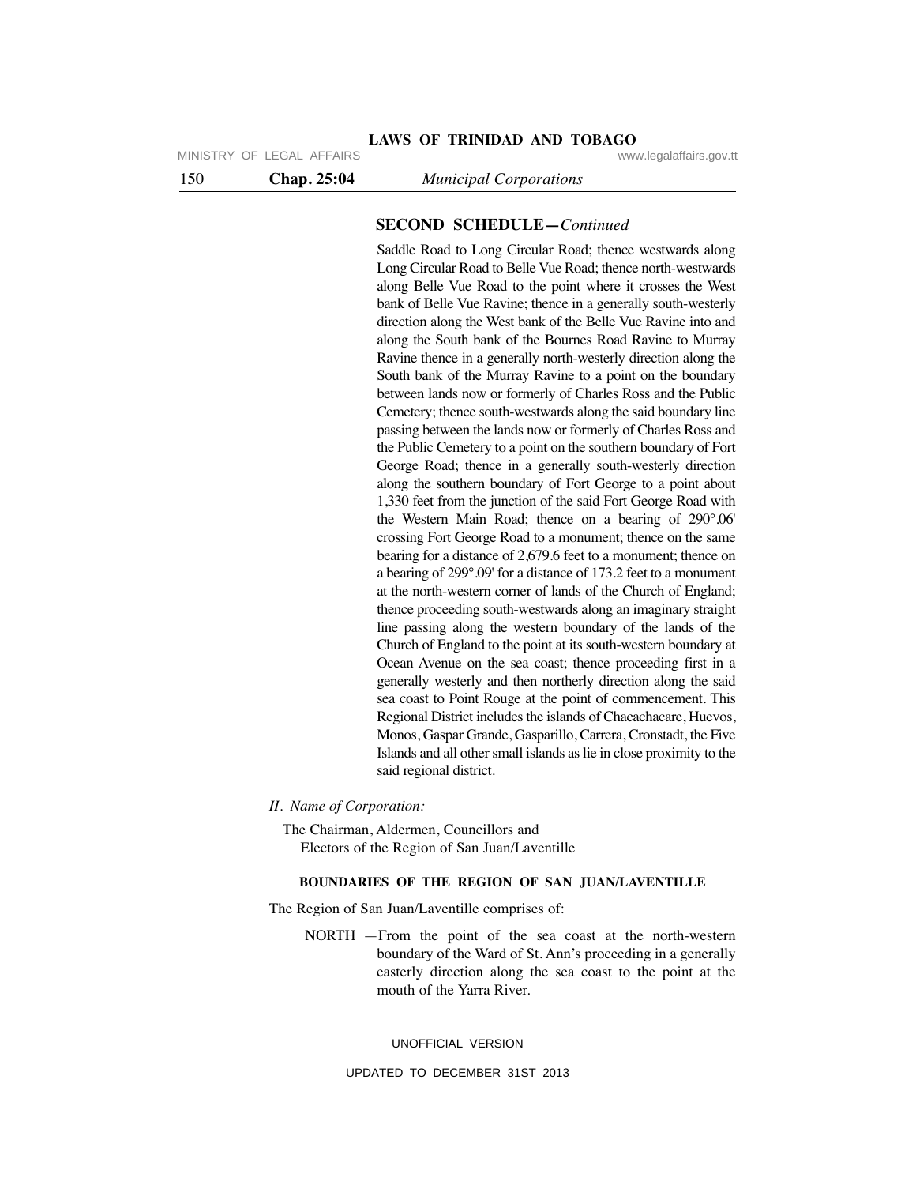**SECOND SCHEDULE—***Continued*

Saddle Road to Long Circular Road; thence westwards along Long Circular Road to Belle Vue Road; thence north-westwards along Belle Vue Road to the point where it crosses the West bank of Belle Vue Ravine; thence in a generally south-westerly direction along the West bank of the Belle Vue Ravine into and along the South bank of the Bournes Road Ravine to Murray Ravine thence in a generally north-westerly direction along the South bank of the Murray Ravine to a point on the boundary between lands now or formerly of Charles Ross and the Public Cemetery; thence south-westwards along the said boundary line passing between the lands now or formerly of Charles Ross and the Public Cemetery to a point on the southern boundary of Fort George Road; thence in a generally south-westerly direction along the southern boundary of Fort George to a point about 1,330 feet from the junction of the said Fort George Road with the Western Main Road; thence on a bearing of 290°.06' crossing Fort George Road to a monument; thence on the same bearing for a distance of 2,679.6 feet to a monument; thence on a bearing of 299°.09' for a distance of 173.2 feet to a monument at the north-western corner of lands of the Church of England; thence proceeding south-westwards along an imaginary straight line passing along the western boundary of the lands of the Church of England to the point at its south-western boundary at Ocean Avenue on the sea coast; thence proceeding first in a generally westerly and then northerly direction along the said sea coast to Point Rouge at the point of commencement. This Regional District includes the islands of Chacachacare, Huevos, Monos, Gaspar Grande, Gasparillo, Carrera, Cronstadt, the Five Islands and all other small islands as lie in close proximity to the said regional district.

---

*II. Name of Corporation:*

The Chairman, Aldermen, Councillors and Electors of the Region of San Juan/Laventille

**BOUNDARIES OF THE REGION OF SAN JUAN/LAVENTILLE**

The Region of San Juan/Laventille comprises of:

NORTH —From the point of the sea coast at the north-western boundary of the Ward of St. Ann's proceeding in a generally easterly direction along the sea coast to the point at the mouth of the Yarra River.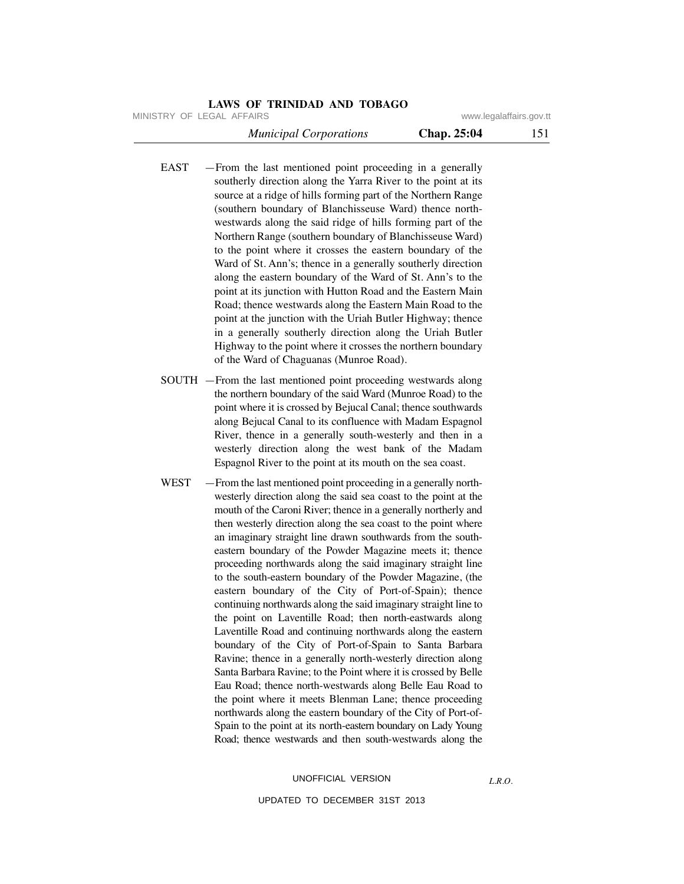EAST —From the last mentioned point proceeding in a generally southerly direction along the Yarra River to the point at its source at a ridge of hills forming part of the Northern Range (southern boundary of Blanchisseuse Ward) thence north-westwards along the said ridge of hills forming part of the Northern Range (southern boundary of Blanchisseuse Ward) to the point where it crosses the eastern boundary of the Ward of St. Ann's; thence in a generally southerly direction along the eastern boundary of the Ward of St. Ann's to the point at its junction with Hutton Road and the Eastern Main Road; thence westwards along the Eastern Main Road to the point at the junction with the Uriah Butler Highway; thence in a generally southerly direction along the Uriah Butler Highway to the point where it crosses the northern boundary of the Ward of Chaguanas (Munroe Road).

SOUTH —From the last mentioned point proceeding westwards along the northern boundary of the said Ward (Munroe Road) to the point where it is crossed by Bejucal Canal; thence southwards along Bejucal Canal to its confluence with Madam Espagnol River, thence in a generally south-westerly and then in a westerly direction along the west bank of the Madam Espagnol River to the point at its mouth on the sea coast.

WEST —From the last mentioned point proceeding in a generally north-westerly direction along the said sea coast to the point at the mouth of the Caroni River; thence in a generally northerly and then westerly direction along the sea coast to the point where an imaginary straight line drawn southwards from the south-eastern boundary of the Powder Magazine meets it; thence proceeding northwards along the said imaginary straight line to the south-eastern boundary of the Powder Magazine, (the eastern boundary of the City of Port-of-Spain); thence continuing northwards along the said imaginary straight line to the point on Laventille Road; then north-eastwards along Laventille Road and continuing northwards along the eastern boundary of the City of Port-of-Spain to Santa Barbara Ravine; thence in a generally north-westerly direction along Santa Barbara Ravine; to the Point where it is crossed by Belle Eau Road; thence north-westwards along Belle Eau Road to the point where it meets Blenman Lane; thence proceeding northwards along the eastern boundary of the City of Port-of-Spain to the point at its north-eastern boundary on Lady Young Road; thence westwards and then south-westwards along the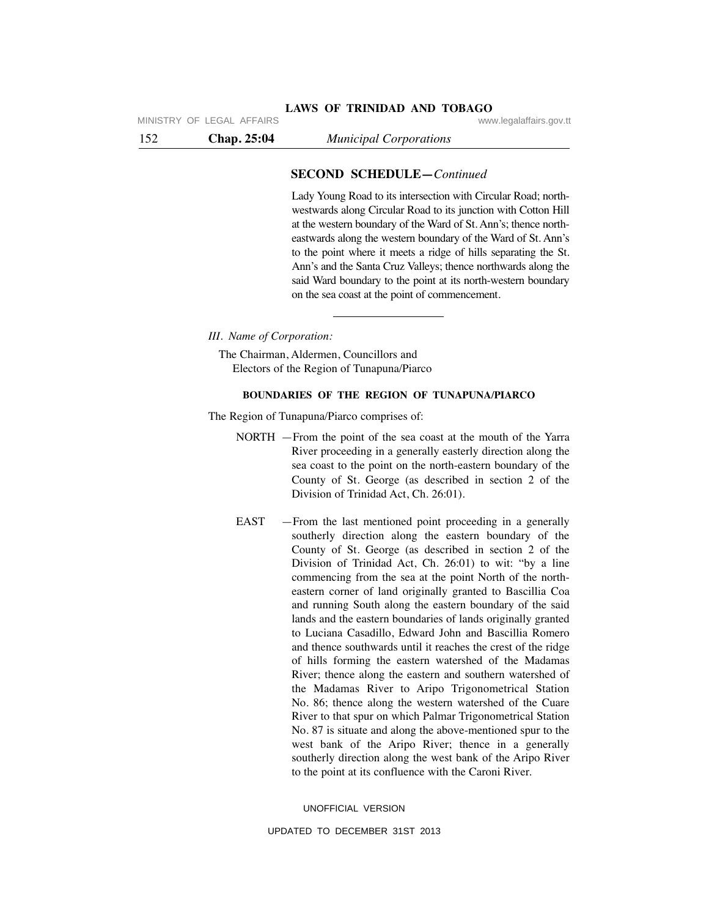**SECOND SCHEDULE—***Continued*

Lady Young Road to its intersection with Circular Road; north-westwards along Circular Road to its junction with Cotton Hill at the western boundary of the Ward of St. Ann's; thence north-eastwards along the western boundary of the Ward of St. Ann's to the point where it meets a ridge of hills separating the St. Ann's and the Santa Cruz Valleys; thence northwards along the said Ward boundary to the point at its north-western boundary on the sea coast at the point of commencement.

---

*III. Name of Corporation:*

The Chairman, Aldermen, Councillors and Electors of the Region of Tunapuna/Piarco

**BOUNDARIES OF THE REGION OF TUNAPUNA/PIARCO**

The Region of Tunapuna/Piarco comprises of:

NORTH —From the point of the sea coast at the mouth of the Yarra River proceeding in a generally easterly direction along the sea coast to the point on the north-eastern boundary of the County of St. George (as described in section 2 of the Division of Trinidad Act, Ch. 26:01).

EAST —From the last mentioned point proceeding in a generally southerly direction along the eastern boundary of the County of St. George (as described in section 2 of the Division of Trinidad Act, Ch. 26:01) to wit: "by a line commencing from the sea at the point North of the north-eastern corner of land originally granted to Bascillia Coa and running South along the eastern boundary of the said lands and the eastern boundaries of lands originally granted to Luciana Casadillo, Edward John and Bascillia Romero and thence southwards until it reaches the crest of the ridge of hills forming the eastern watershed of the Madamas River; thence along the eastern and southern watershed of the Madamas River to Aripo Trigonometrical Station No. 86; thence along the western watershed of the Cuare River to that spur on which Palmar Trigonometrical Station No. 87 is situate and along the above-mentioned spur to the west bank of the Aripo River; thence in a generally southerly direction along the west bank of the Aripo River to the point at its confluence with the Caroni River.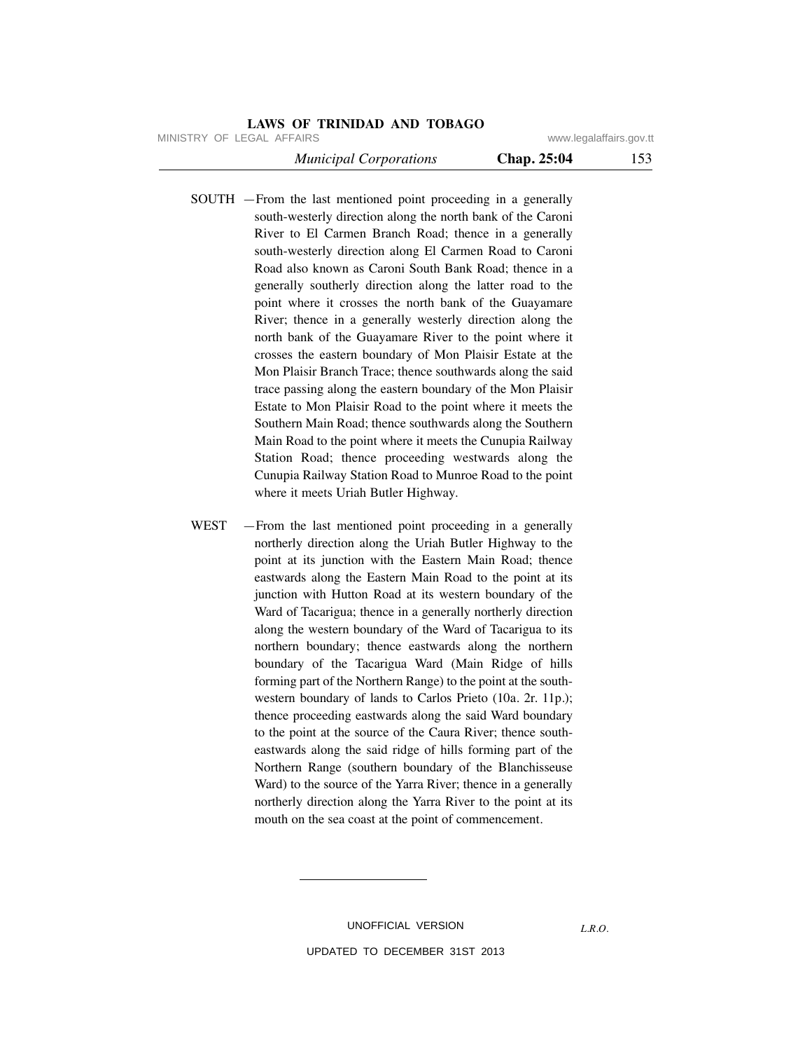SOUTH —From the last mentioned point proceeding in a generally south-westerly direction along the north bank of the Caroni River to El Carmen Branch Road; thence in a generally south-westerly direction along El Carmen Road to Caroni Road also known as Caroni South Bank Road; thence in a generally southerly direction along the latter road to the point where it crosses the north bank of the Guayamare River; thence in a generally westerly direction along the north bank of the Guayamare River to the point where it crosses the eastern boundary of Mon Plaisir Estate at the Mon Plaisir Branch Trace; thence southwards along the said trace passing along the eastern boundary of the Mon Plaisir Estate to Mon Plaisir Road to the point where it meets the Southern Main Road; thence southwards along the Southern Main Road to the point where it meets the Cunupia Railway Station Road; thence proceeding westwards along the Cunupia Railway Station Road to Munroe Road to the point where it meets Uriah Butler Highway.

WEST —From the last mentioned point proceeding in a generally northerly direction along the Uriah Butler Highway to the point at its junction with the Eastern Main Road; thence eastwards along the Eastern Main Road to the point at its junction with Hutton Road at its western boundary of the Ward of Tacarigua; thence in a generally northerly direction along the western boundary of the Ward of Tacarigua to its northern boundary; thence eastwards along the northern boundary of the Tacarigua Ward (Main Ridge of hills forming part of the Northern Range) to the point at the south-western boundary of lands to Carlos Prieto (10a. 2r. 11p.); thence proceeding eastwards along the said Ward boundary to the point at the source of the Caura River; thence south-eastwards along the said ridge of hills forming part of the Northern Range (southern boundary of the Blanchisseuse Ward) to the source of the Yarra River; thence in a generally northerly direction along the Yarra River to the point at its mouth on the sea coast at the point of commencement.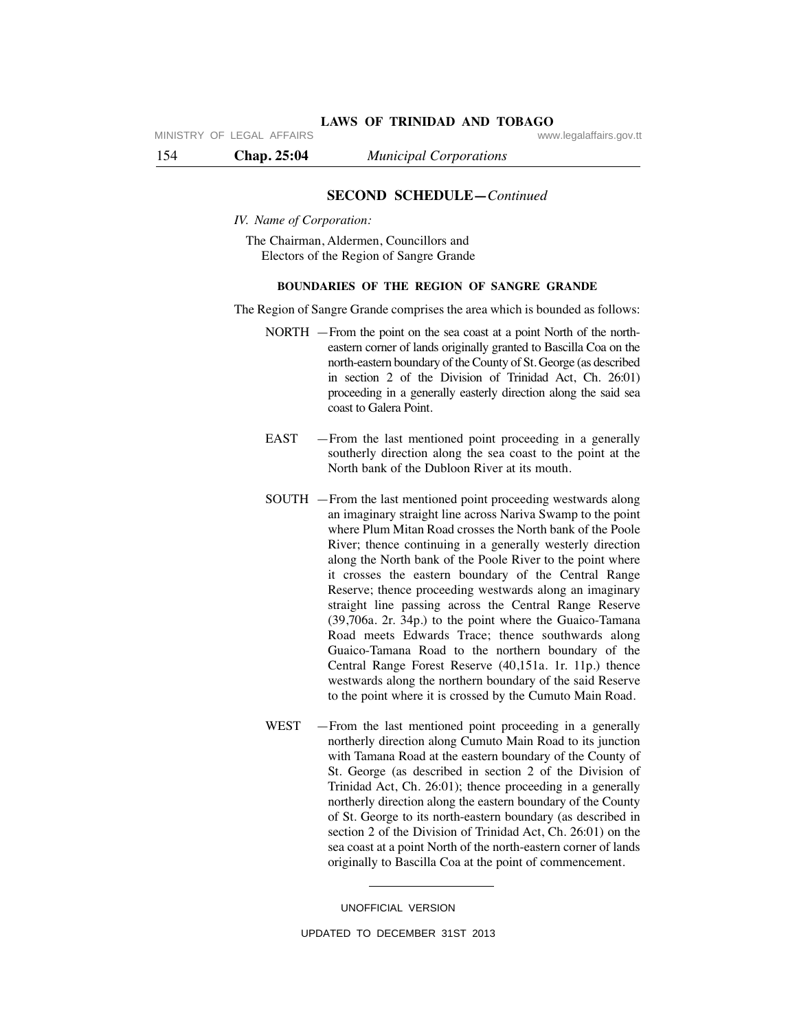## SECOND SCHEDULE—*Continued*

*IV. Name of Corporation:*

The Chairman, Aldermen, Councillors and Electors of the Region of Sangre Grande

### BOUNDARIES OF THE REGION OF SANGRE GRANDE

The Region of Sangre Grande comprises the area which is bounded as follows:

NORTH —From the point on the sea coast at a point North of the north-eastern corner of lands originally granted to Bascilla Coa on the north-eastern boundary of the County of St. George (as described in section 2 of the Division of Trinidad Act, Ch. 26:01) proceeding in a generally easterly direction along the said sea coast to Galera Point.

EAST —From the last mentioned point proceeding in a generally southerly direction along the sea coast to the point at the North bank of the Dubloon River at its mouth.

SOUTH —From the last mentioned point proceeding westwards along an imaginary straight line across Nariva Swamp to the point where Plum Mitan Road crosses the North bank of the Poole River; thence continuing in a generally westerly direction along the North bank of the Poole River to the point where it crosses the eastern boundary of the Central Range Reserve; thence proceeding westwards along an imaginary straight line passing across the Central Range Reserve (39,706a. 2r. 34p.) to the point where the Guaico-Tamana Road meets Edwards Trace; thence southwards along Guaico-Tamana Road to the northern boundary of the Central Range Forest Reserve (40,151a. 1r. 11p.) thence westwards along the northern boundary of the said Reserve to the point where it is crossed by the Cumuto Main Road.

WEST —From the last mentioned point proceeding in a generally northerly direction along Cumuto Main Road to its junction with Tamana Road at the eastern boundary of the County of St. George (as described in section 2 of the Division of Trinidad Act, Ch. 26:01); thence proceeding in a generally northerly direction along the eastern boundary of the County of St. George to its north-eastern boundary (as described in section 2 of the Division of Trinidad Act, Ch. 26:01) on the sea coast at a point North of the north-eastern corner of lands originally to Bascilla Coa at the point of commencement.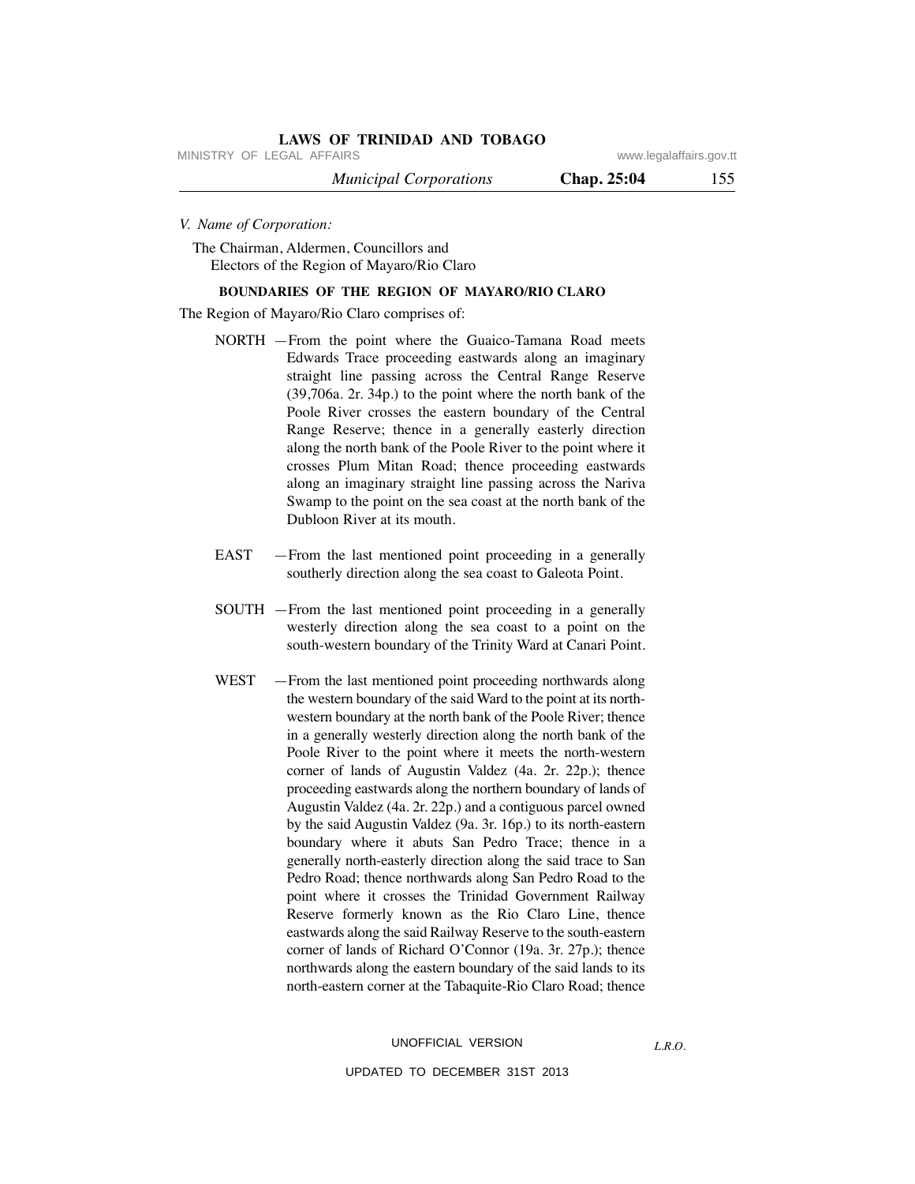*V. Name of Corporation:*

The Chairman, Aldermen, Councillors and Electors of the Region of Mayaro/Rio Claro

**BOUNDARIES OF THE REGION OF MAYARO/RIO CLARO**

The Region of Mayaro/Rio Claro comprises of:

NORTH —From the point where the Guaico-Tamana Road meets Edwards Trace proceeding eastwards along an imaginary straight line passing across the Central Range Reserve (39,706a. 2r. 34p.) to the point where the north bank of the Poole River crosses the eastern boundary of the Central Range Reserve; thence in a generally easterly direction along the north bank of the Poole River to the point where it crosses Plum Mitan Road; thence proceeding eastwards along an imaginary straight line passing across the Nariva Swamp to the point on the sea coast at the north bank of the Dubloon River at its mouth.

EAST —From the last mentioned point proceeding in a generally southerly direction along the sea coast to Galeota Point.

SOUTH —From the last mentioned point proceeding in a generally westerly direction along the sea coast to a point on the south-western boundary of the Trinity Ward at Canari Point.

WEST —From the last mentioned point proceeding northwards along the western boundary of the said Ward to the point at its north-western boundary at the north bank of the Poole River; thence in a generally westerly direction along the north bank of the Poole River to the point where it meets the north-western corner of lands of Augustin Valdez (4a. 2r. 22p.); thence proceeding eastwards along the northern boundary of lands of Augustin Valdez (4a. 2r. 22p.) and a contiguous parcel owned by the said Augustin Valdez (9a. 3r. 16p.) to its north-eastern boundary where it abuts San Pedro Trace; thence in a generally north-easterly direction along the said trace to San Pedro Road; thence northwards along San Pedro Road to the point where it crosses the Trinidad Government Railway Reserve formerly known as the Rio Claro Line, thence eastwards along the said Railway Reserve to the south-eastern corner of lands of Richard O'Connor (19a. 3r. 27p.); thence northwards along the eastern boundary of the said lands to its north-eastern corner at the Tabaquite-Rio Claro Road; thence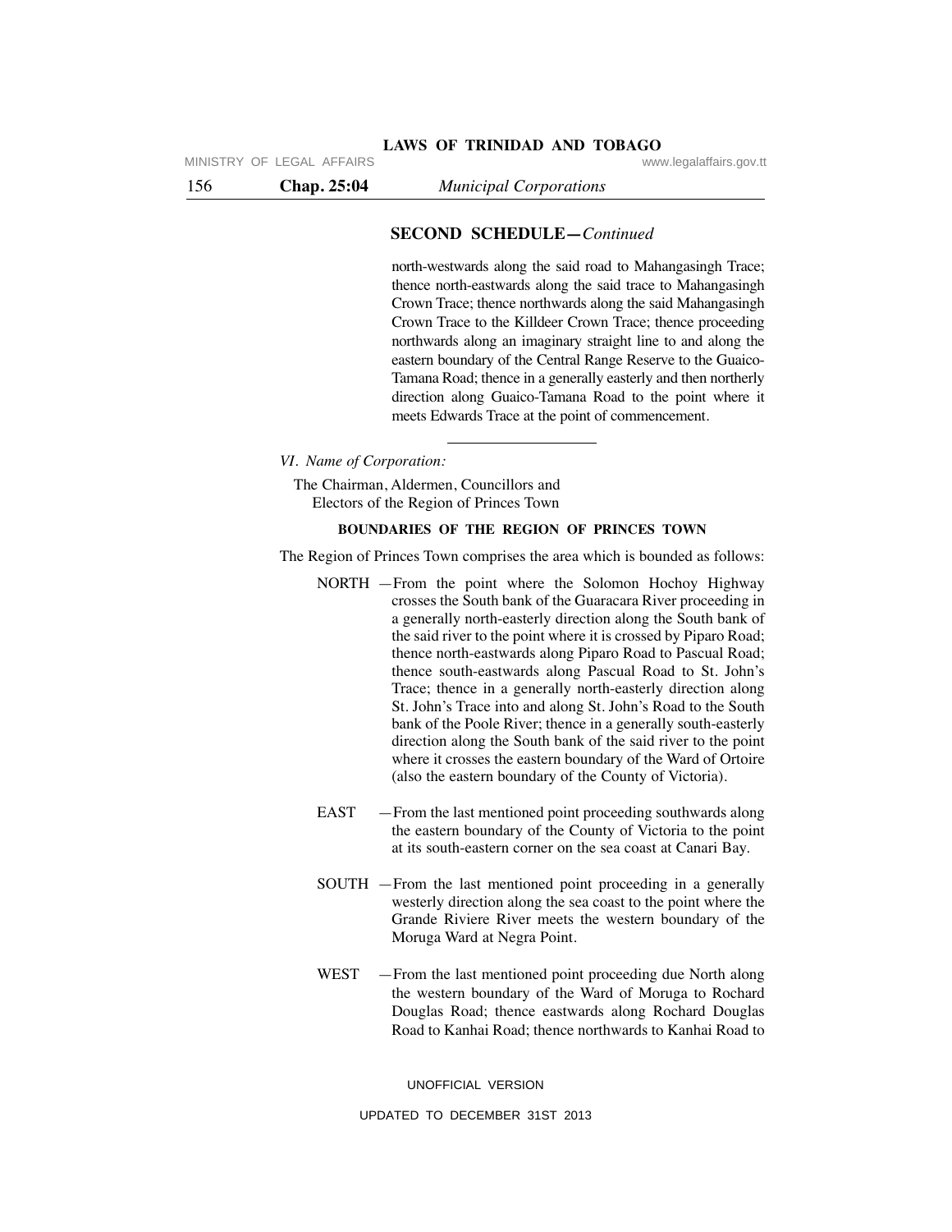**SECOND SCHEDULE—***Continued*

north-westwards along the said road to Mahangasingh Trace; thence north-eastwards along the said trace to Mahangasingh Crown Trace; thence northwards along the said Mahangasingh Crown Trace to the Killdeer Crown Trace; thence proceeding northwards along an imaginary straight line to and along the eastern boundary of the Central Range Reserve to the Guaico-Tamana Road; thence in a generally easterly and then northerly direction along Guaico-Tamana Road to the point where it meets Edwards Trace at the point of commencement.

---

*VI. Name of Corporation:*

The Chairman, Aldermen, Councillors and Electors of the Region of Princes Town

**BOUNDARIES OF THE REGION OF PRINCES TOWN**

The Region of Princes Town comprises the area which is bounded as follows:

NORTH —From the point where the Solomon Hochoy Highway crosses the South bank of the Guaracara River proceeding in a generally north-easterly direction along the South bank of the said river to the point where it is crossed by Piparo Road; thence north-eastwards along Piparo Road to Pascual Road; thence south-eastwards along Pascual Road to St. John's Trace; thence in a generally north-easterly direction along St. John's Trace into and along St. John's Road to the South bank of the Poole River; thence in a generally south-easterly direction along the South bank of the said river to the point where it crosses the eastern boundary of the Ward of Ortoire (also the eastern boundary of the County of Victoria).

EAST —From the last mentioned point proceeding southwards along the eastern boundary of the County of Victoria to the point at its south-eastern corner on the sea coast at Canari Bay.

SOUTH —From the last mentioned point proceeding in a generally westerly direction along the sea coast to the point where the Grande Riviere River meets the western boundary of the Moruga Ward at Negra Point.

WEST —From the last mentioned point proceeding due North along the western boundary of the Ward of Moruga to Rochard Douglas Road; thence eastwards along Rochard Douglas Road to Kanhai Road; thence northwards to Kanhai Road to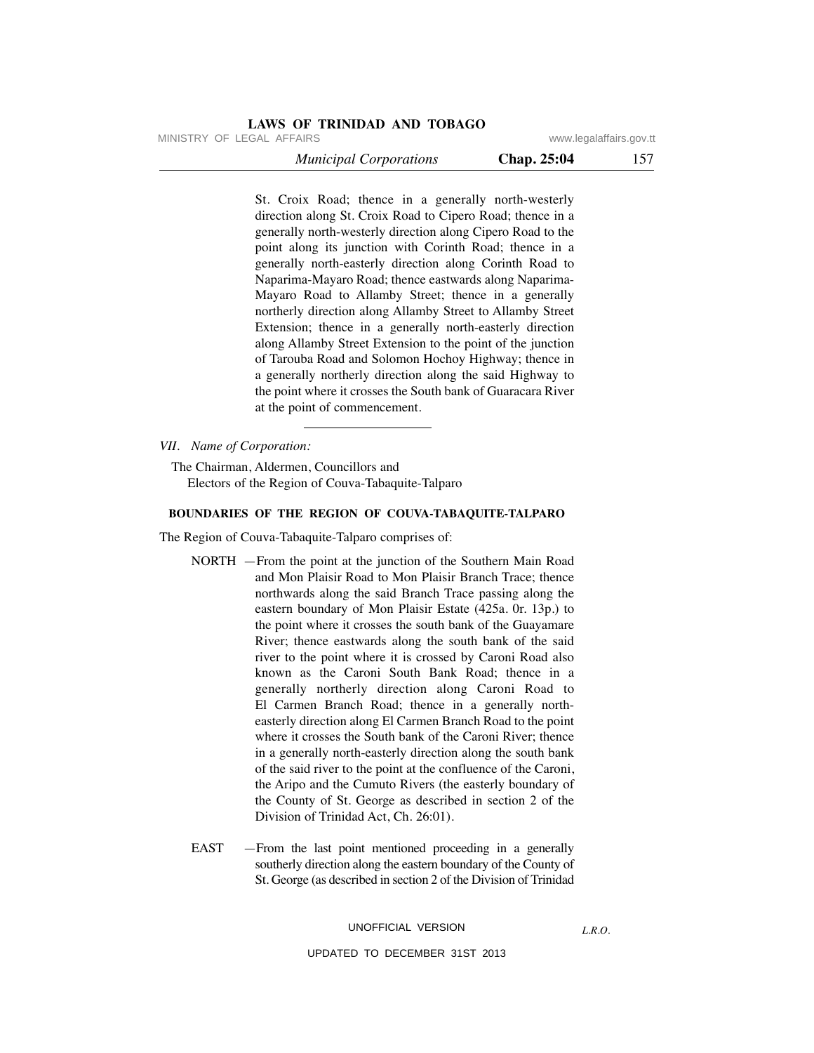St. Croix Road; thence in a generally north-westerly direction along St. Croix Road to Cipero Road; thence in a generally north-westerly direction along Cipero Road to the point along its junction with Corinth Road; thence in a generally north-easterly direction along Corinth Road to Naparima-Mayaro Road; thence eastwards along Naparima-Mayaro Road to Allamby Street; thence in a generally northerly direction along Allamby Street to Allamby Street Extension; thence in a generally north-easterly direction along Allamby Street Extension to the point of the junction of Tarouba Road and Solomon Hochoy Highway; thence in a generally northerly direction along the said Highway to the point where it crosses the South bank of Guaracara River at the point of commencement.

---

*VII. Name of Corporation:*

The Chairman, Aldermen, Councillors and Electors of the Region of Couva-Tabaquite-Talparo

**BOUNDARIES OF THE REGION OF COUVA-TABAQUITE-TALPARO**

The Region of Couva-Tabaquite-Talparo comprises of:

NORTH —From the point at the junction of the Southern Main Road and Mon Plaisir Road to Mon Plaisir Branch Trace; thence northwards along the said Branch Trace passing along the eastern boundary of Mon Plaisir Estate (425a. 0r. 13p.) to the point where it crosses the south bank of the Guayamare River; thence eastwards along the south bank of the said river to the point where it is crossed by Caroni Road also known as the Caroni South Bank Road; thence in a generally northerly direction along Caroni Road to El Carmen Branch Road; thence in a generally north-easterly direction along El Carmen Branch Road to the point where it crosses the South bank of the Caroni River; thence in a generally north-easterly direction along the south bank of the said river to the point at the confluence of the Caroni, the Aripo and the Cumuto Rivers (the easterly boundary of the County of St. George as described in section 2 of the Division of Trinidad Act, Ch. 26:01).

EAST —From the last point mentioned proceeding in a generally southerly direction along the eastern boundary of the County of St. George (as described in section 2 of the Division of Trinidad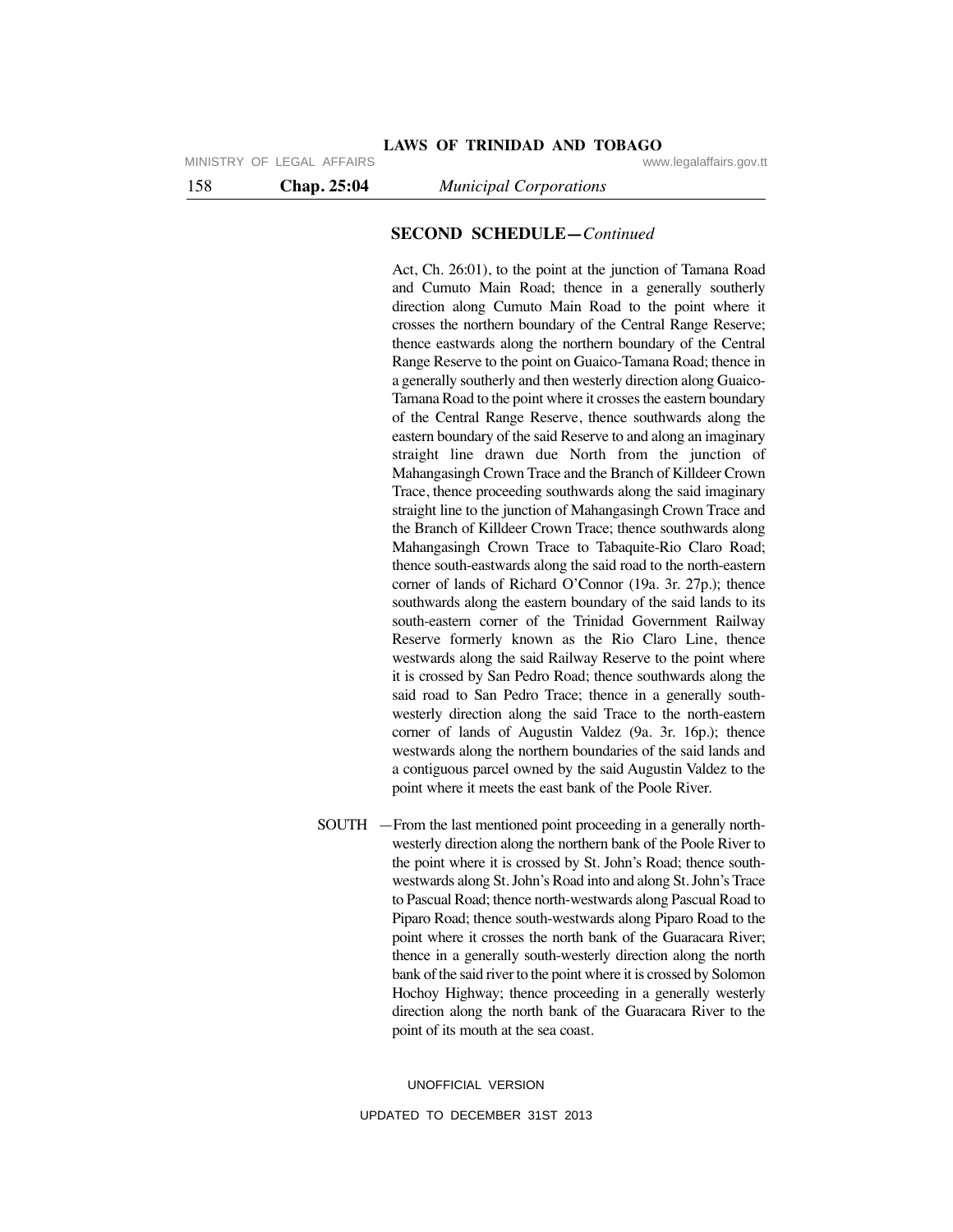**SECOND SCHEDULE—***Continued*

Act, Ch. 26:01), to the point at the junction of Tamana Road and Cumuto Main Road; thence in a generally southerly direction along Cumuto Main Road to the point where it crosses the northern boundary of the Central Range Reserve; thence eastwards along the northern boundary of the Central Range Reserve to the point on Guaico-Tamana Road; thence in a generally southerly and then westerly direction along Guaico-Tamana Road to the point where it crosses the eastern boundary of the Central Range Reserve, thence southwards along the eastern boundary of the said Reserve to and along an imaginary straight line drawn due North from the junction of Mahangasingh Crown Trace and the Branch of Killdeer Crown Trace, thence proceeding southwards along the said imaginary straight line to the junction of Mahangasingh Crown Trace and the Branch of Killdeer Crown Trace; thence southwards along Mahangasingh Crown Trace to Tabaquite-Rio Claro Road; thence south-eastwards along the said road to the north-eastern corner of lands of Richard O'Connor (19a. 3r. 27p.); thence southwards along the eastern boundary of the said lands to its south-eastern corner of the Trinidad Government Railway Reserve formerly known as the Rio Claro Line, thence westwards along the said Railway Reserve to the point where it is crossed by San Pedro Road; thence southwards along the said road to San Pedro Trace; thence in a generally south-westerly direction along the said Trace to the north-eastern corner of lands of Augustin Valdez (9a. 3r. 16p.); thence westwards along the northern boundaries of the said lands and a contiguous parcel owned by the said Augustin Valdez to the point where it meets the east bank of the Poole River.

SOUTH —From the last mentioned point proceeding in a generally north-westerly direction along the northern bank of the Poole River to the point where it is crossed by St. John's Road; thence south-westwards along St. John's Road into and along St. John's Trace to Pascual Road; thence north-westwards along Pascual Road to Piparo Road; thence south-westwards along Piparo Road to the point where it crosses the north bank of the Guaracara River; thence in a generally south-westerly direction along the north bank of the said river to the point where it is crossed by Solomon Hochoy Highway; thence proceeding in a generally westerly direction along the north bank of the Guaracara River to the point of its mouth at the sea coast.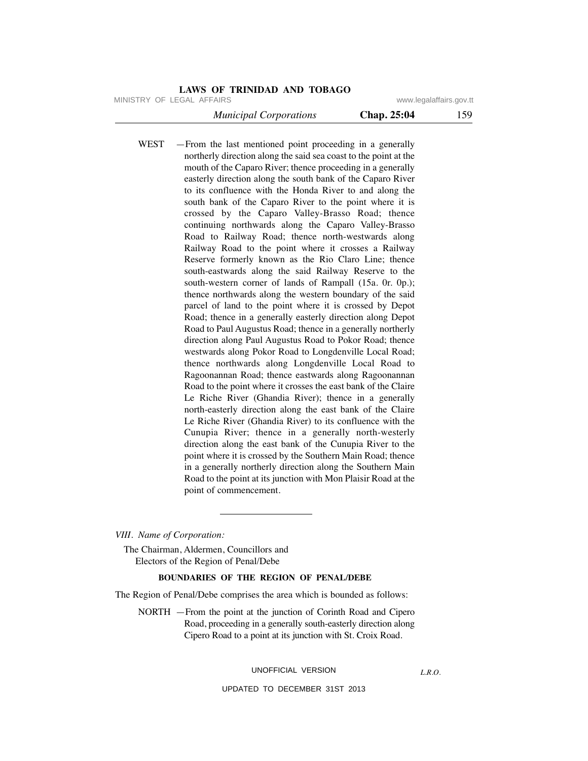WEST —From the last mentioned point proceeding in a generally northerly direction along the said sea coast to the point at the mouth of the Caparo River; thence proceeding in a generally easterly direction along the south bank of the Caparo River to its confluence with the Honda River to and along the south bank of the Caparo River to the point where it is crossed by the Caparo Valley-Brasso Road; thence continuing northwards along the Caparo Valley-Brasso Road to Railway Road; thence north-westwards along Railway Road to the point where it crosses a Railway Reserve formerly known as the Rio Claro Line; thence south-eastwards along the said Railway Reserve to the south-western corner of lands of Rampall (15a. 0r. 0p.); thence northwards along the western boundary of the said parcel of land to the point where it is crossed by Depot Road; thence in a generally easterly direction along Depot Road to Paul Augustus Road; thence in a generally northerly direction along Paul Augustus Road to Pokor Road; thence westwards along Pokor Road to Longdenville Local Road; thence northwards along Longdenville Local Road to Ragoonannan Road; thence eastwards along Ragoonannan Road to the point where it crosses the east bank of the Claire Le Riche River (Ghandia River); thence in a generally north-easterly direction along the east bank of the Claire Le Riche River (Ghandia River) to its confluence with the Cunupia River; thence in a generally north-westerly direction along the east bank of the Cunupia River to the point where it is crossed by the Southern Main Road; thence in a generally northerly direction along the Southern Main Road to the point at its junction with Mon Plaisir Road at the point of commencement.

---

*VIII. Name of Corporation:*

The Chairman, Aldermen, Councillors and Electors of the Region of Penal/Debe

**BOUNDARIES OF THE REGION OF PENAL/DEBE**

The Region of Penal/Debe comprises the area which is bounded as follows:

NORTH —From the point at the junction of Corinth Road and Cipero Road, proceeding in a generally south-easterly direction along Cipero Road to a point at its junction with St. Croix Road.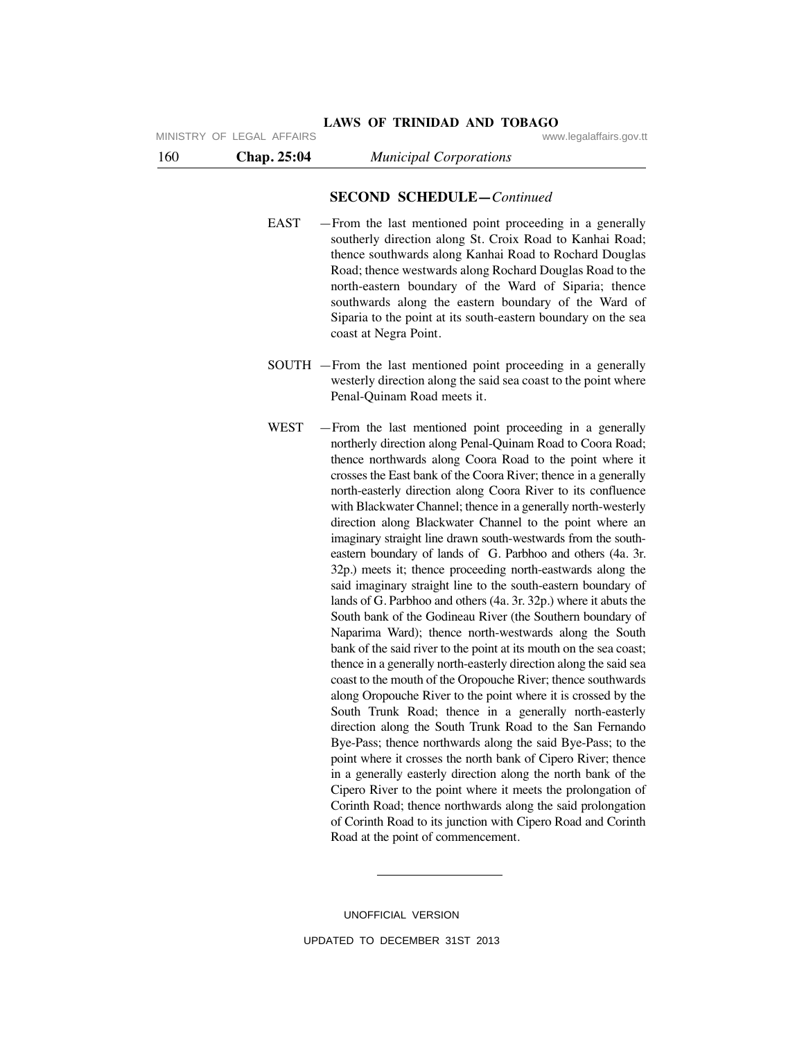**SECOND SCHEDULE—*Continued***

EAST —From the last mentioned point proceeding in a generally southerly direction along St. Croix Road to Kanhai Road; thence southwards along Kanhai Road to Rochard Douglas Road; thence westwards along Rochard Douglas Road to the north-eastern boundary of the Ward of Siparia; thence southwards along the eastern boundary of the Ward of Siparia to the point at its south-eastern boundary on the sea coast at Negra Point.

SOUTH —From the last mentioned point proceeding in a generally westerly direction along the said sea coast to the point where Penal-Quinam Road meets it.

WEST —From the last mentioned point proceeding in a generally northerly direction along Penal-Quinam Road to Coora Road; thence northwards along Coora Road to the point where it crosses the East bank of the Coora River; thence in a generally north-easterly direction along Coora River to its confluence with Blackwater Channel; thence in a generally north-westerly direction along Blackwater Channel to the point where an imaginary straight line drawn south-westwards from the south-eastern boundary of lands of G. Parbhoo and others (4a. 3r. 32p.) meets it; thence proceeding north-eastwards along the said imaginary straight line to the south-eastern boundary of lands of G. Parbhoo and others (4a. 3r. 32p.) where it abuts the South bank of the Godineau River (the Southern boundary of Naparima Ward); thence north-westwards along the South bank of the said river to the point at its mouth on the sea coast; thence in a generally north-easterly direction along the said sea coast to the mouth of the Oropouche River; thence southwards along Oropouche River to the point where it is crossed by the South Trunk Road; thence in a generally north-easterly direction along the South Trunk Road to the San Fernando Bye-Pass; thence northwards along the said Bye-Pass; to the point where it crosses the north bank of Cipero River; thence in a generally easterly direction along the north bank of the Cipero River to the point where it meets the prolongation of Corinth Road; thence northwards along the said prolongation of Corinth Road to its junction with Cipero Road and Corinth Road at the point of commencement.

---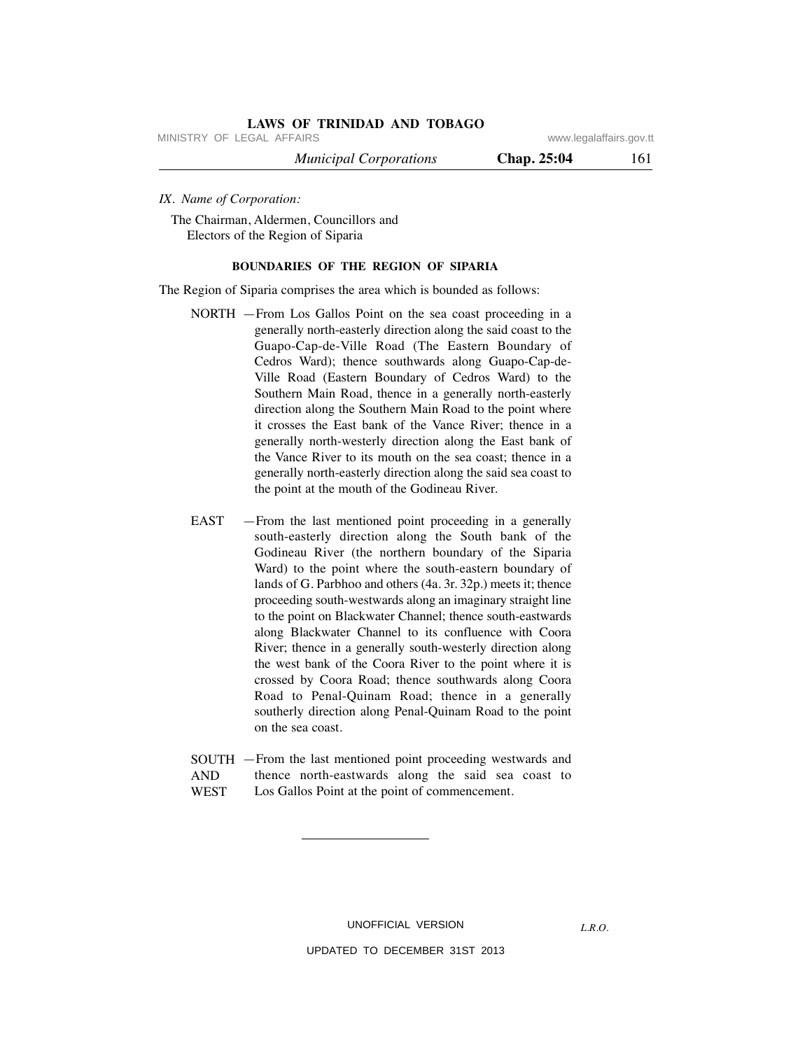*IX. Name of Corporation:*

The Chairman, Aldermen, Councillors and Electors of the Region of Siparia

**BOUNDARIES OF THE REGION OF SIPARIA**

The Region of Siparia comprises the area which is bounded as follows:

NORTH —From Los Gallos Point on the sea coast proceeding in a generally north-easterly direction along the said coast to the Guapo-Cap-de-Ville Road (The Eastern Boundary of Cedros Ward); thence southwards along Guapo-Cap-de-Ville Road (Eastern Boundary of Cedros Ward) to the Southern Main Road, thence in a generally north-easterly direction along the Southern Main Road to the point where it crosses the East bank of the Vance River; thence in a generally north-westerly direction along the East bank of the Vance River to its mouth on the sea coast; thence in a generally north-easterly direction along the said sea coast to the point at the mouth of the Godineau River.

EAST —From the last mentioned point proceeding in a generally south-easterly direction along the South bank of the Godineau River (the northern boundary of the Siparia Ward) to the point where the south-eastern boundary of lands of G. Parbhoo and others (4a. 3r. 32p.) meets it; thence proceeding south-westwards along an imaginary straight line to the point on Blackwater Channel; thence south-eastwards along Blackwater Channel to its confluence with Coora River; thence in a generally south-westerly direction along the west bank of the Coora River to the point where it is crossed by Coora Road; thence southwards along Coora Road to Penal-Quinam Road; thence in a generally southerly direction along Penal-Quinam Road to the point on the sea coast.

SOUTH AND WEST —From the last mentioned point proceeding westwards and thence north-eastwards along the said sea coast to Los Gallos Point at the point of commencement.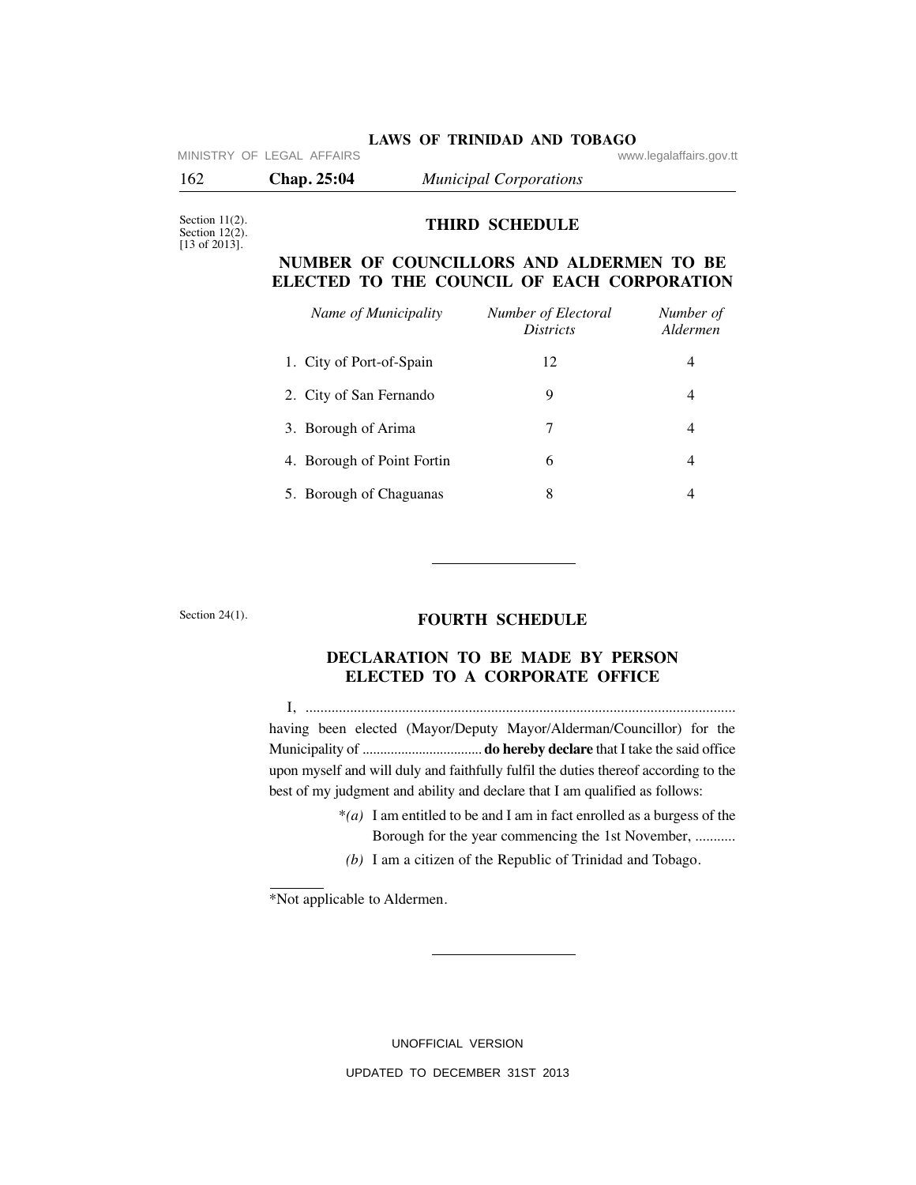Section 11(2).
Section 12(2).
[13 of 2013].

## THIRD SCHEDULE

### NUMBER OF COUNCILLORS AND ALDERMEN TO BE ELECTED TO THE COUNCIL OF EACH CORPORATION

| *Name of Municipality* | *Number of Electoral Districts* | *Number of Aldermen* |
|---|---|---|
| 1. City of Port-of-Spain | 12 | 4 |
| 2. City of San Fernando | 9 | 4 |
| 3. Borough of Arima | 7 | 4 |
| 4. Borough of Point Fortin | 6 | 4 |
| 5. Borough of Chaguanas | 8 | 4 |

---

Section 24(1).

## FOURTH SCHEDULE

### DECLARATION TO BE MADE BY PERSON ELECTED TO A CORPORATE OFFICE

I, .................................................................................................................. having been elected (Mayor/Deputy Mayor/Alderman/Councillor) for the Municipality of ................................. **do hereby declare** that I take the said office upon myself and will duly and faithfully fulfil the duties thereof according to the best of my judgment and ability and declare that I am qualified as follows:

\**(a)* I am entitled to be and I am in fact enrolled as a burgess of the Borough for the year commencing the 1st November, ...........

*(b)* I am a citizen of the Republic of Trinidad and Tobago.

\*Not applicable to Aldermen.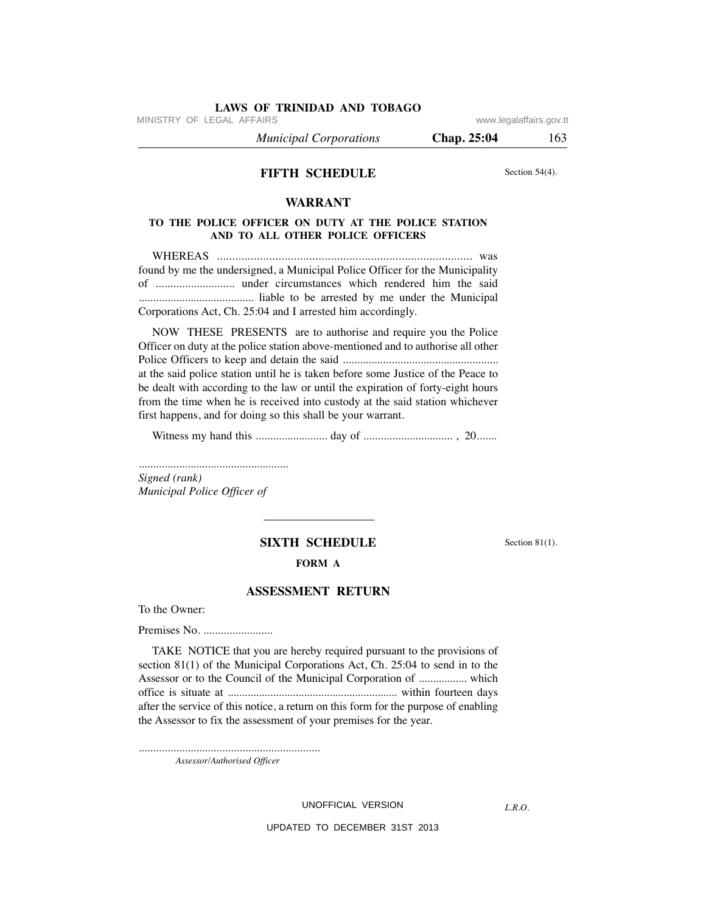## FIFTH SCHEDULE

Section 54(4).

### WARRANT

**TO THE POLICE OFFICER ON DUTY AT THE POLICE STATION AND TO ALL OTHER POLICE OFFICERS**

WHEREAS ..................................................................................... was found by me the undersigned, a Municipal Police Officer for the Municipality of ........................... under circumstances which rendered him the said ....................................... liable to be arrested by me under the Municipal Corporations Act, Ch. 25:04 and I arrested him accordingly.

NOW THESE PRESENTS are to authorise and require you the Police Officer on duty at the police station above-mentioned and to authorise all other Police Officers to keep and detain the said ..................................................... at the said police station until he is taken before some Justice of the Peace to be dealt with according to the law or until the expiration of forty-eight hours from the time when he is received into custody at the said station whichever first happens, and for doing so this shall be your warrant.

Witness my hand this ......................... day of .............................. , 20.......

....................................................
*Signed (rank)*
*Municipal Police Officer of*

---

## SIXTH SCHEDULE

Section 81(1).

**FORM A**

### ASSESSMENT RETURN

To the Owner:

Premises No. ........................

TAKE NOTICE that you are hereby required pursuant to the provisions of section 81(1) of the Municipal Corporations Act, Ch. 25:04 to send in to the Assessor or to the Council of the Municipal Corporation of ................. which office is situate at ........................................................... within fourteen days after the service of this notice, a return on this form for the purpose of enabling the Assessor to fix the assessment of your premises for the year.

..............................................................
*Assessor/Authorised Officer*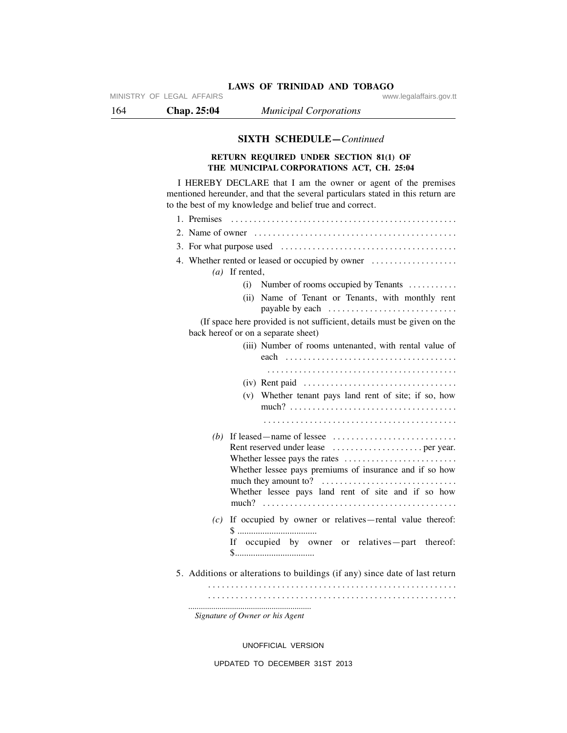## SIXTH SCHEDULE—*Continued*

### RETURN REQUIRED UNDER SECTION 81(1) OF THE MUNICIPAL CORPORATIONS ACT, CH. 25:04

I HEREBY DECLARE that I am the owner or agent of the premises mentioned hereunder, and that the several particulars stated in this return are to the best of my knowledge and belief true and correct.

1. Premises .................................................
2. Name of owner ............................................
3. For what purpose used .....................................
4. Whether rented or leased or occupied by owner ..................

   *(a)* If rented,

   (i) Number of rooms occupied by Tenants ...........

   (ii) Name of Tenant or Tenants, with monthly rent payable by each ...........................

   (If space here provided is not sufficient, details must be given on the back hereof or on a separate sheet)

   (iii) Number of rooms untenanted, with rental value of each .....................................
   .........................................

   (iv) Rent paid .................................

   (v) Whether tenant pays land rent of site; if so, how much? ....................................
   .........................................

   *(b)* If leased—name of lessee ...........................
   Rent reserved under lease .................... per year.
   Whether lessee pays the rates .........................
   Whether lessee pays premiums of insurance and if so how much they amount to? ..............................
   Whether lessee pays land rent of site and if so how much? ..........................................

   *(c)* If occupied by owner or relatives—rental value thereof: $ ..................................
   If occupied by owner or relatives—part thereof: $..................................

5. Additions or alterations to buildings (if any) since date of last return
   ......................................................
   ......................................................

..........................................................
*Signature of Owner or his Agent*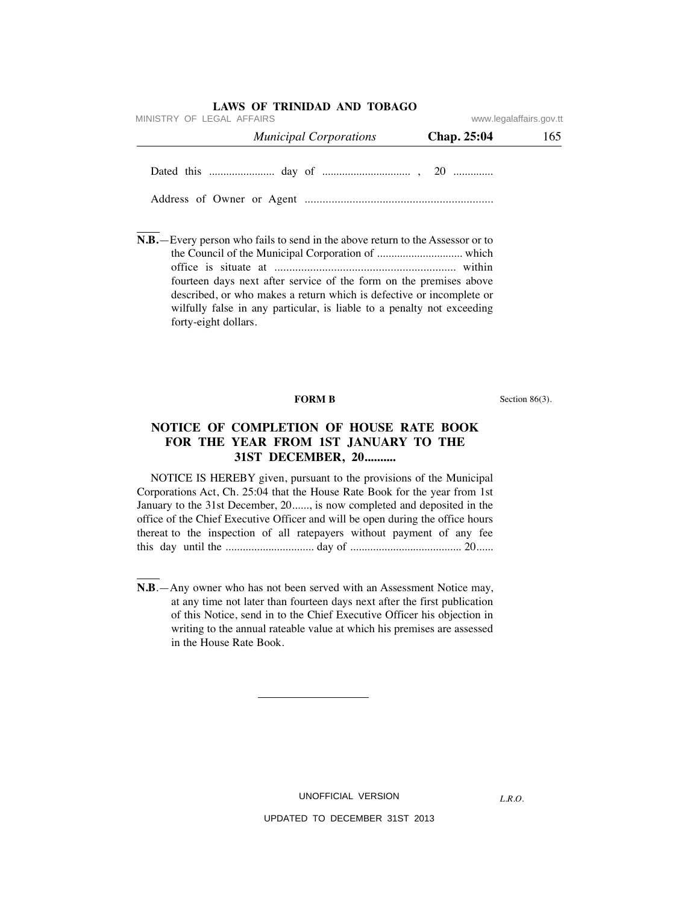Dated this ....................... day of .............................. , 20 ..............

Address of Owner or Agent ...............................................................

**N.B.**—Every person who fails to send in the above return to the Assessor or to the Council of the Municipal Corporation of .............................. which office is situate at ............................................................. within fourteen days next after service of the form on the premises above described, or who makes a return which is defective or incomplete or wilfully false in any particular, is liable to a penalty not exceeding forty-eight dollars.

**FORM B**

Section 86(3).

## NOTICE OF COMPLETION OF HOUSE RATE BOOK FOR THE YEAR FROM 1ST JANUARY TO THE 31ST DECEMBER, 20..........

NOTICE IS HEREBY given, pursuant to the provisions of the Municipal Corporations Act, Ch. 25:04 that the House Rate Book for the year from 1st January to the 31st December, 20......, is now completed and deposited in the office of the Chief Executive Officer and will be open during the office hours thereat to the inspection of all ratepayers without payment of any fee this day until the ............................... day of ....................................... 20......

**N.B**.—Any owner who has not been served with an Assessment Notice may, at any time not later than fourteen days next after the first publication of this Notice, send in to the Chief Executive Officer his objection in writing to the annual rateable value at which his premises are assessed in the House Rate Book.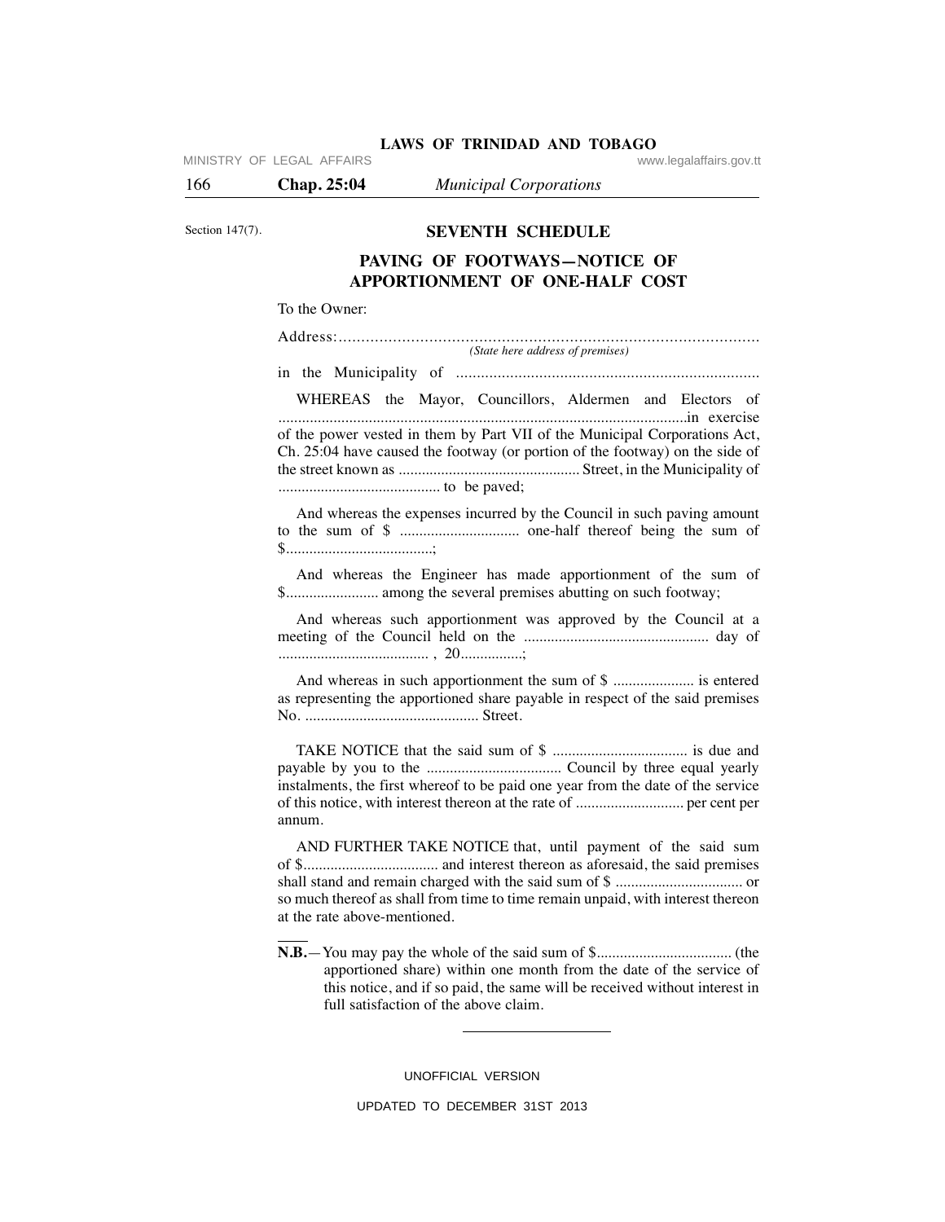Section 147(7).

## SEVENTH SCHEDULE

### PAVING OF FOOTWAYS—NOTICE OF APPORTIONMENT OF ONE-HALF COST

To the Owner:

Address:.............................................................................................
*(State here address of premises)*

in the Municipality of .........................................................................

WHEREAS the Mayor, Councillors, Aldermen and Electors of ........................................................................................................in exercise of the power vested in them by Part VII of the Municipal Corporations Act, Ch. 25:04 have caused the footway (or portion of the footway) on the side of the street known as ............................................... Street, in the Municipality of .......................................... to be paved;

And whereas the expenses incurred by the Council in such paving amount to the sum of $ ............................... one-half thereof being the sum of $......................................;

And whereas the Engineer has made apportionment of the sum of $........................ among the several premises abutting on such footway;

And whereas such apportionment was approved by the Council at a meeting of the Council held on the ................................................ day of ....................................... , 20................;

And whereas in such apportionment the sum of $ ..................... is entered as representing the apportioned share payable in respect of the said premises No. ............................................. Street.

TAKE NOTICE that the said sum of $ ................................... is due and payable by you to the ................................... Council by three equal yearly instalments, the first whereof to be paid one year from the date of the service of this notice, with interest thereon at the rate of ............................ per cent per annum.

AND FURTHER TAKE NOTICE that, until payment of the said sum of $................................... and interest thereon as aforesaid, the said premises shall stand and remain charged with the said sum of $ ................................. or so much thereof as shall from time to time remain unpaid, with interest thereon at the rate above-mentioned.

**N.B.**—You may pay the whole of the said sum of $................................... (the apportioned share) within one month from the date of the service of this notice, and if so paid, the same will be received without interest in full satisfaction of the above claim.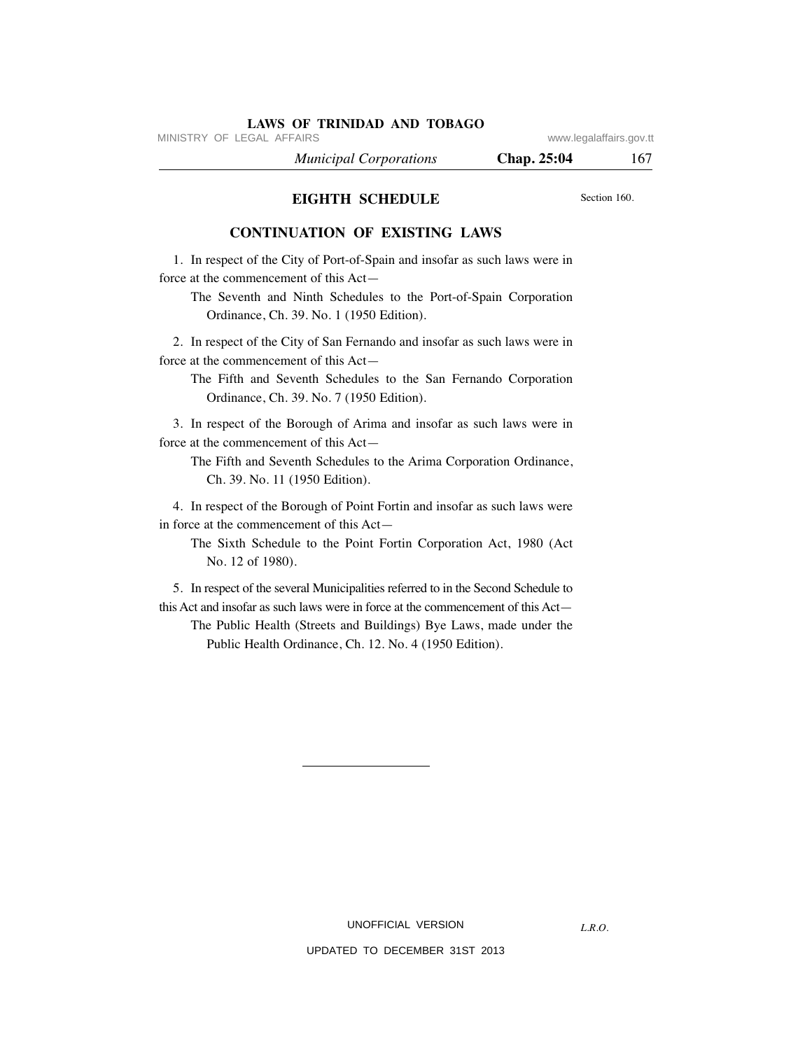## EIGHTH SCHEDULE

Section 160.

### CONTINUATION OF EXISTING LAWS

1. In respect of the City of Port-of-Spain and insofar as such laws were in force at the commencement of this Act—

   The Seventh and Ninth Schedules to the Port-of-Spain Corporation Ordinance, Ch. 39. No. 1 (1950 Edition).

2. In respect of the City of San Fernando and insofar as such laws were in force at the commencement of this Act—

   The Fifth and Seventh Schedules to the San Fernando Corporation Ordinance, Ch. 39. No. 7 (1950 Edition).

3. In respect of the Borough of Arima and insofar as such laws were in force at the commencement of this Act—

   The Fifth and Seventh Schedules to the Arima Corporation Ordinance, Ch. 39. No. 11 (1950 Edition).

4. In respect of the Borough of Point Fortin and insofar as such laws were in force at the commencement of this Act—

   The Sixth Schedule to the Point Fortin Corporation Act, 1980 (Act No. 12 of 1980).

5. In respect of the several Municipalities referred to in the Second Schedule to this Act and insofar as such laws were in force at the commencement of this Act—

   The Public Health (Streets and Buildings) Bye Laws, made under the Public Health Ordinance, Ch. 12. No. 4 (1950 Edition).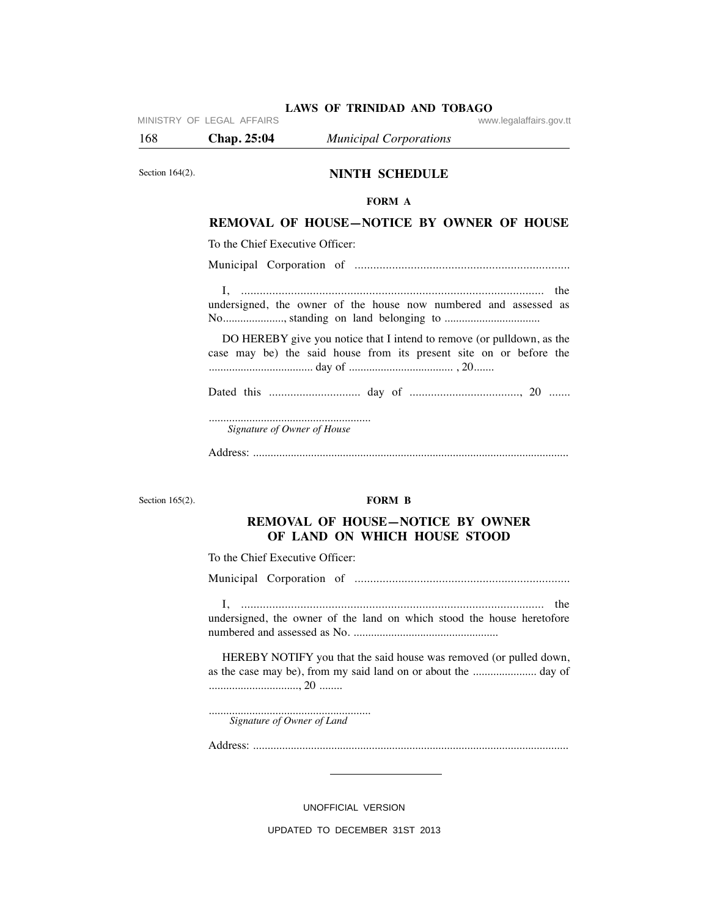Section 164(2).

## NINTH SCHEDULE

### FORM A

### REMOVAL OF HOUSE—NOTICE BY OWNER OF HOUSE

To the Chief Executive Officer:

Municipal Corporation of ......................................................................

I, ................................................................................................ the undersigned, the owner of the house now numbered and assessed as No...................., standing on land belonging to ................................

DO HEREBY give you notice that I intend to remove (or pulldown, as the case may be) the said house from its present site on or before the ................................... day of ................................... , 20.......

Dated this ............................. day of ...................................., 20 .......

........................................................
*Signature of Owner of House*

Address: ..........................................................................................................

Section 165(2).

### FORM B

### REMOVAL OF HOUSE—NOTICE BY OWNER OF LAND ON WHICH HOUSE STOOD

To the Chief Executive Officer:

Municipal Corporation of ......................................................................

I, ................................................................................................ the undersigned, the owner of the land on which stood the house heretofore numbered and assessed as No. .................................................

HEREBY NOTIFY you that the said house was removed (or pulled down, as the case may be), from my said land on or about the ...................... day of ..............................., 20 ........

........................................................
*Signature of Owner of Land*

Address: ..........................................................................................................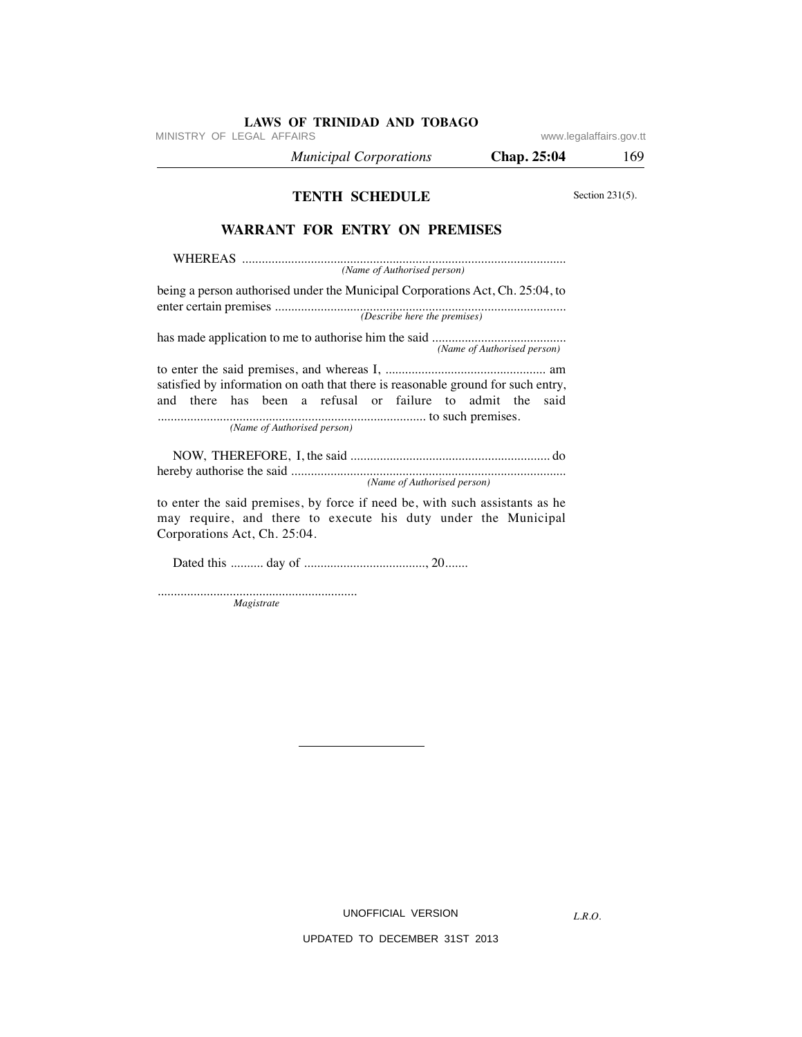## TENTH SCHEDULE

Section 231(5).

### WARRANT FOR ENTRY ON PREMISES

WHEREAS ..................................................................................................
*(Name of Authorised person)*

being a person authorised under the Municipal Corporations Act, Ch. 25:04, to enter certain premises ..........................................................................................
*(Describe here the premises)*

has made application to me to authorise him the said .........................................
*(Name of Authorised person)*

to enter the said premises, and whereas I, ................................................ am satisfied by information on oath that there is reasonable ground for such entry, and there has been a refusal or failure to admit the said ................................................................................. to such premises.
*(Name of Authorised person)*

NOW, THEREFORE, I, the said ............................................................ do hereby authorise the said ....................................................................................
*(Name of Authorised person)*

to enter the said premises, by force if need be, with such assistants as he may require, and there to execute his duty under the Municipal Corporations Act, Ch. 25:04.

Dated this .......... day of ....................................., 20.......

............................................................
*Magistrate*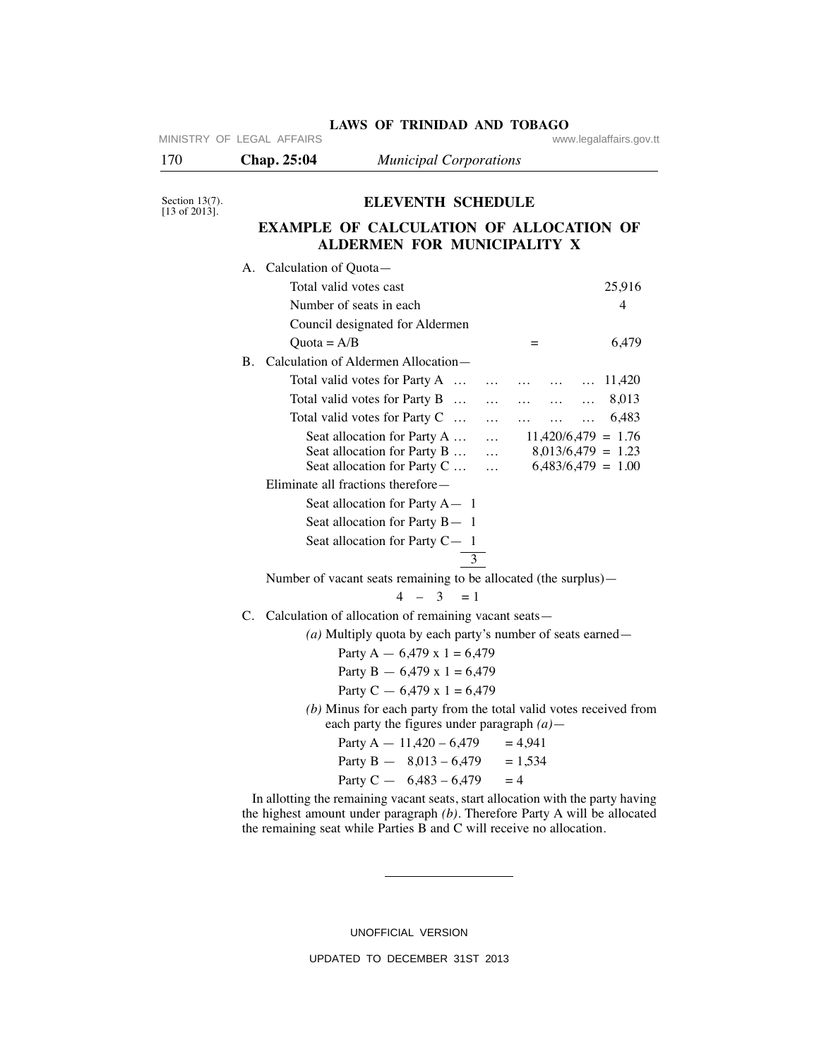Section 13(7).
[13 of 2013].

## ELEVENTH SCHEDULE

### EXAMPLE OF CALCULATION OF ALLOCATION OF ALDERMEN FOR MUNICIPALITY X

A. Calculation of Quota—

| | | |
|---|---|---|
| Total valid votes cast | | 25,916 |
| Number of seats in each Council designated for Aldermen | | 4 |
| Quota = A/B | = | 6,479 |

B. Calculation of Aldermen Allocation—

Total valid votes for Party A … … … … … 11,420

Total valid votes for Party B … … … … … 8,013

Total valid votes for Party C … … … … … 6,483

Seat allocation for Party A … … 11,420/6,479 = 1.76
Seat allocation for Party B … … 8,013/6,479 = 1.23
Seat allocation for Party C … … 6,483/6,479 = 1.00

Eliminate all fractions therefore—

Seat allocation for Party A— 1

Seat allocation for Party B— 1

Seat allocation for Party C— 1

3

Number of vacant seats remaining to be allocated (the surplus)—

4 – 3 = 1

C. Calculation of allocation of remaining vacant seats—

*(a)* Multiply quota by each party's number of seats earned—

Party A — 6,479 x 1 = 6,479

Party B — 6,479 x 1 = 6,479

Party C — 6,479 x 1 = 6,479

*(b)* Minus for each party from the total valid votes received from each party the figures under paragraph *(a)*—

Party A — 11,420 – 6,479 = 4,941

Party B — 8,013 – 6,479 = 1,534

Party C — 6,483 – 6,479 = 4

In allotting the remaining vacant seats, start allocation with the party having the highest amount under paragraph *(b)*. Therefore Party A will be allocated the remaining seat while Parties B and C will receive no allocation.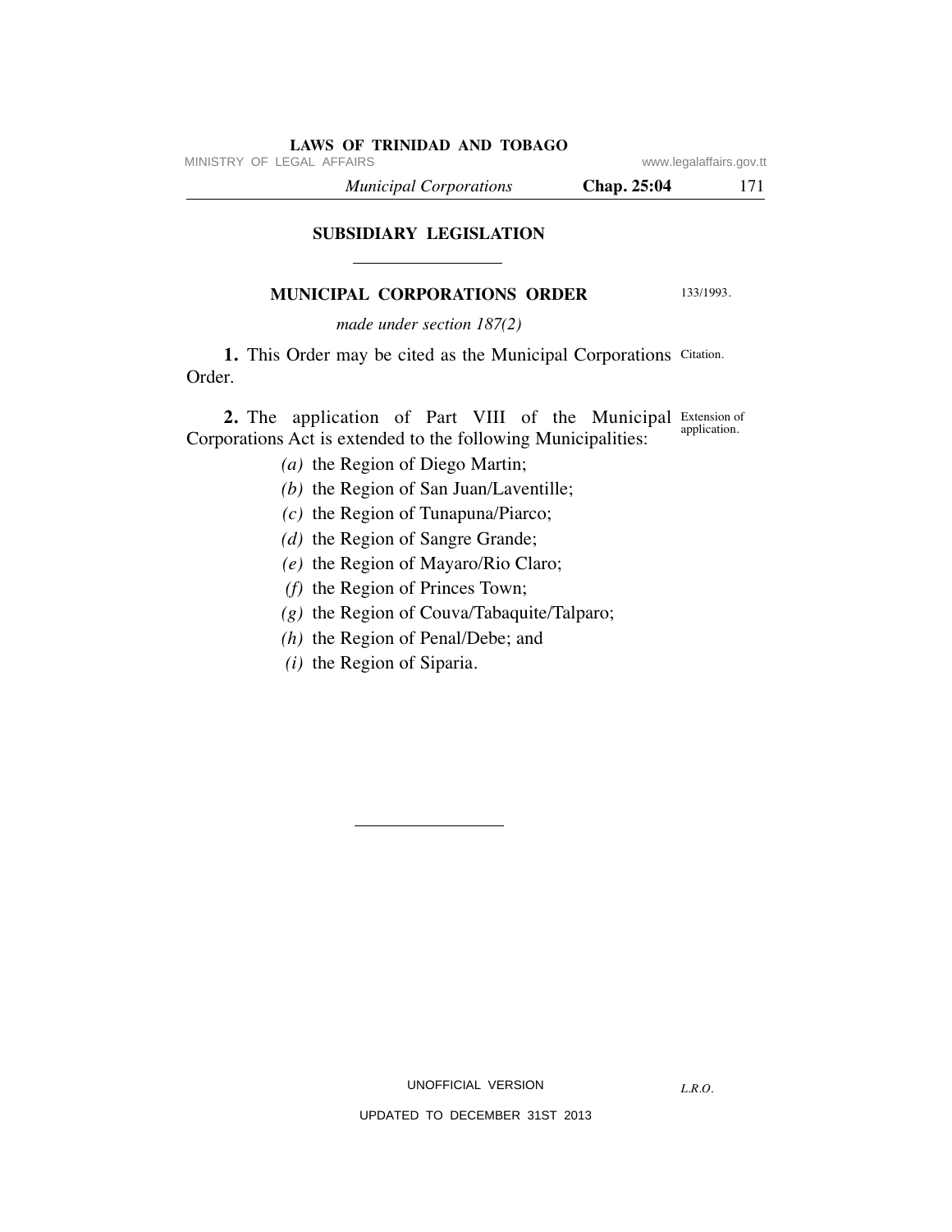## SUBSIDIARY LEGISLATION

---

### MUNICIPAL CORPORATIONS ORDER

133/1993.

*made under section 187(2)*

**1.** This Order may be cited as the Municipal Corporations Order.

Citation.

**2.** The application of Part VIII of the Municipal Corporations Act is extended to the following Municipalities:

Extension of application.

- *(a)* the Region of Diego Martin;
- *(b)* the Region of San Juan/Laventille;
- *(c)* the Region of Tunapuna/Piarco;
- *(d)* the Region of Sangre Grande;
- *(e)* the Region of Mayaro/Rio Claro;
- *(f)* the Region of Princes Town;
- *(g)* the Region of Couva/Tabaquite/Talparo;
- *(h)* the Region of Penal/Debe; and
- *(i)* the Region of Siparia.

---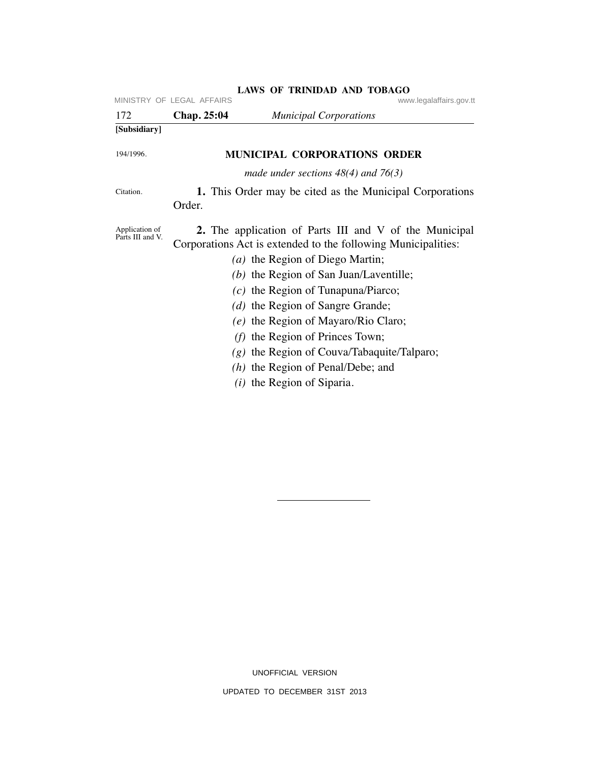[Subsidiary]

194/1996.

## MUNICIPAL CORPORATIONS ORDER

*made under sections 48(4) and 76(3)*

Citation.

**1.** This Order may be cited as the Municipal Corporations Order.

Application of Parts III and V.

**2.** The application of Parts III and V of the Municipal Corporations Act is extended to the following Municipalities:

*(a)* the Region of Diego Martin;

*(b)* the Region of San Juan/Laventille;

*(c)* the Region of Tunapuna/Piarco;

*(d)* the Region of Sangre Grande;

*(e)* the Region of Mayaro/Rio Claro;

*(f)* the Region of Princes Town;

*(g)* the Region of Couva/Tabaquite/Talparo;

*(h)* the Region of Penal/Debe; and

*(i)* the Region of Siparia.